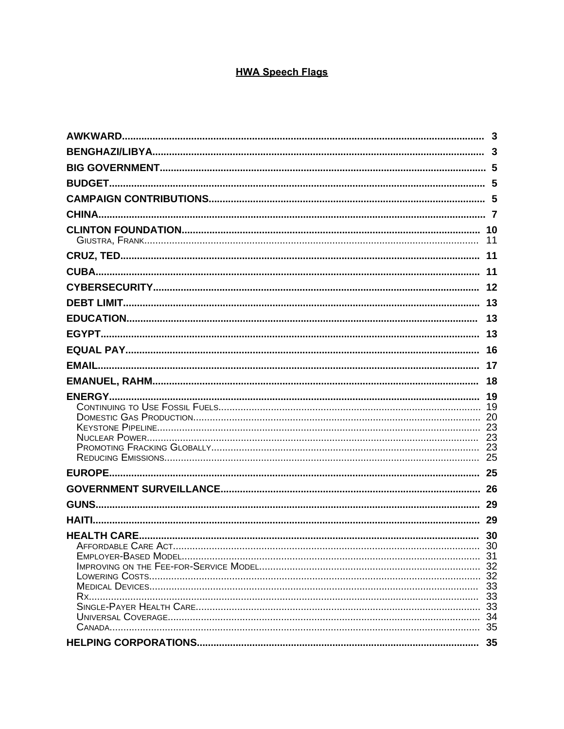# HWA Speech Flags

| | |
|---|---|
| **AWKWARD** | **3** |
| **BENGHAZI/LIBYA** | **3** |
| **BIG GOVERNMENT** | **5** |
| **BUDGET** | **5** |
| **CAMPAIGN CONTRIBUTIONS** | **5** |
| **CHINA** | **7** |
| **CLINTON FOUNDATION** | **10** |
| Giustra, Frank | 11 |
| **CRUZ, TED** | **11** |
| **CUBA** | **11** |
| **CYBERSECURITY** | **12** |
| **DEBT LIMIT** | **13** |
| **EDUCATION** | **13** |
| **EGYPT** | **13** |
| **EQUAL PAY** | **16** |
| **EMAIL** | **17** |
| **EMANUEL, RAHM** | **18** |
| **ENERGY** | **19** |
| Continuing to Use Fossil Fuels | 19 |
| Domestic Gas Production | 20 |
| Keystone Pipeline | 23 |
| Nuclear Power | 23 |
| Promoting Fracking Globally | 23 |
| Reducing Emissions | 25 |
| **EUROPE** | **25** |
| **GOVERNMENT SURVEILLANCE** | **26** |
| **GUNS** | **29** |
| **HAITI** | **29** |
| **HEALTH CARE** | **30** |
| Affordable Care Act | 30 |
| Employer-Based Model | 31 |
| Improving on the Fee-for-Service Model | 32 |
| Lowering Costs | 32 |
| Medical Devices | 33 |
| Rx | 33 |
| Single-Payer Health Care | 33 |
| Universal Coverage | 34 |
| Canada | 35 |
| **HELPING CORPORATIONS** | **35** |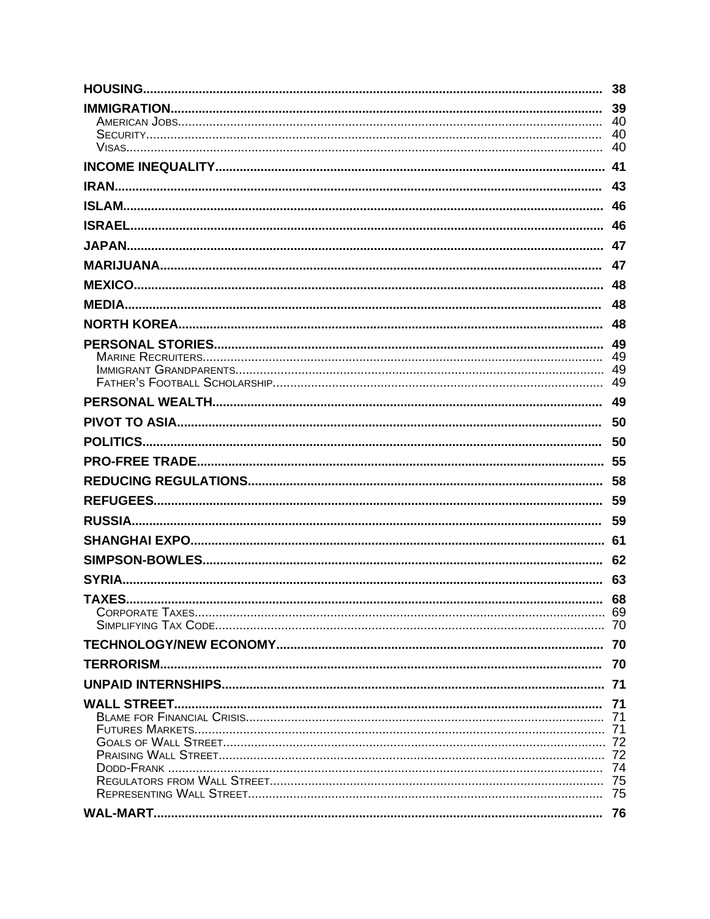| | |
|---|---|
| **HOUSING** | **38** |
| **IMMIGRATION** | **39** |
| American Jobs | 40 |
| Security | 40 |
| Visas | 40 |
| **INCOME INEQUALITY** | **41** |
| **IRAN** | **43** |
| **ISLAM** | **46** |
| **ISRAEL** | **46** |
| **JAPAN** | **47** |
| **MARIJUANA** | **47** |
| **MEXICO** | **48** |
| **MEDIA** | **48** |
| **NORTH KOREA** | **48** |
| **PERSONAL STORIES** | **49** |
| Marine Recruiters | 49 |
| Immigrant Grandparents | 49 |
| Father's Football Scholarship | 49 |
| **PERSONAL WEALTH** | **49** |
| **PIVOT TO ASIA** | **50** |
| **POLITICS** | **50** |
| **PRO-FREE TRADE** | **55** |
| **REDUCING REGULATIONS** | **58** |
| **REFUGEES** | **59** |
| **RUSSIA** | **59** |
| **SHANGHAI EXPO** | **61** |
| **SIMPSON-BOWLES** | **62** |
| **SYRIA** | **63** |
| **TAXES** | **68** |
| Corporate Taxes | 69 |
| Simplifying Tax Code | 70 |
| **TECHNOLOGY/NEW ECONOMY** | **70** |
| **TERRORISM** | **70** |
| **UNPAID INTERNSHIPS** | **71** |
| **WALL STREET** | **71** |
| Blame for Financial Crisis | 71 |
| Futures Markets | 71 |
| Goals of Wall Street | 72 |
| Praising Wall Street | 72 |
| Dodd-Frank | 74 |
| Regulators from Wall Street | 75 |
| Representing Wall Street | 75 |
| **WAL-MART** | **76** |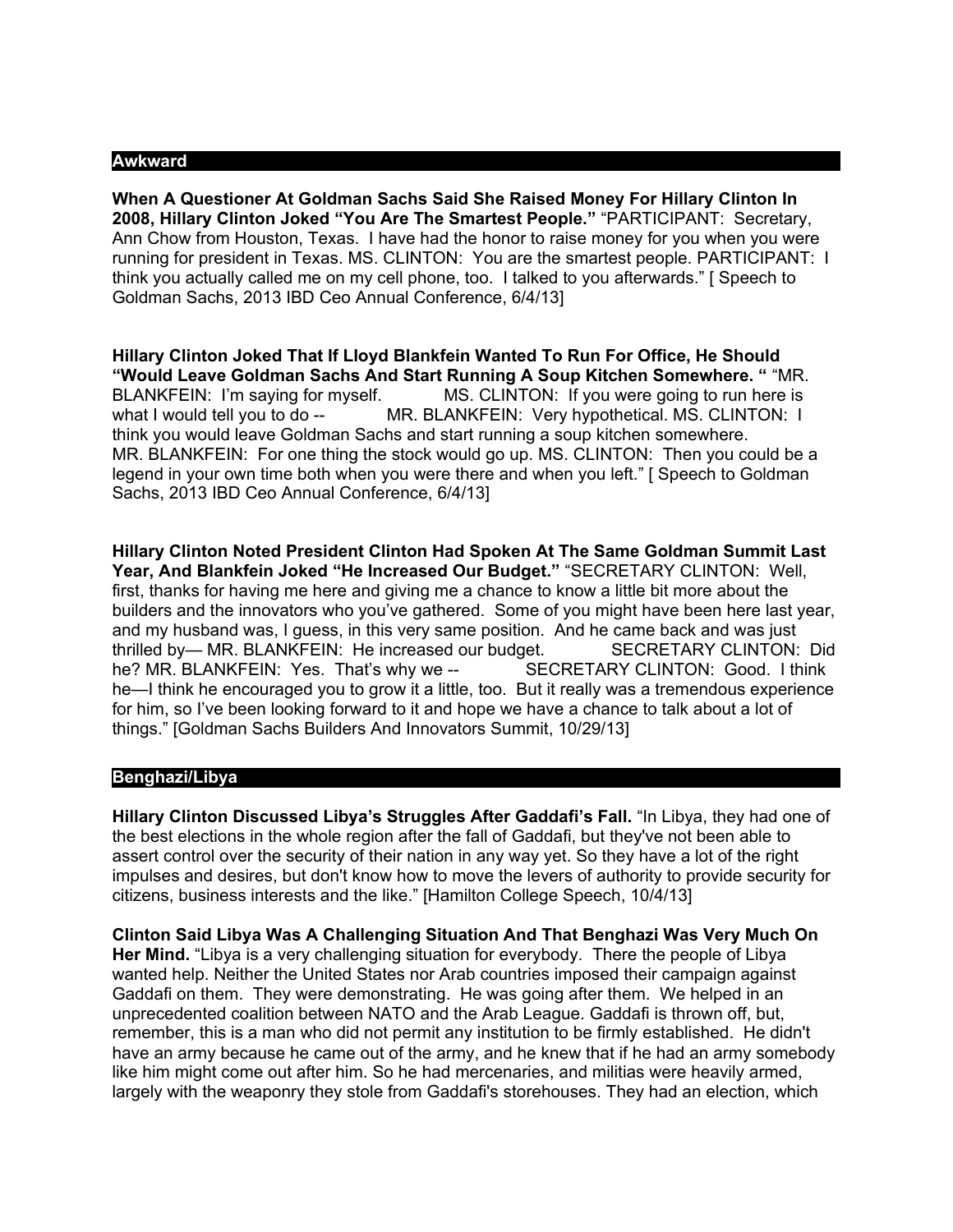## Awkward

**When A Questioner At Goldman Sachs Said She Raised Money For Hillary Clinton In 2008, Hillary Clinton Joked "You Are The Smartest People."** "PARTICIPANT: Secretary, Ann Chow from Houston, Texas. I have had the honor to raise money for you when you were running for president in Texas. MS. CLINTON: You are the smartest people. PARTICIPANT: I think you actually called me on my cell phone, too. I talked to you afterwards." [ Speech to Goldman Sachs, 2013 IBD Ceo Annual Conference, 6/4/13]

**Hillary Clinton Joked That If Lloyd Blankfein Wanted To Run For Office, He Should "Would Leave Goldman Sachs And Start Running A Soup Kitchen Somewhere. "** "MR. BLANKFEIN: I'm saying for myself. MS. CLINTON: If you were going to run here is what I would tell you to do -- MR. BLANKFEIN: Very hypothetical. MS. CLINTON: I think you would leave Goldman Sachs and start running a soup kitchen somewhere. MR. BLANKFEIN: For one thing the stock would go up. MS. CLINTON: Then you could be a legend in your own time both when you were there and when you left." [ Speech to Goldman Sachs, 2013 IBD Ceo Annual Conference, 6/4/13]

**Hillary Clinton Noted President Clinton Had Spoken At The Same Goldman Summit Last Year, And Blankfein Joked "He Increased Our Budget."** "SECRETARY CLINTON: Well, first, thanks for having me here and giving me a chance to know a little bit more about the builders and the innovators who you've gathered. Some of you might have been here last year, and my husband was, I guess, in this very same position. And he came back and was just thrilled by— MR. BLANKFEIN: He increased our budget. SECRETARY CLINTON: Did he? MR. BLANKFEIN: Yes. That's why we -- SECRETARY CLINTON: Good. I think he—I think he encouraged you to grow it a little, too. But it really was a tremendous experience for him, so I've been looking forward to it and hope we have a chance to talk about a lot of things." [Goldman Sachs Builders And Innovators Summit, 10/29/13]

## Benghazi/Libya

**Hillary Clinton Discussed Libya's Struggles After Gaddafi's Fall.** "In Libya, they had one of the best elections in the whole region after the fall of Gaddafi, but they've not been able to assert control over the security of their nation in any way yet. So they have a lot of the right impulses and desires, but don't know how to move the levers of authority to provide security for citizens, business interests and the like." [Hamilton College Speech, 10/4/13]

**Clinton Said Libya Was A Challenging Situation And That Benghazi Was Very Much On Her Mind.** "Libya is a very challenging situation for everybody. There the people of Libya wanted help. Neither the United States nor Arab countries imposed their campaign against Gaddafi on them. They were demonstrating. He was going after them. We helped in an unprecedented coalition between NATO and the Arab League. Gaddafi is thrown off, but, remember, this is a man who did not permit any institution to be firmly established. He didn't have an army because he came out of the army, and he knew that if he had an army somebody like him might come out after him. So he had mercenaries, and militias were heavily armed, largely with the weaponry they stole from Gaddafi's storehouses. They had an election, which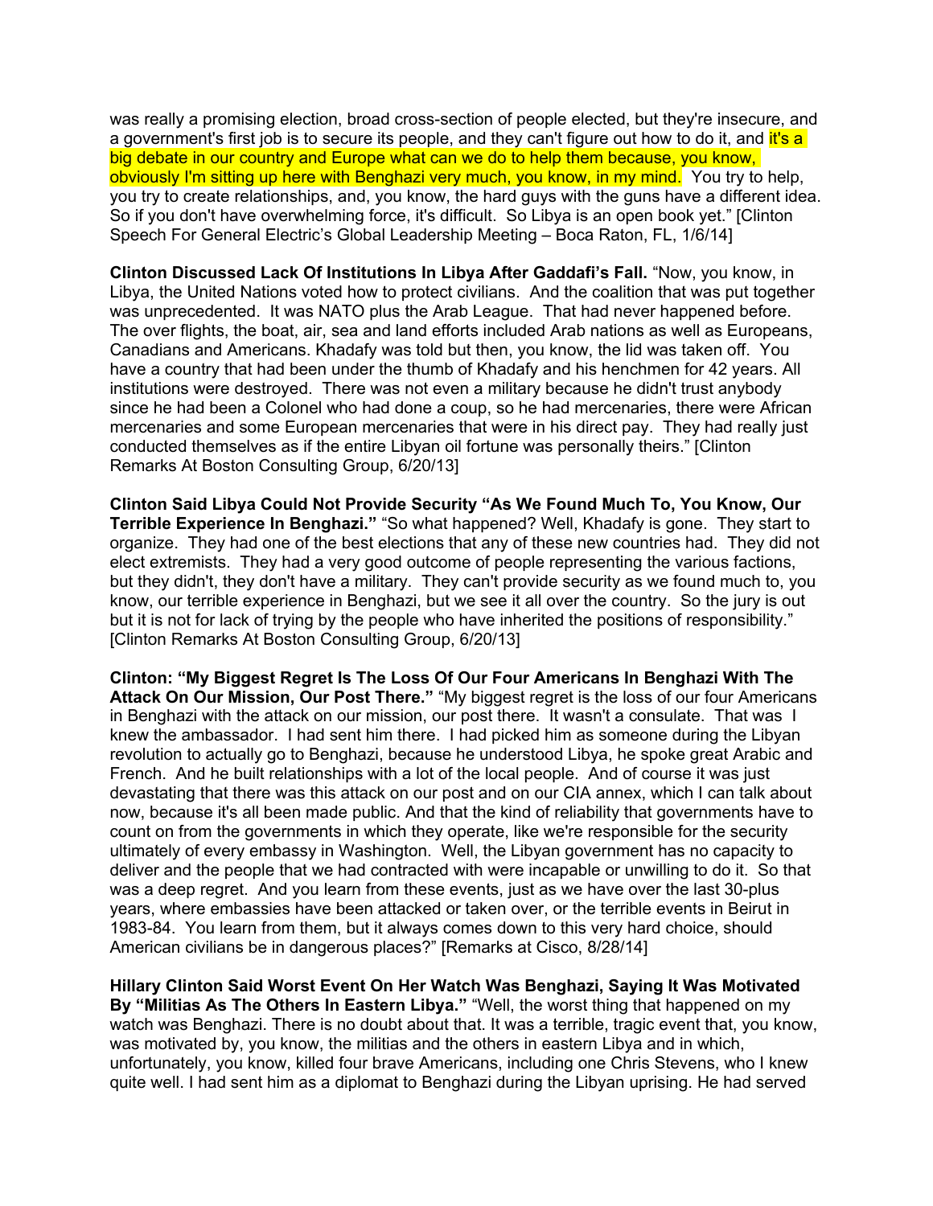was really a promising election, broad cross-section of people elected, but they're insecure, and a government's first job is to secure its people, and they can't figure out how to do it, and it's a big debate in our country and Europe what can we do to help them because, you know, obviously I'm sitting up here with Benghazi very much, you know, in my mind. You try to help, you try to create relationships, and, you know, the hard guys with the guns have a different idea. So if you don't have overwhelming force, it's difficult. So Libya is an open book yet." [Clinton Speech For General Electric's Global Leadership Meeting – Boca Raton, FL, 1/6/14]

**Clinton Discussed Lack Of Institutions In Libya After Gaddafi's Fall.** "Now, you know, in Libya, the United Nations voted how to protect civilians. And the coalition that was put together was unprecedented. It was NATO plus the Arab League. That had never happened before. The over flights, the boat, air, sea and land efforts included Arab nations as well as Europeans, Canadians and Americans. Khadafy was told but then, you know, the lid was taken off. You have a country that had been under the thumb of Khadafy and his henchmen for 42 years. All institutions were destroyed. There was not even a military because he didn't trust anybody since he had been a Colonel who had done a coup, so he had mercenaries, there were African mercenaries and some European mercenaries that were in his direct pay. They had really just conducted themselves as if the entire Libyan oil fortune was personally theirs." [Clinton Remarks At Boston Consulting Group, 6/20/13]

**Clinton Said Libya Could Not Provide Security "As We Found Much To, You Know, Our Terrible Experience In Benghazi."** "So what happened? Well, Khadafy is gone. They start to organize. They had one of the best elections that any of these new countries had. They did not elect extremists. They had a very good outcome of people representing the various factions, but they didn't, they don't have a military. They can't provide security as we found much to, you know, our terrible experience in Benghazi, but we see it all over the country. So the jury is out but it is not for lack of trying by the people who have inherited the positions of responsibility." [Clinton Remarks At Boston Consulting Group, 6/20/13]

**Clinton: "My Biggest Regret Is The Loss Of Our Four Americans In Benghazi With The Attack On Our Mission, Our Post There."** "My biggest regret is the loss of our four Americans in Benghazi with the attack on our mission, our post there. It wasn't a consulate. That was I knew the ambassador. I had sent him there. I had picked him as someone during the Libyan revolution to actually go to Benghazi, because he understood Libya, he spoke great Arabic and French. And he built relationships with a lot of the local people. And of course it was just devastating that there was this attack on our post and on our CIA annex, which I can talk about now, because it's all been made public. And that the kind of reliability that governments have to count on from the governments in which they operate, like we're responsible for the security ultimately of every embassy in Washington. Well, the Libyan government has no capacity to deliver and the people that we had contracted with were incapable or unwilling to do it. So that was a deep regret. And you learn from these events, just as we have over the last 30-plus years, where embassies have been attacked or taken over, or the terrible events in Beirut in 1983-84. You learn from them, but it always comes down to this very hard choice, should American civilians be in dangerous places?" [Remarks at Cisco, 8/28/14]

**Hillary Clinton Said Worst Event On Her Watch Was Benghazi, Saying It Was Motivated By "Militias As The Others In Eastern Libya."** "Well, the worst thing that happened on my watch was Benghazi. There is no doubt about that. It was a terrible, tragic event that, you know, was motivated by, you know, the militias and the others in eastern Libya and in which, unfortunately, you know, killed four brave Americans, including one Chris Stevens, who I knew quite well. I had sent him as a diplomat to Benghazi during the Libyan uprising. He had served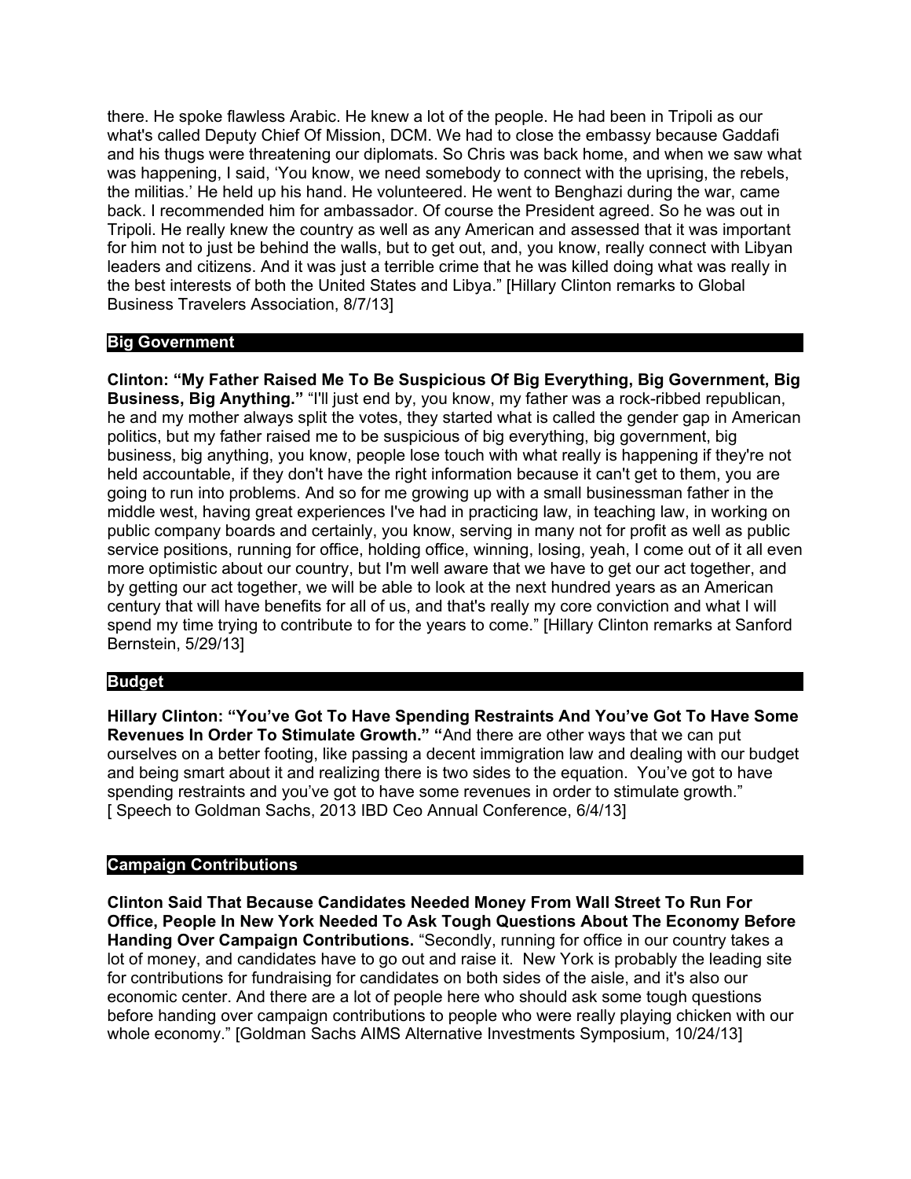there. He spoke flawless Arabic. He knew a lot of the people. He had been in Tripoli as our what's called Deputy Chief Of Mission, DCM. We had to close the embassy because Gaddafi and his thugs were threatening our diplomats. So Chris was back home, and when we saw what was happening, I said, 'You know, we need somebody to connect with the uprising, the rebels, the militias.' He held up his hand. He volunteered. He went to Benghazi during the war, came back. I recommended him for ambassador. Of course the President agreed. So he was out in Tripoli. He really knew the country as well as any American and assessed that it was important for him not to just be behind the walls, but to get out, and, you know, really connect with Libyan leaders and citizens. And it was just a terrible crime that he was killed doing what was really in the best interests of both the United States and Libya." [Hillary Clinton remarks to Global Business Travelers Association, 8/7/13]

## Big Government

**Clinton: "My Father Raised Me To Be Suspicious Of Big Everything, Big Government, Big Business, Big Anything."** "I'll just end by, you know, my father was a rock-ribbed republican, he and my mother always split the votes, they started what is called the gender gap in American politics, but my father raised me to be suspicious of big everything, big government, big business, big anything, you know, people lose touch with what really is happening if they're not held accountable, if they don't have the right information because it can't get to them, you are going to run into problems. And so for me growing up with a small businessman father in the middle west, having great experiences I've had in practicing law, in teaching law, in working on public company boards and certainly, you know, serving in many not for profit as well as public service positions, running for office, holding office, winning, losing, yeah, I come out of it all even more optimistic about our country, but I'm well aware that we have to get our act together, and by getting our act together, we will be able to look at the next hundred years as an American century that will have benefits for all of us, and that's really my core conviction and what I will spend my time trying to contribute to for the years to come." [Hillary Clinton remarks at Sanford Bernstein, 5/29/13]

## Budget

**Hillary Clinton: "You've Got To Have Spending Restraints And You've Got To Have Some Revenues In Order To Stimulate Growth." "**And there are other ways that we can put ourselves on a better footing, like passing a decent immigration law and dealing with our budget and being smart about it and realizing there is two sides to the equation. You've got to have spending restraints and you've got to have some revenues in order to stimulate growth." [ Speech to Goldman Sachs, 2013 IBD Ceo Annual Conference, 6/4/13]

## Campaign Contributions

**Clinton Said That Because Candidates Needed Money From Wall Street To Run For Office, People In New York Needed To Ask Tough Questions About The Economy Before Handing Over Campaign Contributions.** "Secondly, running for office in our country takes a lot of money, and candidates have to go out and raise it. New York is probably the leading site for contributions for fundraising for candidates on both sides of the aisle, and it's also our economic center. And there are a lot of people here who should ask some tough questions before handing over campaign contributions to people who were really playing chicken with our whole economy." [Goldman Sachs AIMS Alternative Investments Symposium, 10/24/13]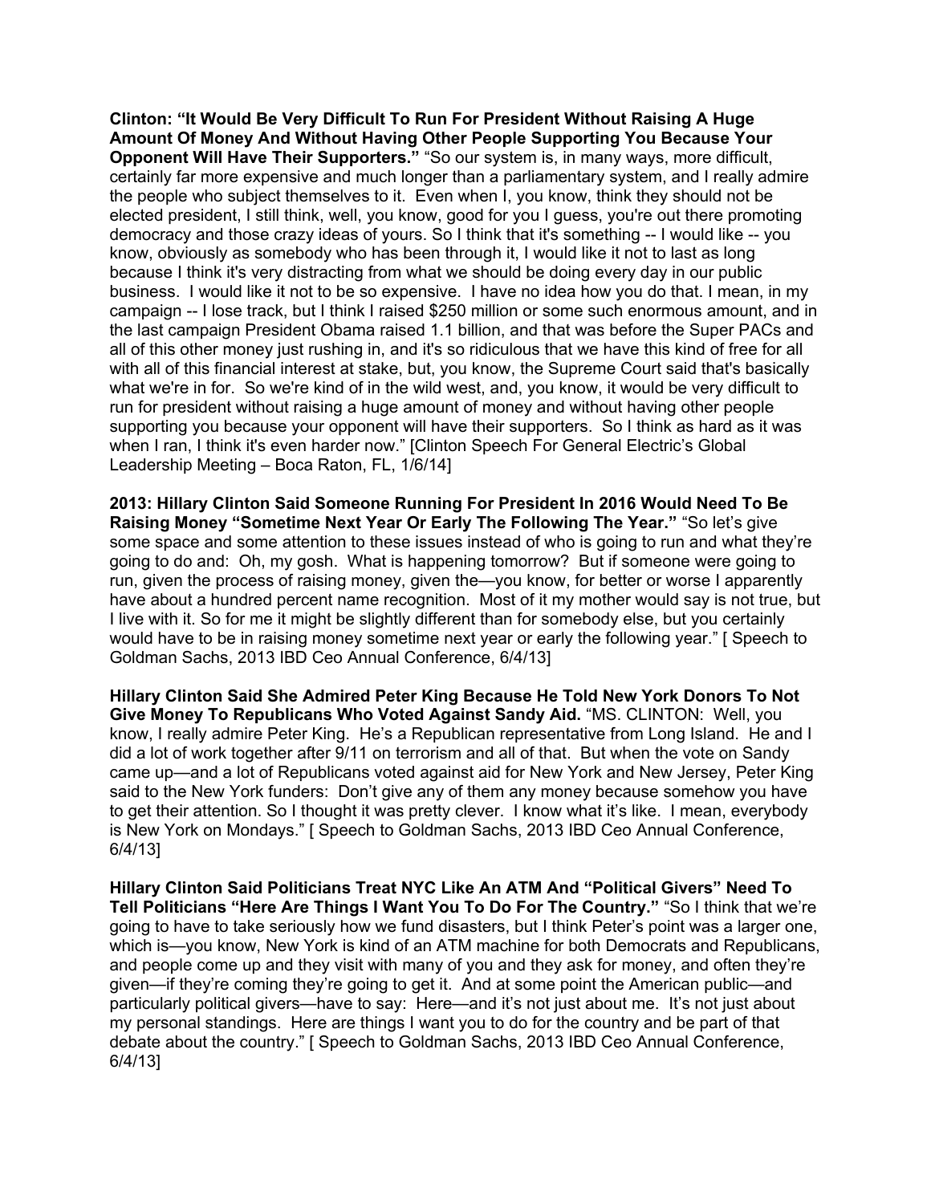**Clinton: "It Would Be Very Difficult To Run For President Without Raising A Huge Amount Of Money And Without Having Other People Supporting You Because Your Opponent Will Have Their Supporters."** "So our system is, in many ways, more difficult, certainly far more expensive and much longer than a parliamentary system, and I really admire the people who subject themselves to it. Even when I, you know, think they should not be elected president, I still think, well, you know, good for you I guess, you're out there promoting democracy and those crazy ideas of yours. So I think that it's something -- I would like -- you know, obviously as somebody who has been through it, I would like it not to last as long because I think it's very distracting from what we should be doing every day in our public business. I would like it not to be so expensive. I have no idea how you do that. I mean, in my campaign -- I lose track, but I think I raised $250 million or some such enormous amount, and in the last campaign President Obama raised 1.1 billion, and that was before the Super PACs and all of this other money just rushing in, and it's so ridiculous that we have this kind of free for all with all of this financial interest at stake, but, you know, the Supreme Court said that's basically what we're in for. So we're kind of in the wild west, and, you know, it would be very difficult to run for president without raising a huge amount of money and without having other people supporting you because your opponent will have their supporters. So I think as hard as it was when I ran, I think it's even harder now." [Clinton Speech For General Electric's Global Leadership Meeting – Boca Raton, FL, 1/6/14]

**2013: Hillary Clinton Said Someone Running For President In 2016 Would Need To Be Raising Money "Sometime Next Year Or Early The Following The Year."** "So let's give some space and some attention to these issues instead of who is going to run and what they're going to do and: Oh, my gosh. What is happening tomorrow? But if someone were going to run, given the process of raising money, given the—you know, for better or worse I apparently have about a hundred percent name recognition. Most of it my mother would say is not true, but I live with it. So for me it might be slightly different than for somebody else, but you certainly would have to be in raising money sometime next year or early the following year." [ Speech to Goldman Sachs, 2013 IBD Ceo Annual Conference, 6/4/13]

**Hillary Clinton Said She Admired Peter King Because He Told New York Donors To Not Give Money To Republicans Who Voted Against Sandy Aid.** "MS. CLINTON: Well, you know, I really admire Peter King. He's a Republican representative from Long Island. He and I did a lot of work together after 9/11 on terrorism and all of that. But when the vote on Sandy came up—and a lot of Republicans voted against aid for New York and New Jersey, Peter King said to the New York funders: Don't give any of them any money because somehow you have to get their attention. So I thought it was pretty clever. I know what it's like. I mean, everybody is New York on Mondays." [ Speech to Goldman Sachs, 2013 IBD Ceo Annual Conference, 6/4/13]

**Hillary Clinton Said Politicians Treat NYC Like An ATM And "Political Givers" Need To Tell Politicians "Here Are Things I Want You To Do For The Country."** "So I think that we're going to have to take seriously how we fund disasters, but I think Peter's point was a larger one, which is—you know, New York is kind of an ATM machine for both Democrats and Republicans, and people come up and they visit with many of you and they ask for money, and often they're given—if they're coming they're going to get it. And at some point the American public—and particularly political givers—have to say: Here—and it's not just about me. It's not just about my personal standings. Here are things I want you to do for the country and be part of that debate about the country." [ Speech to Goldman Sachs, 2013 IBD Ceo Annual Conference, 6/4/13]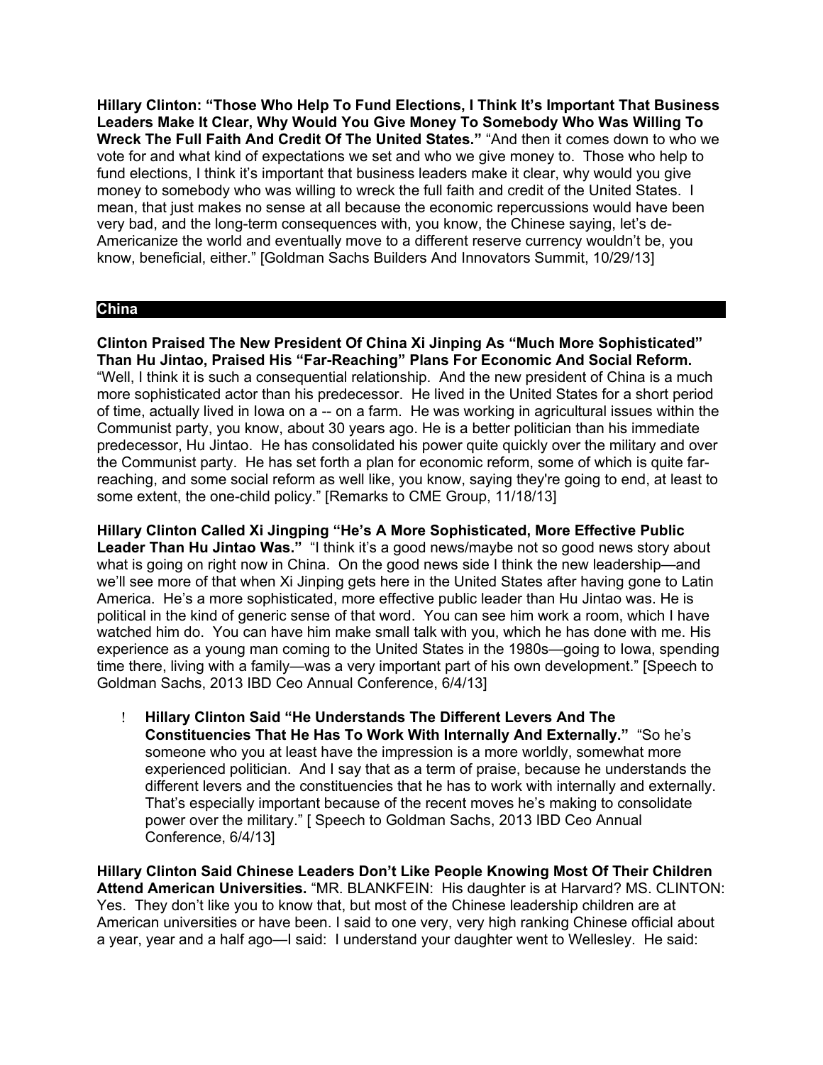**Hillary Clinton: "Those Who Help To Fund Elections, I Think It's Important That Business Leaders Make It Clear, Why Would You Give Money To Somebody Who Was Willing To Wreck The Full Faith And Credit Of The United States."** "And then it comes down to who we vote for and what kind of expectations we set and who we give money to. Those who help to fund elections, I think it's important that business leaders make it clear, why would you give money to somebody who was willing to wreck the full faith and credit of the United States. I mean, that just makes no sense at all because the economic repercussions would have been very bad, and the long-term consequences with, you know, the Chinese saying, let's de-Americanize the world and eventually move to a different reserve currency wouldn't be, you know, beneficial, either." [Goldman Sachs Builders And Innovators Summit, 10/29/13]

## China

**Clinton Praised The New President Of China Xi Jinping As "Much More Sophisticated" Than Hu Jintao, Praised His "Far-Reaching" Plans For Economic And Social Reform.** "Well, I think it is such a consequential relationship. And the new president of China is a much more sophisticated actor than his predecessor. He lived in the United States for a short period of time, actually lived in Iowa on a -- on a farm. He was working in agricultural issues within the Communist party, you know, about 30 years ago. He is a better politician than his immediate predecessor, Hu Jintao. He has consolidated his power quite quickly over the military and over the Communist party. He has set forth a plan for economic reform, some of which is quite far-reaching, and some social reform as well like, you know, saying they're going to end, at least to some extent, the one-child policy." [Remarks to CME Group, 11/18/13]

**Hillary Clinton Called Xi Jingping "He's A More Sophisticated, More Effective Public Leader Than Hu Jintao Was."** "I think it's a good news/maybe not so good news story about what is going on right now in China. On the good news side I think the new leadership—and we'll see more of that when Xi Jinping gets here in the United States after having gone to Latin America. He's a more sophisticated, more effective public leader than Hu Jintao was. He is political in the kind of generic sense of that word. You can see him work a room, which I have watched him do. You can have him make small talk with you, which he has done with me. His experience as a young man coming to the United States in the 1980s—going to Iowa, spending time there, living with a family—was a very important part of his own development." [Speech to Goldman Sachs, 2013 IBD Ceo Annual Conference, 6/4/13]

- **Hillary Clinton Said "He Understands The Different Levers And The Constituencies That He Has To Work With Internally And Externally."** "So he's someone who you at least have the impression is a more worldly, somewhat more experienced politician. And I say that as a term of praise, because he understands the different levers and the constituencies that he has to work with internally and externally. That's especially important because of the recent moves he's making to consolidate power over the military." [ Speech to Goldman Sachs, 2013 IBD Ceo Annual Conference, 6/4/13]

**Hillary Clinton Said Chinese Leaders Don't Like People Knowing Most Of Their Children Attend American Universities.** "MR. BLANKFEIN: His daughter is at Harvard? MS. CLINTON: Yes. They don't like you to know that, but most of the Chinese leadership children are at American universities or have been. I said to one very, very high ranking Chinese official about a year, year and a half ago—I said: I understand your daughter went to Wellesley. He said: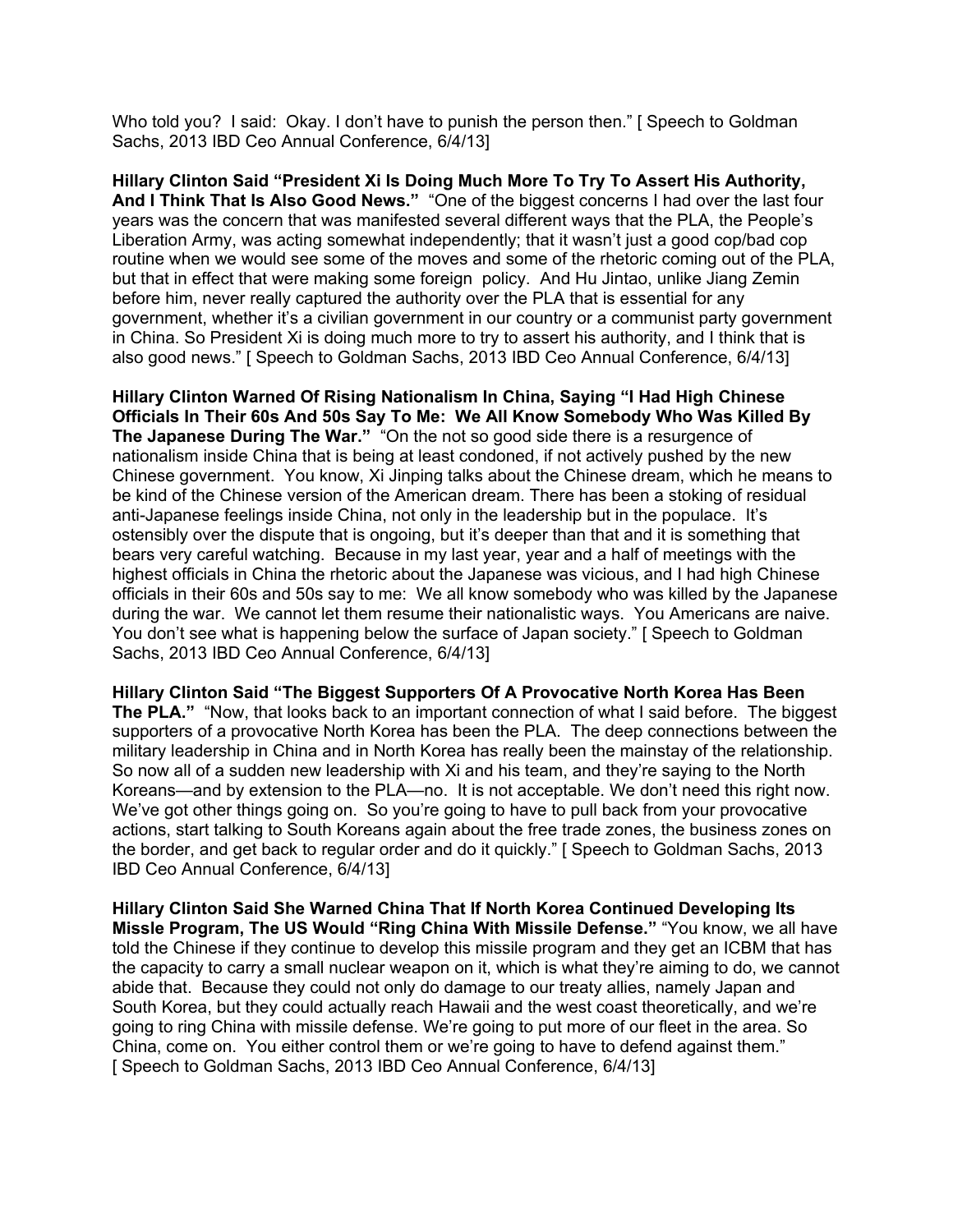Who told you? I said: Okay. I don't have to punish the person then." [ Speech to Goldman Sachs, 2013 IBD Ceo Annual Conference, 6/4/13]

**Hillary Clinton Said "President Xi Is Doing Much More To Try To Assert His Authority, And I Think That Is Also Good News."** "One of the biggest concerns I had over the last four years was the concern that was manifested several different ways that the PLA, the People's Liberation Army, was acting somewhat independently; that it wasn't just a good cop/bad cop routine when we would see some of the moves and some of the rhetoric coming out of the PLA, but that in effect that were making some foreign policy. And Hu Jintao, unlike Jiang Zemin before him, never really captured the authority over the PLA that is essential for any government, whether it's a civilian government in our country or a communist party government in China. So President Xi is doing much more to try to assert his authority, and I think that is also good news." [ Speech to Goldman Sachs, 2013 IBD Ceo Annual Conference, 6/4/13]

**Hillary Clinton Warned Of Rising Nationalism In China, Saying "I Had High Chinese Officials In Their 60s And 50s Say To Me: We All Know Somebody Who Was Killed By The Japanese During The War."** "On the not so good side there is a resurgence of nationalism inside China that is being at least condoned, if not actively pushed by the new Chinese government. You know, Xi Jinping talks about the Chinese dream, which he means to be kind of the Chinese version of the American dream. There has been a stoking of residual anti-Japanese feelings inside China, not only in the leadership but in the populace. It's ostensibly over the dispute that is ongoing, but it's deeper than that and it is something that bears very careful watching. Because in my last year, year and a half of meetings with the highest officials in China the rhetoric about the Japanese was vicious, and I had high Chinese officials in their 60s and 50s say to me: We all know somebody who was killed by the Japanese during the war. We cannot let them resume their nationalistic ways. You Americans are naive. You don't see what is happening below the surface of Japan society." [ Speech to Goldman Sachs, 2013 IBD Ceo Annual Conference, 6/4/13]

**Hillary Clinton Said "The Biggest Supporters Of A Provocative North Korea Has Been The PLA."** "Now, that looks back to an important connection of what I said before. The biggest supporters of a provocative North Korea has been the PLA. The deep connections between the military leadership in China and in North Korea has really been the mainstay of the relationship. So now all of a sudden new leadership with Xi and his team, and they're saying to the North Koreans—and by extension to the PLA—no. It is not acceptable. We don't need this right now. We've got other things going on. So you're going to have to pull back from your provocative actions, start talking to South Koreans again about the free trade zones, the business zones on the border, and get back to regular order and do it quickly." [ Speech to Goldman Sachs, 2013 IBD Ceo Annual Conference, 6/4/13]

**Hillary Clinton Said She Warned China That If North Korea Continued Developing Its Missle Program, The US Would "Ring China With Missile Defense."** "You know, we all have told the Chinese if they continue to develop this missile program and they get an ICBM that has the capacity to carry a small nuclear weapon on it, which is what they're aiming to do, we cannot abide that. Because they could not only do damage to our treaty allies, namely Japan and South Korea, but they could actually reach Hawaii and the west coast theoretically, and we're going to ring China with missile defense. We're going to put more of our fleet in the area. So China, come on. You either control them or we're going to have to defend against them." [ Speech to Goldman Sachs, 2013 IBD Ceo Annual Conference, 6/4/13]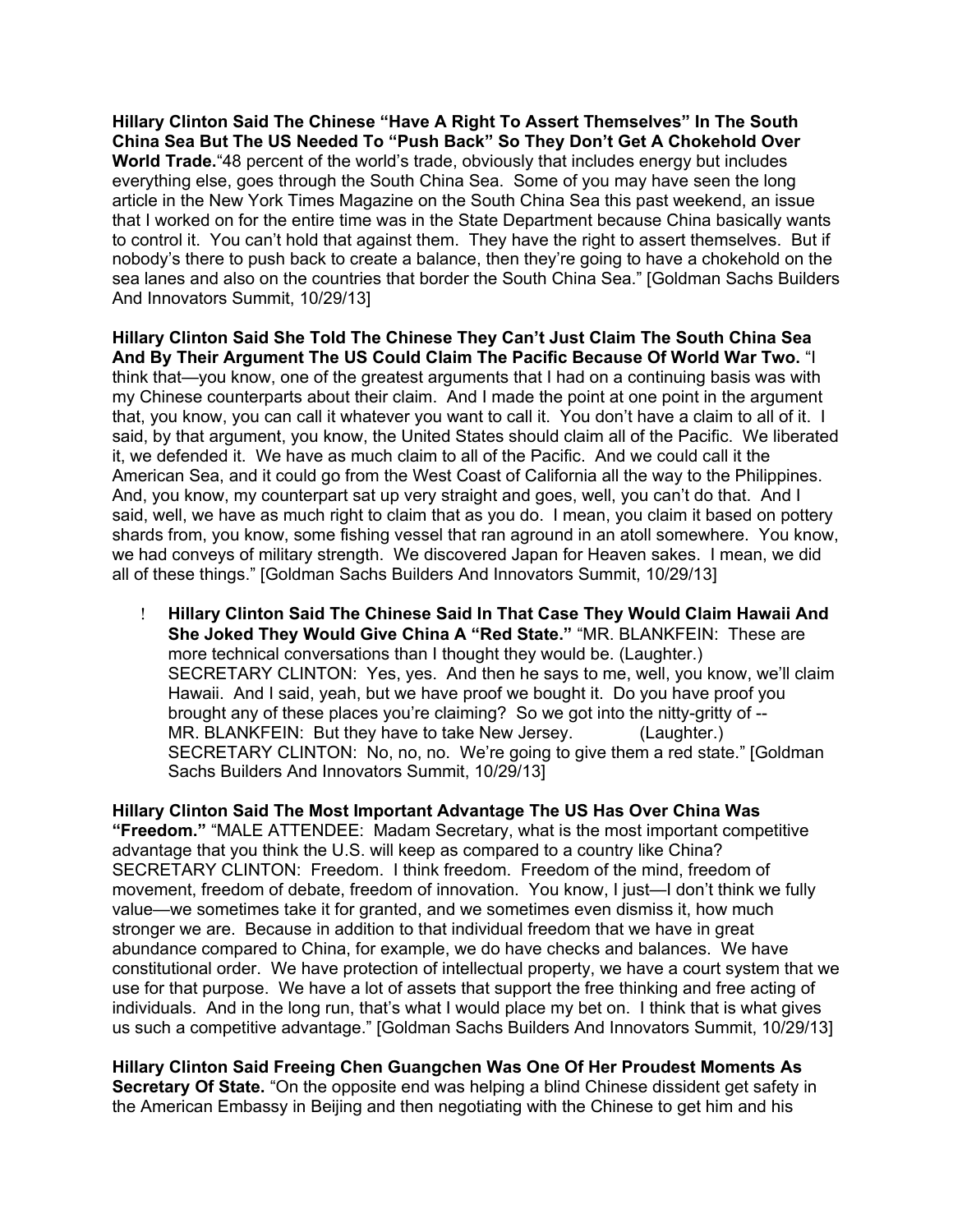**Hillary Clinton Said The Chinese "Have A Right To Assert Themselves" In The South China Sea But The US Needed To "Push Back" So They Don't Get A Chokehold Over World Trade.** "48 percent of the world's trade, obviously that includes energy but includes everything else, goes through the South China Sea. Some of you may have seen the long article in the New York Times Magazine on the South China Sea this past weekend, an issue that I worked on for the entire time was in the State Department because China basically wants to control it. You can't hold that against them. They have the right to assert themselves. But if nobody's there to push back to create a balance, then they're going to have a chokehold on the sea lanes and also on the countries that border the South China Sea." [Goldman Sachs Builders And Innovators Summit, 10/29/13]

**Hillary Clinton Said She Told The Chinese They Can't Just Claim The South China Sea And By Their Argument The US Could Claim The Pacific Because Of World War Two.** "I think that—you know, one of the greatest arguments that I had on a continuing basis was with my Chinese counterparts about their claim. And I made the point at one point in the argument that, you know, you can call it whatever you want to call it. You don't have a claim to all of it. I said, by that argument, you know, the United States should claim all of the Pacific. We liberated it, we defended it. We have as much claim to all of the Pacific. And we could call it the American Sea, and it could go from the West Coast of California all the way to the Philippines. And, you know, my counterpart sat up very straight and goes, well, you can't do that. And I said, well, we have as much right to claim that as you do. I mean, you claim it based on pottery shards from, you know, some fishing vessel that ran aground in an atoll somewhere. You know, we had conveys of military strength. We discovered Japan for Heaven sakes. I mean, we did all of these things." [Goldman Sachs Builders And Innovators Summit, 10/29/13]

- **Hillary Clinton Said The Chinese Said In That Case They Would Claim Hawaii And She Joked They Would Give China A "Red State."** "MR. BLANKFEIN: These are more technical conversations than I thought they would be. (Laughter.) SECRETARY CLINTON: Yes, yes. And then he says to me, well, you know, we'll claim Hawaii. And I said, yeah, but we have proof we bought it. Do you have proof you brought any of these places you're claiming? So we got into the nitty-gritty of -- MR. BLANKFEIN: But they have to take New Jersey. (Laughter.) SECRETARY CLINTON: No, no, no. We're going to give them a red state." [Goldman Sachs Builders And Innovators Summit, 10/29/13]

**Hillary Clinton Said The Most Important Advantage The US Has Over China Was "Freedom."** "MALE ATTENDEE: Madam Secretary, what is the most important competitive advantage that you think the U.S. will keep as compared to a country like China? SECRETARY CLINTON: Freedom. I think freedom. Freedom of the mind, freedom of movement, freedom of debate, freedom of innovation. You know, I just—I don't think we fully value—we sometimes take it for granted, and we sometimes even dismiss it, how much stronger we are. Because in addition to that individual freedom that we have in great abundance compared to China, for example, we do have checks and balances. We have constitutional order. We have protection of intellectual property, we have a court system that we use for that purpose. We have a lot of assets that support the free thinking and free acting of individuals. And in the long run, that's what I would place my bet on. I think that is what gives us such a competitive advantage." [Goldman Sachs Builders And Innovators Summit, 10/29/13]

**Hillary Clinton Said Freeing Chen Guangchen Was One Of Her Proudest Moments As Secretary Of State.** "On the opposite end was helping a blind Chinese dissident get safety in the American Embassy in Beijing and then negotiating with the Chinese to get him and his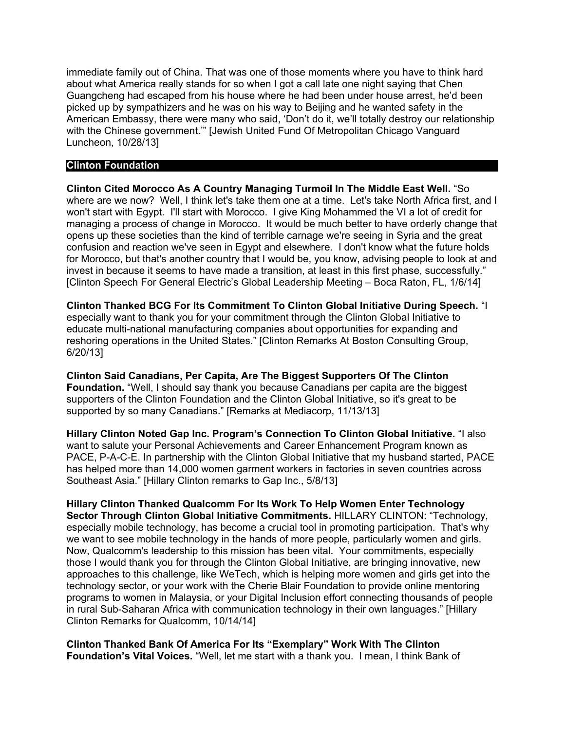immediate family out of China. That was one of those moments where you have to think hard about what America really stands for so when I got a call late one night saying that Chen Guangcheng had escaped from his house where he had been under house arrest, he'd been picked up by sympathizers and he was on his way to Beijing and he wanted safety in the American Embassy, there were many who said, 'Don't do it, we'll totally destroy our relationship with the Chinese government.'" [Jewish United Fund Of Metropolitan Chicago Vanguard Luncheon, 10/28/13]

## Clinton Foundation

**Clinton Cited Morocco As A Country Managing Turmoil In The Middle East Well.** "So where are we now? Well, I think let's take them one at a time. Let's take North Africa first, and I won't start with Egypt. I'll start with Morocco. I give King Mohammed the VI a lot of credit for managing a process of change in Morocco. It would be much better to have orderly change that opens up these societies than the kind of terrible carnage we're seeing in Syria and the great confusion and reaction we've seen in Egypt and elsewhere. I don't know what the future holds for Morocco, but that's another country that I would be, you know, advising people to look at and invest in because it seems to have made a transition, at least in this first phase, successfully." [Clinton Speech For General Electric's Global Leadership Meeting – Boca Raton, FL, 1/6/14]

**Clinton Thanked BCG For Its Commitment To Clinton Global Initiative During Speech.** "I especially want to thank you for your commitment through the Clinton Global Initiative to educate multi-national manufacturing companies about opportunities for expanding and reshoring operations in the United States." [Clinton Remarks At Boston Consulting Group, 6/20/13]

**Clinton Said Canadians, Per Capita, Are The Biggest Supporters Of The Clinton Foundation.** "Well, I should say thank you because Canadians per capita are the biggest supporters of the Clinton Foundation and the Clinton Global Initiative, so it's great to be supported by so many Canadians." [Remarks at Mediacorp, 11/13/13]

**Hillary Clinton Noted Gap Inc. Program's Connection To Clinton Global Initiative.** "I also want to salute your Personal Achievements and Career Enhancement Program known as PACE, P-A-C-E. In partnership with the Clinton Global Initiative that my husband started, PACE has helped more than 14,000 women garment workers in factories in seven countries across Southeast Asia." [Hillary Clinton remarks to Gap Inc., 5/8/13]

**Hillary Clinton Thanked Qualcomm For Its Work To Help Women Enter Technology Sector Through Clinton Global Initiative Commitments.** HILLARY CLINTON: "Technology, especially mobile technology, has become a crucial tool in promoting participation. That's why we want to see mobile technology in the hands of more people, particularly women and girls. Now, Qualcomm's leadership to this mission has been vital. Your commitments, especially those I would thank you for through the Clinton Global Initiative, are bringing innovative, new approaches to this challenge, like WeTech, which is helping more women and girls get into the technology sector, or your work with the Cherie Blair Foundation to provide online mentoring programs to women in Malaysia, or your Digital Inclusion effort connecting thousands of people in rural Sub-Saharan Africa with communication technology in their own languages." [Hillary Clinton Remarks for Qualcomm, 10/14/14]

**Clinton Thanked Bank Of America For Its "Exemplary" Work With The Clinton Foundation's Vital Voices.** "Well, let me start with a thank you. I mean, I think Bank of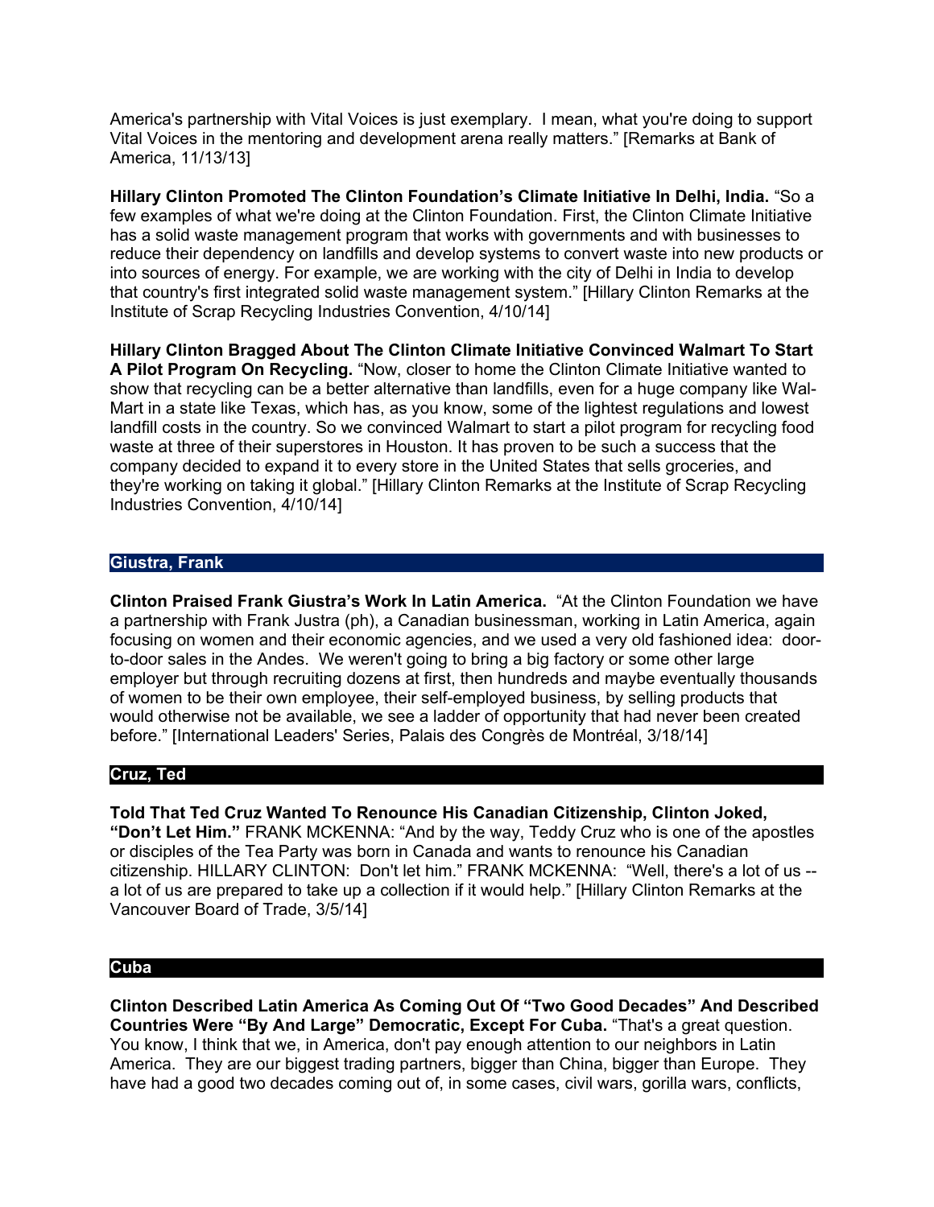America's partnership with Vital Voices is just exemplary.  I mean, what you're doing to support Vital Voices in the mentoring and development arena really matters." [Remarks at Bank of America, 11/13/13]

**Hillary Clinton Promoted The Clinton Foundation's Climate Initiative In Delhi, India.** "So a few examples of what we're doing at the Clinton Foundation. First, the Clinton Climate Initiative has a solid waste management program that works with governments and with businesses to reduce their dependency on landfills and develop systems to convert waste into new products or into sources of energy. For example, we are working with the city of Delhi in India to develop that country's first integrated solid waste management system." [Hillary Clinton Remarks at the Institute of Scrap Recycling Industries Convention, 4/10/14]

**Hillary Clinton Bragged About The Clinton Climate Initiative Convinced Walmart To Start A Pilot Program On Recycling.** "Now, closer to home the Clinton Climate Initiative wanted to show that recycling can be a better alternative than landfills, even for a huge company like Wal-Mart in a state like Texas, which has, as you know, some of the lightest regulations and lowest landfill costs in the country. So we convinced Walmart to start a pilot program for recycling food waste at three of their superstores in Houston. It has proven to be such a success that the company decided to expand it to every store in the United States that sells groceries, and they're working on taking it global." [Hillary Clinton Remarks at the Institute of Scrap Recycling Industries Convention, 4/10/14]

## Giustra, Frank

**Clinton Praised Frank Giustra's Work In Latin America.** "At the Clinton Foundation we have a partnership with Frank Justra (ph), a Canadian businessman, working in Latin America, again focusing on women and their economic agencies, and we used a very old fashioned idea: door-to-door sales in the Andes. We weren't going to bring a big factory or some other large employer but through recruiting dozens at first, then hundreds and maybe eventually thousands of women to be their own employee, their self-employed business, by selling products that would otherwise not be available, we see a ladder of opportunity that had never been created before." [International Leaders' Series, Palais des Congrès de Montréal, 3/18/14]

## Cruz, Ted

**Told That Ted Cruz Wanted To Renounce His Canadian Citizenship, Clinton Joked, "Don't Let Him."** FRANK MCKENNA: "And by the way, Teddy Cruz who is one of the apostles or disciples of the Tea Party was born in Canada and wants to renounce his Canadian citizenship. HILLARY CLINTON: Don't let him." FRANK MCKENNA: "Well, there's a lot of us -- a lot of us are prepared to take up a collection if it would help." [Hillary Clinton Remarks at the Vancouver Board of Trade, 3/5/14]

## Cuba

**Clinton Described Latin America As Coming Out Of "Two Good Decades" And Described Countries Were "By And Large" Democratic, Except For Cuba.** "That's a great question. You know, I think that we, in America, don't pay enough attention to our neighbors in Latin America. They are our biggest trading partners, bigger than China, bigger than Europe. They have had a good two decades coming out of, in some cases, civil wars, gorilla wars, conflicts,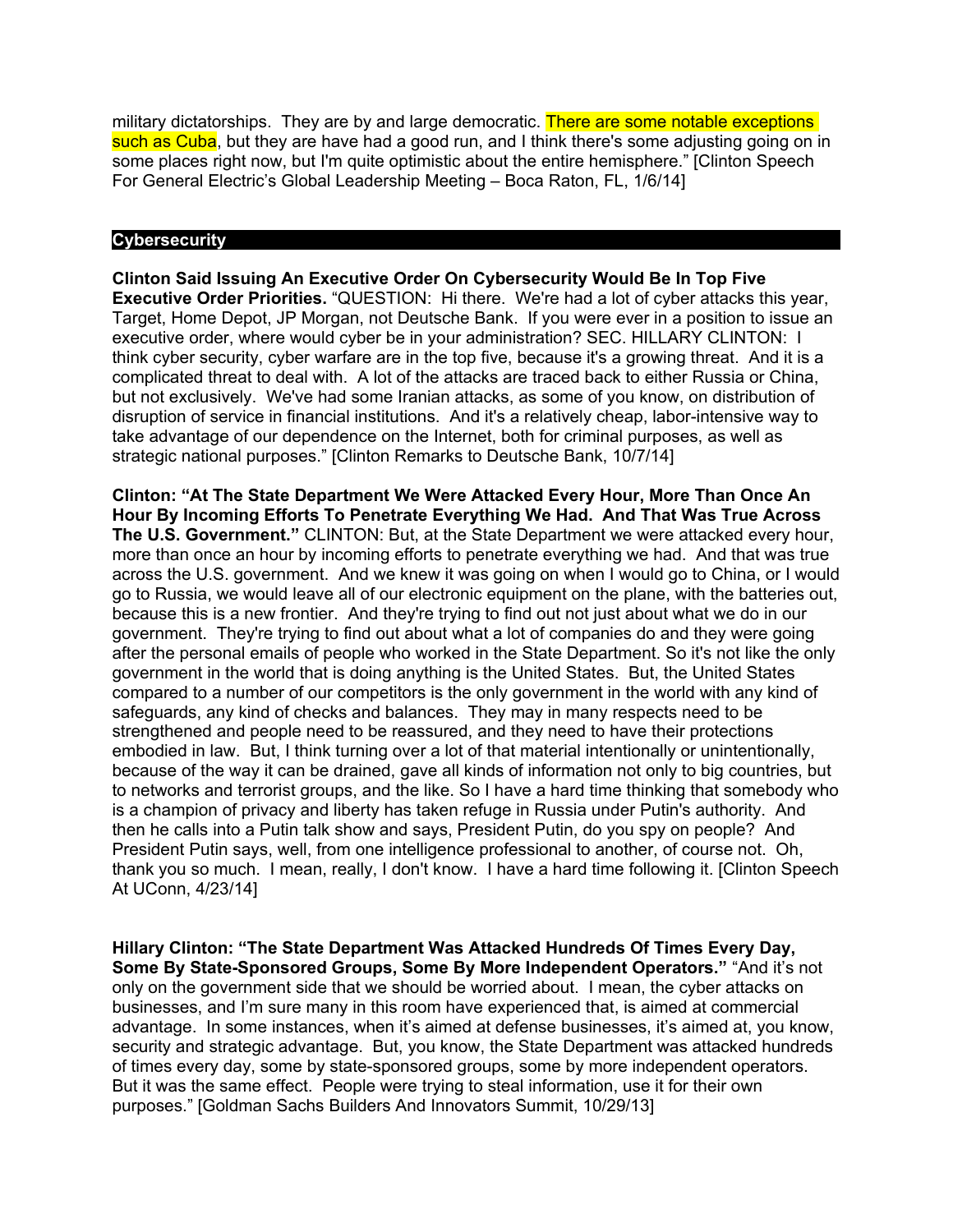military dictatorships. They are by and large democratic. There are some notable exceptions such as Cuba, but they are have had a good run, and I think there's some adjusting going on in some places right now, but I'm quite optimistic about the entire hemisphere." [Clinton Speech For General Electric's Global Leadership Meeting – Boca Raton, FL, 1/6/14]

## Cybersecurity

**Clinton Said Issuing An Executive Order On Cybersecurity Would Be In Top Five Executive Order Priorities.** "QUESTION: Hi there. We're had a lot of cyber attacks this year, Target, Home Depot, JP Morgan, not Deutsche Bank. If you were ever in a position to issue an executive order, where would cyber be in your administration? SEC. HILLARY CLINTON: I think cyber security, cyber warfare are in the top five, because it's a growing threat. And it is a complicated threat to deal with. A lot of the attacks are traced back to either Russia or China, but not exclusively. We've had some Iranian attacks, as some of you know, on distribution of disruption of service in financial institutions. And it's a relatively cheap, labor-intensive way to take advantage of our dependence on the Internet, both for criminal purposes, as well as strategic national purposes." [Clinton Remarks to Deutsche Bank, 10/7/14]

**Clinton: "At The State Department We Were Attacked Every Hour, More Than Once An Hour By Incoming Efforts To Penetrate Everything We Had. And That Was True Across The U.S. Government."** CLINTON: But, at the State Department we were attacked every hour, more than once an hour by incoming efforts to penetrate everything we had. And that was true across the U.S. government. And we knew it was going on when I would go to China, or I would go to Russia, we would leave all of our electronic equipment on the plane, with the batteries out, because this is a new frontier. And they're trying to find out not just about what we do in our government. They're trying to find out about what a lot of companies do and they were going after the personal emails of people who worked in the State Department. So it's not like the only government in the world that is doing anything is the United States. But, the United States compared to a number of our competitors is the only government in the world with any kind of safeguards, any kind of checks and balances. They may in many respects need to be strengthened and people need to be reassured, and they need to have their protections embodied in law. But, I think turning over a lot of that material intentionally or unintentionally, because of the way it can be drained, gave all kinds of information not only to big countries, but to networks and terrorist groups, and the like. So I have a hard time thinking that somebody who is a champion of privacy and liberty has taken refuge in Russia under Putin's authority. And then he calls into a Putin talk show and says, President Putin, do you spy on people? And President Putin says, well, from one intelligence professional to another, of course not. Oh, thank you so much. I mean, really, I don't know. I have a hard time following it. [Clinton Speech At UConn, 4/23/14]

**Hillary Clinton: "The State Department Was Attacked Hundreds Of Times Every Day, Some By State-Sponsored Groups, Some By More Independent Operators."** "And it's not only on the government side that we should be worried about. I mean, the cyber attacks on businesses, and I'm sure many in this room have experienced that, is aimed at commercial advantage. In some instances, when it's aimed at defense businesses, it's aimed at, you know, security and strategic advantage. But, you know, the State Department was attacked hundreds of times every day, some by state-sponsored groups, some by more independent operators. But it was the same effect. People were trying to steal information, use it for their own purposes." [Goldman Sachs Builders And Innovators Summit, 10/29/13]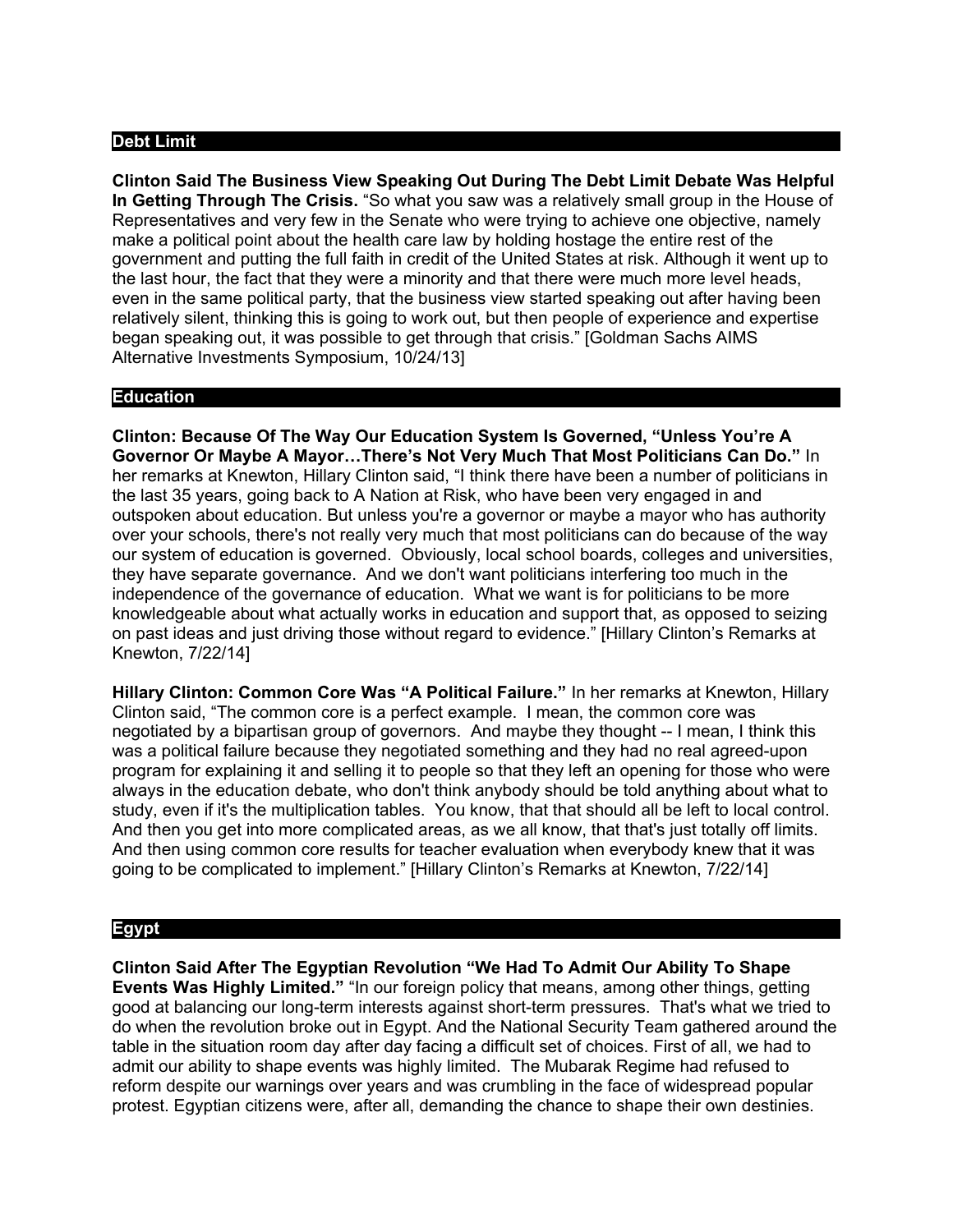## Debt Limit

**Clinton Said The Business View Speaking Out During The Debt Limit Debate Was Helpful In Getting Through The Crisis.** "So what you saw was a relatively small group in the House of Representatives and very few in the Senate who were trying to achieve one objective, namely make a political point about the health care law by holding hostage the entire rest of the government and putting the full faith in credit of the United States at risk. Although it went up to the last hour, the fact that they were a minority and that there were much more level heads, even in the same political party, that the business view started speaking out after having been relatively silent, thinking this is going to work out, but then people of experience and expertise began speaking out, it was possible to get through that crisis." [Goldman Sachs AIMS Alternative Investments Symposium, 10/24/13]

## Education

**Clinton: Because Of The Way Our Education System Is Governed, "Unless You're A Governor Or Maybe A Mayor…There's Not Very Much That Most Politicians Can Do."** In her remarks at Knewton, Hillary Clinton said, "I think there have been a number of politicians in the last 35 years, going back to A Nation at Risk, who have been very engaged in and outspoken about education. But unless you're a governor or maybe a mayor who has authority over your schools, there's not really very much that most politicians can do because of the way our system of education is governed. Obviously, local school boards, colleges and universities, they have separate governance. And we don't want politicians interfering too much in the independence of the governance of education. What we want is for politicians to be more knowledgeable about what actually works in education and support that, as opposed to seizing on past ideas and just driving those without regard to evidence." [Hillary Clinton's Remarks at Knewton, 7/22/14]

**Hillary Clinton: Common Core Was "A Political Failure."** In her remarks at Knewton, Hillary Clinton said, "The common core is a perfect example. I mean, the common core was negotiated by a bipartisan group of governors. And maybe they thought -- I mean, I think this was a political failure because they negotiated something and they had no real agreed-upon program for explaining it and selling it to people so that they left an opening for those who were always in the education debate, who don't think anybody should be told anything about what to study, even if it's the multiplication tables. You know, that that should all be left to local control. And then you get into more complicated areas, as we all know, that that's just totally off limits. And then using common core results for teacher evaluation when everybody knew that it was going to be complicated to implement." [Hillary Clinton's Remarks at Knewton, 7/22/14]

## Egypt

**Clinton Said After The Egyptian Revolution "We Had To Admit Our Ability To Shape Events Was Highly Limited."** "In our foreign policy that means, among other things, getting good at balancing our long-term interests against short-term pressures. That's what we tried to do when the revolution broke out in Egypt. And the National Security Team gathered around the table in the situation room day after day facing a difficult set of choices. First of all, we had to admit our ability to shape events was highly limited. The Mubarak Regime had refused to reform despite our warnings over years and was crumbling in the face of widespread popular protest. Egyptian citizens were, after all, demanding the chance to shape their own destinies.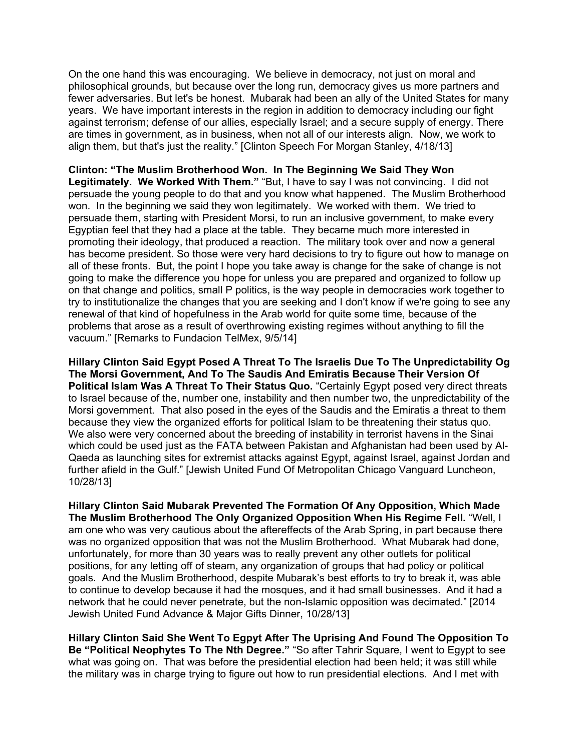On the one hand this was encouraging. We believe in democracy, not just on moral and philosophical grounds, but because over the long run, democracy gives us more partners and fewer adversaries. But let's be honest. Mubarak had been an ally of the United States for many years. We have important interests in the region in addition to democracy including our fight against terrorism; defense of our allies, especially Israel; and a secure supply of energy. There are times in government, as in business, when not all of our interests align. Now, we work to align them, but that's just the reality." [Clinton Speech For Morgan Stanley, 4/18/13]

**Clinton: "The Muslim Brotherhood Won. In The Beginning We Said They Won Legitimately. We Worked With Them."** "But, I have to say I was not convincing. I did not persuade the young people to do that and you know what happened. The Muslim Brotherhood won. In the beginning we said they won legitimately. We worked with them. We tried to persuade them, starting with President Morsi, to run an inclusive government, to make every Egyptian feel that they had a place at the table. They became much more interested in promoting their ideology, that produced a reaction. The military took over and now a general has become president. So those were very hard decisions to try to figure out how to manage on all of these fronts. But, the point I hope you take away is change for the sake of change is not going to make the difference you hope for unless you are prepared and organized to follow up on that change and politics, small P politics, is the way people in democracies work together to try to institutionalize the changes that you are seeking and I don't know if we're going to see any renewal of that kind of hopefulness in the Arab world for quite some time, because of the problems that arose as a result of overthrowing existing regimes without anything to fill the vacuum." [Remarks to Fundacion TelMex, 9/5/14]

**Hillary Clinton Said Egypt Posed A Threat To The Israelis Due To The Unpredictability Og The Morsi Government, And To The Saudis And Emiratis Because Their Version Of Political Islam Was A Threat To Their Status Quo.** "Certainly Egypt posed very direct threats to Israel because of the, number one, instability and then number two, the unpredictability of the Morsi government. That also posed in the eyes of the Saudis and the Emiratis a threat to them because they view the organized efforts for political Islam to be threatening their status quo. We also were very concerned about the breeding of instability in terrorist havens in the Sinai which could be used just as the FATA between Pakistan and Afghanistan had been used by Al-Qaeda as launching sites for extremist attacks against Egypt, against Israel, against Jordan and further afield in the Gulf." [Jewish United Fund Of Metropolitan Chicago Vanguard Luncheon, 10/28/13]

**Hillary Clinton Said Mubarak Prevented The Formation Of Any Opposition, Which Made The Muslim Brotherhood The Only Organized Opposition When His Regime Fell.** "Well, I am one who was very cautious about the aftereffects of the Arab Spring, in part because there was no organized opposition that was not the Muslim Brotherhood. What Mubarak had done, unfortunately, for more than 30 years was to really prevent any other outlets for political positions, for any letting off of steam, any organization of groups that had policy or political goals. And the Muslim Brotherhood, despite Mubarak's best efforts to try to break it, was able to continue to develop because it had the mosques, and it had small businesses. And it had a network that he could never penetrate, but the non-Islamic opposition was decimated." [2014 Jewish United Fund Advance & Major Gifts Dinner, 10/28/13]

**Hillary Clinton Said She Went To Egpyt After The Uprising And Found The Opposition To Be "Political Neophytes To The Nth Degree."** "So after Tahrir Square, I went to Egypt to see what was going on. That was before the presidential election had been held; it was still while the military was in charge trying to figure out how to run presidential elections. And I met with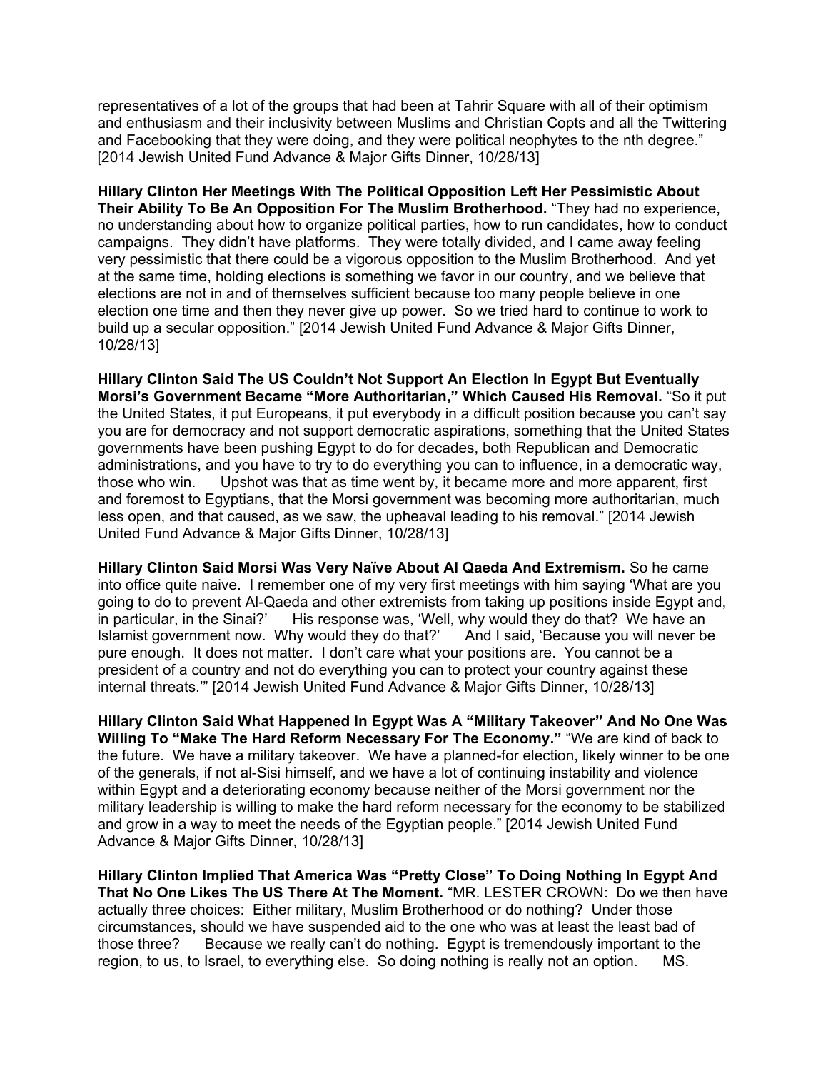representatives of a lot of the groups that had been at Tahrir Square with all of their optimism and enthusiasm and their inclusivity between Muslims and Christian Copts and all the Twittering and Facebooking that they were doing, and they were political neophytes to the nth degree." [2014 Jewish United Fund Advance & Major Gifts Dinner, 10/28/13]

**Hillary Clinton Her Meetings With The Political Opposition Left Her Pessimistic About Their Ability To Be An Opposition For The Muslim Brotherhood.** "They had no experience, no understanding about how to organize political parties, how to run candidates, how to conduct campaigns. They didn't have platforms. They were totally divided, and I came away feeling very pessimistic that there could be a vigorous opposition to the Muslim Brotherhood. And yet at the same time, holding elections is something we favor in our country, and we believe that elections are not in and of themselves sufficient because too many people believe in one election one time and then they never give up power. So we tried hard to continue to work to build up a secular opposition." [2014 Jewish United Fund Advance & Major Gifts Dinner, 10/28/13]

**Hillary Clinton Said The US Couldn't Not Support An Election In Egypt But Eventually Morsi's Government Became "More Authoritarian," Which Caused His Removal.** "So it put the United States, it put Europeans, it put everybody in a difficult position because you can't say you are for democracy and not support democratic aspirations, something that the United States governments have been pushing Egypt to do for decades, both Republican and Democratic administrations, and you have to try to do everything you can to influence, in a democratic way, those who win. Upshot was that as time went by, it became more and more apparent, first and foremost to Egyptians, that the Morsi government was becoming more authoritarian, much less open, and that caused, as we saw, the upheaval leading to his removal." [2014 Jewish United Fund Advance & Major Gifts Dinner, 10/28/13]

**Hillary Clinton Said Morsi Was Very Naïve About Al Qaeda And Extremism.** So he came into office quite naive. I remember one of my very first meetings with him saying 'What are you going to do to prevent Al-Qaeda and other extremists from taking up positions inside Egypt and, in particular, in the Sinai?' His response was, 'Well, why would they do that? We have an Islamist government now. Why would they do that?' And I said, 'Because you will never be pure enough. It does not matter. I don't care what your positions are. You cannot be a president of a country and not do everything you can to protect your country against these internal threats.'" [2014 Jewish United Fund Advance & Major Gifts Dinner, 10/28/13]

**Hillary Clinton Said What Happened In Egypt Was A "Military Takeover" And No One Was Willing To "Make The Hard Reform Necessary For The Economy."** "We are kind of back to the future. We have a military takeover. We have a planned-for election, likely winner to be one of the generals, if not al-Sisi himself, and we have a lot of continuing instability and violence within Egypt and a deteriorating economy because neither of the Morsi government nor the military leadership is willing to make the hard reform necessary for the economy to be stabilized and grow in a way to meet the needs of the Egyptian people." [2014 Jewish United Fund Advance & Major Gifts Dinner, 10/28/13]

**Hillary Clinton Implied That America Was "Pretty Close" To Doing Nothing In Egypt And That No One Likes The US There At The Moment.** "MR. LESTER CROWN: Do we then have actually three choices: Either military, Muslim Brotherhood or do nothing? Under those circumstances, should we have suspended aid to the one who was at least the least bad of those three? Because we really can't do nothing. Egypt is tremendously important to the region, to us, to Israel, to everything else. So doing nothing is really not an option. MS.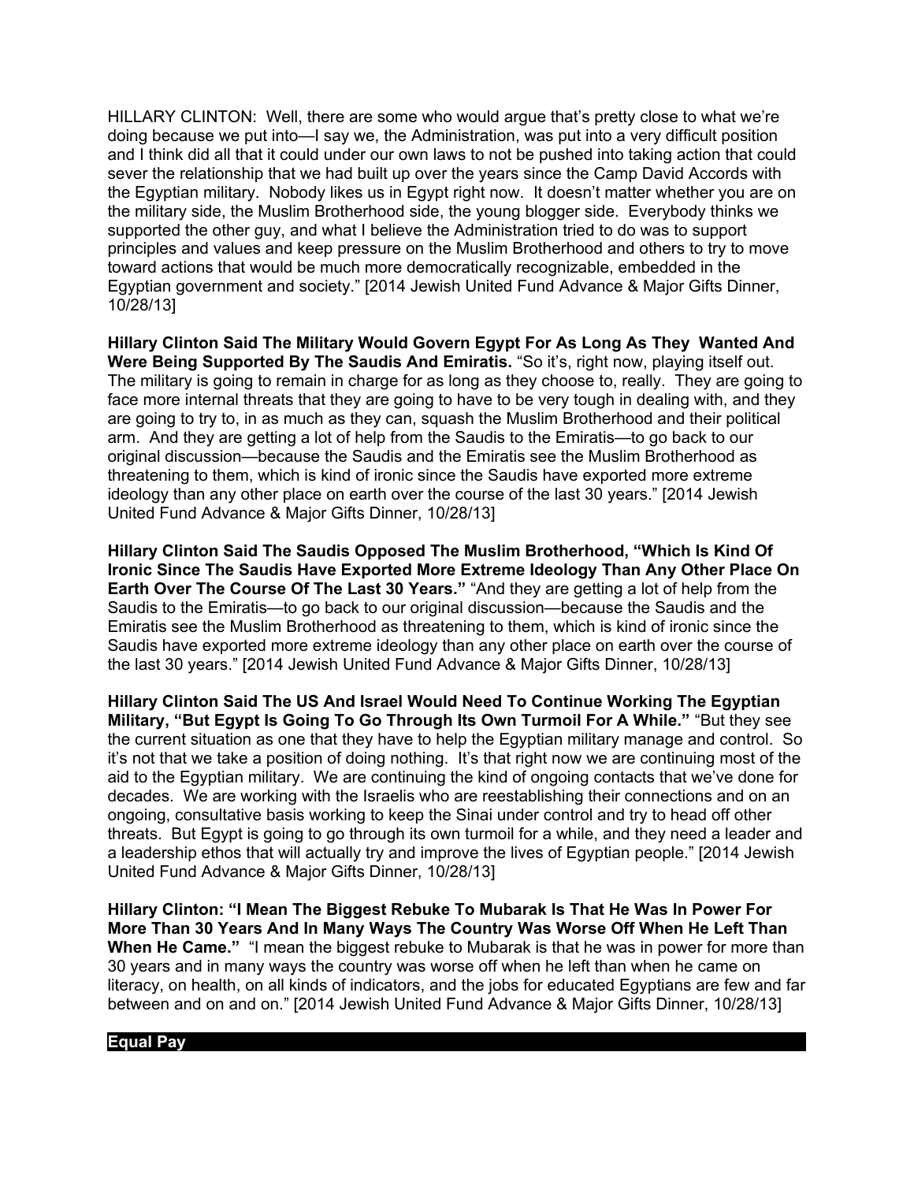HILLARY CLINTON: Well, there are some who would argue that's pretty close to what we're doing because we put into—I say we, the Administration, was put into a very difficult position and I think did all that it could under our own laws to not be pushed into taking action that could sever the relationship that we had built up over the years since the Camp David Accords with the Egyptian military. Nobody likes us in Egypt right now. It doesn't matter whether you are on the military side, the Muslim Brotherhood side, the young blogger side. Everybody thinks we supported the other guy, and what I believe the Administration tried to do was to support principles and values and keep pressure on the Muslim Brotherhood and others to try to move toward actions that would be much more democratically recognizable, embedded in the Egyptian government and society." [2014 Jewish United Fund Advance & Major Gifts Dinner, 10/28/13]

**Hillary Clinton Said The Military Would Govern Egypt For As Long As They Wanted And Were Being Supported By The Saudis And Emiratis.** "So it's, right now, playing itself out. The military is going to remain in charge for as long as they choose to, really. They are going to face more internal threats that they are going to have to be very tough in dealing with, and they are going to try to, in as much as they can, squash the Muslim Brotherhood and their political arm. And they are getting a lot of help from the Saudis to the Emiratis—to go back to our original discussion—because the Saudis and the Emiratis see the Muslim Brotherhood as threatening to them, which is kind of ironic since the Saudis have exported more extreme ideology than any other place on earth over the course of the last 30 years." [2014 Jewish United Fund Advance & Major Gifts Dinner, 10/28/13]

**Hillary Clinton Said The Saudis Opposed The Muslim Brotherhood, "Which Is Kind Of Ironic Since The Saudis Have Exported More Extreme Ideology Than Any Other Place On Earth Over The Course Of The Last 30 Years."** "And they are getting a lot of help from the Saudis to the Emiratis—to go back to our original discussion—because the Saudis and the Emiratis see the Muslim Brotherhood as threatening to them, which is kind of ironic since the Saudis have exported more extreme ideology than any other place on earth over the course of the last 30 years." [2014 Jewish United Fund Advance & Major Gifts Dinner, 10/28/13]

**Hillary Clinton Said The US And Israel Would Need To Continue Working The Egyptian Military, "But Egypt Is Going To Go Through Its Own Turmoil For A While."** "But they see the current situation as one that they have to help the Egyptian military manage and control. So it's not that we take a position of doing nothing. It's that right now we are continuing most of the aid to the Egyptian military. We are continuing the kind of ongoing contacts that we've done for decades. We are working with the Israelis who are reestablishing their connections and on an ongoing, consultative basis working to keep the Sinai under control and try to head off other threats. But Egypt is going to go through its own turmoil for a while, and they need a leader and a leadership ethos that will actually try and improve the lives of Egyptian people." [2014 Jewish United Fund Advance & Major Gifts Dinner, 10/28/13]

**Hillary Clinton: "I Mean The Biggest Rebuke To Mubarak Is That He Was In Power For More Than 30 Years And In Many Ways The Country Was Worse Off When He Left Than When He Came."** "I mean the biggest rebuke to Mubarak is that he was in power for more than 30 years and in many ways the country was worse off when he left than when he came on literacy, on health, on all kinds of indicators, and the jobs for educated Egyptians are few and far between and on and on." [2014 Jewish United Fund Advance & Major Gifts Dinner, 10/28/13]

## Equal Pay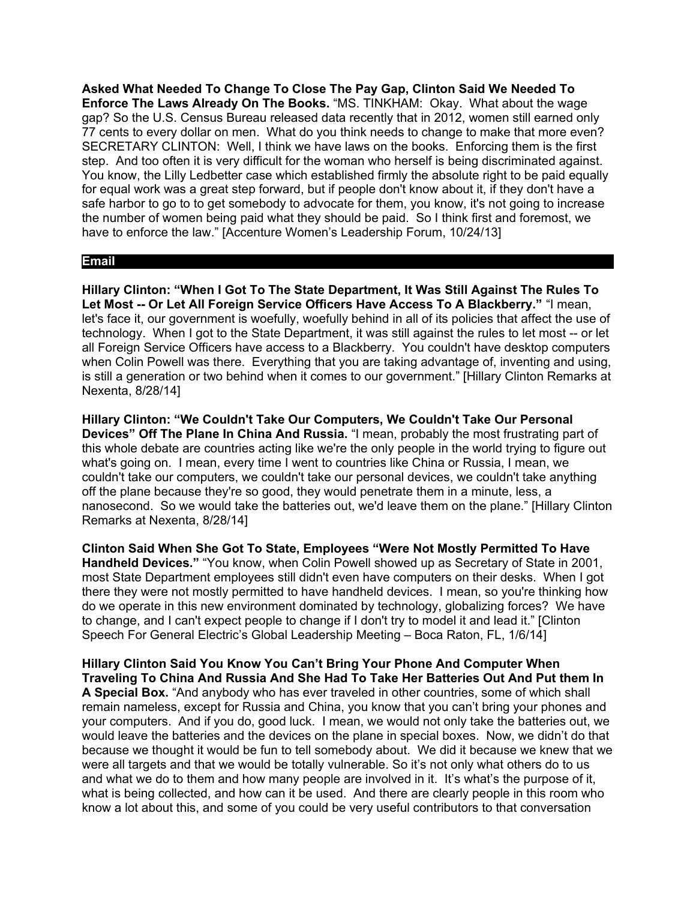**Asked What Needed To Change To Close The Pay Gap, Clinton Said We Needed To Enforce The Laws Already On The Books.** "MS. TINKHAM: Okay. What about the wage gap? So the U.S. Census Bureau released data recently that in 2012, women still earned only 77 cents to every dollar on men. What do you think needs to change to make that more even? SECRETARY CLINTON: Well, I think we have laws on the books. Enforcing them is the first step. And too often it is very difficult for the woman who herself is being discriminated against. You know, the Lilly Ledbetter case which established firmly the absolute right to be paid equally for equal work was a great step forward, but if people don't know about it, if they don't have a safe harbor to go to to get somebody to advocate for them, you know, it's not going to increase the number of women being paid what they should be paid. So I think first and foremost, we have to enforce the law." [Accenture Women's Leadership Forum, 10/24/13]

## Email

**Hillary Clinton: "When I Got To The State Department, It Was Still Against The Rules To Let Most -- Or Let All Foreign Service Officers Have Access To A Blackberry."** "I mean, let's face it, our government is woefully, woefully behind in all of its policies that affect the use of technology. When I got to the State Department, it was still against the rules to let most -- or let all Foreign Service Officers have access to a Blackberry. You couldn't have desktop computers when Colin Powell was there. Everything that you are taking advantage of, inventing and using, is still a generation or two behind when it comes to our government." [Hillary Clinton Remarks at Nexenta, 8/28/14]

**Hillary Clinton: "We Couldn't Take Our Computers, We Couldn't Take Our Personal Devices" Off The Plane In China And Russia.** "I mean, probably the most frustrating part of this whole debate are countries acting like we're the only people in the world trying to figure out what's going on. I mean, every time I went to countries like China or Russia, I mean, we couldn't take our computers, we couldn't take our personal devices, we couldn't take anything off the plane because they're so good, they would penetrate them in a minute, less, a nanosecond. So we would take the batteries out, we'd leave them on the plane." [Hillary Clinton Remarks at Nexenta, 8/28/14]

**Clinton Said When She Got To State, Employees "Were Not Mostly Permitted To Have Handheld Devices."** "You know, when Colin Powell showed up as Secretary of State in 2001, most State Department employees still didn't even have computers on their desks. When I got there they were not mostly permitted to have handheld devices. I mean, so you're thinking how do we operate in this new environment dominated by technology, globalizing forces? We have to change, and I can't expect people to change if I don't try to model it and lead it." [Clinton Speech For General Electric's Global Leadership Meeting – Boca Raton, FL, 1/6/14]

**Hillary Clinton Said You Know You Can't Bring Your Phone And Computer When Traveling To China And Russia And She Had To Take Her Batteries Out And Put them In A Special Box.** "And anybody who has ever traveled in other countries, some of which shall remain nameless, except for Russia and China, you know that you can't bring your phones and your computers. And if you do, good luck. I mean, we would not only take the batteries out, we would leave the batteries and the devices on the plane in special boxes. Now, we didn't do that because we thought it would be fun to tell somebody about. We did it because we knew that we were all targets and that we would be totally vulnerable. So it's not only what others do to us and what we do to them and how many people are involved in it. It's what's the purpose of it, what is being collected, and how can it be used. And there are clearly people in this room who know a lot about this, and some of you could be very useful contributors to that conversation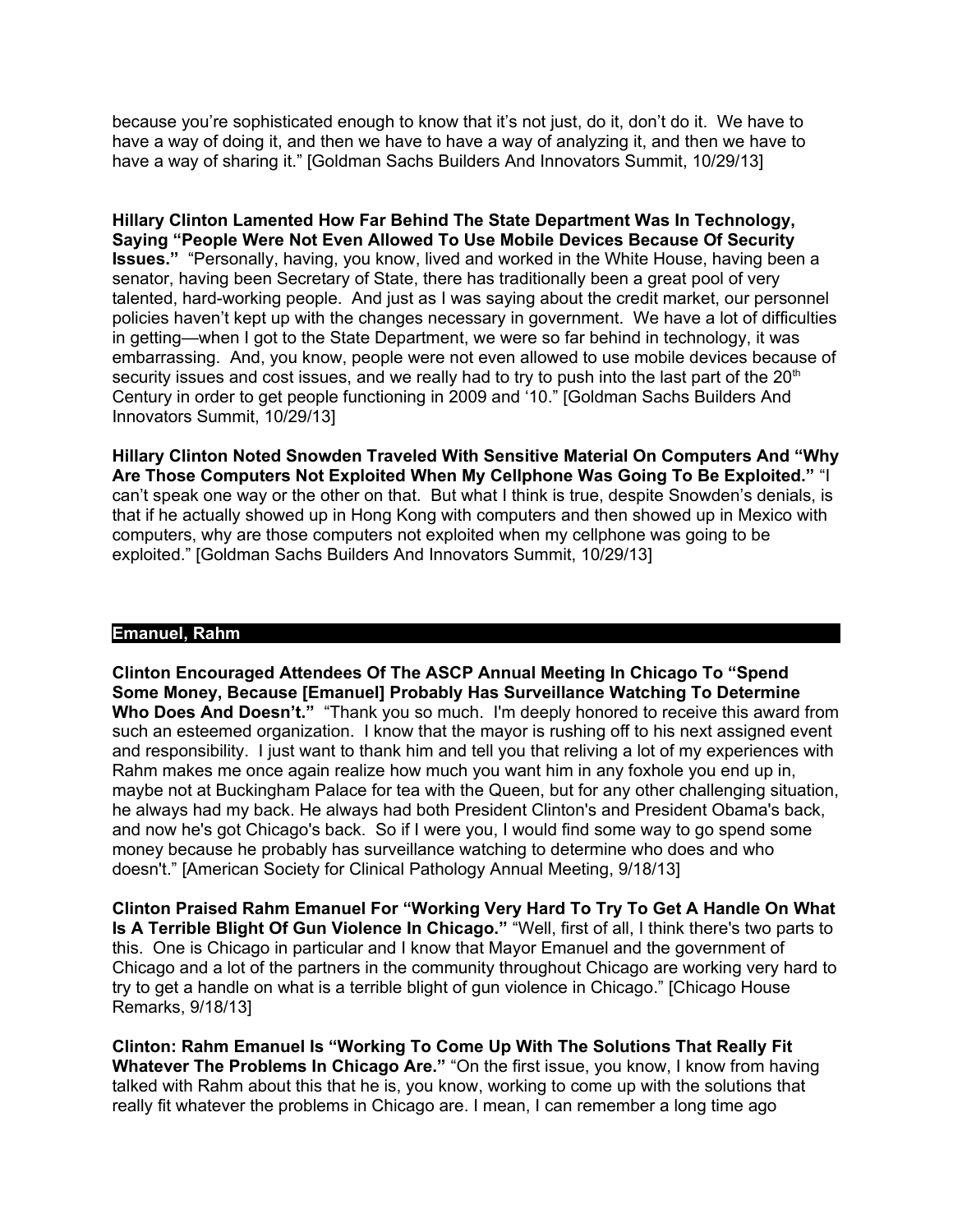because you're sophisticated enough to know that it's not just, do it, don't do it. We have to have a way of doing it, and then we have to have a way of analyzing it, and then we have to have a way of sharing it." [Goldman Sachs Builders And Innovators Summit, 10/29/13]

**Hillary Clinton Lamented How Far Behind The State Department Was In Technology, Saying "People Were Not Even Allowed To Use Mobile Devices Because Of Security Issues."** "Personally, having, you know, lived and worked in the White House, having been a senator, having been Secretary of State, there has traditionally been a great pool of very talented, hard-working people. And just as I was saying about the credit market, our personnel policies haven't kept up with the changes necessary in government. We have a lot of difficulties in getting—when I got to the State Department, we were so far behind in technology, it was embarrassing. And, you know, people were not even allowed to use mobile devices because of security issues and cost issues, and we really had to try to push into the last part of the 20th Century in order to get people functioning in 2009 and '10." [Goldman Sachs Builders And Innovators Summit, 10/29/13]

**Hillary Clinton Noted Snowden Traveled With Sensitive Material On Computers And "Why Are Those Computers Not Exploited When My Cellphone Was Going To Be Exploited."** "I can't speak one way or the other on that. But what I think is true, despite Snowden's denials, is that if he actually showed up in Hong Kong with computers and then showed up in Mexico with computers, why are those computers not exploited when my cellphone was going to be exploited." [Goldman Sachs Builders And Innovators Summit, 10/29/13]

## Emanuel, Rahm

**Clinton Encouraged Attendees Of The ASCP Annual Meeting In Chicago To "Spend Some Money, Because [Emanuel] Probably Has Surveillance Watching To Determine Who Does And Doesn't."** "Thank you so much. I'm deeply honored to receive this award from such an esteemed organization. I know that the mayor is rushing off to his next assigned event and responsibility. I just want to thank him and tell you that reliving a lot of my experiences with Rahm makes me once again realize how much you want him in any foxhole you end up in, maybe not at Buckingham Palace for tea with the Queen, but for any other challenging situation, he always had my back. He always had both President Clinton's and President Obama's back, and now he's got Chicago's back. So if I were you, I would find some way to go spend some money because he probably has surveillance watching to determine who does and who doesn't." [American Society for Clinical Pathology Annual Meeting, 9/18/13]

**Clinton Praised Rahm Emanuel For "Working Very Hard To Try To Get A Handle On What Is A Terrible Blight Of Gun Violence In Chicago."** "Well, first of all, I think there's two parts to this. One is Chicago in particular and I know that Mayor Emanuel and the government of Chicago and a lot of the partners in the community throughout Chicago are working very hard to try to get a handle on what is a terrible blight of gun violence in Chicago." [Chicago House Remarks, 9/18/13]

**Clinton: Rahm Emanuel Is "Working To Come Up With The Solutions That Really Fit Whatever The Problems In Chicago Are."** "On the first issue, you know, I know from having talked with Rahm about this that he is, you know, working to come up with the solutions that really fit whatever the problems in Chicago are. I mean, I can remember a long time ago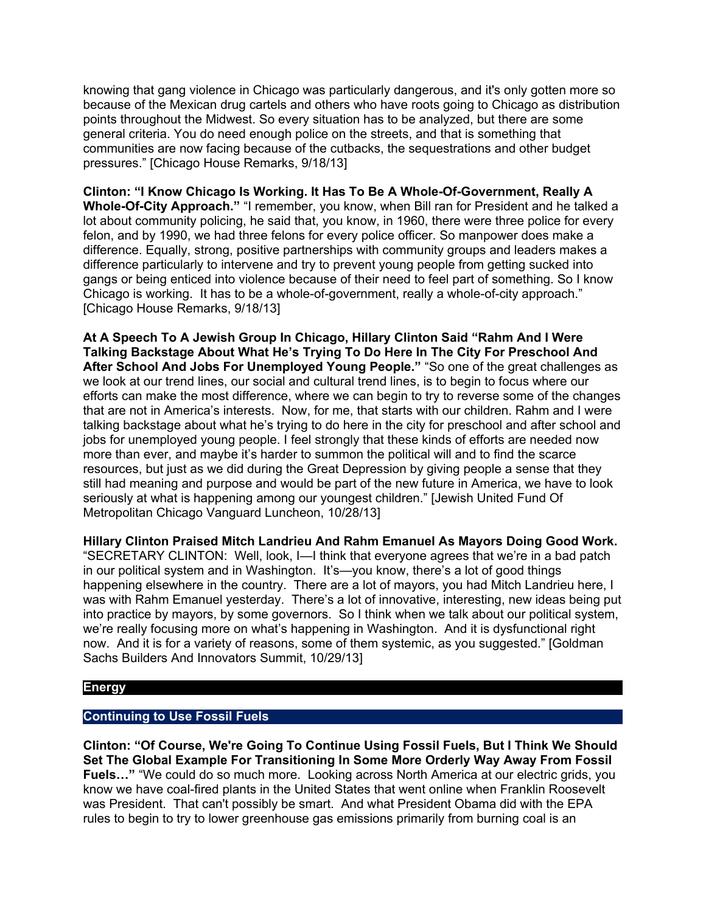knowing that gang violence in Chicago was particularly dangerous, and it's only gotten more so because of the Mexican drug cartels and others who have roots going to Chicago as distribution points throughout the Midwest. So every situation has to be analyzed, but there are some general criteria. You do need enough police on the streets, and that is something that communities are now facing because of the cutbacks, the sequestrations and other budget pressures." [Chicago House Remarks, 9/18/13]

**Clinton: "I Know Chicago Is Working. It Has To Be A Whole-Of-Government, Really A Whole-Of-City Approach."** "I remember, you know, when Bill ran for President and he talked a lot about community policing, he said that, you know, in 1960, there were three police for every felon, and by 1990, we had three felons for every police officer. So manpower does make a difference. Equally, strong, positive partnerships with community groups and leaders makes a difference particularly to intervene and try to prevent young people from getting sucked into gangs or being enticed into violence because of their need to feel part of something. So I know Chicago is working. It has to be a whole-of-government, really a whole-of-city approach." [Chicago House Remarks, 9/18/13]

**At A Speech To A Jewish Group In Chicago, Hillary Clinton Said "Rahm And I Were Talking Backstage About What He's Trying To Do Here In The City For Preschool And After School And Jobs For Unemployed Young People."** "So one of the great challenges as we look at our trend lines, our social and cultural trend lines, is to begin to focus where our efforts can make the most difference, where we can begin to try to reverse some of the changes that are not in America's interests. Now, for me, that starts with our children. Rahm and I were talking backstage about what he's trying to do here in the city for preschool and after school and jobs for unemployed young people. I feel strongly that these kinds of efforts are needed now more than ever, and maybe it's harder to summon the political will and to find the scarce resources, but just as we did during the Great Depression by giving people a sense that they still had meaning and purpose and would be part of the new future in America, we have to look seriously at what is happening among our youngest children." [Jewish United Fund Of Metropolitan Chicago Vanguard Luncheon, 10/28/13]

**Hillary Clinton Praised Mitch Landrieu And Rahm Emanuel As Mayors Doing Good Work.** "SECRETARY CLINTON: Well, look, I—I think that everyone agrees that we're in a bad patch in our political system and in Washington. It's—you know, there's a lot of good things happening elsewhere in the country. There are a lot of mayors, you had Mitch Landrieu here, I was with Rahm Emanuel yesterday. There's a lot of innovative, interesting, new ideas being put into practice by mayors, by some governors. So I think when we talk about our political system, we're really focusing more on what's happening in Washington. And it is dysfunctional right now. And it is for a variety of reasons, some of them systemic, as you suggested." [Goldman Sachs Builders And Innovators Summit, 10/29/13]

## Energy

### Continuing to Use Fossil Fuels

**Clinton: "Of Course, We're Going To Continue Using Fossil Fuels, But I Think We Should Set The Global Example For Transitioning In Some More Orderly Way Away From Fossil Fuels…"** "We could do so much more. Looking across North America at our electric grids, you know we have coal-fired plants in the United States that went online when Franklin Roosevelt was President. That can't possibly be smart. And what President Obama did with the EPA rules to begin to try to lower greenhouse gas emissions primarily from burning coal is an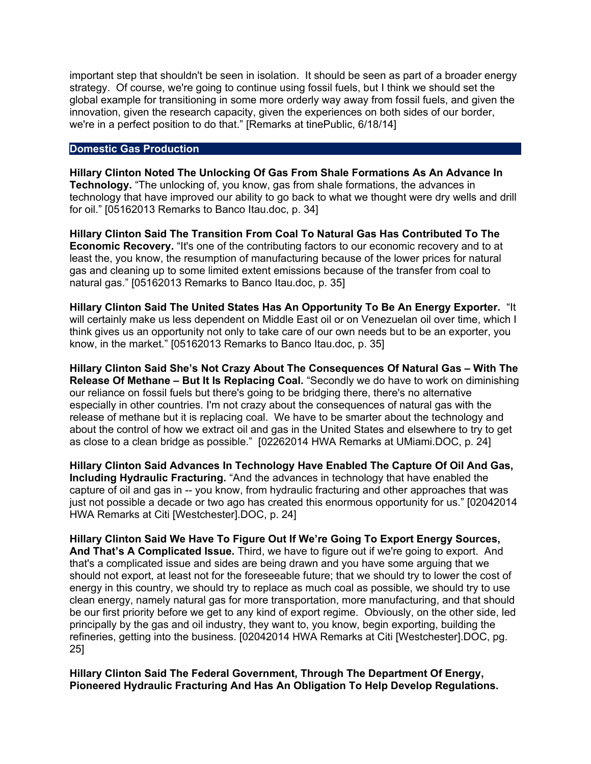important step that shouldn't be seen in isolation. It should be seen as part of a broader energy strategy. Of course, we're going to continue using fossil fuels, but I think we should set the global example for transitioning in some more orderly way away from fossil fuels, and given the innovation, given the research capacity, given the experiences on both sides of our border, we're in a perfect position to do that." [Remarks at tinePublic, 6/18/14]

## Domestic Gas Production

**Hillary Clinton Noted The Unlocking Of Gas From Shale Formations As An Advance In Technology.** "The unlocking of, you know, gas from shale formations, the advances in technology that have improved our ability to go back to what we thought were dry wells and drill for oil." [05162013 Remarks to Banco Itau.doc, p. 34]

**Hillary Clinton Said The Transition From Coal To Natural Gas Has Contributed To The Economic Recovery.** "It's one of the contributing factors to our economic recovery and to at least the, you know, the resumption of manufacturing because of the lower prices for natural gas and cleaning up to some limited extent emissions because of the transfer from coal to natural gas." [05162013 Remarks to Banco Itau.doc, p. 35]

**Hillary Clinton Said The United States Has An Opportunity To Be An Energy Exporter.** "It will certainly make us less dependent on Middle East oil or on Venezuelan oil over time, which I think gives us an opportunity not only to take care of our own needs but to be an exporter, you know, in the market." [05162013 Remarks to Banco Itau.doc, p. 35]

**Hillary Clinton Said She's Not Crazy About The Consequences Of Natural Gas – With The Release Of Methane – But It Is Replacing Coal.** "Secondly we do have to work on diminishing our reliance on fossil fuels but there's going to be bridging there, there's no alternative especially in other countries. I'm not crazy about the consequences of natural gas with the release of methane but it is replacing coal. We have to be smarter about the technology and about the control of how we extract oil and gas in the United States and elsewhere to try to get as close to a clean bridge as possible." [02262014 HWA Remarks at UMiami.DOC, p. 24]

**Hillary Clinton Said Advances In Technology Have Enabled The Capture Of Oil And Gas, Including Hydraulic Fracturing.** "And the advances in technology that have enabled the capture of oil and gas in -- you know, from hydraulic fracturing and other approaches that was just not possible a decade or two ago has created this enormous opportunity for us." [02042014 HWA Remarks at Citi [Westchester].DOC, p. 24]

**Hillary Clinton Said We Have To Figure Out If We're Going To Export Energy Sources, And That's A Complicated Issue.** Third, we have to figure out if we're going to export. And that's a complicated issue and sides are being drawn and you have some arguing that we should not export, at least not for the foreseeable future; that we should try to lower the cost of energy in this country, we should try to replace as much coal as possible, we should try to use clean energy, namely natural gas for more transportation, more manufacturing, and that should be our first priority before we get to any kind of export regime. Obviously, on the other side, led principally by the gas and oil industry, they want to, you know, begin exporting, building the refineries, getting into the business. [02042014 HWA Remarks at Citi [Westchester].DOC, pg. 25]

**Hillary Clinton Said The Federal Government, Through The Department Of Energy, Pioneered Hydraulic Fracturing And Has An Obligation To Help Develop Regulations.**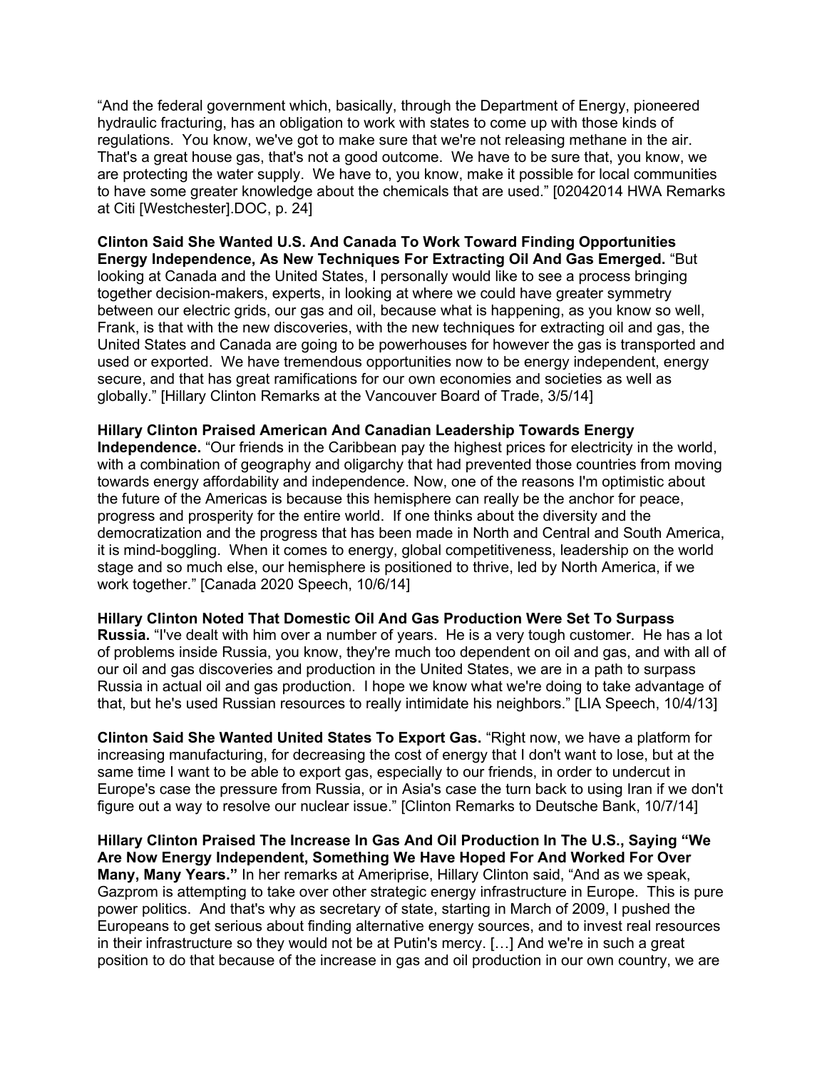"And the federal government which, basically, through the Department of Energy, pioneered hydraulic fracturing, has an obligation to work with states to come up with those kinds of regulations. You know, we've got to make sure that we're not releasing methane in the air. That's a great house gas, that's not a good outcome. We have to be sure that, you know, we are protecting the water supply. We have to, you know, make it possible for local communities to have some greater knowledge about the chemicals that are used." [02042014 HWA Remarks at Citi [Westchester].DOC, p. 24]

**Clinton Said She Wanted U.S. And Canada To Work Toward Finding Opportunities Energy Independence, As New Techniques For Extracting Oil And Gas Emerged.** "But looking at Canada and the United States, I personally would like to see a process bringing together decision-makers, experts, in looking at where we could have greater symmetry between our electric grids, our gas and oil, because what is happening, as you know so well, Frank, is that with the new discoveries, with the new techniques for extracting oil and gas, the United States and Canada are going to be powerhouses for however the gas is transported and used or exported. We have tremendous opportunities now to be energy independent, energy secure, and that has great ramifications for our own economies and societies as well as globally." [Hillary Clinton Remarks at the Vancouver Board of Trade, 3/5/14]

**Hillary Clinton Praised American And Canadian Leadership Towards Energy Independence.** "Our friends in the Caribbean pay the highest prices for electricity in the world, with a combination of geography and oligarchy that had prevented those countries from moving towards energy affordability and independence. Now, one of the reasons I'm optimistic about the future of the Americas is because this hemisphere can really be the anchor for peace, progress and prosperity for the entire world. If one thinks about the diversity and the democratization and the progress that has been made in North and Central and South America, it is mind-boggling. When it comes to energy, global competitiveness, leadership on the world stage and so much else, our hemisphere is positioned to thrive, led by North America, if we work together." [Canada 2020 Speech, 10/6/14]

**Hillary Clinton Noted That Domestic Oil And Gas Production Were Set To Surpass Russia.** "I've dealt with him over a number of years. He is a very tough customer. He has a lot of problems inside Russia, you know, they're much too dependent on oil and gas, and with all of our oil and gas discoveries and production in the United States, we are in a path to surpass Russia in actual oil and gas production. I hope we know what we're doing to take advantage of that, but he's used Russian resources to really intimidate his neighbors." [LIA Speech, 10/4/13]

**Clinton Said She Wanted United States To Export Gas.** "Right now, we have a platform for increasing manufacturing, for decreasing the cost of energy that I don't want to lose, but at the same time I want to be able to export gas, especially to our friends, in order to undercut in Europe's case the pressure from Russia, or in Asia's case the turn back to using Iran if we don't figure out a way to resolve our nuclear issue." [Clinton Remarks to Deutsche Bank, 10/7/14]

**Hillary Clinton Praised The Increase In Gas And Oil Production In The U.S., Saying "We Are Now Energy Independent, Something We Have Hoped For And Worked For Over Many, Many Years."** In her remarks at Ameriprise, Hillary Clinton said, "And as we speak, Gazprom is attempting to take over other strategic energy infrastructure in Europe. This is pure power politics. And that's why as secretary of state, starting in March of 2009, I pushed the Europeans to get serious about finding alternative energy sources, and to invest real resources in their infrastructure so they would not be at Putin's mercy. […] And we're in such a great position to do that because of the increase in gas and oil production in our own country, we are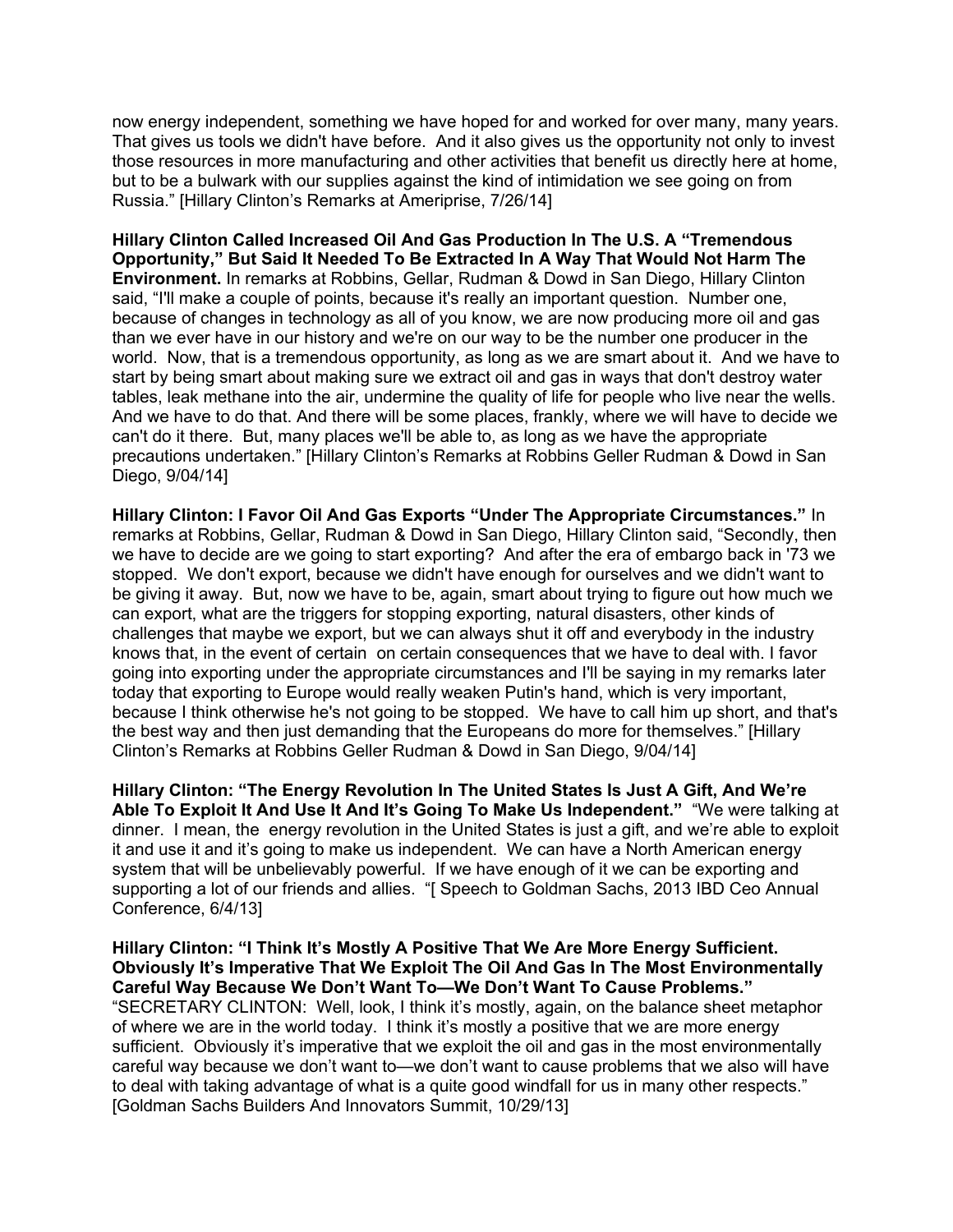now energy independent, something we have hoped for and worked for over many, many years. That gives us tools we didn't have before. And it also gives us the opportunity not only to invest those resources in more manufacturing and other activities that benefit us directly here at home, but to be a bulwark with our supplies against the kind of intimidation we see going on from Russia." [Hillary Clinton's Remarks at Ameriprise, 7/26/14]

**Hillary Clinton Called Increased Oil And Gas Production In The U.S. A "Tremendous Opportunity," But Said It Needed To Be Extracted In A Way That Would Not Harm The Environment.** In remarks at Robbins, Gellar, Rudman & Dowd in San Diego, Hillary Clinton said, "I'll make a couple of points, because it's really an important question. Number one, because of changes in technology as all of you know, we are now producing more oil and gas than we ever have in our history and we're on our way to be the number one producer in the world. Now, that is a tremendous opportunity, as long as we are smart about it. And we have to start by being smart about making sure we extract oil and gas in ways that don't destroy water tables, leak methane into the air, undermine the quality of life for people who live near the wells. And we have to do that. And there will be some places, frankly, where we will have to decide we can't do it there. But, many places we'll be able to, as long as we have the appropriate precautions undertaken." [Hillary Clinton's Remarks at Robbins Geller Rudman & Dowd in San Diego, 9/04/14]

**Hillary Clinton: I Favor Oil And Gas Exports "Under The Appropriate Circumstances."** In remarks at Robbins, Gellar, Rudman & Dowd in San Diego, Hillary Clinton said, "Secondly, then we have to decide are we going to start exporting? And after the era of embargo back in '73 we stopped. We don't export, because we didn't have enough for ourselves and we didn't want to be giving it away. But, now we have to be, again, smart about trying to figure out how much we can export, what are the triggers for stopping exporting, natural disasters, other kinds of challenges that maybe we export, but we can always shut it off and everybody in the industry knows that, in the event of certain on certain consequences that we have to deal with. I favor going into exporting under the appropriate circumstances and I'll be saying in my remarks later today that exporting to Europe would really weaken Putin's hand, which is very important, because I think otherwise he's not going to be stopped. We have to call him up short, and that's the best way and then just demanding that the Europeans do more for themselves." [Hillary Clinton's Remarks at Robbins Geller Rudman & Dowd in San Diego, 9/04/14]

**Hillary Clinton: "The Energy Revolution In The United States Is Just A Gift, And We're Able To Exploit It And Use It And It's Going To Make Us Independent."** "We were talking at dinner. I mean, the energy revolution in the United States is just a gift, and we're able to exploit it and use it and it's going to make us independent. We can have a North American energy system that will be unbelievably powerful. If we have enough of it we can be exporting and supporting a lot of our friends and allies. "[ Speech to Goldman Sachs, 2013 IBD Ceo Annual Conference, 6/4/13]

**Hillary Clinton: "I Think It's Mostly A Positive That We Are More Energy Sufficient. Obviously It's Imperative That We Exploit The Oil And Gas In The Most Environmentally Careful Way Because We Don't Want To—We Don't Want To Cause Problems."** "SECRETARY CLINTON: Well, look, I think it's mostly, again, on the balance sheet metaphor of where we are in the world today. I think it's mostly a positive that we are more energy sufficient. Obviously it's imperative that we exploit the oil and gas in the most environmentally careful way because we don't want to—we don't want to cause problems that we also will have to deal with taking advantage of what is a quite good windfall for us in many other respects." [Goldman Sachs Builders And Innovators Summit, 10/29/13]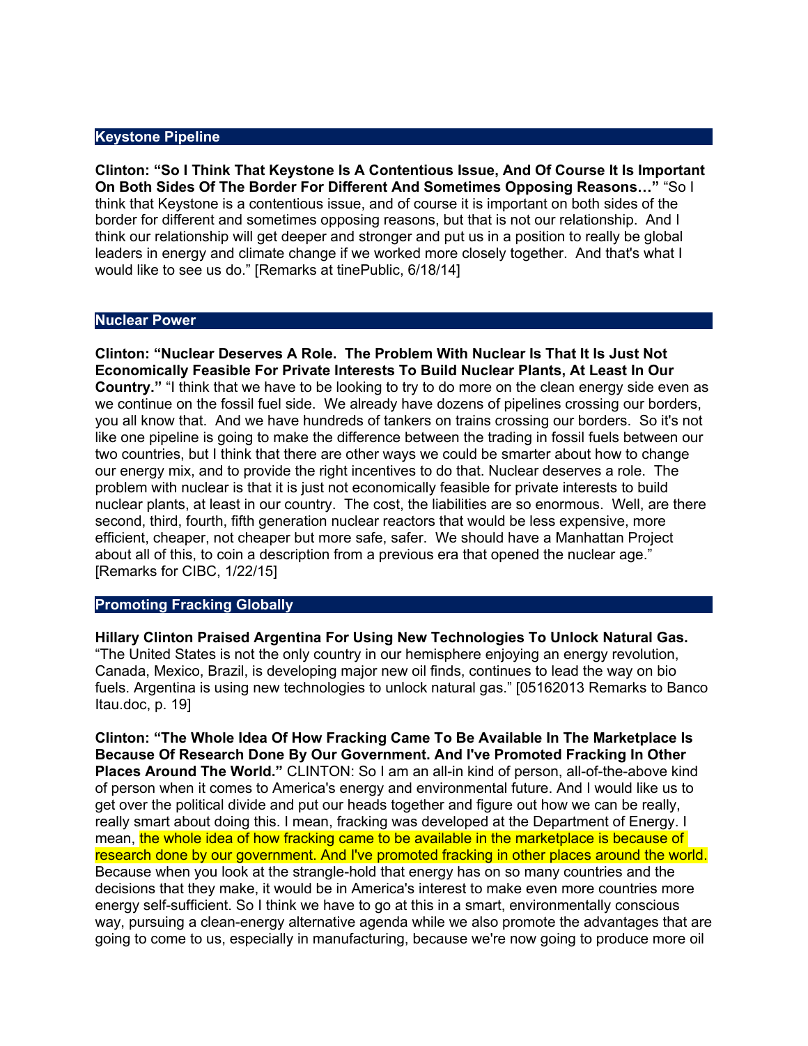## Keystone Pipeline

**Clinton: "So I Think That Keystone Is A Contentious Issue, And Of Course It Is Important On Both Sides Of The Border For Different And Sometimes Opposing Reasons…"** "So I think that Keystone is a contentious issue, and of course it is important on both sides of the border for different and sometimes opposing reasons, but that is not our relationship. And I think our relationship will get deeper and stronger and put us in a position to really be global leaders in energy and climate change if we worked more closely together. And that's what I would like to see us do." [Remarks at tinePublic, 6/18/14]

## Nuclear Power

**Clinton: "Nuclear Deserves A Role. The Problem With Nuclear Is That It Is Just Not Economically Feasible For Private Interests To Build Nuclear Plants, At Least In Our Country."** "I think that we have to be looking to try to do more on the clean energy side even as we continue on the fossil fuel side. We already have dozens of pipelines crossing our borders, you all know that. And we have hundreds of tankers on trains crossing our borders. So it's not like one pipeline is going to make the difference between the trading in fossil fuels between our two countries, but I think that there are other ways we could be smarter about how to change our energy mix, and to provide the right incentives to do that. Nuclear deserves a role. The problem with nuclear is that it is just not economically feasible for private interests to build nuclear plants, at least in our country. The cost, the liabilities are so enormous. Well, are there second, third, fourth, fifth generation nuclear reactors that would be less expensive, more efficient, cheaper, not cheaper but more safe, safer. We should have a Manhattan Project about all of this, to coin a description from a previous era that opened the nuclear age." [Remarks for CIBC, 1/22/15]

## Promoting Fracking Globally

**Hillary Clinton Praised Argentina For Using New Technologies To Unlock Natural Gas.** "The United States is not the only country in our hemisphere enjoying an energy revolution, Canada, Mexico, Brazil, is developing major new oil finds, continues to lead the way on bio fuels. Argentina is using new technologies to unlock natural gas." [05162013 Remarks to Banco Itau.doc, p. 19]

**Clinton: "The Whole Idea Of How Fracking Came To Be Available In The Marketplace Is Because Of Research Done By Our Government. And I've Promoted Fracking In Other Places Around The World."** CLINTON: So I am an all-in kind of person, all-of-the-above kind of person when it comes to America's energy and environmental future. And I would like us to get over the political divide and put our heads together and figure out how we can be really, really smart about doing this. I mean, fracking was developed at the Department of Energy. I mean, the whole idea of how fracking came to be available in the marketplace is because of research done by our government. And I've promoted fracking in other places around the world. Because when you look at the strangle-hold that energy has on so many countries and the decisions that they make, it would be in America's interest to make even more countries more energy self-sufficient. So I think we have to go at this in a smart, environmentally conscious way, pursuing a clean-energy alternative agenda while we also promote the advantages that are going to come to us, especially in manufacturing, because we're now going to produce more oil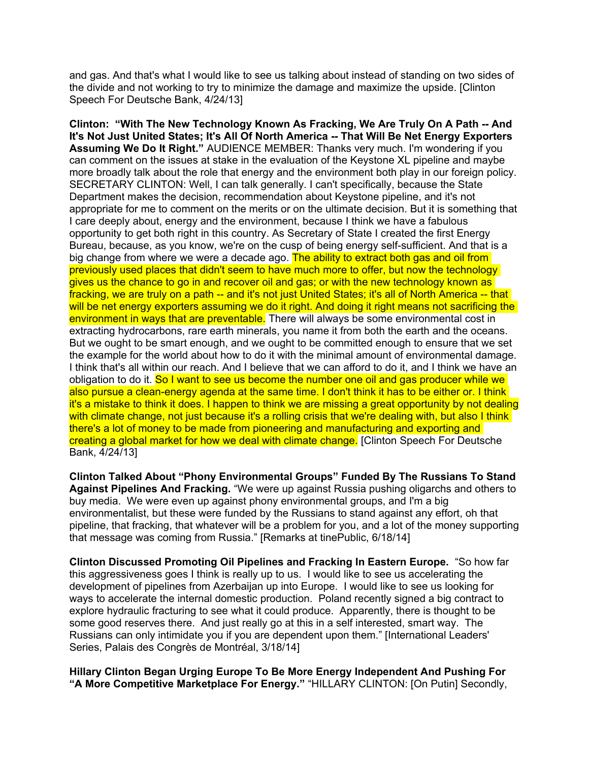and gas. And that's what I would like to see us talking about instead of standing on two sides of the divide and not working to try to minimize the damage and maximize the upside. [Clinton Speech For Deutsche Bank, 4/24/13]

**Clinton: "With The New Technology Known As Fracking, We Are Truly On A Path -- And It's Not Just United States; It's All Of North America -- That Will Be Net Energy Exporters Assuming We Do It Right."** AUDIENCE MEMBER: Thanks very much. I'm wondering if you can comment on the issues at stake in the evaluation of the Keystone XL pipeline and maybe more broadly talk about the role that energy and the environment both play in our foreign policy. SECRETARY CLINTON: Well, I can talk generally. I can't specifically, because the State Department makes the decision, recommendation about Keystone pipeline, and it's not appropriate for me to comment on the merits or on the ultimate decision. But it is something that I care deeply about, energy and the environment, because I think we have a fabulous opportunity to get both right in this country. As Secretary of State I created the first Energy Bureau, because, as you know, we're on the cusp of being energy self-sufficient. And that is a big change from where we were a decade ago. The ability to extract both gas and oil from previously used places that didn't seem to have much more to offer, but now the technology gives us the chance to go in and recover oil and gas; or with the new technology known as fracking, we are truly on a path -- and it's not just United States; it's all of North America -- that will be net energy exporters assuming we do it right. And doing it right means not sacrificing the environment in ways that are preventable. There will always be some environmental cost in extracting hydrocarbons, rare earth minerals, you name it from both the earth and the oceans. But we ought to be smart enough, and we ought to be committed enough to ensure that we set the example for the world about how to do it with the minimal amount of environmental damage. I think that's all within our reach. And I believe that we can afford to do it, and I think we have an obligation to do it. So I want to see us become the number one oil and gas producer while we also pursue a clean-energy agenda at the same time. I don't think it has to be either or. I think it's a mistake to think it does. I happen to think we are missing a great opportunity by not dealing with climate change, not just because it's a rolling crisis that we're dealing with, but also I think there's a lot of money to be made from pioneering and manufacturing and exporting and creating a global market for how we deal with climate change. [Clinton Speech For Deutsche Bank, 4/24/13]

**Clinton Talked About "Phony Environmental Groups" Funded By The Russians To Stand Against Pipelines And Fracking.** "We were up against Russia pushing oligarchs and others to buy media. We were even up against phony environmental groups, and I'm a big environmentalist, but these were funded by the Russians to stand against any effort, oh that pipeline, that fracking, that whatever will be a problem for you, and a lot of the money supporting that message was coming from Russia." [Remarks at tinePublic, 6/18/14]

**Clinton Discussed Promoting Oil Pipelines and Fracking In Eastern Europe.** "So how far this aggressiveness goes I think is really up to us. I would like to see us accelerating the development of pipelines from Azerbaijan up into Europe. I would like to see us looking for ways to accelerate the internal domestic production. Poland recently signed a big contract to explore hydraulic fracturing to see what it could produce. Apparently, there is thought to be some good reserves there. And just really go at this in a self interested, smart way. The Russians can only intimidate you if you are dependent upon them." [International Leaders' Series, Palais des Congrès de Montréal, 3/18/14]

**Hillary Clinton Began Urging Europe To Be More Energy Independent And Pushing For "A More Competitive Marketplace For Energy."** "HILLARY CLINTON: [On Putin] Secondly,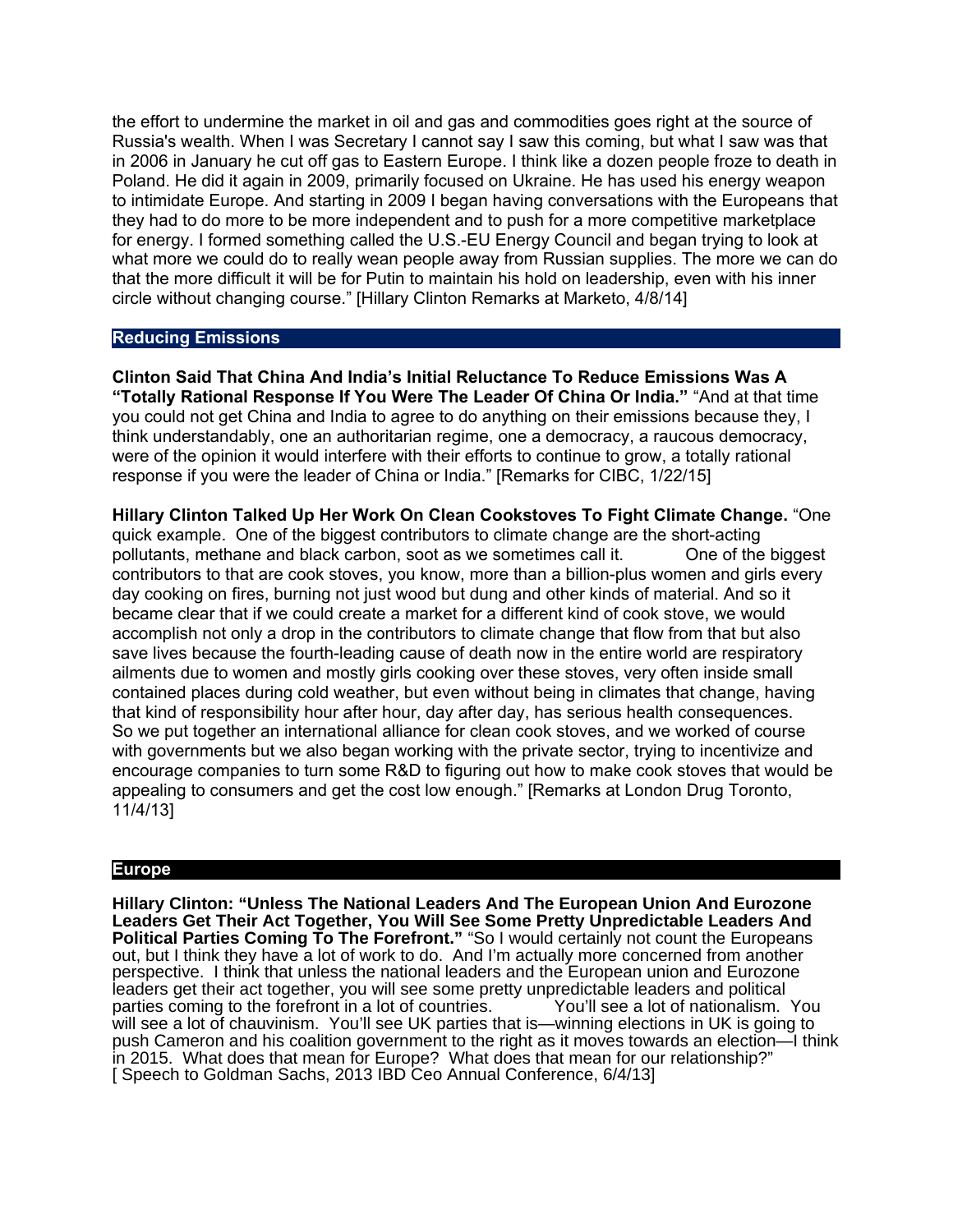the effort to undermine the market in oil and gas and commodities goes right at the source of Russia's wealth. When I was Secretary I cannot say I saw this coming, but what I saw was that in 2006 in January he cut off gas to Eastern Europe. I think like a dozen people froze to death in Poland. He did it again in 2009, primarily focused on Ukraine. He has used his energy weapon to intimidate Europe. And starting in 2009 I began having conversations with the Europeans that they had to do more to be more independent and to push for a more competitive marketplace for energy. I formed something called the U.S.-EU Energy Council and began trying to look at what more we could do to really wean people away from Russian supplies. The more we can do that the more difficult it will be for Putin to maintain his hold on leadership, even with his inner circle without changing course." [Hillary Clinton Remarks at Marketo, 4/8/14]

## Reducing Emissions

**Clinton Said That China And India's Initial Reluctance To Reduce Emissions Was A "Totally Rational Response If You Were The Leader Of China Or India."** "And at that time you could not get China and India to agree to do anything on their emissions because they, I think understandably, one an authoritarian regime, one a democracy, a raucous democracy, were of the opinion it would interfere with their efforts to continue to grow, a totally rational response if you were the leader of China or India." [Remarks for CIBC, 1/22/15]

**Hillary Clinton Talked Up Her Work On Clean Cookstoves To Fight Climate Change.** "One quick example. One of the biggest contributors to climate change are the short-acting pollutants, methane and black carbon, soot as we sometimes call it. One of the biggest contributors to that are cook stoves, you know, more than a billion-plus women and girls every day cooking on fires, burning not just wood but dung and other kinds of material. And so it became clear that if we could create a market for a different kind of cook stove, we would accomplish not only a drop in the contributors to climate change that flow from that but also save lives because the fourth-leading cause of death now in the entire world are respiratory ailments due to women and mostly girls cooking over these stoves, very often inside small contained places during cold weather, but even without being in climates that change, having that kind of responsibility hour after hour, day after day, has serious health consequences. So we put together an international alliance for clean cook stoves, and we worked of course with governments but we also began working with the private sector, trying to incentivize and encourage companies to turn some R&D to figuring out how to make cook stoves that would be appealing to consumers and get the cost low enough." [Remarks at London Drug Toronto, 11/4/13]

## Europe

**Hillary Clinton: "Unless The National Leaders And The European Union And Eurozone Leaders Get Their Act Together, You Will See Some Pretty Unpredictable Leaders And Political Parties Coming To The Forefront."** "So I would certainly not count the Europeans out, but I think they have a lot of work to do. And I'm actually more concerned from another perspective. I think that unless the national leaders and the European union and Eurozone leaders get their act together, you will see some pretty unpredictable leaders and political parties coming to the forefront in a lot of countries. You'll see a lot of nationalism. You will see a lot of chauvinism. You'll see UK parties that is—winning elections in UK is going to push Cameron and his coalition government to the right as it moves towards an election—I think in 2015. What does that mean for Europe? What does that mean for our relationship?" [ Speech to Goldman Sachs, 2013 IBD Ceo Annual Conference, 6/4/13]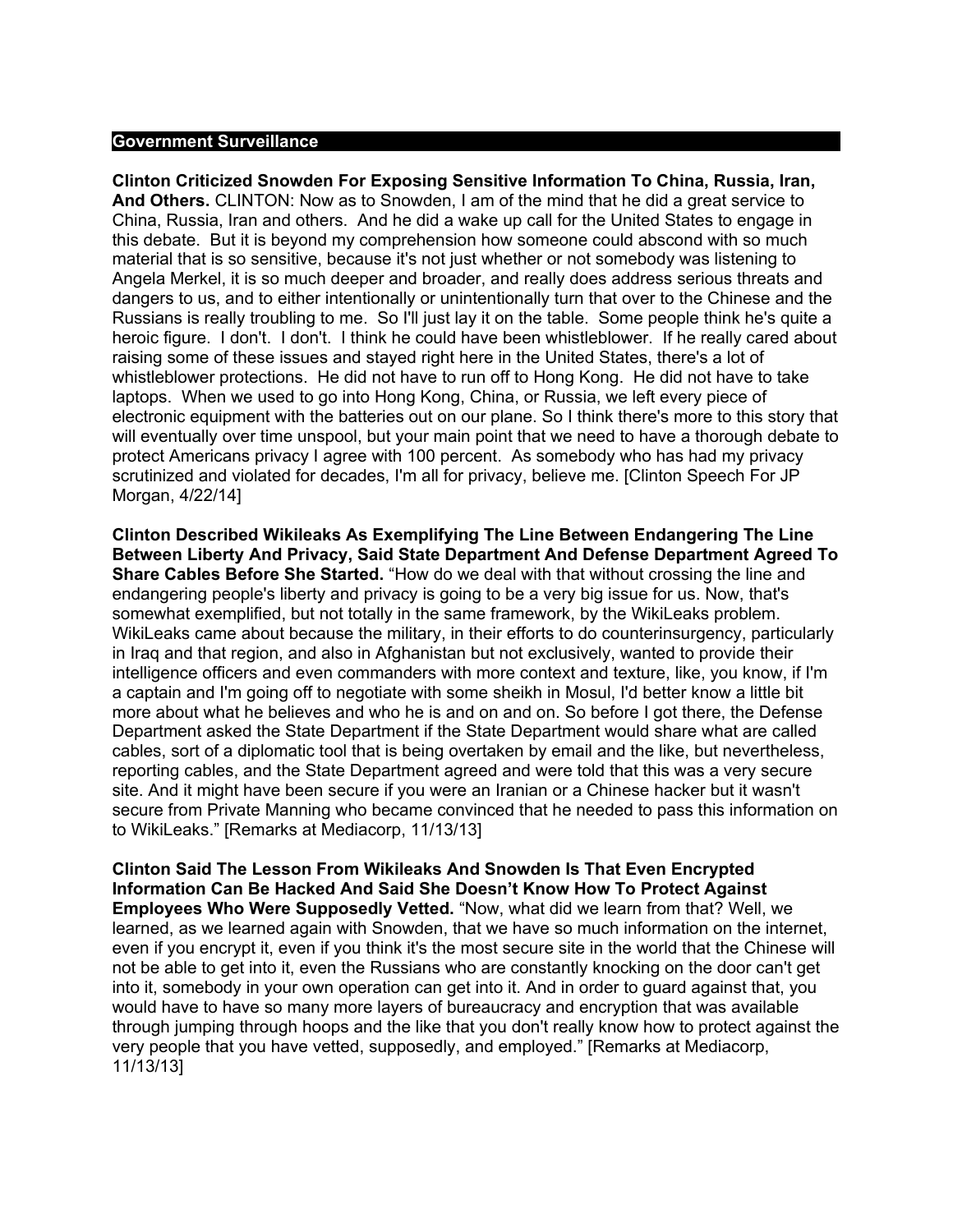## Government Surveillance

**Clinton Criticized Snowden For Exposing Sensitive Information To China, Russia, Iran, And Others.** CLINTON: Now as to Snowden, I am of the mind that he did a great service to China, Russia, Iran and others. And he did a wake up call for the United States to engage in this debate. But it is beyond my comprehension how someone could abscond with so much material that is so sensitive, because it's not just whether or not somebody was listening to Angela Merkel, it is so much deeper and broader, and really does address serious threats and dangers to us, and to either intentionally or unintentionally turn that over to the Chinese and the Russians is really troubling to me. So I'll just lay it on the table. Some people think he's quite a heroic figure. I don't. I don't. I think he could have been whistleblower. If he really cared about raising some of these issues and stayed right here in the United States, there's a lot of whistleblower protections. He did not have to run off to Hong Kong. He did not have to take laptops. When we used to go into Hong Kong, China, or Russia, we left every piece of electronic equipment with the batteries out on our plane. So I think there's more to this story that will eventually over time unspool, but your main point that we need to have a thorough debate to protect Americans privacy I agree with 100 percent. As somebody who has had my privacy scrutinized and violated for decades, I'm all for privacy, believe me. [Clinton Speech For JP Morgan, 4/22/14]

**Clinton Described Wikileaks As Exemplifying The Line Between Endangering The Line Between Liberty And Privacy, Said State Department And Defense Department Agreed To Share Cables Before She Started.** "How do we deal with that without crossing the line and endangering people's liberty and privacy is going to be a very big issue for us. Now, that's somewhat exemplified, but not totally in the same framework, by the WikiLeaks problem. WikiLeaks came about because the military, in their efforts to do counterinsurgency, particularly in Iraq and that region, and also in Afghanistan but not exclusively, wanted to provide their intelligence officers and even commanders with more context and texture, like, you know, if I'm a captain and I'm going off to negotiate with some sheikh in Mosul, I'd better know a little bit more about what he believes and who he is and on and on. So before I got there, the Defense Department asked the State Department if the State Department would share what are called cables, sort of a diplomatic tool that is being overtaken by email and the like, but nevertheless, reporting cables, and the State Department agreed and were told that this was a very secure site. And it might have been secure if you were an Iranian or a Chinese hacker but it wasn't secure from Private Manning who became convinced that he needed to pass this information on to WikiLeaks." [Remarks at Mediacorp, 11/13/13]

**Clinton Said The Lesson From Wikileaks And Snowden Is That Even Encrypted Information Can Be Hacked And Said She Doesn't Know How To Protect Against Employees Who Were Supposedly Vetted.** "Now, what did we learn from that? Well, we learned, as we learned again with Snowden, that we have so much information on the internet, even if you encrypt it, even if you think it's the most secure site in the world that the Chinese will not be able to get into it, even the Russians who are constantly knocking on the door can't get into it, somebody in your own operation can get into it. And in order to guard against that, you would have to have so many more layers of bureaucracy and encryption that was available through jumping through hoops and the like that you don't really know how to protect against the very people that you have vetted, supposedly, and employed." [Remarks at Mediacorp, 11/13/13]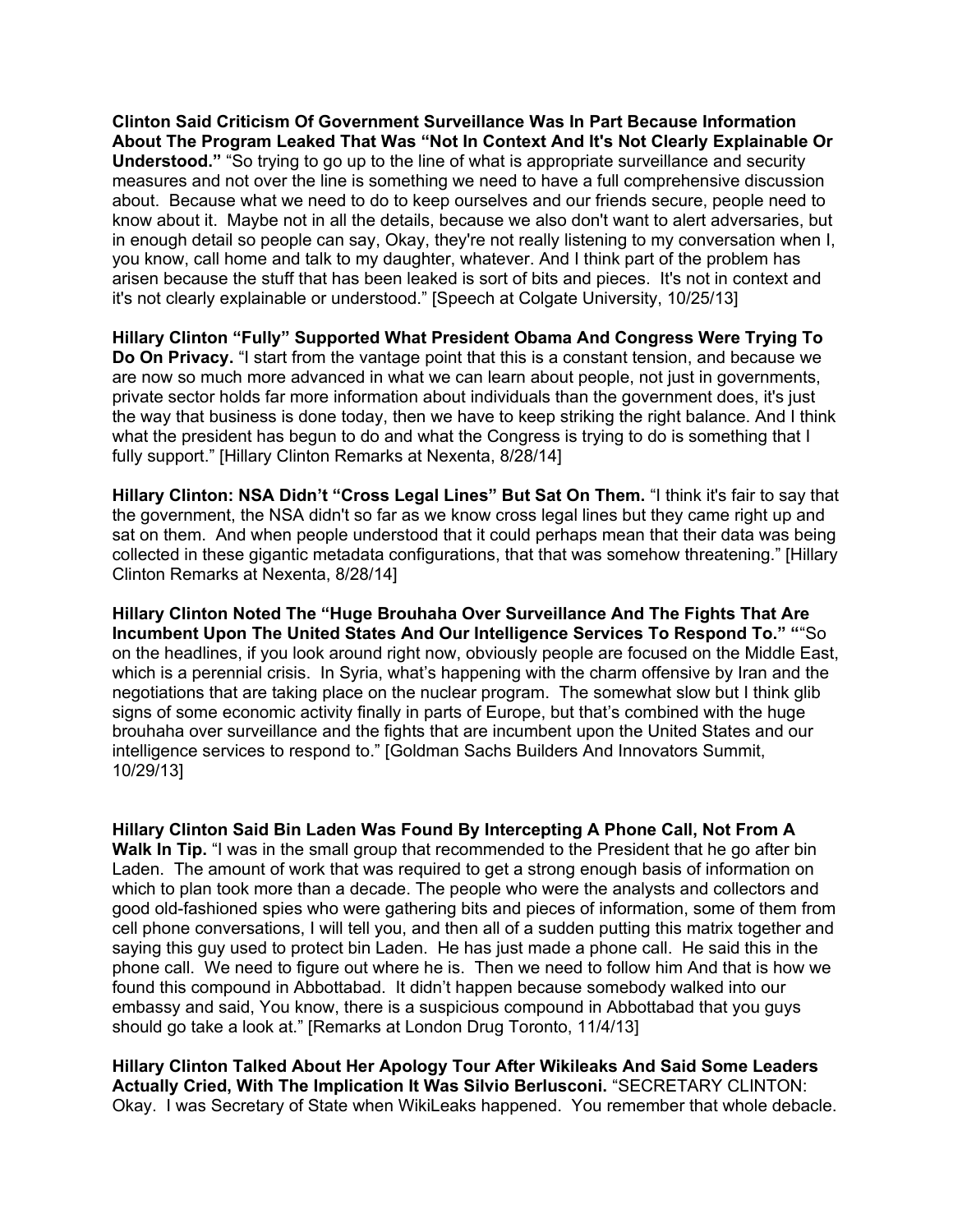**Clinton Said Criticism Of Government Surveillance Was In Part Because Information About The Program Leaked That Was "Not In Context And It's Not Clearly Explainable Or Understood."** "So trying to go up to the line of what is appropriate surveillance and security measures and not over the line is something we need to have a full comprehensive discussion about. Because what we need to do to keep ourselves and our friends secure, people need to know about it. Maybe not in all the details, because we also don't want to alert adversaries, but in enough detail so people can say, Okay, they're not really listening to my conversation when I, you know, call home and talk to my daughter, whatever. And I think part of the problem has arisen because the stuff that has been leaked is sort of bits and pieces. It's not in context and it's not clearly explainable or understood." [Speech at Colgate University, 10/25/13]

**Hillary Clinton "Fully" Supported What President Obama And Congress Were Trying To Do On Privacy.** "I start from the vantage point that this is a constant tension, and because we are now so much more advanced in what we can learn about people, not just in governments, private sector holds far more information about individuals than the government does, it's just the way that business is done today, then we have to keep striking the right balance. And I think what the president has begun to do and what the Congress is trying to do is something that I fully support." [Hillary Clinton Remarks at Nexenta, 8/28/14]

**Hillary Clinton: NSA Didn't "Cross Legal Lines" But Sat On Them.** "I think it's fair to say that the government, the NSA didn't so far as we know cross legal lines but they came right up and sat on them. And when people understood that it could perhaps mean that their data was being collected in these gigantic metadata configurations, that that was somehow threatening." [Hillary Clinton Remarks at Nexenta, 8/28/14]

**Hillary Clinton Noted The "Huge Brouhaha Over Surveillance And The Fights That Are Incumbent Upon The United States And Our Intelligence Services To Respond To." "**"So on the headlines, if you look around right now, obviously people are focused on the Middle East, which is a perennial crisis. In Syria, what's happening with the charm offensive by Iran and the negotiations that are taking place on the nuclear program. The somewhat slow but I think glib signs of some economic activity finally in parts of Europe, but that's combined with the huge brouhaha over surveillance and the fights that are incumbent upon the United States and our intelligence services to respond to." [Goldman Sachs Builders And Innovators Summit, 10/29/13]

**Hillary Clinton Said Bin Laden Was Found By Intercepting A Phone Call, Not From A Walk In Tip.** "I was in the small group that recommended to the President that he go after bin Laden. The amount of work that was required to get a strong enough basis of information on which to plan took more than a decade. The people who were the analysts and collectors and good old-fashioned spies who were gathering bits and pieces of information, some of them from cell phone conversations, I will tell you, and then all of a sudden putting this matrix together and saying this guy used to protect bin Laden. He has just made a phone call. He said this in the phone call. We need to figure out where he is. Then we need to follow him And that is how we found this compound in Abbottabad. It didn't happen because somebody walked into our embassy and said, You know, there is a suspicious compound in Abbottabad that you guys should go take a look at." [Remarks at London Drug Toronto, 11/4/13]

**Hillary Clinton Talked About Her Apology Tour After Wikileaks And Said Some Leaders Actually Cried, With The Implication It Was Silvio Berlusconi.** "SECRETARY CLINTON: Okay. I was Secretary of State when WikiLeaks happened. You remember that whole debacle.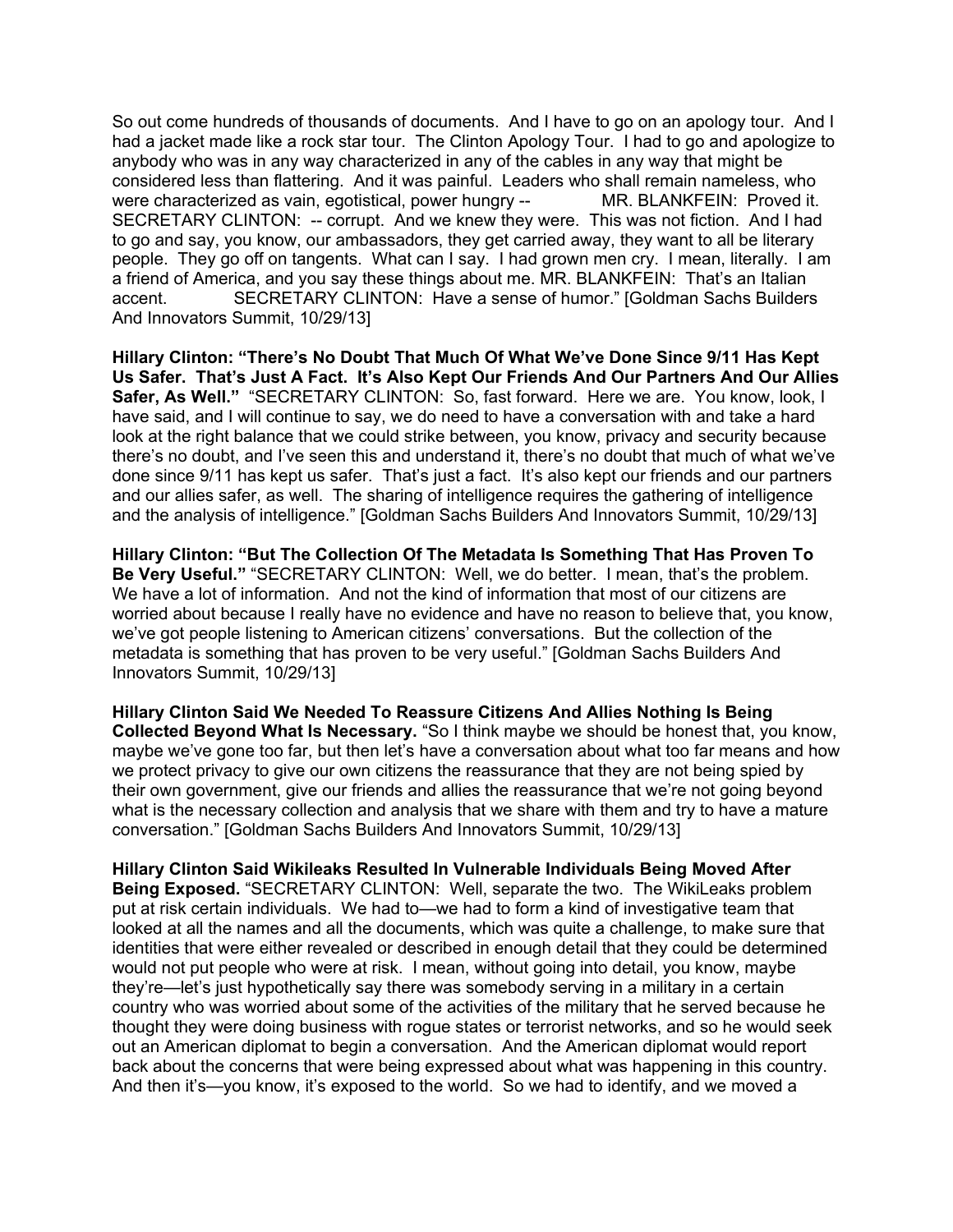So out come hundreds of thousands of documents. And I have to go on an apology tour. And I had a jacket made like a rock star tour. The Clinton Apology Tour. I had to go and apologize to anybody who was in any way characterized in any of the cables in any way that might be considered less than flattering. And it was painful. Leaders who shall remain nameless, who were characterized as vain, egotistical, power hungry -- MR. BLANKFEIN: Proved it. SECRETARY CLINTON: -- corrupt. And we knew they were. This was not fiction. And I had to go and say, you know, our ambassadors, they get carried away, they want to all be literary people. They go off on tangents. What can I say. I had grown men cry. I mean, literally. I am a friend of America, and you say these things about me. MR. BLANKFEIN: That's an Italian accent. SECRETARY CLINTON: Have a sense of humor." [Goldman Sachs Builders And Innovators Summit, 10/29/13]

**Hillary Clinton: "There's No Doubt That Much Of What We've Done Since 9/11 Has Kept Us Safer. That's Just A Fact. It's Also Kept Our Friends And Our Partners And Our Allies Safer, As Well."** "SECRETARY CLINTON: So, fast forward. Here we are. You know, look, I have said, and I will continue to say, we do need to have a conversation with and take a hard look at the right balance that we could strike between, you know, privacy and security because there's no doubt, and I've seen this and understand it, there's no doubt that much of what we've done since 9/11 has kept us safer. That's just a fact. It's also kept our friends and our partners and our allies safer, as well. The sharing of intelligence requires the gathering of intelligence and the analysis of intelligence." [Goldman Sachs Builders And Innovators Summit, 10/29/13]

**Hillary Clinton: "But The Collection Of The Metadata Is Something That Has Proven To Be Very Useful."** "SECRETARY CLINTON: Well, we do better. I mean, that's the problem. We have a lot of information. And not the kind of information that most of our citizens are worried about because I really have no evidence and have no reason to believe that, you know, we've got people listening to American citizens' conversations. But the collection of the metadata is something that has proven to be very useful." [Goldman Sachs Builders And Innovators Summit, 10/29/13]

**Hillary Clinton Said We Needed To Reassure Citizens And Allies Nothing Is Being Collected Beyond What Is Necessary.** "So I think maybe we should be honest that, you know, maybe we've gone too far, but then let's have a conversation about what too far means and how we protect privacy to give our own citizens the reassurance that they are not being spied by their own government, give our friends and allies the reassurance that we're not going beyond what is the necessary collection and analysis that we share with them and try to have a mature conversation." [Goldman Sachs Builders And Innovators Summit, 10/29/13]

**Hillary Clinton Said Wikileaks Resulted In Vulnerable Individuals Being Moved After Being Exposed.** "SECRETARY CLINTON: Well, separate the two. The WikiLeaks problem put at risk certain individuals. We had to—we had to form a kind of investigative team that looked at all the names and all the documents, which was quite a challenge, to make sure that identities that were either revealed or described in enough detail that they could be determined would not put people who were at risk. I mean, without going into detail, you know, maybe they're—let's just hypothetically say there was somebody serving in a military in a certain country who was worried about some of the activities of the military that he served because he thought they were doing business with rogue states or terrorist networks, and so he would seek out an American diplomat to begin a conversation. And the American diplomat would report back about the concerns that were being expressed about what was happening in this country. And then it's—you know, it's exposed to the world. So we had to identify, and we moved a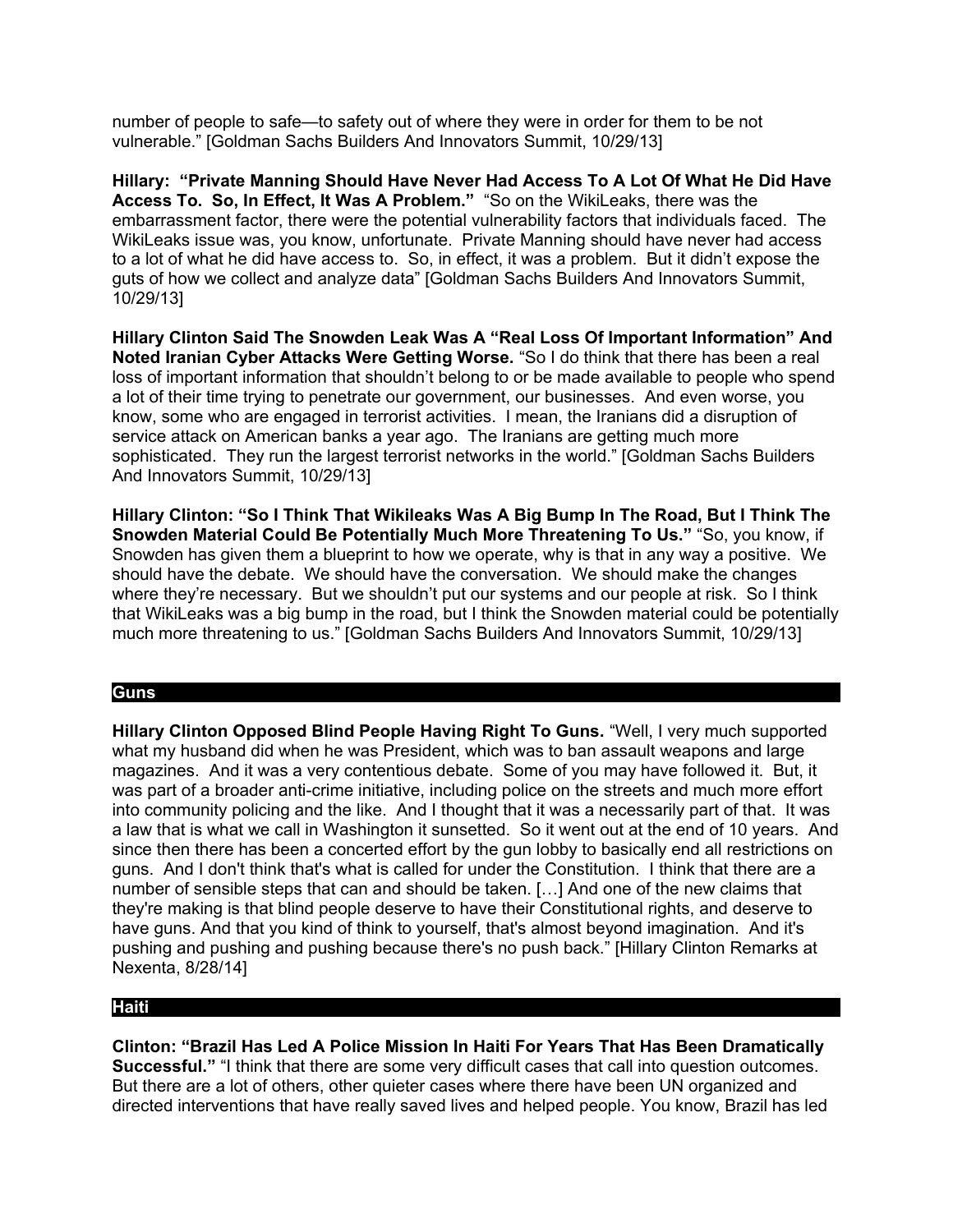number of people to safe—to safety out of where they were in order for them to be not vulnerable." [Goldman Sachs Builders And Innovators Summit, 10/29/13]

**Hillary: "Private Manning Should Have Never Had Access To A Lot Of What He Did Have Access To. So, In Effect, It Was A Problem."** "So on the WikiLeaks, there was the embarrassment factor, there were the potential vulnerability factors that individuals faced. The WikiLeaks issue was, you know, unfortunate. Private Manning should have never had access to a lot of what he did have access to. So, in effect, it was a problem. But it didn't expose the guts of how we collect and analyze data" [Goldman Sachs Builders And Innovators Summit, 10/29/13]

**Hillary Clinton Said The Snowden Leak Was A "Real Loss Of Important Information" And Noted Iranian Cyber Attacks Were Getting Worse.** "So I do think that there has been a real loss of important information that shouldn't belong to or be made available to people who spend a lot of their time trying to penetrate our government, our businesses. And even worse, you know, some who are engaged in terrorist activities. I mean, the Iranians did a disruption of service attack on American banks a year ago. The Iranians are getting much more sophisticated. They run the largest terrorist networks in the world." [Goldman Sachs Builders And Innovators Summit, 10/29/13]

**Hillary Clinton: "So I Think That Wikileaks Was A Big Bump In The Road, But I Think The Snowden Material Could Be Potentially Much More Threatening To Us."** "So, you know, if Snowden has given them a blueprint to how we operate, why is that in any way a positive. We should have the debate. We should have the conversation. We should make the changes where they're necessary. But we shouldn't put our systems and our people at risk. So I think that WikiLeaks was a big bump in the road, but I think the Snowden material could be potentially much more threatening to us." [Goldman Sachs Builders And Innovators Summit, 10/29/13]

## Guns

**Hillary Clinton Opposed Blind People Having Right To Guns.** "Well, I very much supported what my husband did when he was President, which was to ban assault weapons and large magazines. And it was a very contentious debate. Some of you may have followed it. But, it was part of a broader anti-crime initiative, including police on the streets and much more effort into community policing and the like. And I thought that it was a necessarily part of that. It was a law that is what we call in Washington it sunsetted. So it went out at the end of 10 years. And since then there has been a concerted effort by the gun lobby to basically end all restrictions on guns. And I don't think that's what is called for under the Constitution. I think that there are a number of sensible steps that can and should be taken. […] And one of the new claims that they're making is that blind people deserve to have their Constitutional rights, and deserve to have guns. And that you kind of think to yourself, that's almost beyond imagination. And it's pushing and pushing and pushing because there's no push back." [Hillary Clinton Remarks at Nexenta, 8/28/14]

## Haiti

**Clinton: "Brazil Has Led A Police Mission In Haiti For Years That Has Been Dramatically Successful."** "I think that there are some very difficult cases that call into question outcomes. But there are a lot of others, other quieter cases where there have been UN organized and directed interventions that have really saved lives and helped people. You know, Brazil has led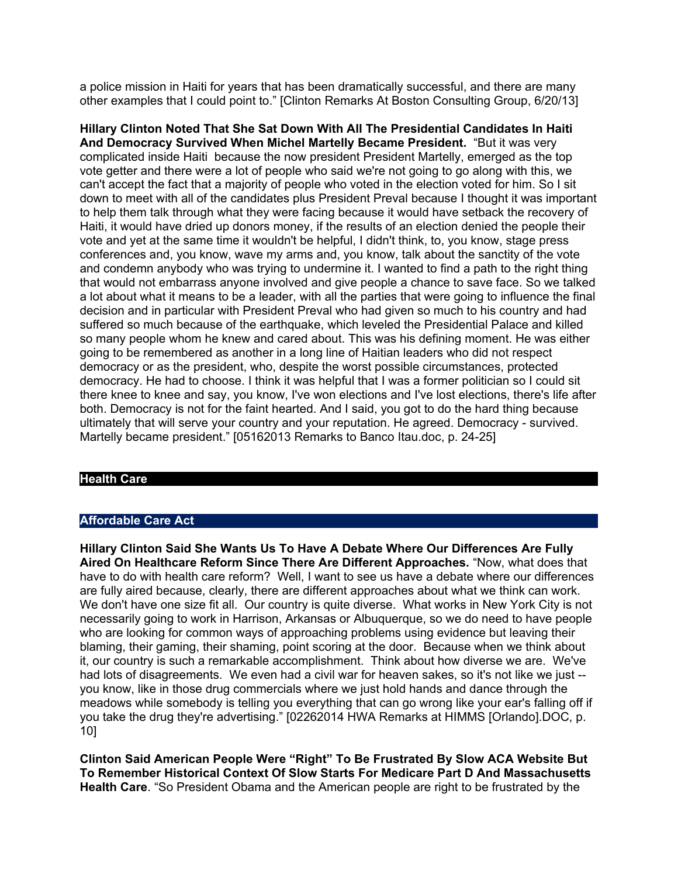a police mission in Haiti for years that has been dramatically successful, and there are many other examples that I could point to." [Clinton Remarks At Boston Consulting Group, 6/20/13]

**Hillary Clinton Noted That She Sat Down With All The Presidential Candidates In Haiti And Democracy Survived When Michel Martelly Became President.** "But it was very complicated inside Haiti because the now president President Martelly, emerged as the top vote getter and there were a lot of people who said we're not going to go along with this, we can't accept the fact that a majority of people who voted in the election voted for him. So I sit down to meet with all of the candidates plus President Preval because I thought it was important to help them talk through what they were facing because it would have setback the recovery of Haiti, it would have dried up donors money, if the results of an election denied the people their vote and yet at the same time it wouldn't be helpful, I didn't think, to, you know, stage press conferences and, you know, wave my arms and, you know, talk about the sanctity of the vote and condemn anybody who was trying to undermine it. I wanted to find a path to the right thing that would not embarrass anyone involved and give people a chance to save face. So we talked a lot about what it means to be a leader, with all the parties that were going to influence the final decision and in particular with President Preval who had given so much to his country and had suffered so much because of the earthquake, which leveled the Presidential Palace and killed so many people whom he knew and cared about. This was his defining moment. He was either going to be remembered as another in a long line of Haitian leaders who did not respect democracy or as the president, who, despite the worst possible circumstances, protected democracy. He had to choose. I think it was helpful that I was a former politician so I could sit there knee to knee and say, you know, I've won elections and I've lost elections, there's life after both. Democracy is not for the faint hearted. And I said, you got to do the hard thing because ultimately that will serve your country and your reputation. He agreed. Democracy - survived. Martelly became president." [05162013 Remarks to Banco Itau.doc, p. 24-25]

## Health Care

### Affordable Care Act

**Hillary Clinton Said She Wants Us To Have A Debate Where Our Differences Are Fully Aired On Healthcare Reform Since There Are Different Approaches.** "Now, what does that have to do with health care reform? Well, I want to see us have a debate where our differences are fully aired because, clearly, there are different approaches about what we think can work. We don't have one size fit all. Our country is quite diverse. What works in New York City is not necessarily going to work in Harrison, Arkansas or Albuquerque, so we do need to have people who are looking for common ways of approaching problems using evidence but leaving their blaming, their gaming, their shaming, point scoring at the door. Because when we think about it, our country is such a remarkable accomplishment. Think about how diverse we are. We've had lots of disagreements. We even had a civil war for heaven sakes, so it's not like we just -- you know, like in those drug commercials where we just hold hands and dance through the meadows while somebody is telling you everything that can go wrong like your ear's falling off if you take the drug they're advertising." [02262014 HWA Remarks at HIMMS [Orlando].DOC, p. 10]

**Clinton Said American People Were "Right" To Be Frustrated By Slow ACA Website But To Remember Historical Context Of Slow Starts For Medicare Part D And Massachusetts Health Care**. "So President Obama and the American people are right to be frustrated by the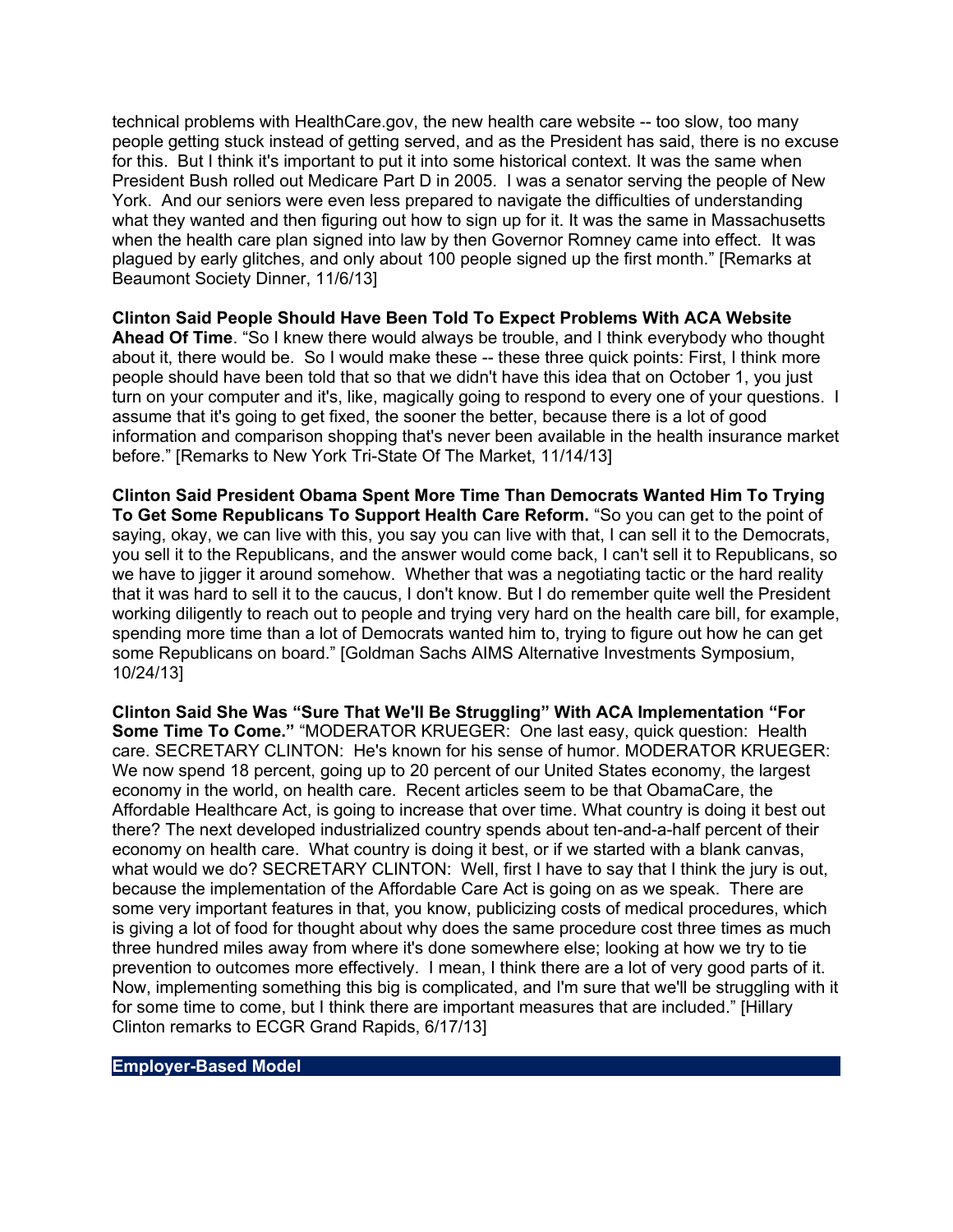technical problems with HealthCare.gov, the new health care website -- too slow, too many people getting stuck instead of getting served, and as the President has said, there is no excuse for this. But I think it's important to put it into some historical context. It was the same when President Bush rolled out Medicare Part D in 2005. I was a senator serving the people of New York. And our seniors were even less prepared to navigate the difficulties of understanding what they wanted and then figuring out how to sign up for it. It was the same in Massachusetts when the health care plan signed into law by then Governor Romney came into effect. It was plagued by early glitches, and only about 100 people signed up the first month." [Remarks at Beaumont Society Dinner, 11/6/13]

**Clinton Said People Should Have Been Told To Expect Problems With ACA Website Ahead Of Time**. "So I knew there would always be trouble, and I think everybody who thought about it, there would be. So I would make these -- these three quick points: First, I think more people should have been told that so that we didn't have this idea that on October 1, you just turn on your computer and it's, like, magically going to respond to every one of your questions. I assume that it's going to get fixed, the sooner the better, because there is a lot of good information and comparison shopping that's never been available in the health insurance market before." [Remarks to New York Tri-State Of The Market, 11/14/13]

**Clinton Said President Obama Spent More Time Than Democrats Wanted Him To Trying To Get Some Republicans To Support Health Care Reform.** "So you can get to the point of saying, okay, we can live with this, you say you can live with that, I can sell it to the Democrats, you sell it to the Republicans, and the answer would come back, I can't sell it to Republicans, so we have to jigger it around somehow. Whether that was a negotiating tactic or the hard reality that it was hard to sell it to the caucus, I don't know. But I do remember quite well the President working diligently to reach out to people and trying very hard on the health care bill, for example, spending more time than a lot of Democrats wanted him to, trying to figure out how he can get some Republicans on board." [Goldman Sachs AIMS Alternative Investments Symposium, 10/24/13]

**Clinton Said She Was "Sure That We'll Be Struggling" With ACA Implementation "For Some Time To Come."** "MODERATOR KRUEGER: One last easy, quick question: Health care. SECRETARY CLINTON: He's known for his sense of humor. MODERATOR KRUEGER: We now spend 18 percent, going up to 20 percent of our United States economy, the largest economy in the world, on health care. Recent articles seem to be that ObamaCare, the Affordable Healthcare Act, is going to increase that over time. What country is doing it best out there? The next developed industrialized country spends about ten-and-a-half percent of their economy on health care. What country is doing it best, or if we started with a blank canvas, what would we do? SECRETARY CLINTON: Well, first I have to say that I think the jury is out, because the implementation of the Affordable Care Act is going on as we speak. There are some very important features in that, you know, publicizing costs of medical procedures, which is giving a lot of food for thought about why does the same procedure cost three times as much three hundred miles away from where it's done somewhere else; looking at how we try to tie prevention to outcomes more effectively. I mean, I think there are a lot of very good parts of it. Now, implementing something this big is complicated, and I'm sure that we'll be struggling with it for some time to come, but I think there are important measures that are included." [Hillary Clinton remarks to ECGR Grand Rapids, 6/17/13]

## Employer-Based Model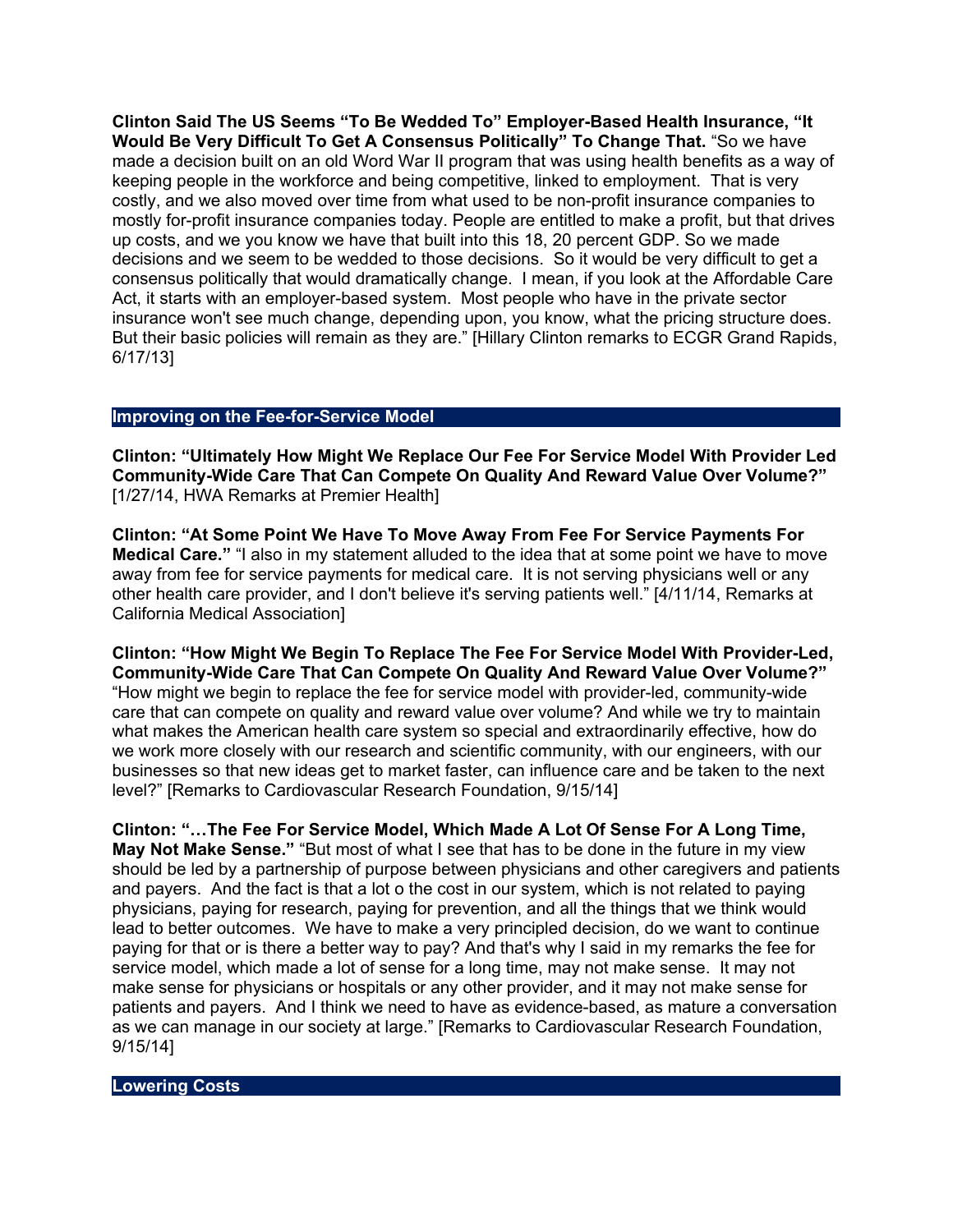**Clinton Said The US Seems "To Be Wedded To" Employer-Based Health Insurance, "It Would Be Very Difficult To Get A Consensus Politically" To Change That.** "So we have made a decision built on an old Word War II program that was using health benefits as a way of keeping people in the workforce and being competitive, linked to employment. That is very costly, and we also moved over time from what used to be non-profit insurance companies to mostly for-profit insurance companies today. People are entitled to make a profit, but that drives up costs, and we you know we have that built into this 18, 20 percent GDP. So we made decisions and we seem to be wedded to those decisions. So it would be very difficult to get a consensus politically that would dramatically change. I mean, if you look at the Affordable Care Act, it starts with an employer-based system. Most people who have in the private sector insurance won't see much change, depending upon, you know, what the pricing structure does. But their basic policies will remain as they are." [Hillary Clinton remarks to ECGR Grand Rapids, 6/17/13]

## Improving on the Fee-for-Service Model

**Clinton: "Ultimately How Might We Replace Our Fee For Service Model With Provider Led Community-Wide Care That Can Compete On Quality And Reward Value Over Volume?"** [1/27/14, HWA Remarks at Premier Health]

**Clinton: "At Some Point We Have To Move Away From Fee For Service Payments For Medical Care."** "I also in my statement alluded to the idea that at some point we have to move away from fee for service payments for medical care. It is not serving physicians well or any other health care provider, and I don't believe it's serving patients well." [4/11/14, Remarks at California Medical Association]

**Clinton: "How Might We Begin To Replace The Fee For Service Model With Provider-Led, Community-Wide Care That Can Compete On Quality And Reward Value Over Volume?"** "How might we begin to replace the fee for service model with provider-led, community-wide care that can compete on quality and reward value over volume? And while we try to maintain what makes the American health care system so special and extraordinarily effective, how do we work more closely with our research and scientific community, with our engineers, with our businesses so that new ideas get to market faster, can influence care and be taken to the next level?" [Remarks to Cardiovascular Research Foundation, 9/15/14]

**Clinton: "…The Fee For Service Model, Which Made A Lot Of Sense For A Long Time, May Not Make Sense."** "But most of what I see that has to be done in the future in my view should be led by a partnership of purpose between physicians and other caregivers and patients and payers. And the fact is that a lot o the cost in our system, which is not related to paying physicians, paying for research, paying for prevention, and all the things that we think would lead to better outcomes. We have to make a very principled decision, do we want to continue paying for that or is there a better way to pay? And that's why I said in my remarks the fee for service model, which made a lot of sense for a long time, may not make sense. It may not make sense for physicians or hospitals or any other provider, and it may not make sense for patients and payers. And I think we need to have as evidence-based, as mature a conversation as we can manage in our society at large." [Remarks to Cardiovascular Research Foundation, 9/15/14]

## Lowering Costs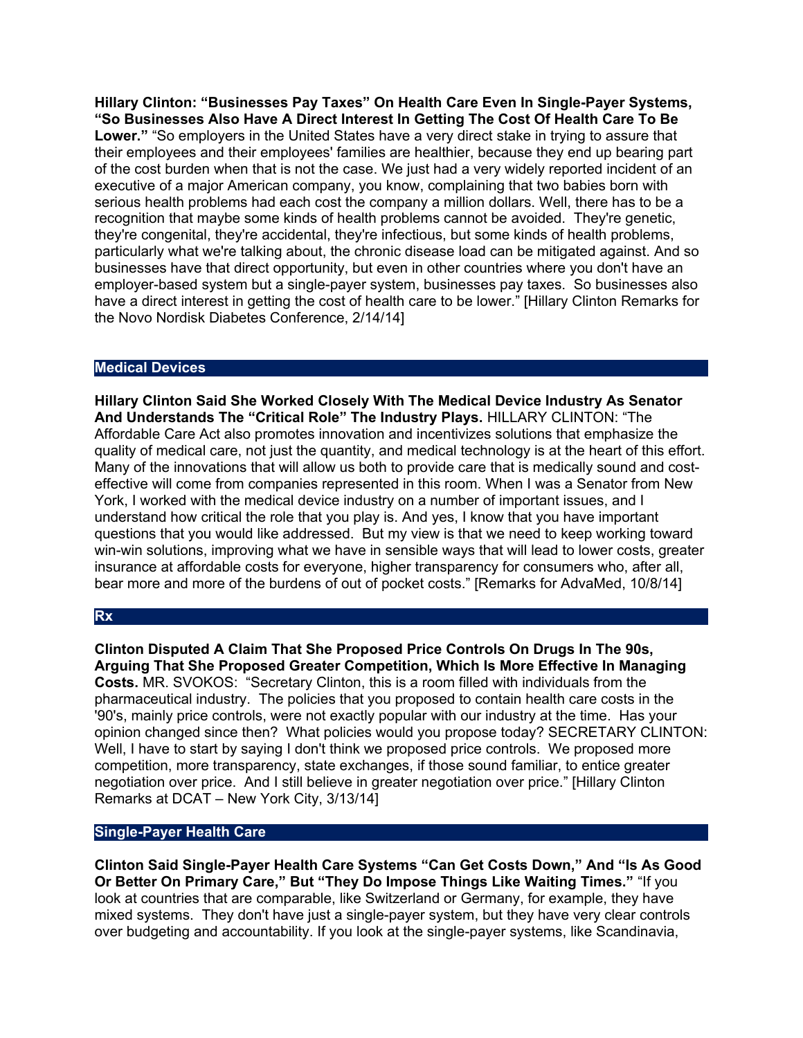**Hillary Clinton: "Businesses Pay Taxes" On Health Care Even In Single-Payer Systems, "So Businesses Also Have A Direct Interest In Getting The Cost Of Health Care To Be Lower."** "So employers in the United States have a very direct stake in trying to assure that their employees and their employees' families are healthier, because they end up bearing part of the cost burden when that is not the case. We just had a very widely reported incident of an executive of a major American company, you know, complaining that two babies born with serious health problems had each cost the company a million dollars. Well, there has to be a recognition that maybe some kinds of health problems cannot be avoided. They're genetic, they're congenital, they're accidental, they're infectious, but some kinds of health problems, particularly what we're talking about, the chronic disease load can be mitigated against. And so businesses have that direct opportunity, but even in other countries where you don't have an employer-based system but a single-payer system, businesses pay taxes. So businesses also have a direct interest in getting the cost of health care to be lower." [Hillary Clinton Remarks for the Novo Nordisk Diabetes Conference, 2/14/14]

## Medical Devices

**Hillary Clinton Said She Worked Closely With The Medical Device Industry As Senator And Understands The "Critical Role" The Industry Plays.** HILLARY CLINTON: "The Affordable Care Act also promotes innovation and incentivizes solutions that emphasize the quality of medical care, not just the quantity, and medical technology is at the heart of this effort. Many of the innovations that will allow us both to provide care that is medically sound and cost-effective will come from companies represented in this room. When I was a Senator from New York, I worked with the medical device industry on a number of important issues, and I understand how critical the role that you play is. And yes, I know that you have important questions that you would like addressed. But my view is that we need to keep working toward win-win solutions, improving what we have in sensible ways that will lead to lower costs, greater insurance at affordable costs for everyone, higher transparency for consumers who, after all, bear more and more of the burdens of out of pocket costs." [Remarks for AdvaMed, 10/8/14]

## Rx

**Clinton Disputed A Claim That She Proposed Price Controls On Drugs In The 90s, Arguing That She Proposed Greater Competition, Which Is More Effective In Managing Costs.** MR. SVOKOS: "Secretary Clinton, this is a room filled with individuals from the pharmaceutical industry. The policies that you proposed to contain health care costs in the '90's, mainly price controls, were not exactly popular with our industry at the time. Has your opinion changed since then? What policies would you propose today? SECRETARY CLINTON: Well, I have to start by saying I don't think we proposed price controls. We proposed more competition, more transparency, state exchanges, if those sound familiar, to entice greater negotiation over price. And I still believe in greater negotiation over price." [Hillary Clinton Remarks at DCAT – New York City, 3/13/14]

## Single-Payer Health Care

**Clinton Said Single-Payer Health Care Systems "Can Get Costs Down," And "Is As Good Or Better On Primary Care," But "They Do Impose Things Like Waiting Times."** "If you look at countries that are comparable, like Switzerland or Germany, for example, they have mixed systems. They don't have just a single-payer system, but they have very clear controls over budgeting and accountability. If you look at the single-payer systems, like Scandinavia,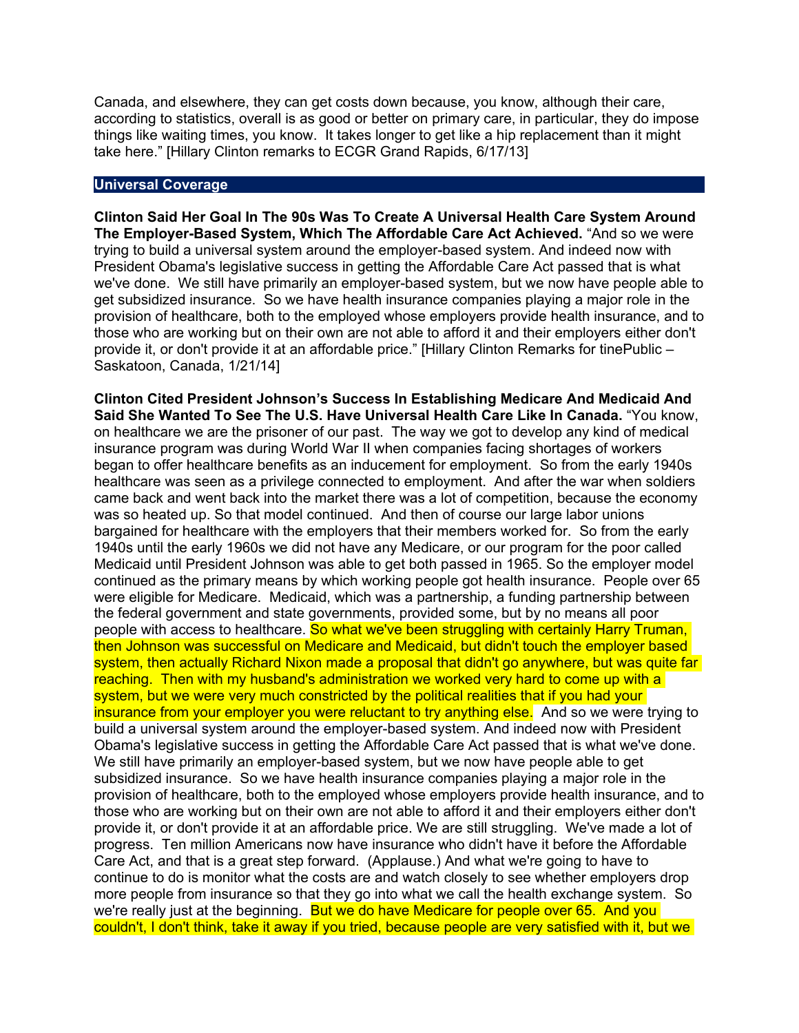Canada, and elsewhere, they can get costs down because, you know, although their care, according to statistics, overall is as good or better on primary care, in particular, they do impose things like waiting times, you know. It takes longer to get like a hip replacement than it might take here." [Hillary Clinton remarks to ECGR Grand Rapids, 6/17/13]

## Universal Coverage

**Clinton Said Her Goal In The 90s Was To Create A Universal Health Care System Around The Employer-Based System, Which The Affordable Care Act Achieved.** "And so we were trying to build a universal system around the employer-based system. And indeed now with President Obama's legislative success in getting the Affordable Care Act passed that is what we've done. We still have primarily an employer-based system, but we now have people able to get subsidized insurance. So we have health insurance companies playing a major role in the provision of healthcare, both to the employed whose employers provide health insurance, and to those who are working but on their own are not able to afford it and their employers either don't provide it, or don't provide it at an affordable price." [Hillary Clinton Remarks for tinePublic – Saskatoon, Canada, 1/21/14]

**Clinton Cited President Johnson's Success In Establishing Medicare And Medicaid And Said She Wanted To See The U.S. Have Universal Health Care Like In Canada.** "You know, on healthcare we are the prisoner of our past. The way we got to develop any kind of medical insurance program was during World War II when companies facing shortages of workers began to offer healthcare benefits as an inducement for employment. So from the early 1940s healthcare was seen as a privilege connected to employment. And after the war when soldiers came back and went back into the market there was a lot of competition, because the economy was so heated up. So that model continued. And then of course our large labor unions bargained for healthcare with the employers that their members worked for. So from the early 1940s until the early 1960s we did not have any Medicare, or our program for the poor called Medicaid until President Johnson was able to get both passed in 1965. So the employer model continued as the primary means by which working people got health insurance. People over 65 were eligible for Medicare. Medicaid, which was a partnership, a funding partnership between the federal government and state governments, provided some, but by no means all poor people with access to healthcare. So what we've been struggling with certainly Harry Truman, then Johnson was successful on Medicare and Medicaid, but didn't touch the employer based system, then actually Richard Nixon made a proposal that didn't go anywhere, but was quite far reaching. Then with my husband's administration we worked very hard to come up with a system, but we were very much constricted by the political realities that if you had your insurance from your employer you were reluctant to try anything else. And so we were trying to build a universal system around the employer-based system. And indeed now with President Obama's legislative success in getting the Affordable Care Act passed that is what we've done. We still have primarily an employer-based system, but we now have people able to get subsidized insurance. So we have health insurance companies playing a major role in the provision of healthcare, both to the employed whose employers provide health insurance, and to those who are working but on their own are not able to afford it and their employers either don't provide it, or don't provide it at an affordable price. We are still struggling. We've made a lot of progress. Ten million Americans now have insurance who didn't have it before the Affordable Care Act, and that is a great step forward. (Applause.) And what we're going to have to continue to do is monitor what the costs are and watch closely to see whether employers drop more people from insurance so that they go into what we call the health exchange system. So we're really just at the beginning. But we do have Medicare for people over 65. And you couldn't, I don't think, take it away if you tried, because people are very satisfied with it, but we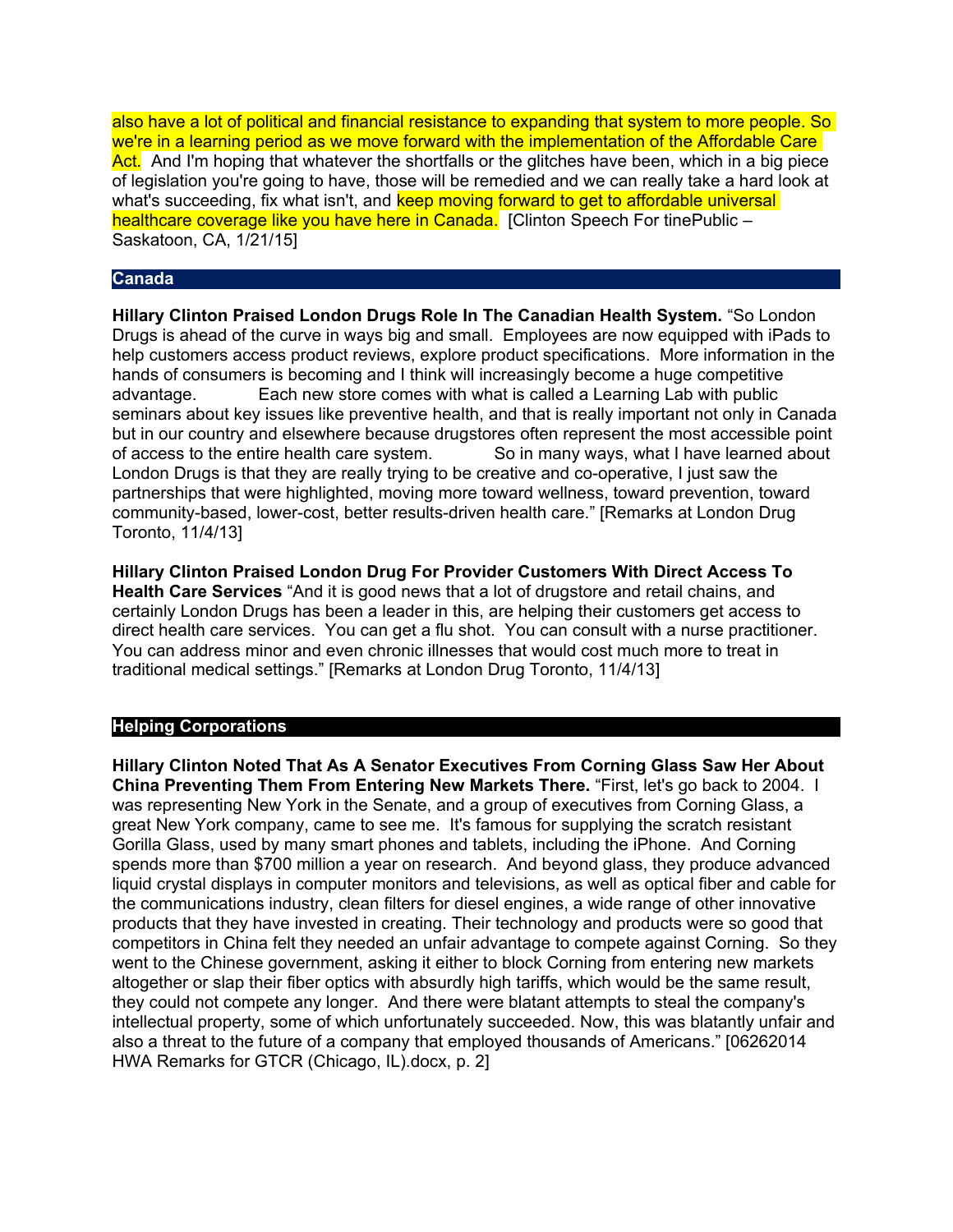also have a lot of political and financial resistance to expanding that system to more people. So we're in a learning period as we move forward with the implementation of the Affordable Care Act. And I'm hoping that whatever the shortfalls or the glitches have been, which in a big piece of legislation you're going to have, those will be remedied and we can really take a hard look at what's succeeding, fix what isn't, and keep moving forward to get to affordable universal healthcare coverage like you have here in Canada. [Clinton Speech For tinePublic – Saskatoon, CA, 1/21/15]

## Canada

**Hillary Clinton Praised London Drugs Role In The Canadian Health System.** "So London Drugs is ahead of the curve in ways big and small. Employees are now equipped with iPads to help customers access product reviews, explore product specifications. More information in the hands of consumers is becoming and I think will increasingly become a huge competitive advantage. Each new store comes with what is called a Learning Lab with public seminars about key issues like preventive health, and that is really important not only in Canada but in our country and elsewhere because drugstores often represent the most accessible point of access to the entire health care system. So in many ways, what I have learned about London Drugs is that they are really trying to be creative and co-operative, I just saw the partnerships that were highlighted, moving more toward wellness, toward prevention, toward community-based, lower-cost, better results-driven health care." [Remarks at London Drug Toronto, 11/4/13]

**Hillary Clinton Praised London Drug For Provider Customers With Direct Access To Health Care Services** "And it is good news that a lot of drugstore and retail chains, and certainly London Drugs has been a leader in this, are helping their customers get access to direct health care services. You can get a flu shot. You can consult with a nurse practitioner. You can address minor and even chronic illnesses that would cost much more to treat in traditional medical settings." [Remarks at London Drug Toronto, 11/4/13]

## Helping Corporations

**Hillary Clinton Noted That As A Senator Executives From Corning Glass Saw Her About China Preventing Them From Entering New Markets There.** "First, let's go back to 2004. I was representing New York in the Senate, and a group of executives from Corning Glass, a great New York company, came to see me. It's famous for supplying the scratch resistant Gorilla Glass, used by many smart phones and tablets, including the iPhone. And Corning spends more than $700 million a year on research. And beyond glass, they produce advanced liquid crystal displays in computer monitors and televisions, as well as optical fiber and cable for the communications industry, clean filters for diesel engines, a wide range of other innovative products that they have invested in creating. Their technology and products were so good that competitors in China felt they needed an unfair advantage to compete against Corning. So they went to the Chinese government, asking it either to block Corning from entering new markets altogether or slap their fiber optics with absurdly high tariffs, which would be the same result, they could not compete any longer. And there were blatant attempts to steal the company's intellectual property, some of which unfortunately succeeded. Now, this was blatantly unfair and also a threat to the future of a company that employed thousands of Americans." [06262014 HWA Remarks for GTCR (Chicago, IL).docx, p. 2]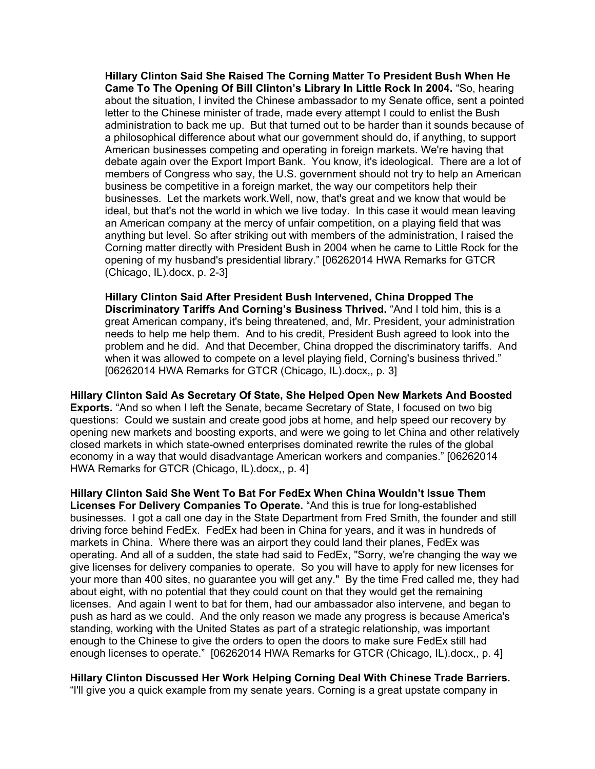> **Hillary Clinton Said She Raised The Corning Matter To President Bush When He Came To The Opening Of Bill Clinton's Library In Little Rock In 2004.** "So, hearing about the situation, I invited the Chinese ambassador to my Senate office, sent a pointed letter to the Chinese minister of trade, made every attempt I could to enlist the Bush administration to back me up. But that turned out to be harder than it sounds because of a philosophical difference about what our government should do, if anything, to support American businesses competing and operating in foreign markets. We're having that debate again over the Export Import Bank. You know, it's ideological. There are a lot of members of Congress who say, the U.S. government should not try to help an American business be competitive in a foreign market, the way our competitors help their businesses. Let the markets work.Well, now, that's great and we know that would be ideal, but that's not the world in which we live today. In this case it would mean leaving an American company at the mercy of unfair competition, on a playing field that was anything but level. So after striking out with members of the administration, I raised the Corning matter directly with President Bush in 2004 when he came to Little Rock for the opening of my husband's presidential library." [06262014 HWA Remarks for GTCR (Chicago, IL).docx, p. 2-3]

> **Hillary Clinton Said After President Bush Intervened, China Dropped The Discriminatory Tariffs And Corning's Business Thrived.** "And I told him, this is a great American company, it's being threatened, and, Mr. President, your administration needs to help me help them. And to his credit, President Bush agreed to look into the problem and he did. And that December, China dropped the discriminatory tariffs. And when it was allowed to compete on a level playing field, Corning's business thrived." [06262014 HWA Remarks for GTCR (Chicago, IL).docx,, p. 3]

**Hillary Clinton Said As Secretary Of State, She Helped Open New Markets And Boosted Exports.** "And so when I left the Senate, became Secretary of State, I focused on two big questions: Could we sustain and create good jobs at home, and help speed our recovery by opening new markets and boosting exports, and were we going to let China and other relatively closed markets in which state-owned enterprises dominated rewrite the rules of the global economy in a way that would disadvantage American workers and companies." [06262014 HWA Remarks for GTCR (Chicago, IL).docx,, p. 4]

**Hillary Clinton Said She Went To Bat For FedEx When China Wouldn't Issue Them Licenses For Delivery Companies To Operate.** "And this is true for long-established businesses. I got a call one day in the State Department from Fred Smith, the founder and still driving force behind FedEx. FedEx had been in China for years, and it was in hundreds of markets in China. Where there was an airport they could land their planes, FedEx was operating. And all of a sudden, the state had said to FedEx, "Sorry, we're changing the way we give licenses for delivery companies to operate. So you will have to apply for new licenses for your more than 400 sites, no guarantee you will get any." By the time Fred called me, they had about eight, with no potential that they could count on that they would get the remaining licenses. And again I went to bat for them, had our ambassador also intervene, and began to push as hard as we could. And the only reason we made any progress is because America's standing, working with the United States as part of a strategic relationship, was important enough to the Chinese to give the orders to open the doors to make sure FedEx still had enough licenses to operate." [06262014 HWA Remarks for GTCR (Chicago, IL).docx,, p. 4]

**Hillary Clinton Discussed Her Work Helping Corning Deal With Chinese Trade Barriers.** "I'll give you a quick example from my senate years. Corning is a great upstate company in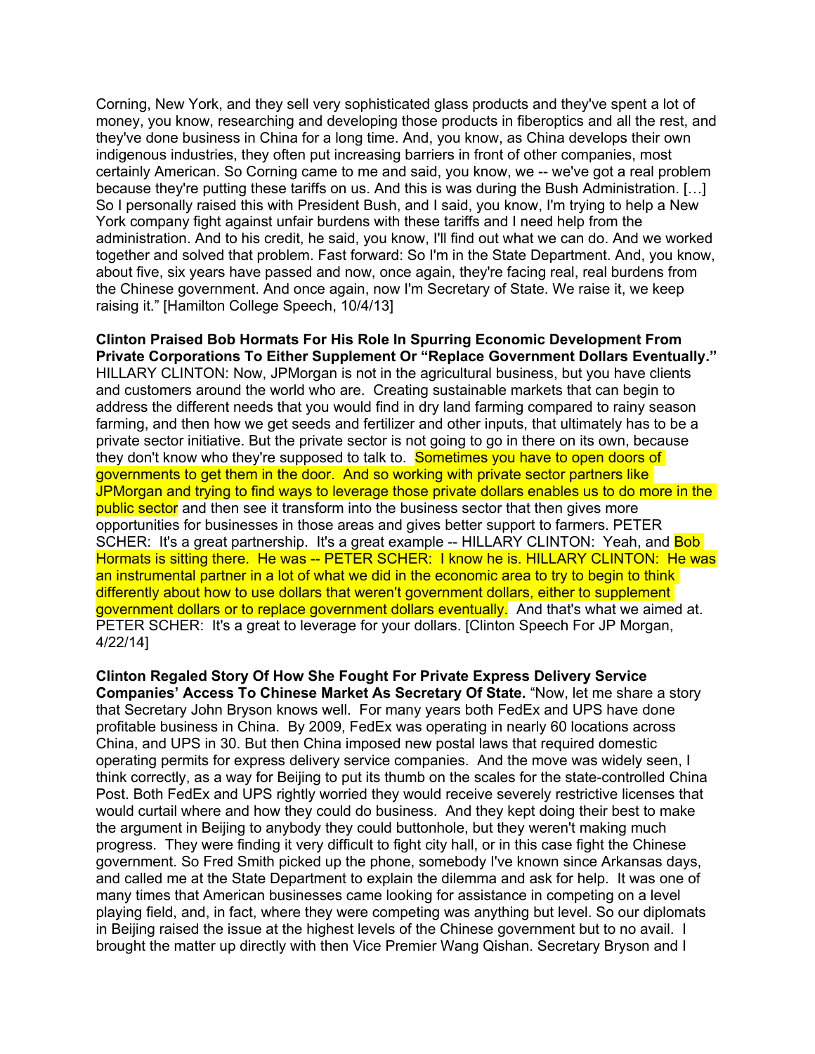Corning, New York, and they sell very sophisticated glass products and they've spent a lot of money, you know, researching and developing those products in fiberoptics and all the rest, and they've done business in China for a long time. And, you know, as China develops their own indigenous industries, they often put increasing barriers in front of other companies, most certainly American. So Corning came to me and said, you know, we -- we've got a real problem because they're putting these tariffs on us. And this is was during the Bush Administration. […] So I personally raised this with President Bush, and I said, you know, I'm trying to help a New York company fight against unfair burdens with these tariffs and I need help from the administration. And to his credit, he said, you know, I'll find out what we can do. And we worked together and solved that problem. Fast forward: So I'm in the State Department. And, you know, about five, six years have passed and now, once again, they're facing real, real burdens from the Chinese government. And once again, now I'm Secretary of State. We raise it, we keep raising it." [Hamilton College Speech, 10/4/13]

**Clinton Praised Bob Hormats For His Role In Spurring Economic Development From Private Corporations To Either Supplement Or "Replace Government Dollars Eventually."** HILLARY CLINTON: Now, JPMorgan is not in the agricultural business, but you have clients and customers around the world who are. Creating sustainable markets that can begin to address the different needs that you would find in dry land farming compared to rainy season farming, and then how we get seeds and fertilizer and other inputs, that ultimately has to be a private sector initiative. But the private sector is not going to go in there on its own, because they don't know who they're supposed to talk to. Sometimes you have to open doors of governments to get them in the door. And so working with private sector partners like JPMorgan and trying to find ways to leverage those private dollars enables us to do more in the public sector and then see it transform into the business sector that then gives more opportunities for businesses in those areas and gives better support to farmers. PETER SCHER: It's a great partnership. It's a great example -- HILLARY CLINTON: Yeah, and Bob Hormats is sitting there. He was -- PETER SCHER: I know he is. HILLARY CLINTON: He was an instrumental partner in a lot of what we did in the economic area to try to begin to think differently about how to use dollars that weren't government dollars, either to supplement government dollars or to replace government dollars eventually. And that's what we aimed at. PETER SCHER: It's a great to leverage for your dollars. [Clinton Speech For JP Morgan, 4/22/14]

**Clinton Regaled Story Of How She Fought For Private Express Delivery Service Companies' Access To Chinese Market As Secretary Of State.** "Now, let me share a story that Secretary John Bryson knows well. For many years both FedEx and UPS have done profitable business in China. By 2009, FedEx was operating in nearly 60 locations across China, and UPS in 30. But then China imposed new postal laws that required domestic operating permits for express delivery service companies. And the move was widely seen, I think correctly, as a way for Beijing to put its thumb on the scales for the state-controlled China Post. Both FedEx and UPS rightly worried they would receive severely restrictive licenses that would curtail where and how they could do business. And they kept doing their best to make the argument in Beijing to anybody they could buttonhole, but they weren't making much progress. They were finding it very difficult to fight city hall, or in this case fight the Chinese government. So Fred Smith picked up the phone, somebody I've known since Arkansas days, and called me at the State Department to explain the dilemma and ask for help. It was one of many times that American businesses came looking for assistance in competing on a level playing field, and, in fact, where they were competing was anything but level. So our diplomats in Beijing raised the issue at the highest levels of the Chinese government but to no avail. I brought the matter up directly with then Vice Premier Wang Qishan. Secretary Bryson and I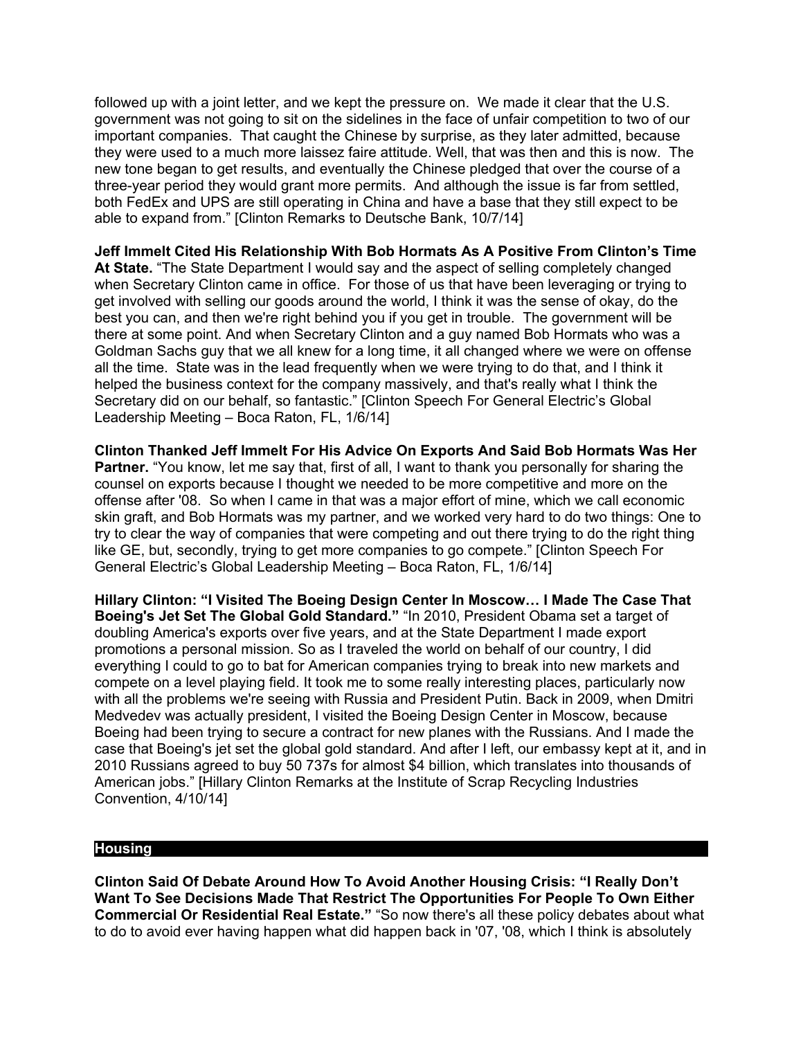followed up with a joint letter, and we kept the pressure on. We made it clear that the U.S. government was not going to sit on the sidelines in the face of unfair competition to two of our important companies. That caught the Chinese by surprise, as they later admitted, because they were used to a much more laissez faire attitude. Well, that was then and this is now. The new tone began to get results, and eventually the Chinese pledged that over the course of a three-year period they would grant more permits. And although the issue is far from settled, both FedEx and UPS are still operating in China and have a base that they still expect to be able to expand from." [Clinton Remarks to Deutsche Bank, 10/7/14]

**Jeff Immelt Cited His Relationship With Bob Hormats As A Positive From Clinton's Time At State.** "The State Department I would say and the aspect of selling completely changed when Secretary Clinton came in office. For those of us that have been leveraging or trying to get involved with selling our goods around the world, I think it was the sense of okay, do the best you can, and then we're right behind you if you get in trouble. The government will be there at some point. And when Secretary Clinton and a guy named Bob Hormats who was a Goldman Sachs guy that we all knew for a long time, it all changed where we were on offense all the time. State was in the lead frequently when we were trying to do that, and I think it helped the business context for the company massively, and that's really what I think the Secretary did on our behalf, so fantastic." [Clinton Speech For General Electric's Global Leadership Meeting – Boca Raton, FL, 1/6/14]

**Clinton Thanked Jeff Immelt For His Advice On Exports And Said Bob Hormats Was Her Partner.** "You know, let me say that, first of all, I want to thank you personally for sharing the counsel on exports because I thought we needed to be more competitive and more on the offense after '08. So when I came in that was a major effort of mine, which we call economic skin graft, and Bob Hormats was my partner, and we worked very hard to do two things: One to try to clear the way of companies that were competing and out there trying to do the right thing like GE, but, secondly, trying to get more companies to go compete." [Clinton Speech For General Electric's Global Leadership Meeting – Boca Raton, FL, 1/6/14]

**Hillary Clinton: "I Visited The Boeing Design Center In Moscow… I Made The Case That Boeing's Jet Set The Global Gold Standard."** "In 2010, President Obama set a target of doubling America's exports over five years, and at the State Department I made export promotions a personal mission. So as I traveled the world on behalf of our country, I did everything I could to go to bat for American companies trying to break into new markets and compete on a level playing field. It took me to some really interesting places, particularly now with all the problems we're seeing with Russia and President Putin. Back in 2009, when Dmitri Medvedev was actually president, I visited the Boeing Design Center in Moscow, because Boeing had been trying to secure a contract for new planes with the Russians. And I made the case that Boeing's jet set the global gold standard. And after I left, our embassy kept at it, and in 2010 Russians agreed to buy 50 737s for almost $4 billion, which translates into thousands of American jobs." [Hillary Clinton Remarks at the Institute of Scrap Recycling Industries Convention, 4/10/14]

## Housing

**Clinton Said Of Debate Around How To Avoid Another Housing Crisis: "I Really Don't Want To See Decisions Made That Restrict The Opportunities For People To Own Either Commercial Or Residential Real Estate."** "So now there's all these policy debates about what to do to avoid ever having happen what did happen back in '07, '08, which I think is absolutely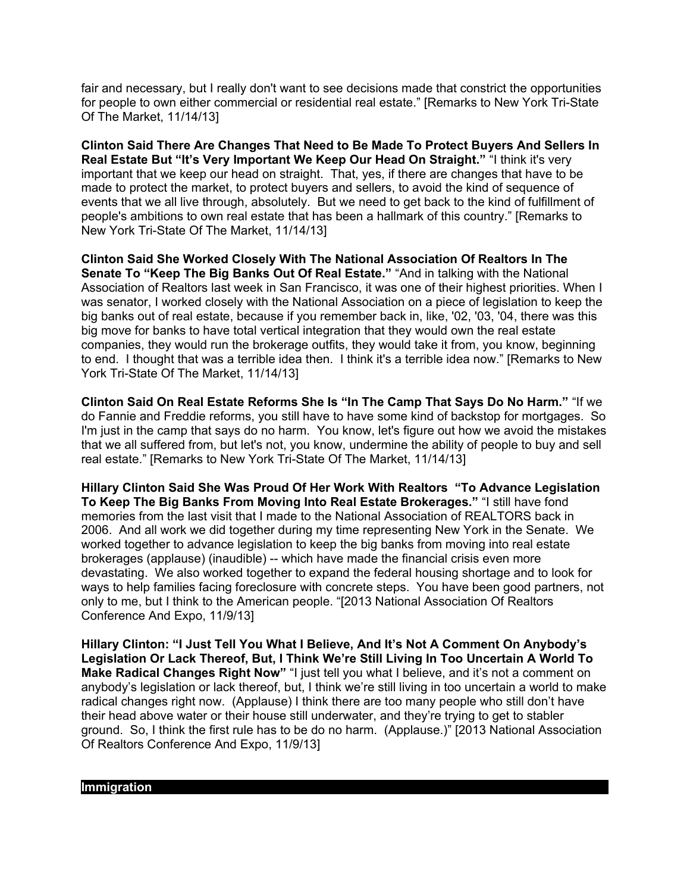fair and necessary, but I really don't want to see decisions made that constrict the opportunities for people to own either commercial or residential real estate." [Remarks to New York Tri-State Of The Market, 11/14/13]

**Clinton Said There Are Changes That Need to Be Made To Protect Buyers And Sellers In Real Estate But "It's Very Important We Keep Our Head On Straight."** "I think it's very important that we keep our head on straight. That, yes, if there are changes that have to be made to protect the market, to protect buyers and sellers, to avoid the kind of sequence of events that we all live through, absolutely. But we need to get back to the kind of fulfillment of people's ambitions to own real estate that has been a hallmark of this country." [Remarks to New York Tri-State Of The Market, 11/14/13]

**Clinton Said She Worked Closely With The National Association Of Realtors In The Senate To "Keep The Big Banks Out Of Real Estate."** "And in talking with the National Association of Realtors last week in San Francisco, it was one of their highest priorities. When I was senator, I worked closely with the National Association on a piece of legislation to keep the big banks out of real estate, because if you remember back in, like, '02, '03, '04, there was this big move for banks to have total vertical integration that they would own the real estate companies, they would run the brokerage outfits, they would take it from, you know, beginning to end. I thought that was a terrible idea then. I think it's a terrible idea now." [Remarks to New York Tri-State Of The Market, 11/14/13]

**Clinton Said On Real Estate Reforms She Is "In The Camp That Says Do No Harm."** "If we do Fannie and Freddie reforms, you still have to have some kind of backstop for mortgages. So I'm just in the camp that says do no harm. You know, let's figure out how we avoid the mistakes that we all suffered from, but let's not, you know, undermine the ability of people to buy and sell real estate." [Remarks to New York Tri-State Of The Market, 11/14/13]

**Hillary Clinton Said She Was Proud Of Her Work With Realtors "To Advance Legislation To Keep The Big Banks From Moving Into Real Estate Brokerages."** "I still have fond memories from the last visit that I made to the National Association of REALTORS back in 2006. And all work we did together during my time representing New York in the Senate. We worked together to advance legislation to keep the big banks from moving into real estate brokerages (applause) (inaudible) -- which have made the financial crisis even more devastating. We also worked together to expand the federal housing shortage and to look for ways to help families facing foreclosure with concrete steps. You have been good partners, not only to me, but I think to the American people. "[2013 National Association Of Realtors Conference And Expo, 11/9/13]

**Hillary Clinton: "I Just Tell You What I Believe, And It's Not A Comment On Anybody's Legislation Or Lack Thereof, But, I Think We're Still Living In Too Uncertain A World To Make Radical Changes Right Now"** "I just tell you what I believe, and it's not a comment on anybody's legislation or lack thereof, but, I think we're still living in too uncertain a world to make radical changes right now. (Applause) I think there are too many people who still don't have their head above water or their house still underwater, and they're trying to get to stabler ground. So, I think the first rule has to be do no harm. (Applause.)" [2013 National Association Of Realtors Conference And Expo, 11/9/13]

## Immigration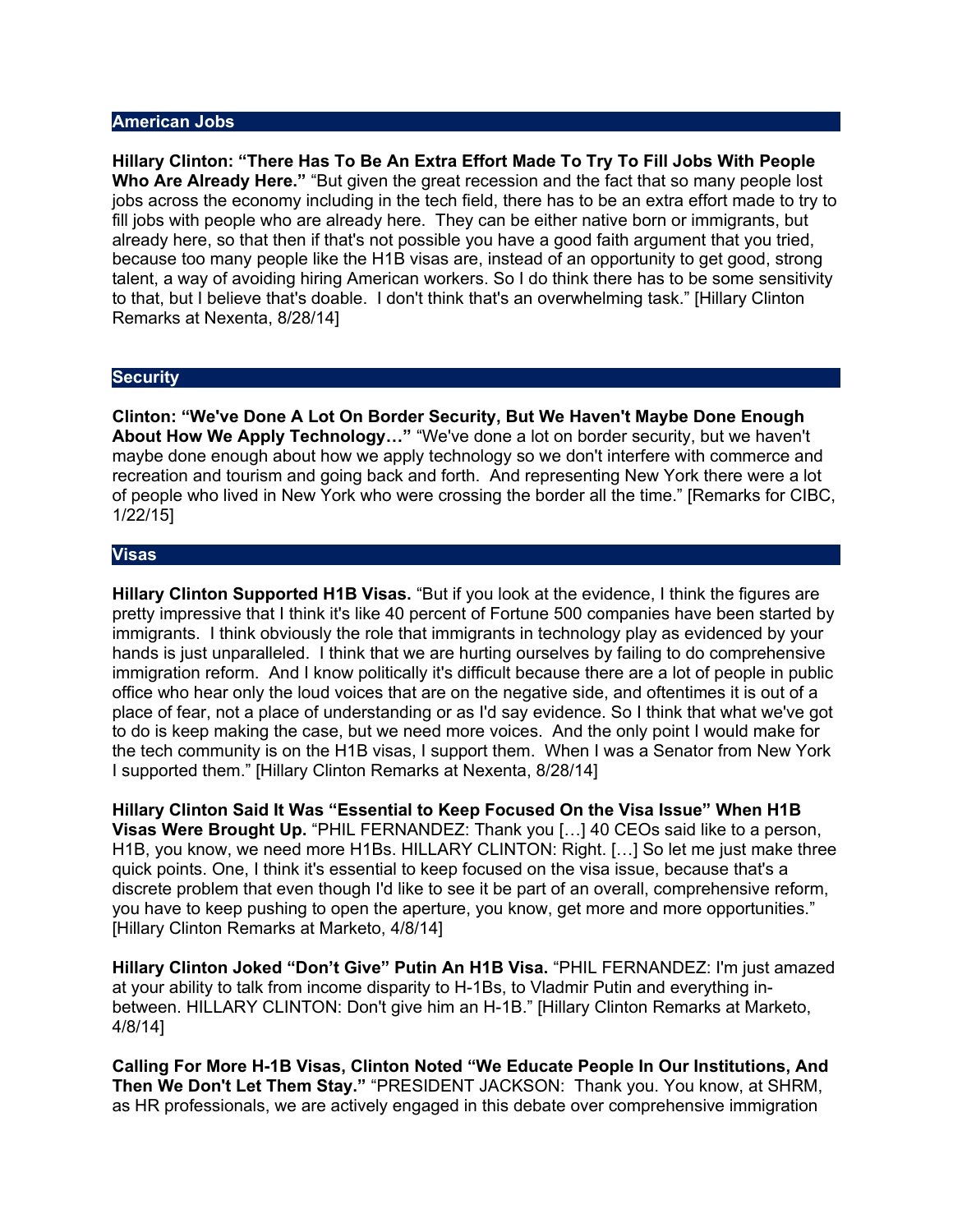## American Jobs

**Hillary Clinton: "There Has To Be An Extra Effort Made To Try To Fill Jobs With People Who Are Already Here."** "But given the great recession and the fact that so many people lost jobs across the economy including in the tech field, there has to be an extra effort made to try to fill jobs with people who are already here. They can be either native born or immigrants, but already here, so that then if that's not possible you have a good faith argument that you tried, because too many people like the H1B visas are, instead of an opportunity to get good, strong talent, a way of avoiding hiring American workers. So I do think there has to be some sensitivity to that, but I believe that's doable. I don't think that's an overwhelming task." [Hillary Clinton Remarks at Nexenta, 8/28/14]

## Security

**Clinton: "We've Done A Lot On Border Security, But We Haven't Maybe Done Enough About How We Apply Technology…"** "We've done a lot on border security, but we haven't maybe done enough about how we apply technology so we don't interfere with commerce and recreation and tourism and going back and forth. And representing New York there were a lot of people who lived in New York who were crossing the border all the time." [Remarks for CIBC, 1/22/15]

## Visas

**Hillary Clinton Supported H1B Visas.** "But if you look at the evidence, I think the figures are pretty impressive that I think it's like 40 percent of Fortune 500 companies have been started by immigrants. I think obviously the role that immigrants in technology play as evidenced by your hands is just unparalleled. I think that we are hurting ourselves by failing to do comprehensive immigration reform. And I know politically it's difficult because there are a lot of people in public office who hear only the loud voices that are on the negative side, and oftentimes it is out of a place of fear, not a place of understanding or as I'd say evidence. So I think that what we've got to do is keep making the case, but we need more voices. And the only point I would make for the tech community is on the H1B visas, I support them. When I was a Senator from New York I supported them." [Hillary Clinton Remarks at Nexenta, 8/28/14]

**Hillary Clinton Said It Was "Essential to Keep Focused On the Visa Issue" When H1B Visas Were Brought Up.** "PHIL FERNANDEZ: Thank you […] 40 CEOs said like to a person, H1B, you know, we need more H1Bs. HILLARY CLINTON: Right. […] So let me just make three quick points. One, I think it's essential to keep focused on the visa issue, because that's a discrete problem that even though I'd like to see it be part of an overall, comprehensive reform, you have to keep pushing to open the aperture, you know, get more and more opportunities." [Hillary Clinton Remarks at Marketo, 4/8/14]

**Hillary Clinton Joked "Don't Give" Putin An H1B Visa.** "PHIL FERNANDEZ: I'm just amazed at your ability to talk from income disparity to H-1Bs, to Vladmir Putin and everything in-between. HILLARY CLINTON: Don't give him an H-1B." [Hillary Clinton Remarks at Marketo, 4/8/14]

**Calling For More H-1B Visas, Clinton Noted "We Educate People In Our Institutions, And Then We Don't Let Them Stay."** "PRESIDENT JACKSON: Thank you. You know, at SHRM, as HR professionals, we are actively engaged in this debate over comprehensive immigration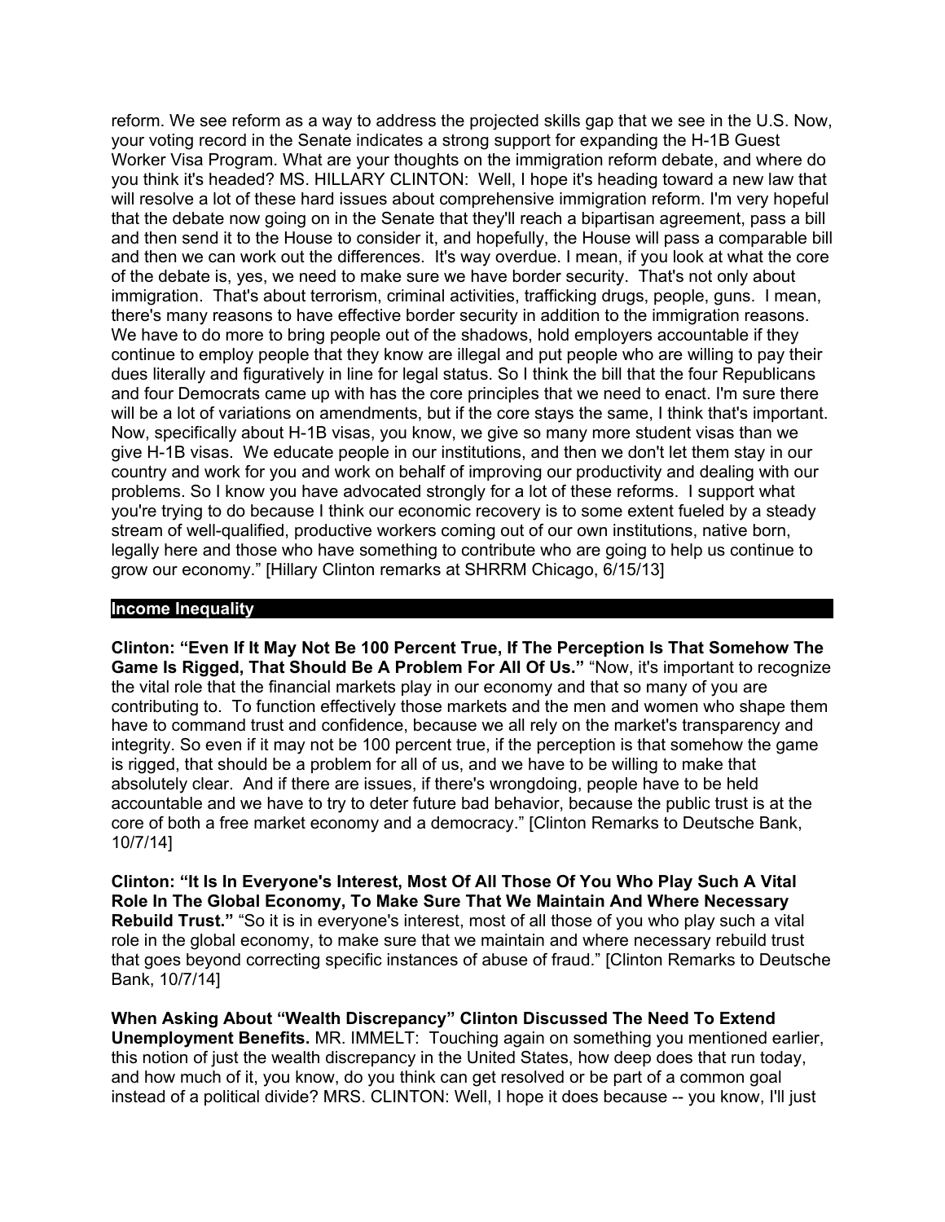reform. We see reform as a way to address the projected skills gap that we see in the U.S. Now, your voting record in the Senate indicates a strong support for expanding the H-1B Guest Worker Visa Program. What are your thoughts on the immigration reform debate, and where do you think it's headed? MS. HILLARY CLINTON: Well, I hope it's heading toward a new law that will resolve a lot of these hard issues about comprehensive immigration reform. I'm very hopeful that the debate now going on in the Senate that they'll reach a bipartisan agreement, pass a bill and then send it to the House to consider it, and hopefully, the House will pass a comparable bill and then we can work out the differences. It's way overdue. I mean, if you look at what the core of the debate is, yes, we need to make sure we have border security. That's not only about immigration. That's about terrorism, criminal activities, trafficking drugs, people, guns. I mean, there's many reasons to have effective border security in addition to the immigration reasons. We have to do more to bring people out of the shadows, hold employers accountable if they continue to employ people that they know are illegal and put people who are willing to pay their dues literally and figuratively in line for legal status. So I think the bill that the four Republicans and four Democrats came up with has the core principles that we need to enact. I'm sure there will be a lot of variations on amendments, but if the core stays the same, I think that's important. Now, specifically about H-1B visas, you know, we give so many more student visas than we give H-1B visas. We educate people in our institutions, and then we don't let them stay in our country and work for you and work on behalf of improving our productivity and dealing with our problems. So I know you have advocated strongly for a lot of these reforms. I support what you're trying to do because I think our economic recovery is to some extent fueled by a steady stream of well-qualified, productive workers coming out of our own institutions, native born, legally here and those who have something to contribute who are going to help us continue to grow our economy." [Hillary Clinton remarks at SHRRM Chicago, 6/15/13]

## Income Inequality

**Clinton: "Even If It May Not Be 100 Percent True, If The Perception Is That Somehow The Game Is Rigged, That Should Be A Problem For All Of Us."** "Now, it's important to recognize the vital role that the financial markets play in our economy and that so many of you are contributing to. To function effectively those markets and the men and women who shape them have to command trust and confidence, because we all rely on the market's transparency and integrity. So even if it may not be 100 percent true, if the perception is that somehow the game is rigged, that should be a problem for all of us, and we have to be willing to make that absolutely clear. And if there are issues, if there's wrongdoing, people have to be held accountable and we have to try to deter future bad behavior, because the public trust is at the core of both a free market economy and a democracy." [Clinton Remarks to Deutsche Bank, 10/7/14]

**Clinton: "It Is In Everyone's Interest, Most Of All Those Of You Who Play Such A Vital Role In The Global Economy, To Make Sure That We Maintain And Where Necessary Rebuild Trust."** "So it is in everyone's interest, most of all those of you who play such a vital role in the global economy, to make sure that we maintain and where necessary rebuild trust that goes beyond correcting specific instances of abuse of fraud." [Clinton Remarks to Deutsche Bank, 10/7/14]

**When Asking About "Wealth Discrepancy" Clinton Discussed The Need To Extend Unemployment Benefits.** MR. IMMELT: Touching again on something you mentioned earlier, this notion of just the wealth discrepancy in the United States, how deep does that run today, and how much of it, you know, do you think can get resolved or be part of a common goal instead of a political divide? MRS. CLINTON: Well, I hope it does because -- you know, I'll just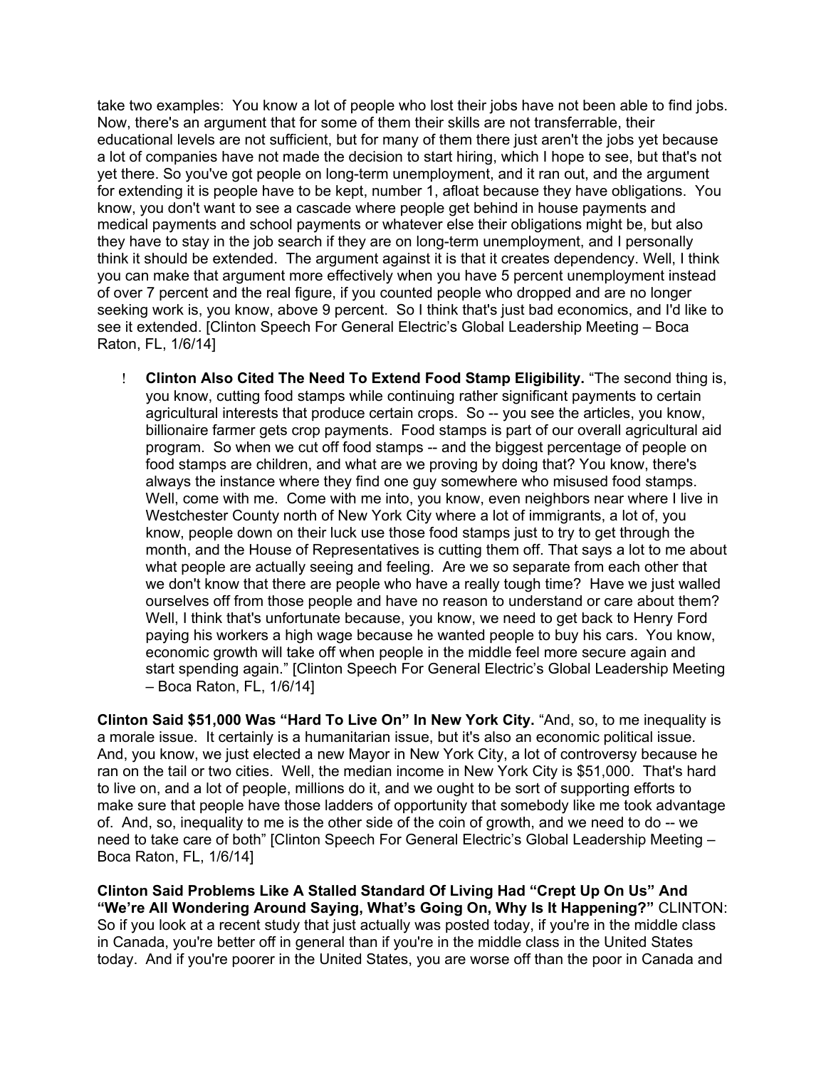take two examples: You know a lot of people who lost their jobs have not been able to find jobs. Now, there's an argument that for some of them their skills are not transferrable, their educational levels are not sufficient, but for many of them there just aren't the jobs yet because a lot of companies have not made the decision to start hiring, which I hope to see, but that's not yet there. So you've got people on long-term unemployment, and it ran out, and the argument for extending it is people have to be kept, number 1, afloat because they have obligations. You know, you don't want to see a cascade where people get behind in house payments and medical payments and school payments or whatever else their obligations might be, but also they have to stay in the job search if they are on long-term unemployment, and I personally think it should be extended. The argument against it is that it creates dependency. Well, I think you can make that argument more effectively when you have 5 percent unemployment instead of over 7 percent and the real figure, if you counted people who dropped and are no longer seeking work is, you know, above 9 percent. So I think that's just bad economics, and I'd like to see it extended. [Clinton Speech For General Electric's Global Leadership Meeting – Boca Raton, FL, 1/6/14]

- **Clinton Also Cited The Need To Extend Food Stamp Eligibility.** "The second thing is, you know, cutting food stamps while continuing rather significant payments to certain agricultural interests that produce certain crops. So -- you see the articles, you know, billionaire farmer gets crop payments. Food stamps is part of our overall agricultural aid program. So when we cut off food stamps -- and the biggest percentage of people on food stamps are children, and what are we proving by doing that? You know, there's always the instance where they find one guy somewhere who misused food stamps. Well, come with me. Come with me into, you know, even neighbors near where I live in Westchester County north of New York City where a lot of immigrants, a lot of, you know, people down on their luck use those food stamps just to try to get through the month, and the House of Representatives is cutting them off. That says a lot to me about what people are actually seeing and feeling. Are we so separate from each other that we don't know that there are people who have a really tough time? Have we just walled ourselves off from those people and have no reason to understand or care about them? Well, I think that's unfortunate because, you know, we need to get back to Henry Ford paying his workers a high wage because he wanted people to buy his cars. You know, economic growth will take off when people in the middle feel more secure again and start spending again." [Clinton Speech For General Electric's Global Leadership Meeting – Boca Raton, FL, 1/6/14]

**Clinton Said $51,000 Was "Hard To Live On" In New York City.** "And, so, to me inequality is a morale issue. It certainly is a humanitarian issue, but it's also an economic political issue. And, you know, we just elected a new Mayor in New York City, a lot of controversy because he ran on the tail or two cities. Well, the median income in New York City is $51,000. That's hard to live on, and a lot of people, millions do it, and we ought to be sort of supporting efforts to make sure that people have those ladders of opportunity that somebody like me took advantage of. And, so, inequality to me is the other side of the coin of growth, and we need to do -- we need to take care of both" [Clinton Speech For General Electric's Global Leadership Meeting – Boca Raton, FL, 1/6/14]

**Clinton Said Problems Like A Stalled Standard Of Living Had "Crept Up On Us" And "We're All Wondering Around Saying, What's Going On, Why Is It Happening?"** CLINTON: So if you look at a recent study that just actually was posted today, if you're in the middle class in Canada, you're better off in general than if you're in the middle class in the United States today. And if you're poorer in the United States, you are worse off than the poor in Canada and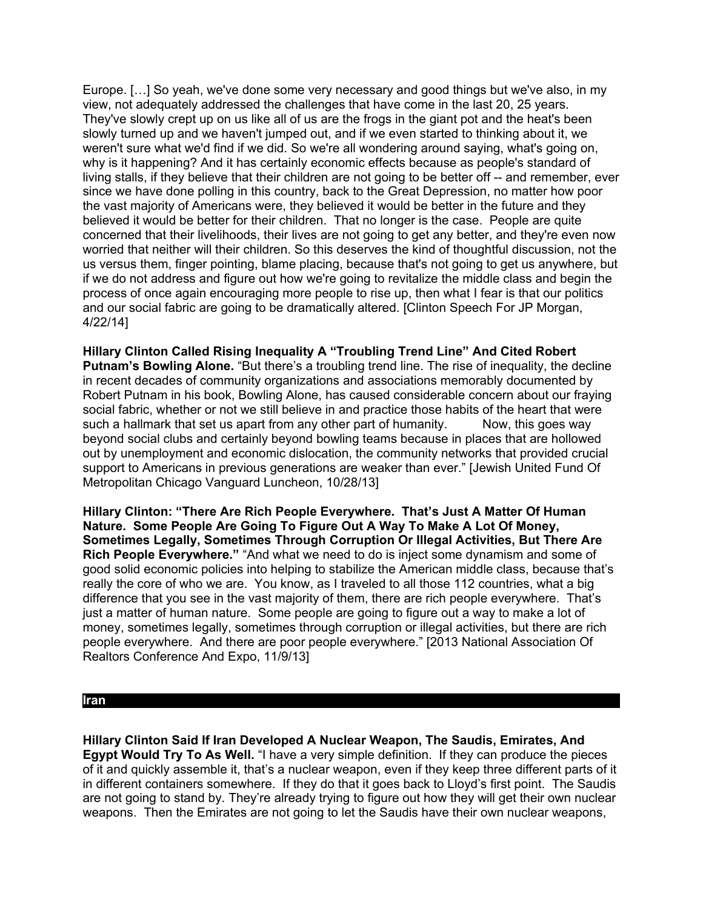Europe. […] So yeah, we've done some very necessary and good things but we've also, in my view, not adequately addressed the challenges that have come in the last 20, 25 years. They've slowly crept up on us like all of us are the frogs in the giant pot and the heat's been slowly turned up and we haven't jumped out, and if we even started to thinking about it, we weren't sure what we'd find if we did. So we're all wondering around saying, what's going on, why is it happening? And it has certainly economic effects because as people's standard of living stalls, if they believe that their children are not going to be better off -- and remember, ever since we have done polling in this country, back to the Great Depression, no matter how poor the vast majority of Americans were, they believed it would be better in the future and they believed it would be better for their children. That no longer is the case. People are quite concerned that their livelihoods, their lives are not going to get any better, and they're even now worried that neither will their children. So this deserves the kind of thoughtful discussion, not the us versus them, finger pointing, blame placing, because that's not going to get us anywhere, but if we do not address and figure out how we're going to revitalize the middle class and begin the process of once again encouraging more people to rise up, then what I fear is that our politics and our social fabric are going to be dramatically altered. [Clinton Speech For JP Morgan, 4/22/14]

**Hillary Clinton Called Rising Inequality A "Troubling Trend Line" And Cited Robert Putnam's Bowling Alone.** "But there's a troubling trend line. The rise of inequality, the decline in recent decades of community organizations and associations memorably documented by Robert Putnam in his book, Bowling Alone, has caused considerable concern about our fraying social fabric, whether or not we still believe in and practice those habits of the heart that were such a hallmark that set us apart from any other part of humanity. Now, this goes way beyond social clubs and certainly beyond bowling teams because in places that are hollowed out by unemployment and economic dislocation, the community networks that provided crucial support to Americans in previous generations are weaker than ever." [Jewish United Fund Of Metropolitan Chicago Vanguard Luncheon, 10/28/13]

**Hillary Clinton: "There Are Rich People Everywhere. That's Just A Matter Of Human Nature. Some People Are Going To Figure Out A Way To Make A Lot Of Money, Sometimes Legally, Sometimes Through Corruption Or Illegal Activities, But There Are Rich People Everywhere."** "And what we need to do is inject some dynamism and some of good solid economic policies into helping to stabilize the American middle class, because that's really the core of who we are. You know, as I traveled to all those 112 countries, what a big difference that you see in the vast majority of them, there are rich people everywhere. That's just a matter of human nature. Some people are going to figure out a way to make a lot of money, sometimes legally, sometimes through corruption or illegal activities, but there are rich people everywhere. And there are poor people everywhere." [2013 National Association Of Realtors Conference And Expo, 11/9/13]

## Iran

**Hillary Clinton Said If Iran Developed A Nuclear Weapon, The Saudis, Emirates, And Egypt Would Try To As Well.** "I have a very simple definition. If they can produce the pieces of it and quickly assemble it, that's a nuclear weapon, even if they keep three different parts of it in different containers somewhere. If they do that it goes back to Lloyd's first point. The Saudis are not going to stand by. They're already trying to figure out how they will get their own nuclear weapons. Then the Emirates are not going to let the Saudis have their own nuclear weapons,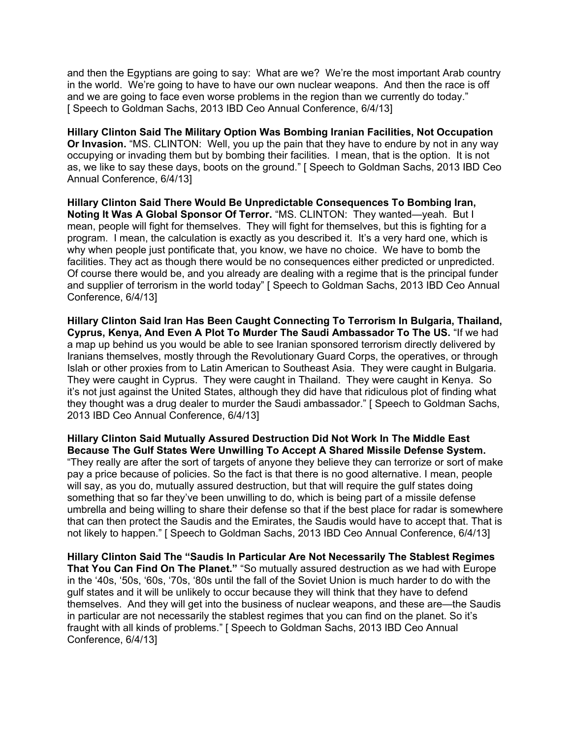and then the Egyptians are going to say: What are we? We're the most important Arab country in the world. We're going to have to have our own nuclear weapons. And then the race is off and we are going to face even worse problems in the region than we currently do today." [ Speech to Goldman Sachs, 2013 IBD Ceo Annual Conference, 6/4/13]

**Hillary Clinton Said The Military Option Was Bombing Iranian Facilities, Not Occupation Or Invasion.** "MS. CLINTON: Well, you up the pain that they have to endure by not in any way occupying or invading them but by bombing their facilities. I mean, that is the option. It is not as, we like to say these days, boots on the ground." [ Speech to Goldman Sachs, 2013 IBD Ceo Annual Conference, 6/4/13]

**Hillary Clinton Said There Would Be Unpredictable Consequences To Bombing Iran, Noting It Was A Global Sponsor Of Terror.** "MS. CLINTON: They wanted—yeah. But I mean, people will fight for themselves. They will fight for themselves, but this is fighting for a program. I mean, the calculation is exactly as you described it. It's a very hard one, which is why when people just pontificate that, you know, we have no choice. We have to bomb the facilities. They act as though there would be no consequences either predicted or unpredicted. Of course there would be, and you already are dealing with a regime that is the principal funder and supplier of terrorism in the world today" [ Speech to Goldman Sachs, 2013 IBD Ceo Annual Conference, 6/4/13]

**Hillary Clinton Said Iran Has Been Caught Connecting To Terrorism In Bulgaria, Thailand, Cyprus, Kenya, And Even A Plot To Murder The Saudi Ambassador To The US.** "If we had a map up behind us you would be able to see Iranian sponsored terrorism directly delivered by Iranians themselves, mostly through the Revolutionary Guard Corps, the operatives, or through Islah or other proxies from to Latin American to Southeast Asia. They were caught in Bulgaria. They were caught in Cyprus. They were caught in Thailand. They were caught in Kenya. So it's not just against the United States, although they did have that ridiculous plot of finding what they thought was a drug dealer to murder the Saudi ambassador." [ Speech to Goldman Sachs, 2013 IBD Ceo Annual Conference, 6/4/13]

**Hillary Clinton Said Mutually Assured Destruction Did Not Work In The Middle East Because The Gulf States Were Unwilling To Accept A Shared Missile Defense System.** "They really are after the sort of targets of anyone they believe they can terrorize or sort of make pay a price because of policies. So the fact is that there is no good alternative. I mean, people will say, as you do, mutually assured destruction, but that will require the gulf states doing something that so far they've been unwilling to do, which is being part of a missile defense umbrella and being willing to share their defense so that if the best place for radar is somewhere that can then protect the Saudis and the Emirates, the Saudis would have to accept that. That is not likely to happen." [ Speech to Goldman Sachs, 2013 IBD Ceo Annual Conference, 6/4/13]

**Hillary Clinton Said The "Saudis In Particular Are Not Necessarily The Stablest Regimes That You Can Find On The Planet."** "So mutually assured destruction as we had with Europe in the '40s, '50s, '60s, '70s, '80s until the fall of the Soviet Union is much harder to do with the gulf states and it will be unlikely to occur because they will think that they have to defend themselves. And they will get into the business of nuclear weapons, and these are—the Saudis in particular are not necessarily the stablest regimes that you can find on the planet. So it's fraught with all kinds of problems." [ Speech to Goldman Sachs, 2013 IBD Ceo Annual Conference, 6/4/13]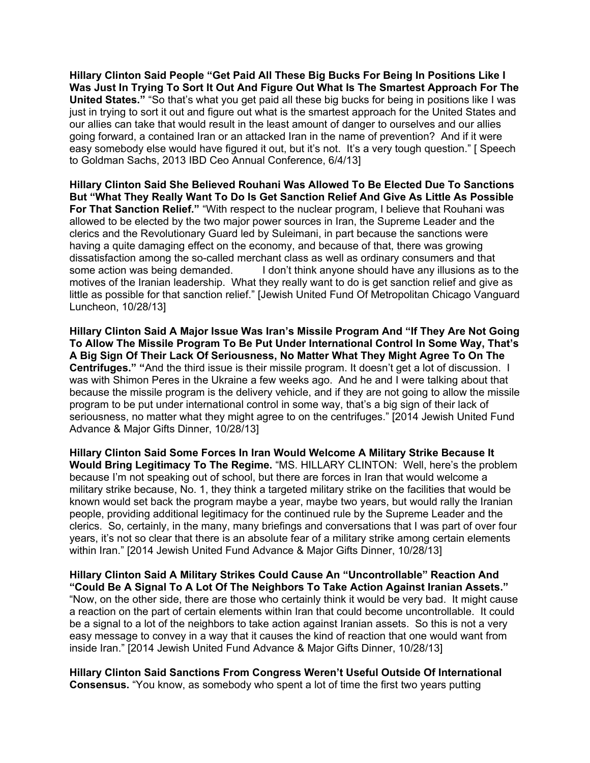**Hillary Clinton Said People "Get Paid All These Big Bucks For Being In Positions Like I Was Just In Trying To Sort It Out And Figure Out What Is The Smartest Approach For The United States."** "So that's what you get paid all these big bucks for being in positions like I was just in trying to sort it out and figure out what is the smartest approach for the United States and our allies can take that would result in the least amount of danger to ourselves and our allies going forward, a contained Iran or an attacked Iran in the name of prevention? And if it were easy somebody else would have figured it out, but it's not. It's a very tough question." [ Speech to Goldman Sachs, 2013 IBD Ceo Annual Conference, 6/4/13]

**Hillary Clinton Said She Believed Rouhani Was Allowed To Be Elected Due To Sanctions But "What They Really Want To Do Is Get Sanction Relief And Give As Little As Possible For That Sanction Relief."** "With respect to the nuclear program, I believe that Rouhani was allowed to be elected by the two major power sources in Iran, the Supreme Leader and the clerics and the Revolutionary Guard led by Suleimani, in part because the sanctions were having a quite damaging effect on the economy, and because of that, there was growing dissatisfaction among the so-called merchant class as well as ordinary consumers and that some action was being demanded. I don't think anyone should have any illusions as to the motives of the Iranian leadership. What they really want to do is get sanction relief and give as little as possible for that sanction relief." [Jewish United Fund Of Metropolitan Chicago Vanguard Luncheon, 10/28/13]

**Hillary Clinton Said A Major Issue Was Iran's Missile Program And "If They Are Not Going To Allow The Missile Program To Be Put Under International Control In Some Way, That's A Big Sign Of Their Lack Of Seriousness, No Matter What They Might Agree To On The Centrifuges." "**And the third issue is their missile program. It doesn't get a lot of discussion. I was with Shimon Peres in the Ukraine a few weeks ago. And he and I were talking about that because the missile program is the delivery vehicle, and if they are not going to allow the missile program to be put under international control in some way, that's a big sign of their lack of seriousness, no matter what they might agree to on the centrifuges." [2014 Jewish United Fund Advance & Major Gifts Dinner, 10/28/13]

**Hillary Clinton Said Some Forces In Iran Would Welcome A Military Strike Because It Would Bring Legitimacy To The Regime.** "MS. HILLARY CLINTON: Well, here's the problem because I'm not speaking out of school, but there are forces in Iran that would welcome a military strike because, No. 1, they think a targeted military strike on the facilities that would be known would set back the program maybe a year, maybe two years, but would rally the Iranian people, providing additional legitimacy for the continued rule by the Supreme Leader and the clerics. So, certainly, in the many, many briefings and conversations that I was part of over four years, it's not so clear that there is an absolute fear of a military strike among certain elements within Iran." [2014 Jewish United Fund Advance & Major Gifts Dinner, 10/28/13]

**Hillary Clinton Said A Military Strikes Could Cause An "Uncontrollable" Reaction And "Could Be A Signal To A Lot Of The Neighbors To Take Action Against Iranian Assets."** "Now, on the other side, there are those who certainly think it would be very bad. It might cause a reaction on the part of certain elements within Iran that could become uncontrollable. It could be a signal to a lot of the neighbors to take action against Iranian assets. So this is not a very easy message to convey in a way that it causes the kind of reaction that one would want from inside Iran." [2014 Jewish United Fund Advance & Major Gifts Dinner, 10/28/13]

**Hillary Clinton Said Sanctions From Congress Weren't Useful Outside Of International Consensus.** "You know, as somebody who spent a lot of time the first two years putting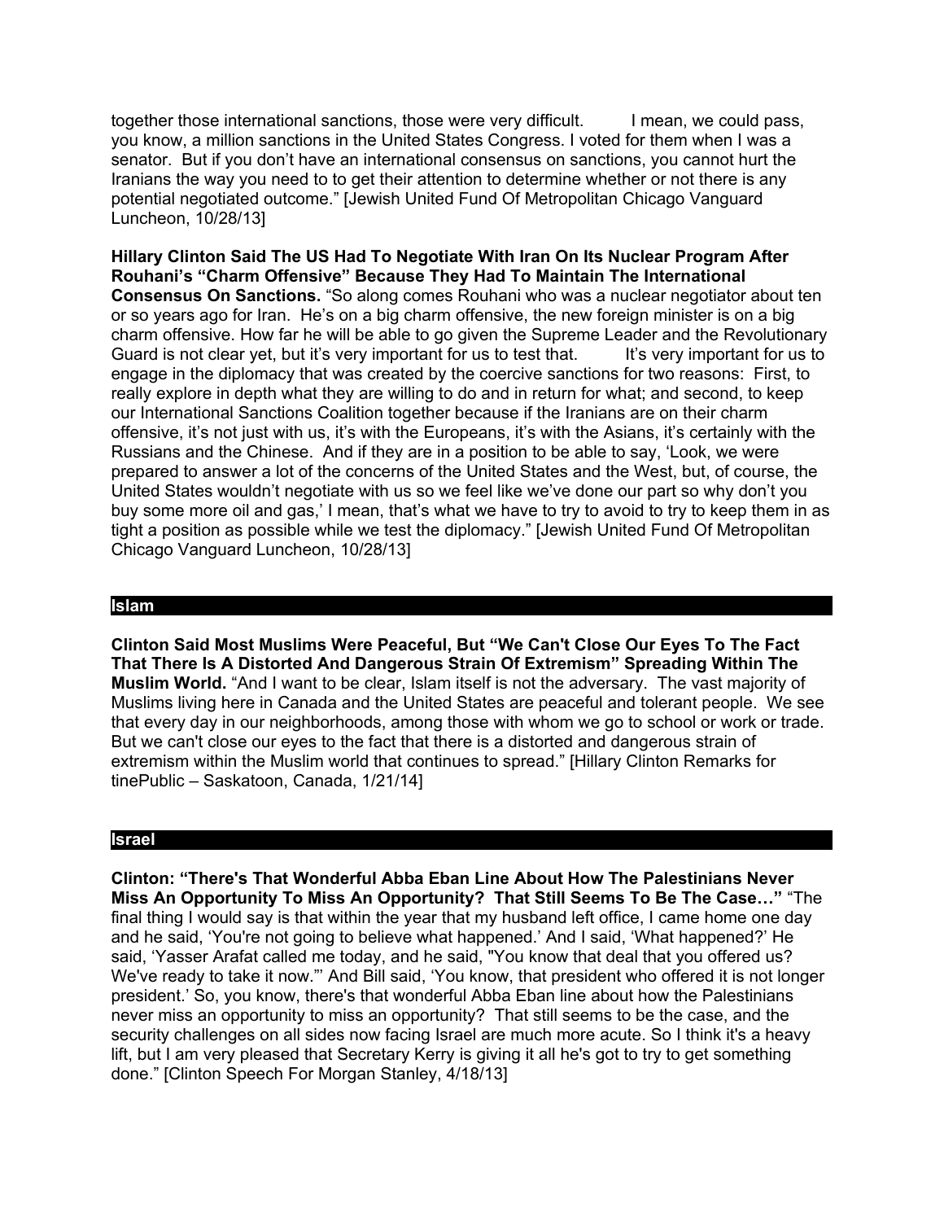together those international sanctions, those were very difficult. I mean, we could pass, you know, a million sanctions in the United States Congress. I voted for them when I was a senator. But if you don't have an international consensus on sanctions, you cannot hurt the Iranians the way you need to to get their attention to determine whether or not there is any potential negotiated outcome." [Jewish United Fund Of Metropolitan Chicago Vanguard Luncheon, 10/28/13]

**Hillary Clinton Said The US Had To Negotiate With Iran On Its Nuclear Program After Rouhani's "Charm Offensive" Because They Had To Maintain The International Consensus On Sanctions.** "So along comes Rouhani who was a nuclear negotiator about ten or so years ago for Iran. He's on a big charm offensive, the new foreign minister is on a big charm offensive. How far he will be able to go given the Supreme Leader and the Revolutionary Guard is not clear yet, but it's very important for us to test that. It's very important for us to engage in the diplomacy that was created by the coercive sanctions for two reasons: First, to really explore in depth what they are willing to do and in return for what; and second, to keep our International Sanctions Coalition together because if the Iranians are on their charm offensive, it's not just with us, it's with the Europeans, it's with the Asians, it's certainly with the Russians and the Chinese. And if they are in a position to be able to say, 'Look, we were prepared to answer a lot of the concerns of the United States and the West, but, of course, the United States wouldn't negotiate with us so we feel like we've done our part so why don't you buy some more oil and gas,' I mean, that's what we have to try to avoid to try to keep them in as tight a position as possible while we test the diplomacy." [Jewish United Fund Of Metropolitan Chicago Vanguard Luncheon, 10/28/13]

## Islam

**Clinton Said Most Muslims Were Peaceful, But "We Can't Close Our Eyes To The Fact That There Is A Distorted And Dangerous Strain Of Extremism" Spreading Within The Muslim World.** "And I want to be clear, Islam itself is not the adversary. The vast majority of Muslims living here in Canada and the United States are peaceful and tolerant people. We see that every day in our neighborhoods, among those with whom we go to school or work or trade. But we can't close our eyes to the fact that there is a distorted and dangerous strain of extremism within the Muslim world that continues to spread." [Hillary Clinton Remarks for tinePublic – Saskatoon, Canada, 1/21/14]

## Israel

**Clinton: "There's That Wonderful Abba Eban Line About How The Palestinians Never Miss An Opportunity To Miss An Opportunity? That Still Seems To Be The Case…"** "The final thing I would say is that within the year that my husband left office, I came home one day and he said, 'You're not going to believe what happened.' And I said, 'What happened?' He said, 'Yasser Arafat called me today, and he said, "You know that deal that you offered us? We've ready to take it now."' And Bill said, 'You know, that president who offered it is not longer president.' So, you know, there's that wonderful Abba Eban line about how the Palestinians never miss an opportunity to miss an opportunity? That still seems to be the case, and the security challenges on all sides now facing Israel are much more acute. So I think it's a heavy lift, but I am very pleased that Secretary Kerry is giving it all he's got to try to get something done." [Clinton Speech For Morgan Stanley, 4/18/13]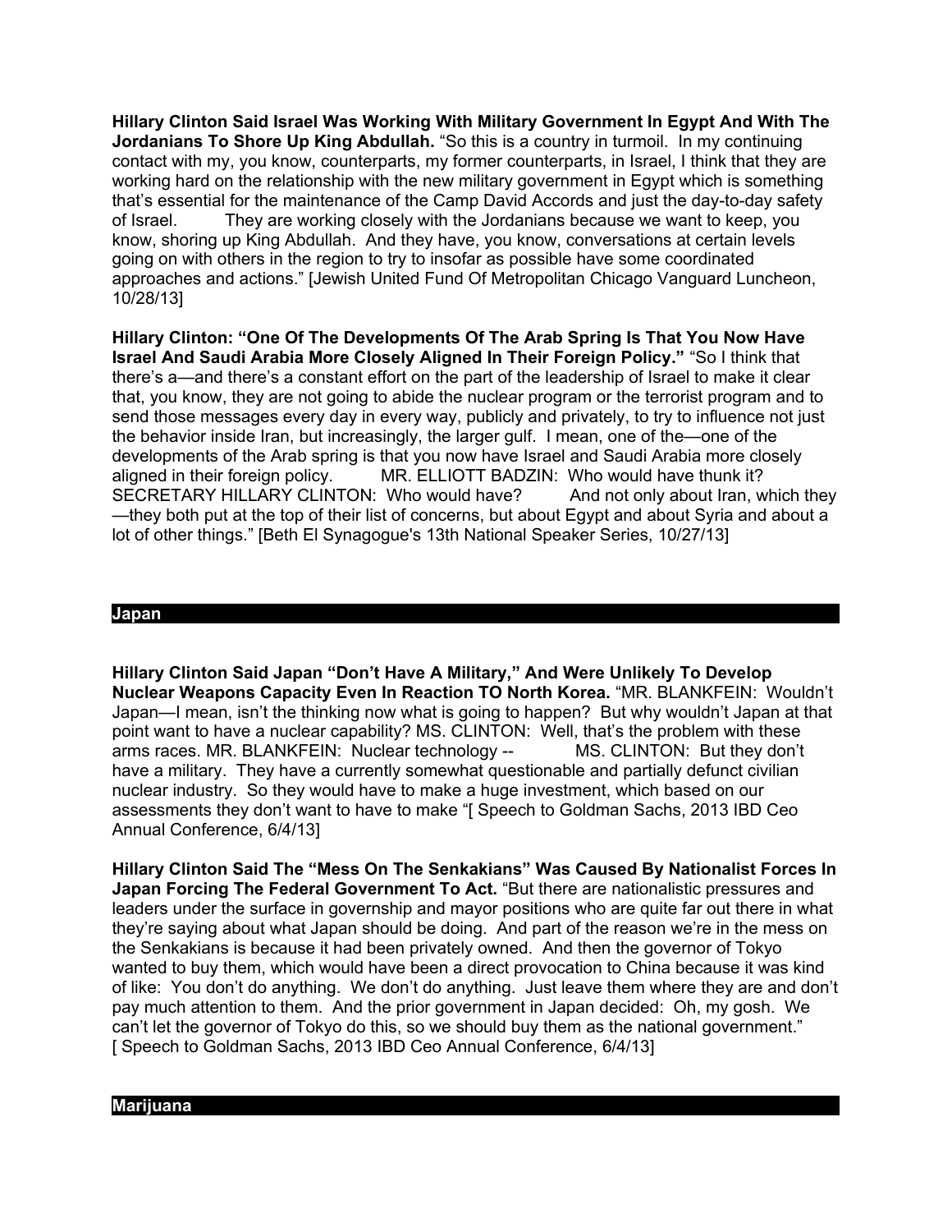**Hillary Clinton Said Israel Was Working With Military Government In Egypt And With The Jordanians To Shore Up King Abdullah.** "So this is a country in turmoil. In my continuing contact with my, you know, counterparts, my former counterparts, in Israel, I think that they are working hard on the relationship with the new military government in Egypt which is something that's essential for the maintenance of the Camp David Accords and just the day-to-day safety of Israel. They are working closely with the Jordanians because we want to keep, you know, shoring up King Abdullah. And they have, you know, conversations at certain levels going on with others in the region to try to insofar as possible have some coordinated approaches and actions." [Jewish United Fund Of Metropolitan Chicago Vanguard Luncheon, 10/28/13]

**Hillary Clinton: "One Of The Developments Of The Arab Spring Is That You Now Have Israel And Saudi Arabia More Closely Aligned In Their Foreign Policy."** "So I think that there's a—and there's a constant effort on the part of the leadership of Israel to make it clear that, you know, they are not going to abide the nuclear program or the terrorist program and to send those messages every day in every way, publicly and privately, to try to influence not just the behavior inside Iran, but increasingly, the larger gulf. I mean, one of the—one of the developments of the Arab spring is that you now have Israel and Saudi Arabia more closely aligned in their foreign policy. MR. ELLIOTT BADZIN: Who would have thunk it? SECRETARY HILLARY CLINTON: Who would have? And not only about Iran, which they —they both put at the top of their list of concerns, but about Egypt and about Syria and about a lot of other things." [Beth El Synagogue's 13th National Speaker Series, 10/27/13]

## Japan

**Hillary Clinton Said Japan "Don't Have A Military," And Were Unlikely To Develop Nuclear Weapons Capacity Even In Reaction TO North Korea.** "MR. BLANKFEIN: Wouldn't Japan—I mean, isn't the thinking now what is going to happen? But why wouldn't Japan at that point want to have a nuclear capability? MS. CLINTON: Well, that's the problem with these arms races. MR. BLANKFEIN: Nuclear technology -- MS. CLINTON: But they don't have a military. They have a currently somewhat questionable and partially defunct civilian nuclear industry. So they would have to make a huge investment, which based on our assessments they don't want to have to make "[ Speech to Goldman Sachs, 2013 IBD Ceo Annual Conference, 6/4/13]

**Hillary Clinton Said The "Mess On The Senkakians" Was Caused By Nationalist Forces In Japan Forcing The Federal Government To Act.** "But there are nationalistic pressures and leaders under the surface in governship and mayor positions who are quite far out there in what they're saying about what Japan should be doing. And part of the reason we're in the mess on the Senkakians is because it had been privately owned. And then the governor of Tokyo wanted to buy them, which would have been a direct provocation to China because it was kind of like: You don't do anything. We don't do anything. Just leave them where they are and don't pay much attention to them. And the prior government in Japan decided: Oh, my gosh. We can't let the governor of Tokyo do this, so we should buy them as the national government." [ Speech to Goldman Sachs, 2013 IBD Ceo Annual Conference, 6/4/13]

## Marijuana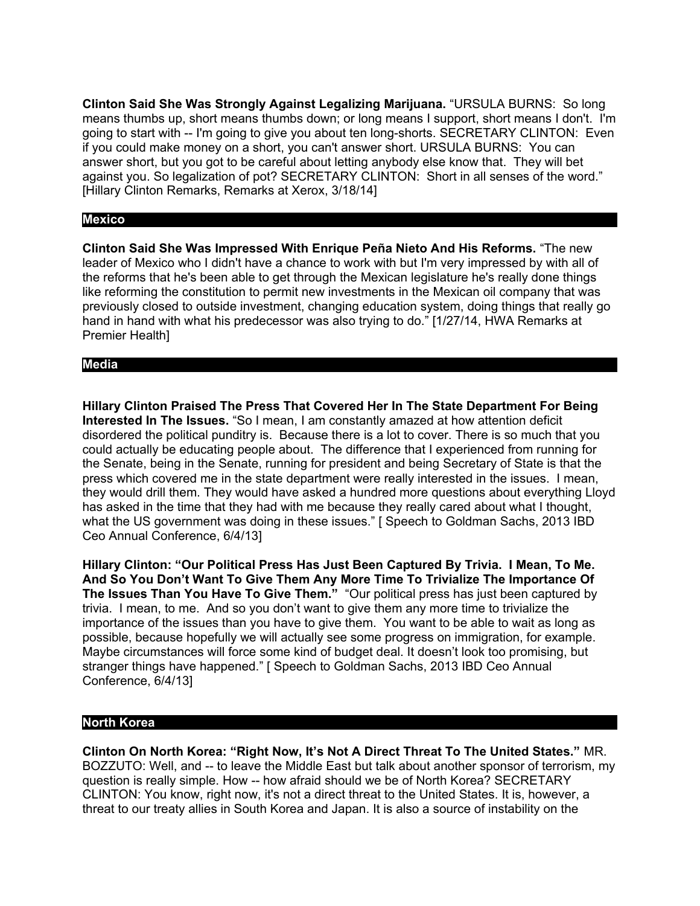**Clinton Said She Was Strongly Against Legalizing Marijuana.** "URSULA BURNS: So long means thumbs up, short means thumbs down; or long means I support, short means I don't. I'm going to start with -- I'm going to give you about ten long-shorts. SECRETARY CLINTON: Even if you could make money on a short, you can't answer short. URSULA BURNS: You can answer short, but you got to be careful about letting anybody else know that. They will bet against you. So legalization of pot? SECRETARY CLINTON: Short in all senses of the word." [Hillary Clinton Remarks, Remarks at Xerox, 3/18/14]

## Mexico

**Clinton Said She Was Impressed With Enrique Peña Nieto And His Reforms.** "The new leader of Mexico who I didn't have a chance to work with but I'm very impressed by with all of the reforms that he's been able to get through the Mexican legislature he's really done things like reforming the constitution to permit new investments in the Mexican oil company that was previously closed to outside investment, changing education system, doing things that really go hand in hand with what his predecessor was also trying to do." [1/27/14, HWA Remarks at Premier Health]

## Media

**Hillary Clinton Praised The Press That Covered Her In The State Department For Being Interested In The Issues.** "So I mean, I am constantly amazed at how attention deficit disordered the political punditry is. Because there is a lot to cover. There is so much that you could actually be educating people about. The difference that I experienced from running for the Senate, being in the Senate, running for president and being Secretary of State is that the press which covered me in the state department were really interested in the issues. I mean, they would drill them. They would have asked a hundred more questions about everything Lloyd has asked in the time that they had with me because they really cared about what I thought, what the US government was doing in these issues." [ Speech to Goldman Sachs, 2013 IBD Ceo Annual Conference, 6/4/13]

**Hillary Clinton: "Our Political Press Has Just Been Captured By Trivia. I Mean, To Me. And So You Don't Want To Give Them Any More Time To Trivialize The Importance Of The Issues Than You Have To Give Them."** "Our political press has just been captured by trivia. I mean, to me. And so you don't want to give them any more time to trivialize the importance of the issues than you have to give them. You want to be able to wait as long as possible, because hopefully we will actually see some progress on immigration, for example. Maybe circumstances will force some kind of budget deal. It doesn't look too promising, but stranger things have happened." [ Speech to Goldman Sachs, 2013 IBD Ceo Annual Conference, 6/4/13]

## North Korea

**Clinton On North Korea: "Right Now, It's Not A Direct Threat To The United States."** MR. BOZZUTO: Well, and -- to leave the Middle East but talk about another sponsor of terrorism, my question is really simple. How -- how afraid should we be of North Korea? SECRETARY CLINTON: You know, right now, it's not a direct threat to the United States. It is, however, a threat to our treaty allies in South Korea and Japan. It is also a source of instability on the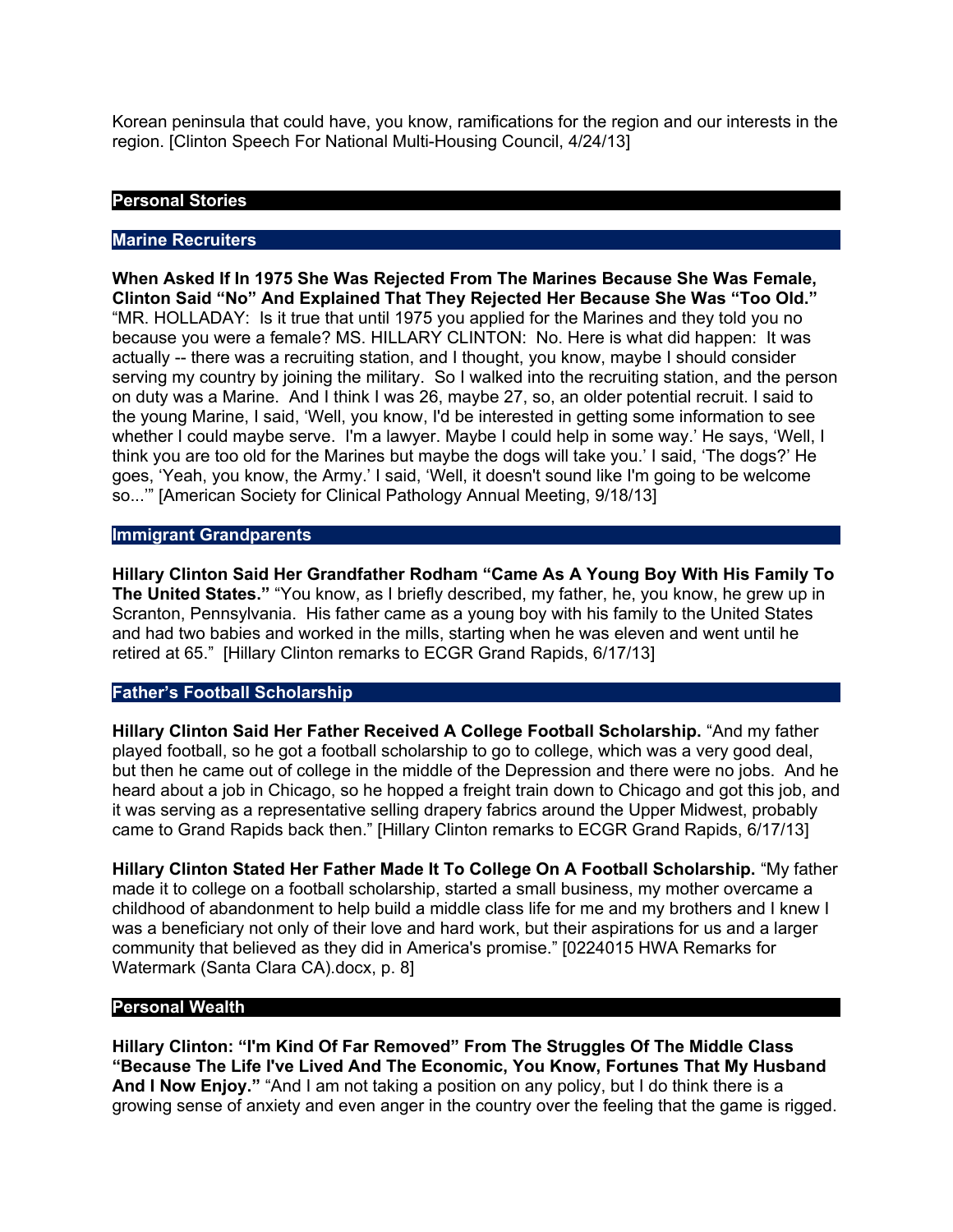Korean peninsula that could have, you know, ramifications for the region and our interests in the region. [Clinton Speech For National Multi-Housing Council, 4/24/13]

## Personal Stories

### Marine Recruiters

**When Asked If In 1975 She Was Rejected From The Marines Because She Was Female, Clinton Said "No" And Explained That They Rejected Her Because She Was "Too Old."** "MR. HOLLADAY: Is it true that until 1975 you applied for the Marines and they told you no because you were a female? MS. HILLARY CLINTON: No. Here is what did happen: It was actually -- there was a recruiting station, and I thought, you know, maybe I should consider serving my country by joining the military. So I walked into the recruiting station, and the person on duty was a Marine. And I think I was 26, maybe 27, so, an older potential recruit. I said to the young Marine, I said, 'Well, you know, I'd be interested in getting some information to see whether I could maybe serve. I'm a lawyer. Maybe I could help in some way.' He says, 'Well, I think you are too old for the Marines but maybe the dogs will take you.' I said, 'The dogs?' He goes, 'Yeah, you know, the Army.' I said, 'Well, it doesn't sound like I'm going to be welcome so...'" [American Society for Clinical Pathology Annual Meeting, 9/18/13]

### Immigrant Grandparents

**Hillary Clinton Said Her Grandfather Rodham "Came As A Young Boy With His Family To The United States."** "You know, as I briefly described, my father, he, you know, he grew up in Scranton, Pennsylvania. His father came as a young boy with his family to the United States and had two babies and worked in the mills, starting when he was eleven and went until he retired at 65." [Hillary Clinton remarks to ECGR Grand Rapids, 6/17/13]

### Father's Football Scholarship

**Hillary Clinton Said Her Father Received A College Football Scholarship.** "And my father played football, so he got a football scholarship to go to college, which was a very good deal, but then he came out of college in the middle of the Depression and there were no jobs. And he heard about a job in Chicago, so he hopped a freight train down to Chicago and got this job, and it was serving as a representative selling drapery fabrics around the Upper Midwest, probably came to Grand Rapids back then." [Hillary Clinton remarks to ECGR Grand Rapids, 6/17/13]

**Hillary Clinton Stated Her Father Made It To College On A Football Scholarship.** "My father made it to college on a football scholarship, started a small business, my mother overcame a childhood of abandonment to help build a middle class life for me and my brothers and I knew I was a beneficiary not only of their love and hard work, but their aspirations for us and a larger community that believed as they did in America's promise." [0224015 HWA Remarks for Watermark (Santa Clara CA).docx, p. 8]

## Personal Wealth

**Hillary Clinton: "I'm Kind Of Far Removed" From The Struggles Of The Middle Class "Because The Life I've Lived And The Economic, You Know, Fortunes That My Husband And I Now Enjoy."** "And I am not taking a position on any policy, but I do think there is a growing sense of anxiety and even anger in the country over the feeling that the game is rigged.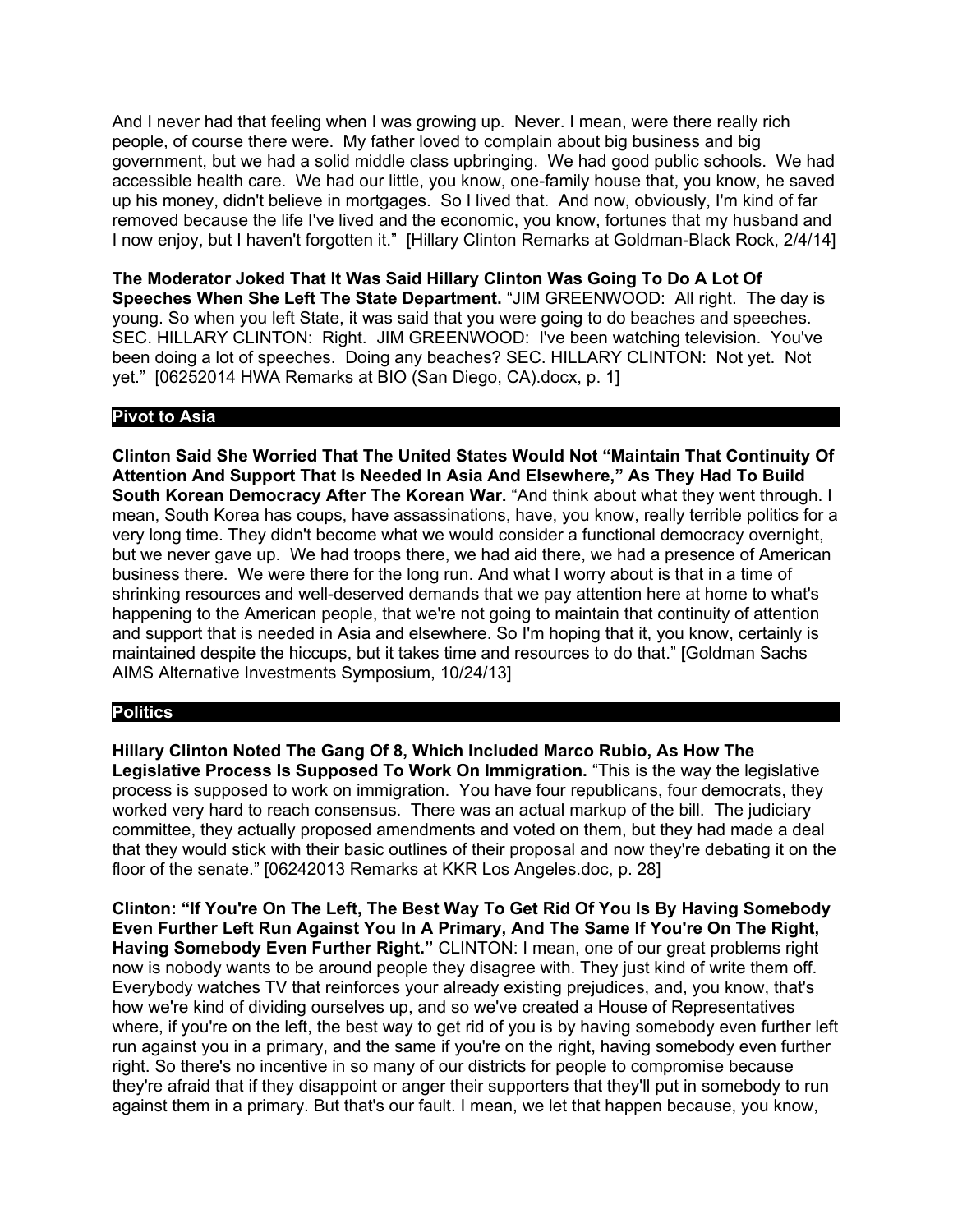And I never had that feeling when I was growing up. Never. I mean, were there really rich people, of course there were. My father loved to complain about big business and big government, but we had a solid middle class upbringing. We had good public schools. We had accessible health care. We had our little, you know, one-family house that, you know, he saved up his money, didn't believe in mortgages. So I lived that. And now, obviously, I'm kind of far removed because the life I've lived and the economic, you know, fortunes that my husband and I now enjoy, but I haven't forgotten it." [Hillary Clinton Remarks at Goldman-Black Rock, 2/4/14]

**The Moderator Joked That It Was Said Hillary Clinton Was Going To Do A Lot Of Speeches When She Left The State Department.** "JIM GREENWOOD: All right. The day is young. So when you left State, it was said that you were going to do beaches and speeches. SEC. HILLARY CLINTON: Right. JIM GREENWOOD: I've been watching television. You've been doing a lot of speeches. Doing any beaches? SEC. HILLARY CLINTON: Not yet. Not yet." [06252014 HWA Remarks at BIO (San Diego, CA).docx, p. 1]

## Pivot to Asia

**Clinton Said She Worried That The United States Would Not "Maintain That Continuity Of Attention And Support That Is Needed In Asia And Elsewhere," As They Had To Build South Korean Democracy After The Korean War.** "And think about what they went through. I mean, South Korea has coups, have assassinations, have, you know, really terrible politics for a very long time. They didn't become what we would consider a functional democracy overnight, but we never gave up. We had troops there, we had aid there, we had a presence of American business there. We were there for the long run. And what I worry about is that in a time of shrinking resources and well-deserved demands that we pay attention here at home to what's happening to the American people, that we're not going to maintain that continuity of attention and support that is needed in Asia and elsewhere. So I'm hoping that it, you know, certainly is maintained despite the hiccups, but it takes time and resources to do that." [Goldman Sachs AIMS Alternative Investments Symposium, 10/24/13]

## Politics

**Hillary Clinton Noted The Gang Of 8, Which Included Marco Rubio, As How The Legislative Process Is Supposed To Work On Immigration.** "This is the way the legislative process is supposed to work on immigration. You have four republicans, four democrats, they worked very hard to reach consensus. There was an actual markup of the bill. The judiciary committee, they actually proposed amendments and voted on them, but they had made a deal that they would stick with their basic outlines of their proposal and now they're debating it on the floor of the senate." [06242013 Remarks at KKR Los Angeles.doc, p. 28]

**Clinton: "If You're On The Left, The Best Way To Get Rid Of You Is By Having Somebody Even Further Left Run Against You In A Primary, And The Same If You're On The Right, Having Somebody Even Further Right."** CLINTON: I mean, one of our great problems right now is nobody wants to be around people they disagree with. They just kind of write them off. Everybody watches TV that reinforces your already existing prejudices, and, you know, that's how we're kind of dividing ourselves up, and so we've created a House of Representatives where, if you're on the left, the best way to get rid of you is by having somebody even further left run against you in a primary, and the same if you're on the right, having somebody even further right. So there's no incentive in so many of our districts for people to compromise because they're afraid that if they disappoint or anger their supporters that they'll put in somebody to run against them in a primary. But that's our fault. I mean, we let that happen because, you know,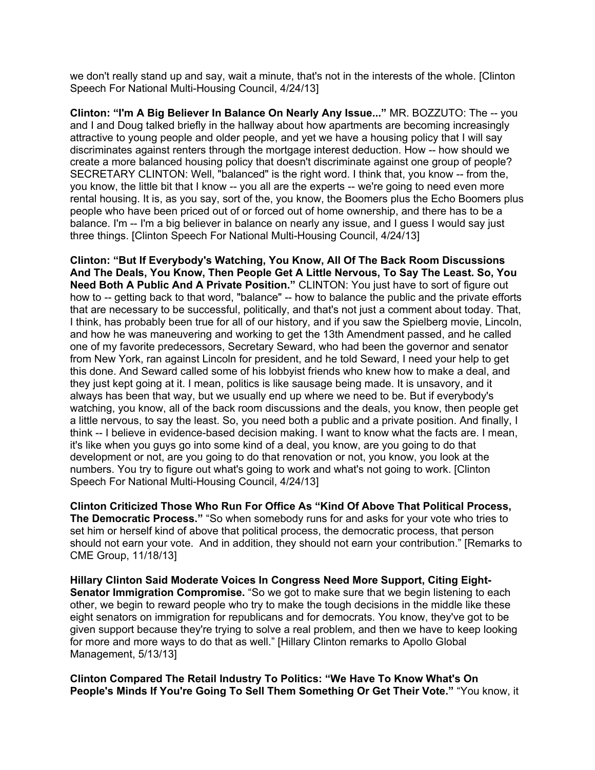we don't really stand up and say, wait a minute, that's not in the interests of the whole. [Clinton Speech For National Multi-Housing Council, 4/24/13]

**Clinton: "I'm A Big Believer In Balance On Nearly Any Issue..."** MR. BOZZUTO: The -- you and I and Doug talked briefly in the hallway about how apartments are becoming increasingly attractive to young people and older people, and yet we have a housing policy that I will say discriminates against renters through the mortgage interest deduction. How -- how should we create a more balanced housing policy that doesn't discriminate against one group of people? SECRETARY CLINTON: Well, "balanced" is the right word. I think that, you know -- from the, you know, the little bit that I know -- you all are the experts -- we're going to need even more rental housing. It is, as you say, sort of the, you know, the Boomers plus the Echo Boomers plus people who have been priced out of or forced out of home ownership, and there has to be a balance. I'm -- I'm a big believer in balance on nearly any issue, and I guess I would say just three things. [Clinton Speech For National Multi-Housing Council, 4/24/13]

**Clinton: "But If Everybody's Watching, You Know, All Of The Back Room Discussions And The Deals, You Know, Then People Get A Little Nervous, To Say The Least. So, You Need Both A Public And A Private Position."** CLINTON: You just have to sort of figure out how to -- getting back to that word, "balance" -- how to balance the public and the private efforts that are necessary to be successful, politically, and that's not just a comment about today. That, I think, has probably been true for all of our history, and if you saw the Spielberg movie, Lincoln, and how he was maneuvering and working to get the 13th Amendment passed, and he called one of my favorite predecessors, Secretary Seward, who had been the governor and senator from New York, ran against Lincoln for president, and he told Seward, I need your help to get this done. And Seward called some of his lobbyist friends who knew how to make a deal, and they just kept going at it. I mean, politics is like sausage being made. It is unsavory, and it always has been that way, but we usually end up where we need to be. But if everybody's watching, you know, all of the back room discussions and the deals, you know, then people get a little nervous, to say the least. So, you need both a public and a private position. And finally, I think -- I believe in evidence-based decision making. I want to know what the facts are. I mean, it's like when you guys go into some kind of a deal, you know, are you going to do that development or not, are you going to do that renovation or not, you know, you look at the numbers. You try to figure out what's going to work and what's not going to work. [Clinton Speech For National Multi-Housing Council, 4/24/13]

**Clinton Criticized Those Who Run For Office As "Kind Of Above That Political Process, The Democratic Process."** "So when somebody runs for and asks for your vote who tries to set him or herself kind of above that political process, the democratic process, that person should not earn your vote.  And in addition, they should not earn your contribution." [Remarks to CME Group, 11/18/13]

**Hillary Clinton Said Moderate Voices In Congress Need More Support, Citing Eight-Senator Immigration Compromise.** "So we got to make sure that we begin listening to each other, we begin to reward people who try to make the tough decisions in the middle like these eight senators on immigration for republicans and for democrats. You know, they've got to be given support because they're trying to solve a real problem, and then we have to keep looking for more and more ways to do that as well." [Hillary Clinton remarks to Apollo Global Management, 5/13/13]

**Clinton Compared The Retail Industry To Politics: "We Have To Know What's On People's Minds If You're Going To Sell Them Something Or Get Their Vote."** "You know, it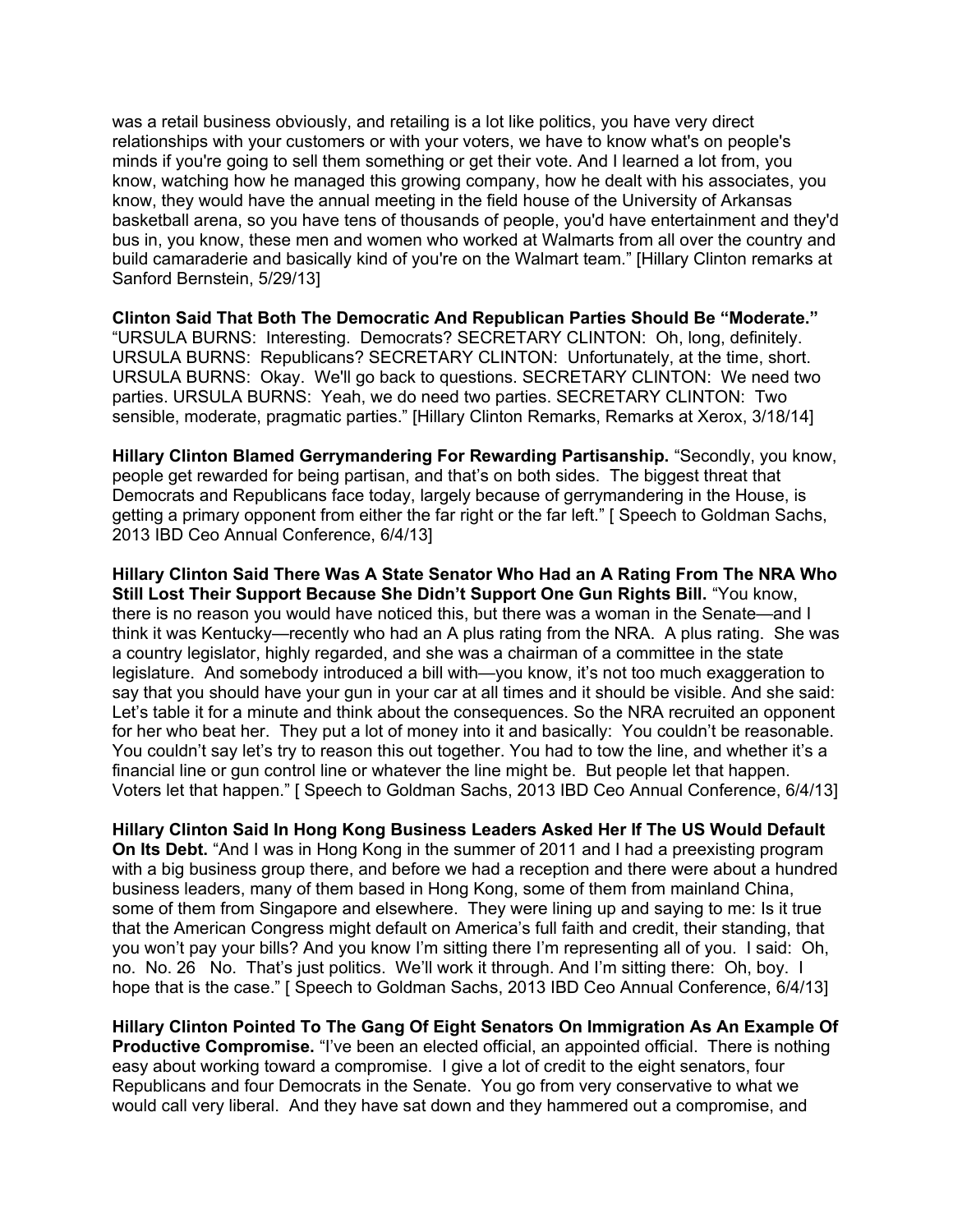was a retail business obviously, and retailing is a lot like politics, you have very direct relationships with your customers or with your voters, we have to know what's on people's minds if you're going to sell them something or get their vote. And I learned a lot from, you know, watching how he managed this growing company, how he dealt with his associates, you know, they would have the annual meeting in the field house of the University of Arkansas basketball arena, so you have tens of thousands of people, you'd have entertainment and they'd bus in, you know, these men and women who worked at Walmarts from all over the country and build camaraderie and basically kind of you're on the Walmart team." [Hillary Clinton remarks at Sanford Bernstein, 5/29/13]

**Clinton Said That Both The Democratic And Republican Parties Should Be "Moderate."** "URSULA BURNS: Interesting. Democrats? SECRETARY CLINTON: Oh, long, definitely. URSULA BURNS: Republicans? SECRETARY CLINTON: Unfortunately, at the time, short. URSULA BURNS: Okay. We'll go back to questions. SECRETARY CLINTON: We need two parties. URSULA BURNS: Yeah, we do need two parties. SECRETARY CLINTON: Two sensible, moderate, pragmatic parties." [Hillary Clinton Remarks, Remarks at Xerox, 3/18/14]

**Hillary Clinton Blamed Gerrymandering For Rewarding Partisanship.** "Secondly, you know, people get rewarded for being partisan, and that's on both sides. The biggest threat that Democrats and Republicans face today, largely because of gerrymandering in the House, is getting a primary opponent from either the far right or the far left." [ Speech to Goldman Sachs, 2013 IBD Ceo Annual Conference, 6/4/13]

**Hillary Clinton Said There Was A State Senator Who Had an A Rating From The NRA Who Still Lost Their Support Because She Didn't Support One Gun Rights Bill.** "You know, there is no reason you would have noticed this, but there was a woman in the Senate—and I think it was Kentucky—recently who had an A plus rating from the NRA. A plus rating. She was a country legislator, highly regarded, and she was a chairman of a committee in the state legislature. And somebody introduced a bill with—you know, it's not too much exaggeration to say that you should have your gun in your car at all times and it should be visible. And she said: Let's table it for a minute and think about the consequences. So the NRA recruited an opponent for her who beat her. They put a lot of money into it and basically: You couldn't be reasonable. You couldn't say let's try to reason this out together. You had to tow the line, and whether it's a financial line or gun control line or whatever the line might be. But people let that happen. Voters let that happen." [ Speech to Goldman Sachs, 2013 IBD Ceo Annual Conference, 6/4/13]

**Hillary Clinton Said In Hong Kong Business Leaders Asked Her If The US Would Default On Its Debt.** "And I was in Hong Kong in the summer of 2011 and I had a preexisting program with a big business group there, and before we had a reception and there were about a hundred business leaders, many of them based in Hong Kong, some of them from mainland China, some of them from Singapore and elsewhere. They were lining up and saying to me: Is it true that the American Congress might default on America's full faith and credit, their standing, that you won't pay your bills? And you know I'm sitting there I'm representing all of you. I said: Oh, no. No. 26 No. That's just politics. We'll work it through. And I'm sitting there: Oh, boy. I hope that is the case." [ Speech to Goldman Sachs, 2013 IBD Ceo Annual Conference, 6/4/13]

**Hillary Clinton Pointed To The Gang Of Eight Senators On Immigration As An Example Of Productive Compromise.** "I've been an elected official, an appointed official. There is nothing easy about working toward a compromise. I give a lot of credit to the eight senators, four Republicans and four Democrats in the Senate. You go from very conservative to what we would call very liberal. And they have sat down and they hammered out a compromise, and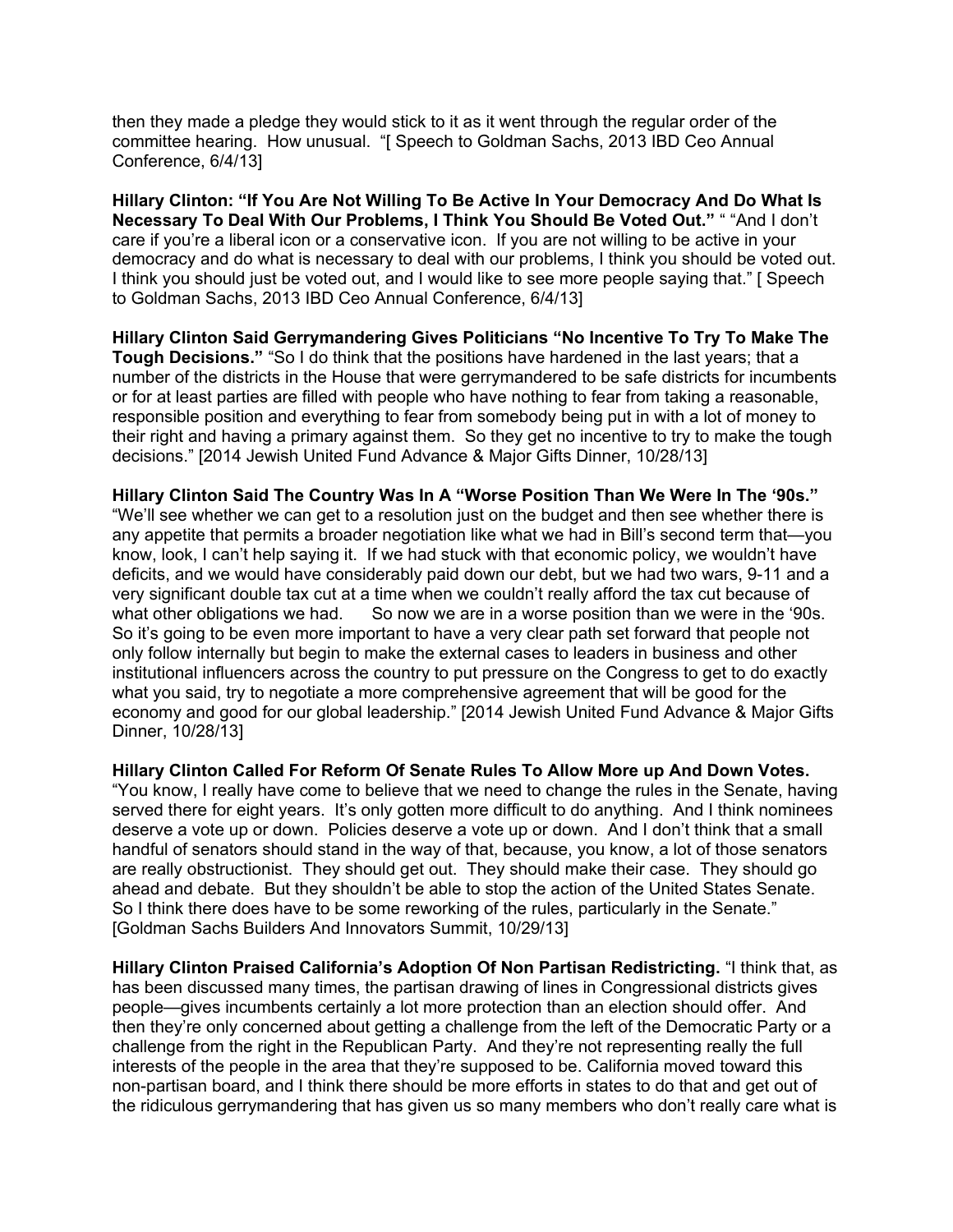then they made a pledge they would stick to it as it went through the regular order of the committee hearing. How unusual. "[ Speech to Goldman Sachs, 2013 IBD Ceo Annual Conference, 6/4/13]

**Hillary Clinton: "If You Are Not Willing To Be Active In Your Democracy And Do What Is Necessary To Deal With Our Problems, I Think You Should Be Voted Out."** " "And I don't care if you're a liberal icon or a conservative icon. If you are not willing to be active in your democracy and do what is necessary to deal with our problems, I think you should be voted out. I think you should just be voted out, and I would like to see more people saying that." [ Speech to Goldman Sachs, 2013 IBD Ceo Annual Conference, 6/4/13]

**Hillary Clinton Said Gerrymandering Gives Politicians "No Incentive To Try To Make The Tough Decisions."** "So I do think that the positions have hardened in the last years; that a number of the districts in the House that were gerrymandered to be safe districts for incumbents or for at least parties are filled with people who have nothing to fear from taking a reasonable, responsible position and everything to fear from somebody being put in with a lot of money to their right and having a primary against them. So they get no incentive to try to make the tough decisions." [2014 Jewish United Fund Advance & Major Gifts Dinner, 10/28/13]

**Hillary Clinton Said The Country Was In A "Worse Position Than We Were In The '90s."** "We'll see whether we can get to a resolution just on the budget and then see whether there is any appetite that permits a broader negotiation like what we had in Bill's second term that—you know, look, I can't help saying it. If we had stuck with that economic policy, we wouldn't have deficits, and we would have considerably paid down our debt, but we had two wars, 9-11 and a very significant double tax cut at a time when we couldn't really afford the tax cut because of what other obligations we had. So now we are in a worse position than we were in the '90s. So it's going to be even more important to have a very clear path set forward that people not only follow internally but begin to make the external cases to leaders in business and other institutional influencers across the country to put pressure on the Congress to get to do exactly what you said, try to negotiate a more comprehensive agreement that will be good for the economy and good for our global leadership." [2014 Jewish United Fund Advance & Major Gifts Dinner, 10/28/13]

**Hillary Clinton Called For Reform Of Senate Rules To Allow More up And Down Votes.** "You know, I really have come to believe that we need to change the rules in the Senate, having served there for eight years. It's only gotten more difficult to do anything. And I think nominees deserve a vote up or down. Policies deserve a vote up or down. And I don't think that a small handful of senators should stand in the way of that, because, you know, a lot of those senators are really obstructionist. They should get out. They should make their case. They should go ahead and debate. But they shouldn't be able to stop the action of the United States Senate. So I think there does have to be some reworking of the rules, particularly in the Senate." [Goldman Sachs Builders And Innovators Summit, 10/29/13]

**Hillary Clinton Praised California's Adoption Of Non Partisan Redistricting.** "I think that, as has been discussed many times, the partisan drawing of lines in Congressional districts gives people—gives incumbents certainly a lot more protection than an election should offer. And then they're only concerned about getting a challenge from the left of the Democratic Party or a challenge from the right in the Republican Party. And they're not representing really the full interests of the people in the area that they're supposed to be. California moved toward this non-partisan board, and I think there should be more efforts in states to do that and get out of the ridiculous gerrymandering that has given us so many members who don't really care what is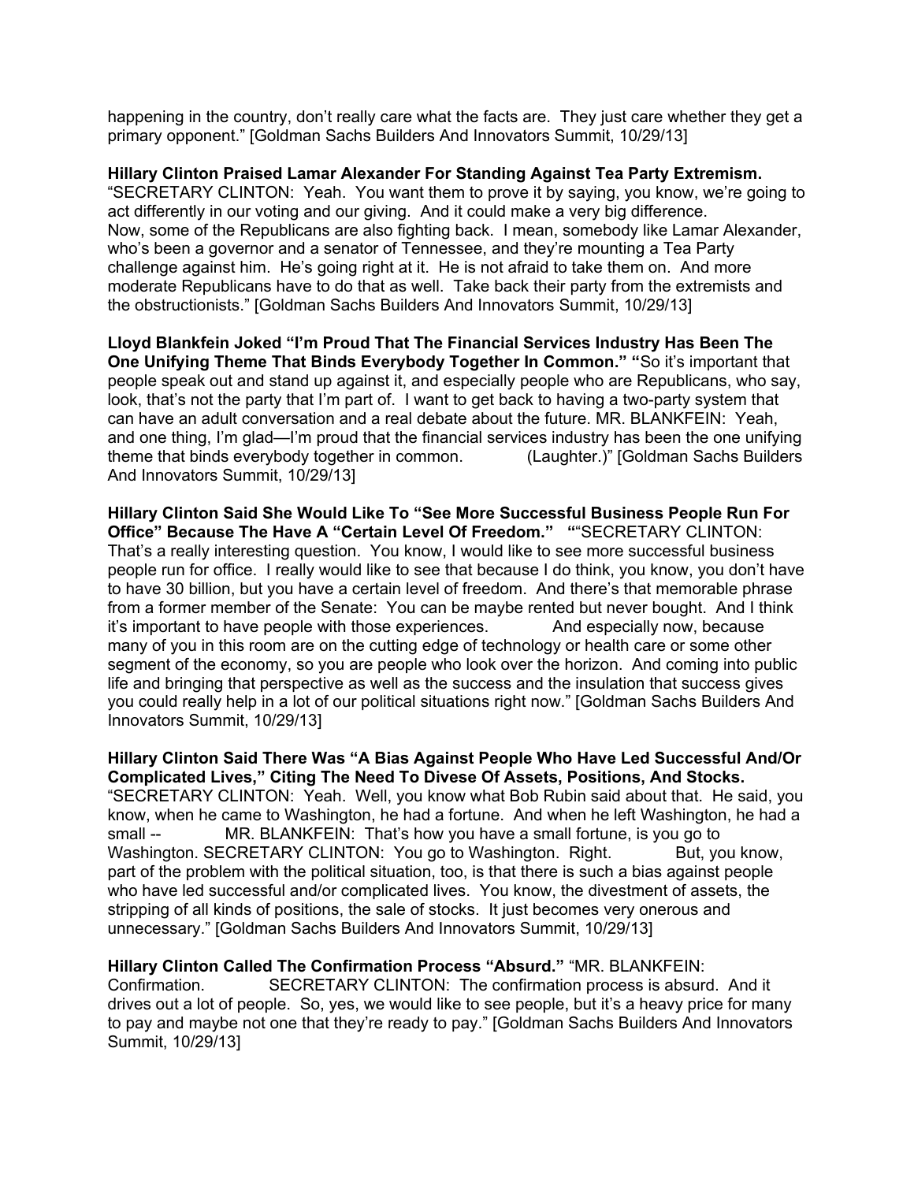happening in the country, don't really care what the facts are. They just care whether they get a primary opponent." [Goldman Sachs Builders And Innovators Summit, 10/29/13]

**Hillary Clinton Praised Lamar Alexander For Standing Against Tea Party Extremism.** "SECRETARY CLINTON: Yeah. You want them to prove it by saying, you know, we're going to act differently in our voting and our giving. And it could make a very big difference. Now, some of the Republicans are also fighting back. I mean, somebody like Lamar Alexander, who's been a governor and a senator of Tennessee, and they're mounting a Tea Party challenge against him. He's going right at it. He is not afraid to take them on. And more moderate Republicans have to do that as well. Take back their party from the extremists and the obstructionists." [Goldman Sachs Builders And Innovators Summit, 10/29/13]

**Lloyd Blankfein Joked "I'm Proud That The Financial Services Industry Has Been The One Unifying Theme That Binds Everybody Together In Common." "**So it's important that people speak out and stand up against it, and especially people who are Republicans, who say, look, that's not the party that I'm part of. I want to get back to having a two-party system that can have an adult conversation and a real debate about the future. MR. BLANKFEIN: Yeah, and one thing, I'm glad—I'm proud that the financial services industry has been the one unifying theme that binds everybody together in common. (Laughter.)" [Goldman Sachs Builders And Innovators Summit, 10/29/13]

**Hillary Clinton Said She Would Like To "See More Successful Business People Run For Office" Because The Have A "Certain Level Of Freedom." "**"SECRETARY CLINTON: That's a really interesting question. You know, I would like to see more successful business people run for office. I really would like to see that because I do think, you know, you don't have to have 30 billion, but you have a certain level of freedom. And there's that memorable phrase from a former member of the Senate: You can be maybe rented but never bought. And I think it's important to have people with those experiences. And especially now, because many of you in this room are on the cutting edge of technology or health care or some other segment of the economy, so you are people who look over the horizon. And coming into public life and bringing that perspective as well as the success and the insulation that success gives you could really help in a lot of our political situations right now." [Goldman Sachs Builders And Innovators Summit, 10/29/13]

**Hillary Clinton Said There Was "A Bias Against People Who Have Led Successful And/Or Complicated Lives," Citing The Need To Divese Of Assets, Positions, And Stocks.** "SECRETARY CLINTON: Yeah. Well, you know what Bob Rubin said about that. He said, you know, when he came to Washington, he had a fortune. And when he left Washington, he had a small -- MR. BLANKFEIN: That's how you have a small fortune, is you go to Washington. SECRETARY CLINTON: You go to Washington. Right. But, you know, part of the problem with the political situation, too, is that there is such a bias against people who have led successful and/or complicated lives. You know, the divestment of assets, the stripping of all kinds of positions, the sale of stocks. It just becomes very onerous and unnecessary." [Goldman Sachs Builders And Innovators Summit, 10/29/13]

**Hillary Clinton Called The Confirmation Process "Absurd."** "MR. BLANKFEIN: Confirmation. SECRETARY CLINTON: The confirmation process is absurd. And it drives out a lot of people. So, yes, we would like to see people, but it's a heavy price for many to pay and maybe not one that they're ready to pay." [Goldman Sachs Builders And Innovators Summit, 10/29/13]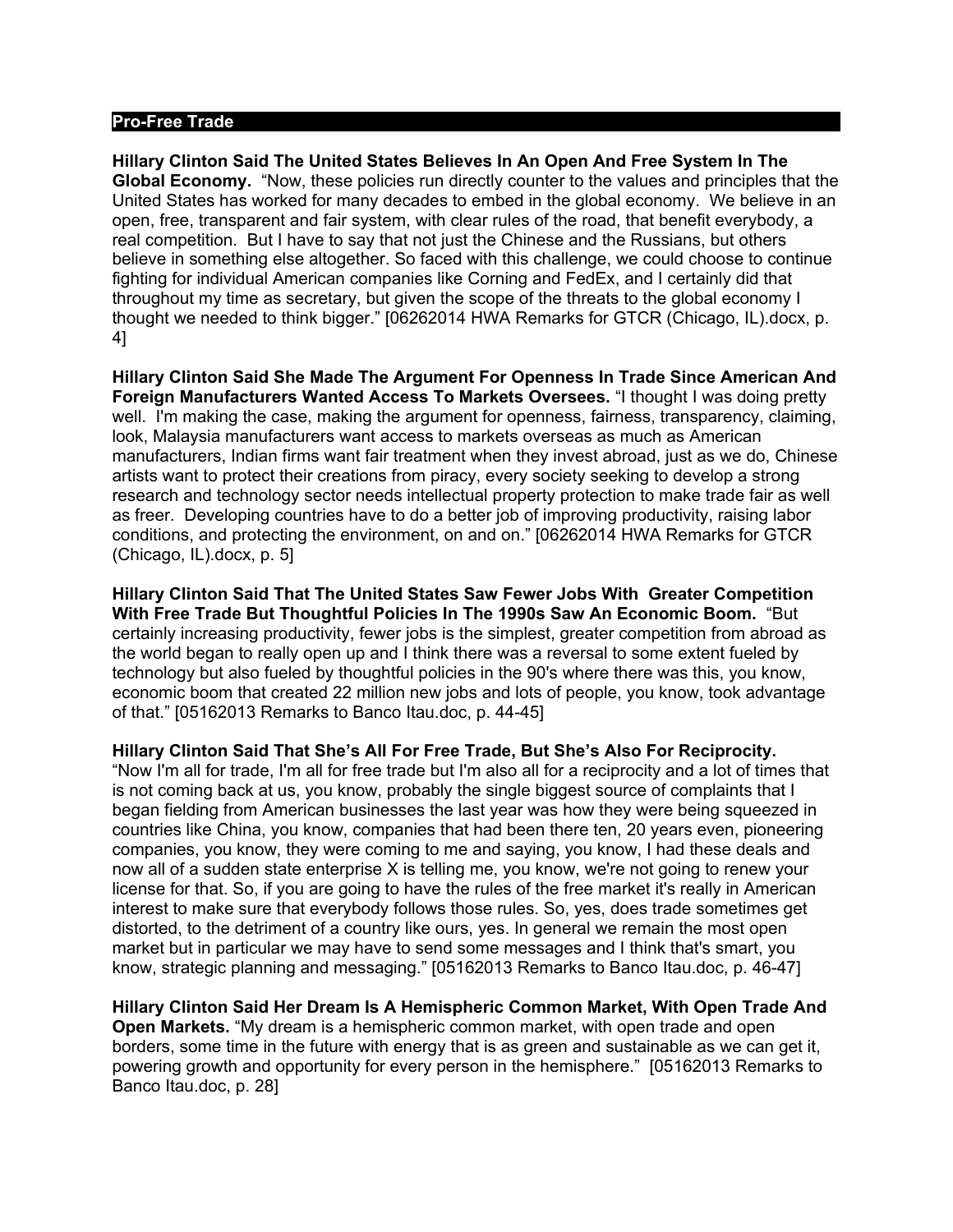## Pro-Free Trade

**Hillary Clinton Said The United States Believes In An Open And Free System In The Global Economy.** "Now, these policies run directly counter to the values and principles that the United States has worked for many decades to embed in the global economy. We believe in an open, free, transparent and fair system, with clear rules of the road, that benefit everybody, a real competition. But I have to say that not just the Chinese and the Russians, but others believe in something else altogether. So faced with this challenge, we could choose to continue fighting for individual American companies like Corning and FedEx, and I certainly did that throughout my time as secretary, but given the scope of the threats to the global economy I thought we needed to think bigger." [06262014 HWA Remarks for GTCR (Chicago, IL).docx, p. 4]

**Hillary Clinton Said She Made The Argument For Openness In Trade Since American And Foreign Manufacturers Wanted Access To Markets Oversees.** "I thought I was doing pretty well. I'm making the case, making the argument for openness, fairness, transparency, claiming, look, Malaysia manufacturers want access to markets overseas as much as American manufacturers, Indian firms want fair treatment when they invest abroad, just as we do, Chinese artists want to protect their creations from piracy, every society seeking to develop a strong research and technology sector needs intellectual property protection to make trade fair as well as freer. Developing countries have to do a better job of improving productivity, raising labor conditions, and protecting the environment, on and on." [06262014 HWA Remarks for GTCR (Chicago, IL).docx, p. 5]

**Hillary Clinton Said That The United States Saw Fewer Jobs With Greater Competition With Free Trade But Thoughtful Policies In The 1990s Saw An Economic Boom.** "But certainly increasing productivity, fewer jobs is the simplest, greater competition from abroad as the world began to really open up and I think there was a reversal to some extent fueled by technology but also fueled by thoughtful policies in the 90's where there was this, you know, economic boom that created 22 million new jobs and lots of people, you know, took advantage of that." [05162013 Remarks to Banco Itau.doc, p. 44-45]

**Hillary Clinton Said That She's All For Free Trade, But She's Also For Reciprocity.** "Now I'm all for trade, I'm all for free trade but I'm also all for a reciprocity and a lot of times that is not coming back at us, you know, probably the single biggest source of complaints that I began fielding from American businesses the last year was how they were being squeezed in countries like China, you know, companies that had been there ten, 20 years even, pioneering companies, you know, they were coming to me and saying, you know, I had these deals and now all of a sudden state enterprise X is telling me, you know, we're not going to renew your license for that. So, if you are going to have the rules of the free market it's really in American interest to make sure that everybody follows those rules. So, yes, does trade sometimes get distorted, to the detriment of a country like ours, yes. In general we remain the most open market but in particular we may have to send some messages and I think that's smart, you know, strategic planning and messaging." [05162013 Remarks to Banco Itau.doc, p. 46-47]

**Hillary Clinton Said Her Dream Is A Hemispheric Common Market, With Open Trade And Open Markets.** "My dream is a hemispheric common market, with open trade and open borders, some time in the future with energy that is as green and sustainable as we can get it, powering growth and opportunity for every person in the hemisphere." [05162013 Remarks to Banco Itau.doc, p. 28]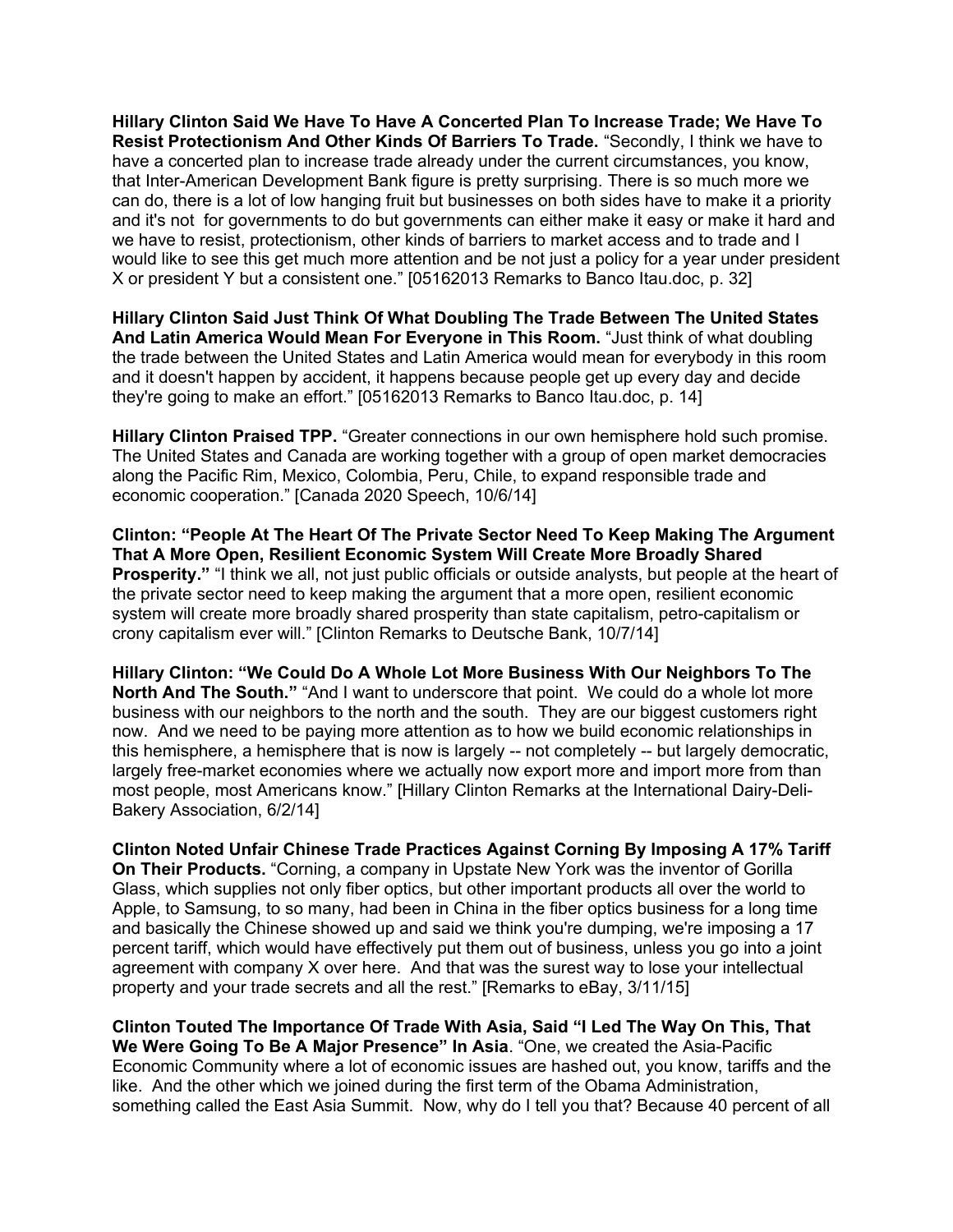**Hillary Clinton Said We Have To Have A Concerted Plan To Increase Trade; We Have To Resist Protectionism And Other Kinds Of Barriers To Trade.** "Secondly, I think we have to have a concerted plan to increase trade already under the current circumstances, you know, that Inter-American Development Bank figure is pretty surprising. There is so much more we can do, there is a lot of low hanging fruit but businesses on both sides have to make it a priority and it's not for governments to do but governments can either make it easy or make it hard and we have to resist, protectionism, other kinds of barriers to market access and to trade and I would like to see this get much more attention and be not just a policy for a year under president X or president Y but a consistent one." [05162013 Remarks to Banco Itau.doc, p. 32]

**Hillary Clinton Said Just Think Of What Doubling The Trade Between The United States And Latin America Would Mean For Everyone in This Room.** "Just think of what doubling the trade between the United States and Latin America would mean for everybody in this room and it doesn't happen by accident, it happens because people get up every day and decide they're going to make an effort." [05162013 Remarks to Banco Itau.doc, p. 14]

**Hillary Clinton Praised TPP.** "Greater connections in our own hemisphere hold such promise. The United States and Canada are working together with a group of open market democracies along the Pacific Rim, Mexico, Colombia, Peru, Chile, to expand responsible trade and economic cooperation." [Canada 2020 Speech, 10/6/14]

**Clinton: "People At The Heart Of The Private Sector Need To Keep Making The Argument That A More Open, Resilient Economic System Will Create More Broadly Shared Prosperity."** "I think we all, not just public officials or outside analysts, but people at the heart of the private sector need to keep making the argument that a more open, resilient economic system will create more broadly shared prosperity than state capitalism, petro-capitalism or crony capitalism ever will." [Clinton Remarks to Deutsche Bank, 10/7/14]

**Hillary Clinton: "We Could Do A Whole Lot More Business With Our Neighbors To The North And The South."** "And I want to underscore that point. We could do a whole lot more business with our neighbors to the north and the south. They are our biggest customers right now. And we need to be paying more attention as to how we build economic relationships in this hemisphere, a hemisphere that is now is largely -- not completely -- but largely democratic, largely free-market economies where we actually now export more and import more from than most people, most Americans know." [Hillary Clinton Remarks at the International Dairy-Deli-Bakery Association, 6/2/14]

**Clinton Noted Unfair Chinese Trade Practices Against Corning By Imposing A 17% Tariff On Their Products.** "Corning, a company in Upstate New York was the inventor of Gorilla Glass, which supplies not only fiber optics, but other important products all over the world to Apple, to Samsung, to so many, had been in China in the fiber optics business for a long time and basically the Chinese showed up and said we think you're dumping, we're imposing a 17 percent tariff, which would have effectively put them out of business, unless you go into a joint agreement with company X over here. And that was the surest way to lose your intellectual property and your trade secrets and all the rest." [Remarks to eBay, 3/11/15]

**Clinton Touted The Importance Of Trade With Asia, Said "I Led The Way On This, That We Were Going To Be A Major Presence" In Asia**. "One, we created the Asia-Pacific Economic Community where a lot of economic issues are hashed out, you know, tariffs and the like. And the other which we joined during the first term of the Obama Administration, something called the East Asia Summit. Now, why do I tell you that? Because 40 percent of all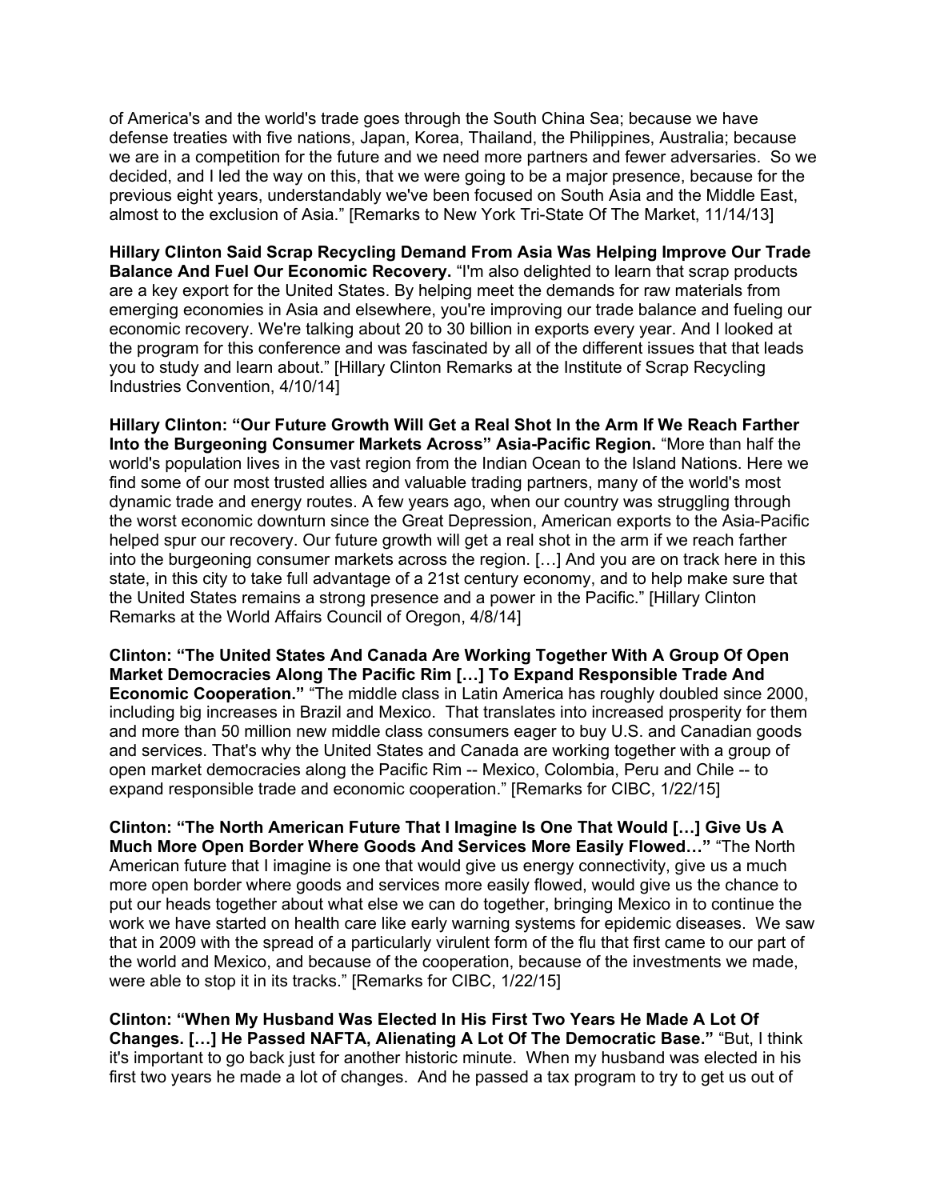of America's and the world's trade goes through the South China Sea; because we have defense treaties with five nations, Japan, Korea, Thailand, the Philippines, Australia; because we are in a competition for the future and we need more partners and fewer adversaries. So we decided, and I led the way on this, that we were going to be a major presence, because for the previous eight years, understandably we've been focused on South Asia and the Middle East, almost to the exclusion of Asia." [Remarks to New York Tri-State Of The Market, 11/14/13]

**Hillary Clinton Said Scrap Recycling Demand From Asia Was Helping Improve Our Trade Balance And Fuel Our Economic Recovery.** "I'm also delighted to learn that scrap products are a key export for the United States. By helping meet the demands for raw materials from emerging economies in Asia and elsewhere, you're improving our trade balance and fueling our economic recovery. We're talking about 20 to 30 billion in exports every year. And I looked at the program for this conference and was fascinated by all of the different issues that that leads you to study and learn about." [Hillary Clinton Remarks at the Institute of Scrap Recycling Industries Convention, 4/10/14]

**Hillary Clinton: "Our Future Growth Will Get a Real Shot In the Arm If We Reach Farther Into the Burgeoning Consumer Markets Across" Asia-Pacific Region.** "More than half the world's population lives in the vast region from the Indian Ocean to the Island Nations. Here we find some of our most trusted allies and valuable trading partners, many of the world's most dynamic trade and energy routes. A few years ago, when our country was struggling through the worst economic downturn since the Great Depression, American exports to the Asia-Pacific helped spur our recovery. Our future growth will get a real shot in the arm if we reach farther into the burgeoning consumer markets across the region. […] And you are on track here in this state, in this city to take full advantage of a 21st century economy, and to help make sure that the United States remains a strong presence and a power in the Pacific." [Hillary Clinton Remarks at the World Affairs Council of Oregon, 4/8/14]

**Clinton: "The United States And Canada Are Working Together With A Group Of Open Market Democracies Along The Pacific Rim […] To Expand Responsible Trade And Economic Cooperation."** "The middle class in Latin America has roughly doubled since 2000, including big increases in Brazil and Mexico. That translates into increased prosperity for them and more than 50 million new middle class consumers eager to buy U.S. and Canadian goods and services. That's why the United States and Canada are working together with a group of open market democracies along the Pacific Rim -- Mexico, Colombia, Peru and Chile -- to expand responsible trade and economic cooperation." [Remarks for CIBC, 1/22/15]

**Clinton: "The North American Future That I Imagine Is One That Would […] Give Us A Much More Open Border Where Goods And Services More Easily Flowed…"** "The North American future that I imagine is one that would give us energy connectivity, give us a much more open border where goods and services more easily flowed, would give us the chance to put our heads together about what else we can do together, bringing Mexico in to continue the work we have started on health care like early warning systems for epidemic diseases. We saw that in 2009 with the spread of a particularly virulent form of the flu that first came to our part of the world and Mexico, and because of the cooperation, because of the investments we made, were able to stop it in its tracks." [Remarks for CIBC, 1/22/15]

**Clinton: "When My Husband Was Elected In His First Two Years He Made A Lot Of Changes. […] He Passed NAFTA, Alienating A Lot Of The Democratic Base."** "But, I think it's important to go back just for another historic minute. When my husband was elected in his first two years he made a lot of changes. And he passed a tax program to try to get us out of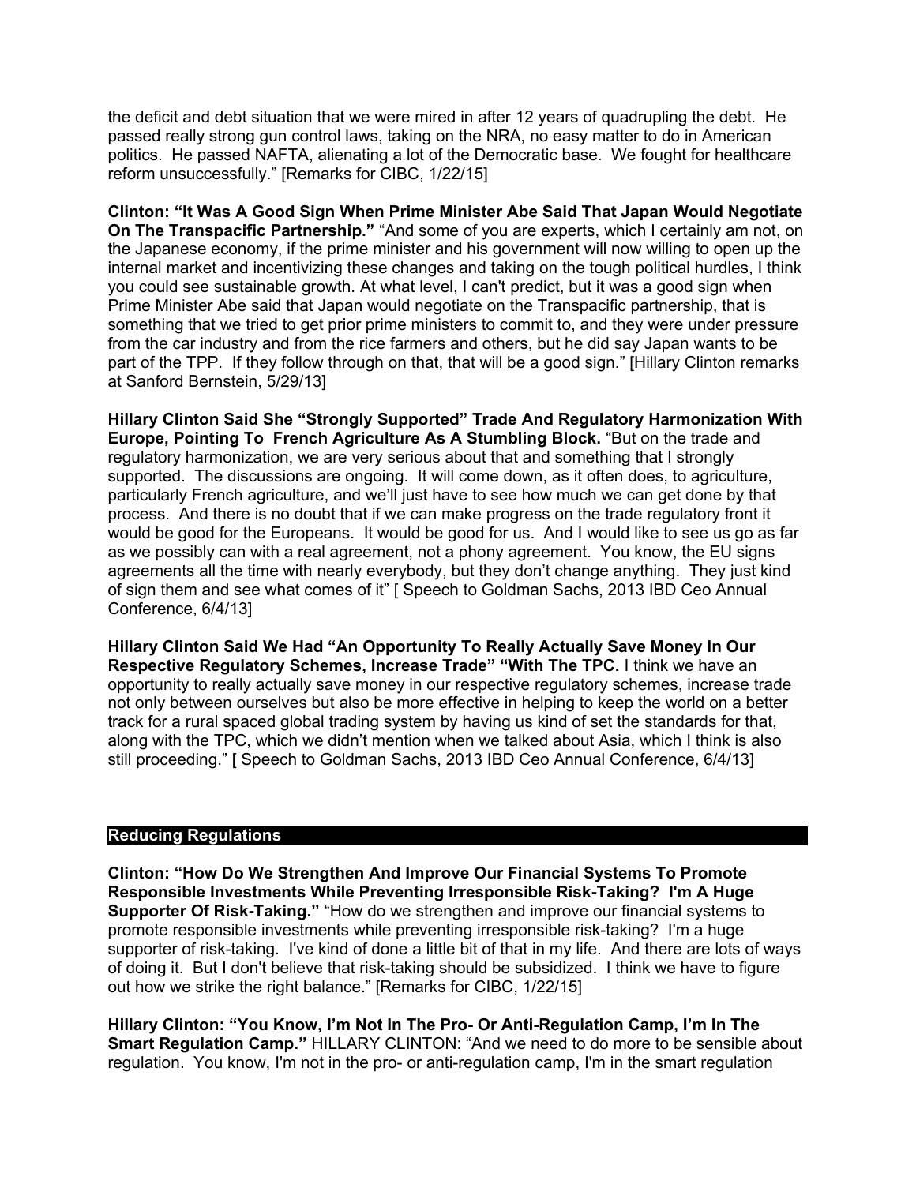the deficit and debt situation that we were mired in after 12 years of quadrupling the debt. He passed really strong gun control laws, taking on the NRA, no easy matter to do in American politics. He passed NAFTA, alienating a lot of the Democratic base. We fought for healthcare reform unsuccessfully." [Remarks for CIBC, 1/22/15]

**Clinton: "It Was A Good Sign When Prime Minister Abe Said That Japan Would Negotiate On The Transpacific Partnership."** "And some of you are experts, which I certainly am not, on the Japanese economy, if the prime minister and his government will now willing to open up the internal market and incentivizing these changes and taking on the tough political hurdles, I think you could see sustainable growth. At what level, I can't predict, but it was a good sign when Prime Minister Abe said that Japan would negotiate on the Transpacific partnership, that is something that we tried to get prior prime ministers to commit to, and they were under pressure from the car industry and from the rice farmers and others, but he did say Japan wants to be part of the TPP. If they follow through on that, that will be a good sign." [Hillary Clinton remarks at Sanford Bernstein, 5/29/13]

**Hillary Clinton Said She "Strongly Supported" Trade And Regulatory Harmonization With Europe, Pointing To French Agriculture As A Stumbling Block.** "But on the trade and regulatory harmonization, we are very serious about that and something that I strongly supported. The discussions are ongoing. It will come down, as it often does, to agriculture, particularly French agriculture, and we'll just have to see how much we can get done by that process. And there is no doubt that if we can make progress on the trade regulatory front it would be good for the Europeans. It would be good for us. And I would like to see us go as far as we possibly can with a real agreement, not a phony agreement. You know, the EU signs agreements all the time with nearly everybody, but they don't change anything. They just kind of sign them and see what comes of it" [ Speech to Goldman Sachs, 2013 IBD Ceo Annual Conference, 6/4/13]

**Hillary Clinton Said We Had "An Opportunity To Really Actually Save Money In Our Respective Regulatory Schemes, Increase Trade" "With The TPC.** I think we have an opportunity to really actually save money in our respective regulatory schemes, increase trade not only between ourselves but also be more effective in helping to keep the world on a better track for a rural spaced global trading system by having us kind of set the standards for that, along with the TPC, which we didn't mention when we talked about Asia, which I think is also still proceeding." [ Speech to Goldman Sachs, 2013 IBD Ceo Annual Conference, 6/4/13]

## Reducing Regulations

**Clinton: "How Do We Strengthen And Improve Our Financial Systems To Promote Responsible Investments While Preventing Irresponsible Risk-Taking? I'm A Huge Supporter Of Risk-Taking."** "How do we strengthen and improve our financial systems to promote responsible investments while preventing irresponsible risk-taking? I'm a huge supporter of risk-taking. I've kind of done a little bit of that in my life. And there are lots of ways of doing it. But I don't believe that risk-taking should be subsidized. I think we have to figure out how we strike the right balance." [Remarks for CIBC, 1/22/15]

**Hillary Clinton: "You Know, I'm Not In The Pro- Or Anti-Regulation Camp, I'm In The Smart Regulation Camp."** HILLARY CLINTON: "And we need to do more to be sensible about regulation. You know, I'm not in the pro- or anti-regulation camp, I'm in the smart regulation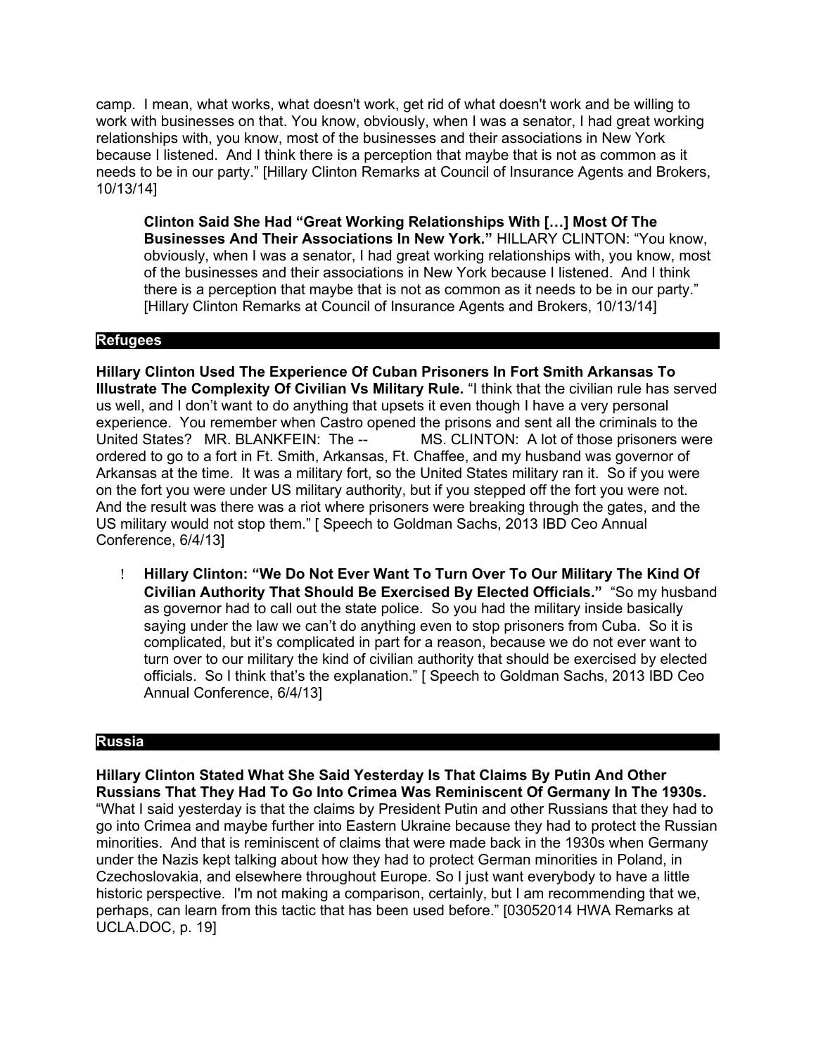camp. I mean, what works, what doesn't work, get rid of what doesn't work and be willing to work with businesses on that. You know, obviously, when I was a senator, I had great working relationships with, you know, most of the businesses and their associations in New York because I listened. And I think there is a perception that maybe that is not as common as it needs to be in our party." [Hillary Clinton Remarks at Council of Insurance Agents and Brokers, 10/13/14]

> **Clinton Said She Had "Great Working Relationships With […] Most Of The Businesses And Their Associations In New York."** HILLARY CLINTON: "You know, obviously, when I was a senator, I had great working relationships with, you know, most of the businesses and their associations in New York because I listened. And I think there is a perception that maybe that is not as common as it needs to be in our party." [Hillary Clinton Remarks at Council of Insurance Agents and Brokers, 10/13/14]

## Refugees

**Hillary Clinton Used The Experience Of Cuban Prisoners In Fort Smith Arkansas To Illustrate The Complexity Of Civilian Vs Military Rule.** "I think that the civilian rule has served us well, and I don't want to do anything that upsets it even though I have a very personal experience. You remember when Castro opened the prisons and sent all the criminals to the United States? MR. BLANKFEIN: The -- MS. CLINTON: A lot of those prisoners were ordered to go to a fort in Ft. Smith, Arkansas, Ft. Chaffee, and my husband was governor of Arkansas at the time. It was a military fort, so the United States military ran it. So if you were on the fort you were under US military authority, but if you stepped off the fort you were not. And the result was there was a riot where prisoners were breaking through the gates, and the US military would not stop them." [ Speech to Goldman Sachs, 2013 IBD Ceo Annual Conference, 6/4/13]

- **Hillary Clinton: "We Do Not Ever Want To Turn Over To Our Military The Kind Of Civilian Authority That Should Be Exercised By Elected Officials."** "So my husband as governor had to call out the state police. So you had the military inside basically saying under the law we can't do anything even to stop prisoners from Cuba. So it is complicated, but it's complicated in part for a reason, because we do not ever want to turn over to our military the kind of civilian authority that should be exercised by elected officials. So I think that's the explanation." [ Speech to Goldman Sachs, 2013 IBD Ceo Annual Conference, 6/4/13]

## Russia

**Hillary Clinton Stated What She Said Yesterday Is That Claims By Putin And Other Russians That They Had To Go Into Crimea Was Reminiscent Of Germany In The 1930s.** "What I said yesterday is that the claims by President Putin and other Russians that they had to go into Crimea and maybe further into Eastern Ukraine because they had to protect the Russian minorities. And that is reminiscent of claims that were made back in the 1930s when Germany under the Nazis kept talking about how they had to protect German minorities in Poland, in Czechoslovakia, and elsewhere throughout Europe. So I just want everybody to have a little historic perspective. I'm not making a comparison, certainly, but I am recommending that we, perhaps, can learn from this tactic that has been used before." [03052014 HWA Remarks at UCLA.DOC, p. 19]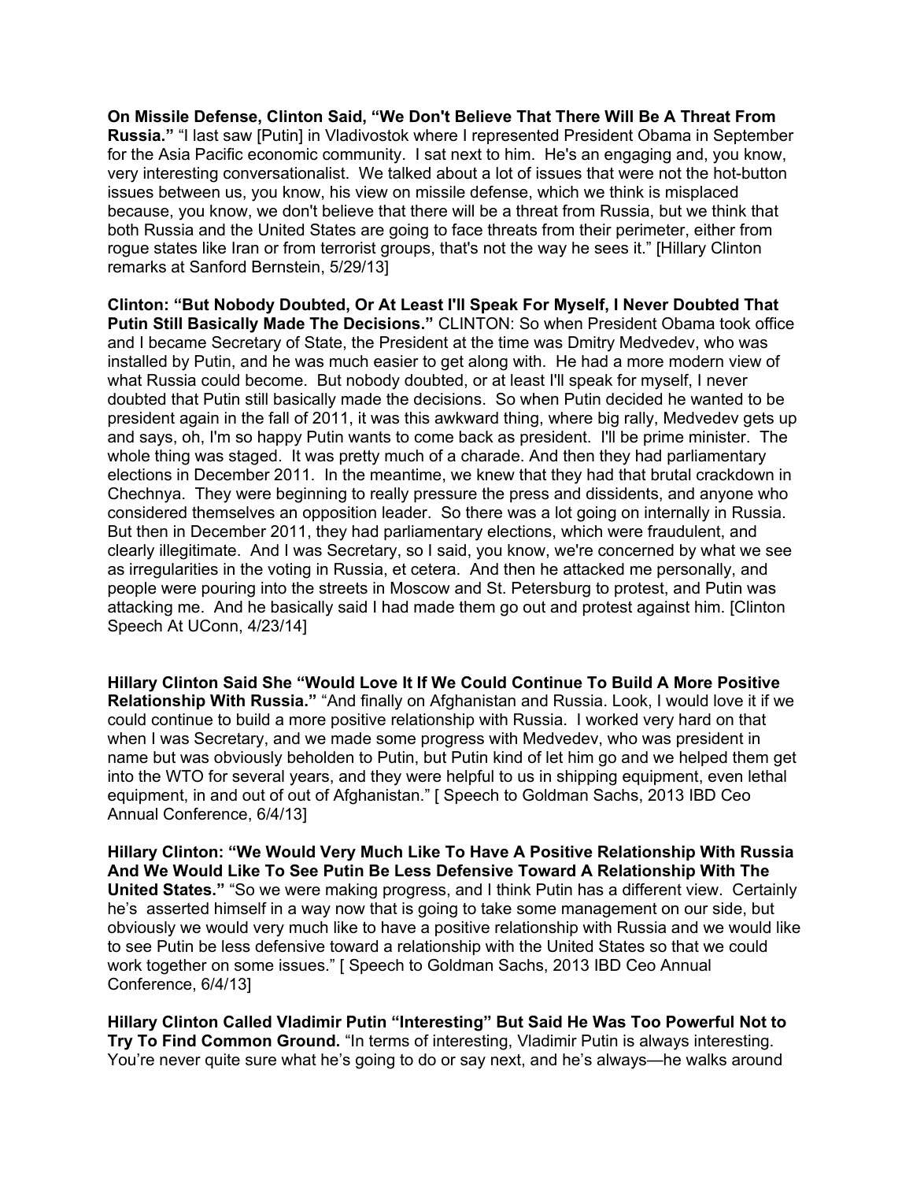**On Missile Defense, Clinton Said, "We Don't Believe That There Will Be A Threat From Russia."** "I last saw [Putin] in Vladivostok where I represented President Obama in September for the Asia Pacific economic community. I sat next to him. He's an engaging and, you know, very interesting conversationalist. We talked about a lot of issues that were not the hot-button issues between us, you know, his view on missile defense, which we think is misplaced because, you know, we don't believe that there will be a threat from Russia, but we think that both Russia and the United States are going to face threats from their perimeter, either from rogue states like Iran or from terrorist groups, that's not the way he sees it." [Hillary Clinton remarks at Sanford Bernstein, 5/29/13]

**Clinton: "But Nobody Doubted, Or At Least I'll Speak For Myself, I Never Doubted That Putin Still Basically Made The Decisions."** CLINTON: So when President Obama took office and I became Secretary of State, the President at the time was Dmitry Medvedev, who was installed by Putin, and he was much easier to get along with. He had a more modern view of what Russia could become. But nobody doubted, or at least I'll speak for myself, I never doubted that Putin still basically made the decisions. So when Putin decided he wanted to be president again in the fall of 2011, it was this awkward thing, where big rally, Medvedev gets up and says, oh, I'm so happy Putin wants to come back as president. I'll be prime minister. The whole thing was staged. It was pretty much of a charade. And then they had parliamentary elections in December 2011. In the meantime, we knew that they had that brutal crackdown in Chechnya. They were beginning to really pressure the press and dissidents, and anyone who considered themselves an opposition leader. So there was a lot going on internally in Russia. But then in December 2011, they had parliamentary elections, which were fraudulent, and clearly illegitimate. And I was Secretary, so I said, you know, we're concerned by what we see as irregularities in the voting in Russia, et cetera. And then he attacked me personally, and people were pouring into the streets in Moscow and St. Petersburg to protest, and Putin was attacking me. And he basically said I had made them go out and protest against him. [Clinton Speech At UConn, 4/23/14]

**Hillary Clinton Said She "Would Love It If We Could Continue To Build A More Positive Relationship With Russia."** "And finally on Afghanistan and Russia. Look, I would love it if we could continue to build a more positive relationship with Russia. I worked very hard on that when I was Secretary, and we made some progress with Medvedev, who was president in name but was obviously beholden to Putin, but Putin kind of let him go and we helped them get into the WTO for several years, and they were helpful to us in shipping equipment, even lethal equipment, in and out of out of Afghanistan." [ Speech to Goldman Sachs, 2013 IBD Ceo Annual Conference, 6/4/13]

**Hillary Clinton: "We Would Very Much Like To Have A Positive Relationship With Russia And We Would Like To See Putin Be Less Defensive Toward A Relationship With The United States."** "So we were making progress, and I think Putin has a different view. Certainly he's asserted himself in a way now that is going to take some management on our side, but obviously we would very much like to have a positive relationship with Russia and we would like to see Putin be less defensive toward a relationship with the United States so that we could work together on some issues." [ Speech to Goldman Sachs, 2013 IBD Ceo Annual Conference, 6/4/13]

**Hillary Clinton Called Vladimir Putin "Interesting" But Said He Was Too Powerful Not to Try To Find Common Ground.** "In terms of interesting, Vladimir Putin is always interesting. You're never quite sure what he's going to do or say next, and he's always—he walks around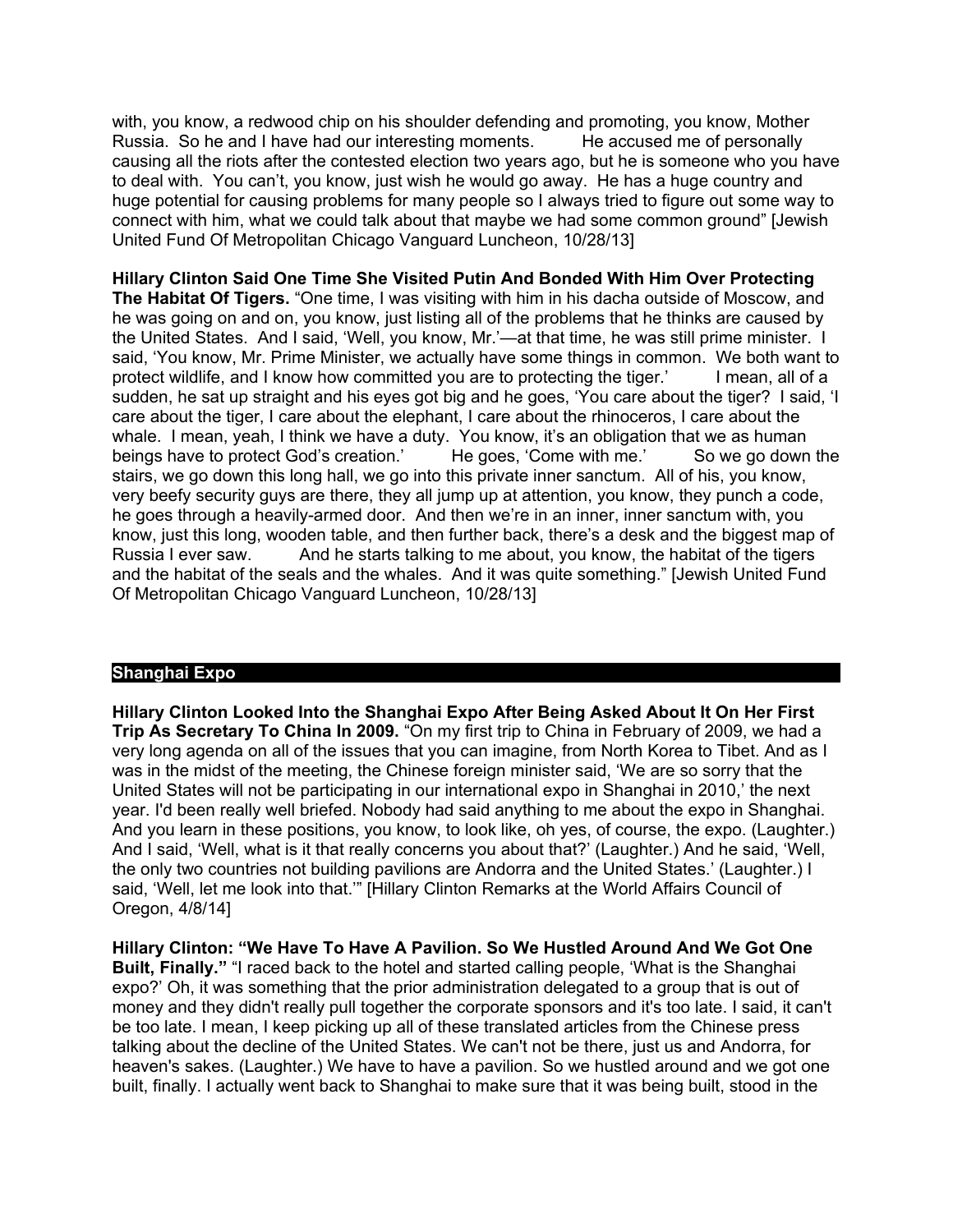with, you know, a redwood chip on his shoulder defending and promoting, you know, Mother Russia. So he and I have had our interesting moments. He accused me of personally causing all the riots after the contested election two years ago, but he is someone who you have to deal with. You can't, you know, just wish he would go away. He has a huge country and huge potential for causing problems for many people so I always tried to figure out some way to connect with him, what we could talk about that maybe we had some common ground" [Jewish United Fund Of Metropolitan Chicago Vanguard Luncheon, 10/28/13]

**Hillary Clinton Said One Time She Visited Putin And Bonded With Him Over Protecting The Habitat Of Tigers.** "One time, I was visiting with him in his dacha outside of Moscow, and he was going on and on, you know, just listing all of the problems that he thinks are caused by the United States. And I said, 'Well, you know, Mr.'—at that time, he was still prime minister. I said, 'You know, Mr. Prime Minister, we actually have some things in common. We both want to protect wildlife, and I know how committed you are to protecting the tiger.' I mean, all of a sudden, he sat up straight and his eyes got big and he goes, 'You care about the tiger? I said, 'I care about the tiger, I care about the elephant, I care about the rhinoceros, I care about the whale. I mean, yeah, I think we have a duty. You know, it's an obligation that we as human beings have to protect God's creation.' He goes, 'Come with me.' So we go down the stairs, we go down this long hall, we go into this private inner sanctum. All of his, you know, very beefy security guys are there, they all jump up at attention, you know, they punch a code, he goes through a heavily-armed door. And then we're in an inner, inner sanctum with, you know, just this long, wooden table, and then further back, there's a desk and the biggest map of Russia I ever saw. And he starts talking to me about, you know, the habitat of the tigers and the habitat of the seals and the whales. And it was quite something." [Jewish United Fund Of Metropolitan Chicago Vanguard Luncheon, 10/28/13]

## Shanghai Expo

**Hillary Clinton Looked Into the Shanghai Expo After Being Asked About It On Her First Trip As Secretary To China In 2009.** "On my first trip to China in February of 2009, we had a very long agenda on all of the issues that you can imagine, from North Korea to Tibet. And as I was in the midst of the meeting, the Chinese foreign minister said, 'We are so sorry that the United States will not be participating in our international expo in Shanghai in 2010,' the next year. I'd been really well briefed. Nobody had said anything to me about the expo in Shanghai. And you learn in these positions, you know, to look like, oh yes, of course, the expo. (Laughter.) And I said, 'Well, what is it that really concerns you about that?' (Laughter.) And he said, 'Well, the only two countries not building pavilions are Andorra and the United States.' (Laughter.) I said, 'Well, let me look into that.'" [Hillary Clinton Remarks at the World Affairs Council of Oregon, 4/8/14]

**Hillary Clinton: "We Have To Have A Pavilion. So We Hustled Around And We Got One Built, Finally."** "I raced back to the hotel and started calling people, 'What is the Shanghai expo?' Oh, it was something that the prior administration delegated to a group that is out of money and they didn't really pull together the corporate sponsors and it's too late. I said, it can't be too late. I mean, I keep picking up all of these translated articles from the Chinese press talking about the decline of the United States. We can't not be there, just us and Andorra, for heaven's sakes. (Laughter.) We have to have a pavilion. So we hustled around and we got one built, finally. I actually went back to Shanghai to make sure that it was being built, stood in the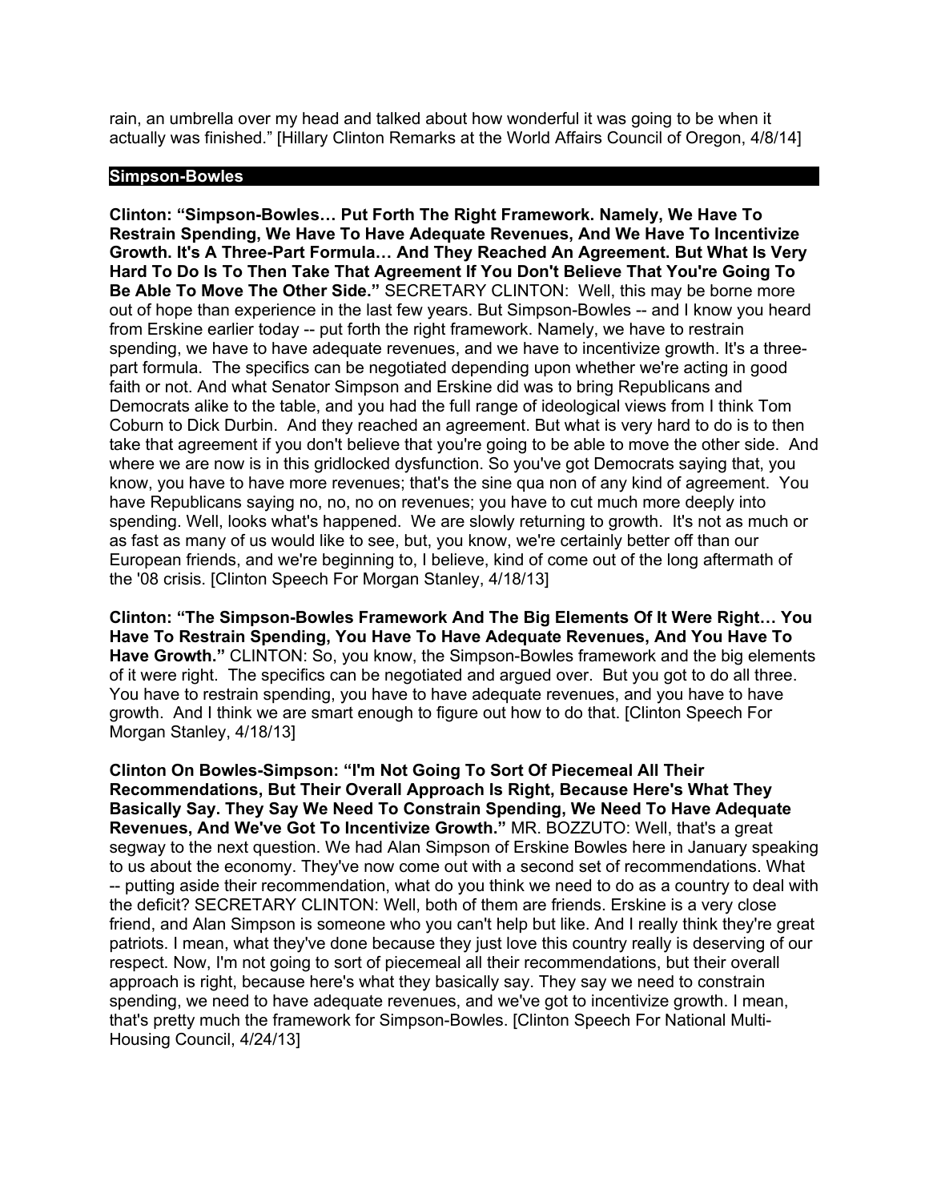rain, an umbrella over my head and talked about how wonderful it was going to be when it actually was finished." [Hillary Clinton Remarks at the World Affairs Council of Oregon, 4/8/14]

## Simpson-Bowles

**Clinton: "Simpson-Bowles… Put Forth The Right Framework. Namely, We Have To Restrain Spending, We Have To Have Adequate Revenues, And We Have To Incentivize Growth. It's A Three-Part Formula… And They Reached An Agreement. But What Is Very Hard To Do Is To Then Take That Agreement If You Don't Believe That You're Going To Be Able To Move The Other Side."** SECRETARY CLINTON: Well, this may be borne more out of hope than experience in the last few years. But Simpson-Bowles -- and I know you heard from Erskine earlier today -- put forth the right framework. Namely, we have to restrain spending, we have to have adequate revenues, and we have to incentivize growth. It's a three-part formula. The specifics can be negotiated depending upon whether we're acting in good faith or not. And what Senator Simpson and Erskine did was to bring Republicans and Democrats alike to the table, and you had the full range of ideological views from I think Tom Coburn to Dick Durbin. And they reached an agreement. But what is very hard to do is to then take that agreement if you don't believe that you're going to be able to move the other side. And where we are now is in this gridlocked dysfunction. So you've got Democrats saying that, you know, you have to have more revenues; that's the sine qua non of any kind of agreement. You have Republicans saying no, no, no on revenues; you have to cut much more deeply into spending. Well, looks what's happened. We are slowly returning to growth. It's not as much or as fast as many of us would like to see, but, you know, we're certainly better off than our European friends, and we're beginning to, I believe, kind of come out of the long aftermath of the '08 crisis. [Clinton Speech For Morgan Stanley, 4/18/13]

**Clinton: "The Simpson-Bowles Framework And The Big Elements Of It Were Right… You Have To Restrain Spending, You Have To Have Adequate Revenues, And You Have To Have Growth."** CLINTON: So, you know, the Simpson-Bowles framework and the big elements of it were right. The specifics can be negotiated and argued over. But you got to do all three. You have to restrain spending, you have to have adequate revenues, and you have to have growth. And I think we are smart enough to figure out how to do that. [Clinton Speech For Morgan Stanley, 4/18/13]

**Clinton On Bowles-Simpson: "I'm Not Going To Sort Of Piecemeal All Their Recommendations, But Their Overall Approach Is Right, Because Here's What They Basically Say. They Say We Need To Constrain Spending, We Need To Have Adequate Revenues, And We've Got To Incentivize Growth."** MR. BOZZUTO: Well, that's a great segway to the next question. We had Alan Simpson of Erskine Bowles here in January speaking to us about the economy. They've now come out with a second set of recommendations. What -- putting aside their recommendation, what do you think we need to do as a country to deal with the deficit? SECRETARY CLINTON: Well, both of them are friends. Erskine is a very close friend, and Alan Simpson is someone who you can't help but like. And I really think they're great patriots. I mean, what they've done because they just love this country really is deserving of our respect. Now, I'm not going to sort of piecemeal all their recommendations, but their overall approach is right, because here's what they basically say. They say we need to constrain spending, we need to have adequate revenues, and we've got to incentivize growth. I mean, that's pretty much the framework for Simpson-Bowles. [Clinton Speech For National Multi-Housing Council, 4/24/13]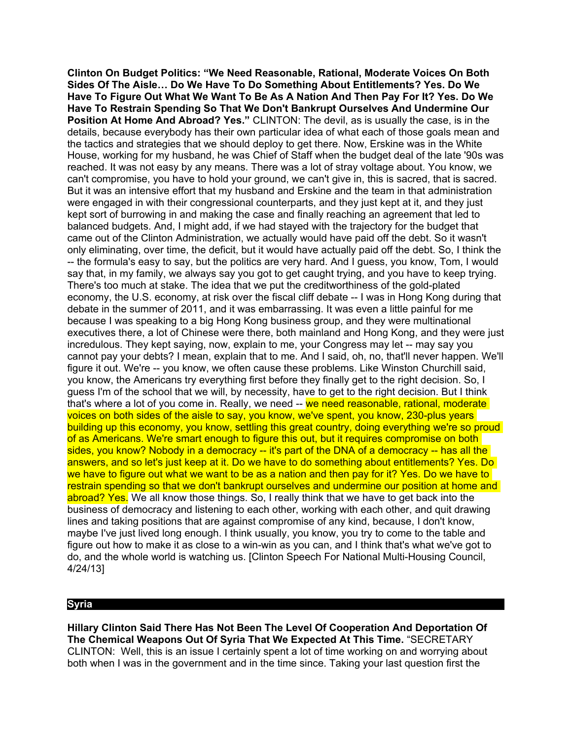**Clinton On Budget Politics: "We Need Reasonable, Rational, Moderate Voices On Both Sides Of The Aisle… Do We Have To Do Something About Entitlements? Yes. Do We Have To Figure Out What We Want To Be As A Nation And Then Pay For It? Yes. Do We Have To Restrain Spending So That We Don't Bankrupt Ourselves And Undermine Our Position At Home And Abroad? Yes."** CLINTON: The devil, as is usually the case, is in the details, because everybody has their own particular idea of what each of those goals mean and the tactics and strategies that we should deploy to get there. Now, Erskine was in the White House, working for my husband, he was Chief of Staff when the budget deal of the late '90s was reached. It was not easy by any means. There was a lot of stray voltage about. You know, we can't compromise, you have to hold your ground, we can't give in, this is sacred, that is sacred. But it was an intensive effort that my husband and Erskine and the team in that administration were engaged in with their congressional counterparts, and they just kept at it, and they just kept sort of burrowing in and making the case and finally reaching an agreement that led to balanced budgets. And, I might add, if we had stayed with the trajectory for the budget that came out of the Clinton Administration, we actually would have paid off the debt. So it wasn't only eliminating, over time, the deficit, but it would have actually paid off the debt. So, I think the -- the formula's easy to say, but the politics are very hard. And I guess, you know, Tom, I would say that, in my family, we always say you got to get caught trying, and you have to keep trying. There's too much at stake. The idea that we put the creditworthiness of the gold-plated economy, the U.S. economy, at risk over the fiscal cliff debate -- I was in Hong Kong during that debate in the summer of 2011, and it was embarrassing. It was even a little painful for me because I was speaking to a big Hong Kong business group, and they were multinational executives there, a lot of Chinese were there, both mainland and Hong Kong, and they were just incredulous. They kept saying, now, explain to me, your Congress may let -- may say you cannot pay your debts? I mean, explain that to me. And I said, oh, no, that'll never happen. We'll figure it out. We're -- you know, we often cause these problems. Like Winston Churchill said, you know, the Americans try everything first before they finally get to the right decision. So, I guess I'm of the school that we will, by necessity, have to get to the right decision. But I think that's where a lot of you come in. Really, we need -- we need reasonable, rational, moderate voices on both sides of the aisle to say, you know, we've spent, you know, 230-plus years building up this economy, you know, settling this great country, doing everything we're so proud of as Americans. We're smart enough to figure this out, but it requires compromise on both sides, you know? Nobody in a democracy -- it's part of the DNA of a democracy -- has all the answers, and so let's just keep at it. Do we have to do something about entitlements? Yes. Do we have to figure out what we want to be as a nation and then pay for it? Yes. Do we have to restrain spending so that we don't bankrupt ourselves and undermine our position at home and abroad? Yes. We all know those things. So, I really think that we have to get back into the business of democracy and listening to each other, working with each other, and quit drawing lines and taking positions that are against compromise of any kind, because, I don't know, maybe I've just lived long enough. I think usually, you know, you try to come to the table and figure out how to make it as close to a win-win as you can, and I think that's what we've got to do, and the whole world is watching us. [Clinton Speech For National Multi-Housing Council, 4/24/13]

## Syria

**Hillary Clinton Said There Has Not Been The Level Of Cooperation And Deportation Of The Chemical Weapons Out Of Syria That We Expected At This Time.** "SECRETARY CLINTON: Well, this is an issue I certainly spent a lot of time working on and worrying about both when I was in the government and in the time since. Taking your last question first the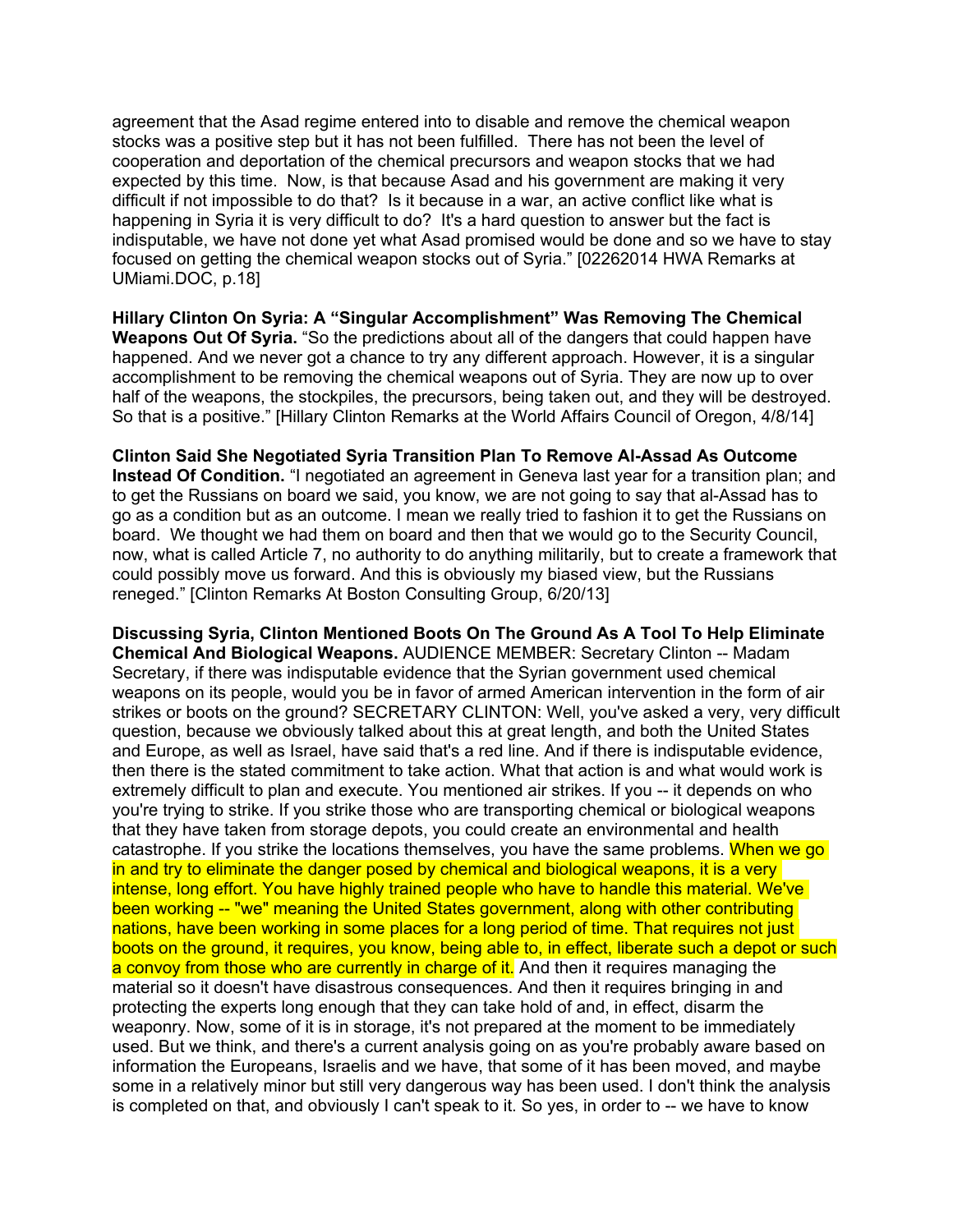agreement that the Asad regime entered into to disable and remove the chemical weapon stocks was a positive step but it has not been fulfilled. There has not been the level of cooperation and deportation of the chemical precursors and weapon stocks that we had expected by this time. Now, is that because Asad and his government are making it very difficult if not impossible to do that? Is it because in a war, an active conflict like what is happening in Syria it is very difficult to do? It's a hard question to answer but the fact is indisputable, we have not done yet what Asad promised would be done and so we have to stay focused on getting the chemical weapon stocks out of Syria." [02262014 HWA Remarks at UMiami.DOC, p.18]

**Hillary Clinton On Syria: A "Singular Accomplishment" Was Removing The Chemical Weapons Out Of Syria.** "So the predictions about all of the dangers that could happen have happened. And we never got a chance to try any different approach. However, it is a singular accomplishment to be removing the chemical weapons out of Syria. They are now up to over half of the weapons, the stockpiles, the precursors, being taken out, and they will be destroyed. So that is a positive." [Hillary Clinton Remarks at the World Affairs Council of Oregon, 4/8/14]

**Clinton Said She Negotiated Syria Transition Plan To Remove Al-Assad As Outcome Instead Of Condition.** "I negotiated an agreement in Geneva last year for a transition plan; and to get the Russians on board we said, you know, we are not going to say that al-Assad has to go as a condition but as an outcome. I mean we really tried to fashion it to get the Russians on board. We thought we had them on board and then that we would go to the Security Council, now, what is called Article 7, no authority to do anything militarily, but to create a framework that could possibly move us forward. And this is obviously my biased view, but the Russians reneged." [Clinton Remarks At Boston Consulting Group, 6/20/13]

**Discussing Syria, Clinton Mentioned Boots On The Ground As A Tool To Help Eliminate Chemical And Biological Weapons.** AUDIENCE MEMBER: Secretary Clinton -- Madam Secretary, if there was indisputable evidence that the Syrian government used chemical weapons on its people, would you be in favor of armed American intervention in the form of air strikes or boots on the ground? SECRETARY CLINTON: Well, you've asked a very, very difficult question, because we obviously talked about this at great length, and both the United States and Europe, as well as Israel, have said that's a red line. And if there is indisputable evidence, then there is the stated commitment to take action. What that action is and what would work is extremely difficult to plan and execute. You mentioned air strikes. If you -- it depends on who you're trying to strike. If you strike those who are transporting chemical or biological weapons that they have taken from storage depots, you could create an environmental and health catastrophe. If you strike the locations themselves, you have the same problems. When we go in and try to eliminate the danger posed by chemical and biological weapons, it is a very intense, long effort. You have highly trained people who have to handle this material. We've been working -- "we" meaning the United States government, along with other contributing nations, have been working in some places for a long period of time. That requires not just boots on the ground, it requires, you know, being able to, in effect, liberate such a depot or such a convoy from those who are currently in charge of it. And then it requires managing the material so it doesn't have disastrous consequences. And then it requires bringing in and protecting the experts long enough that they can take hold of and, in effect, disarm the weaponry. Now, some of it is in storage, it's not prepared at the moment to be immediately used. But we think, and there's a current analysis going on as you're probably aware based on information the Europeans, Israelis and we have, that some of it has been moved, and maybe some in a relatively minor but still very dangerous way has been used. I don't think the analysis is completed on that, and obviously I can't speak to it. So yes, in order to -- we have to know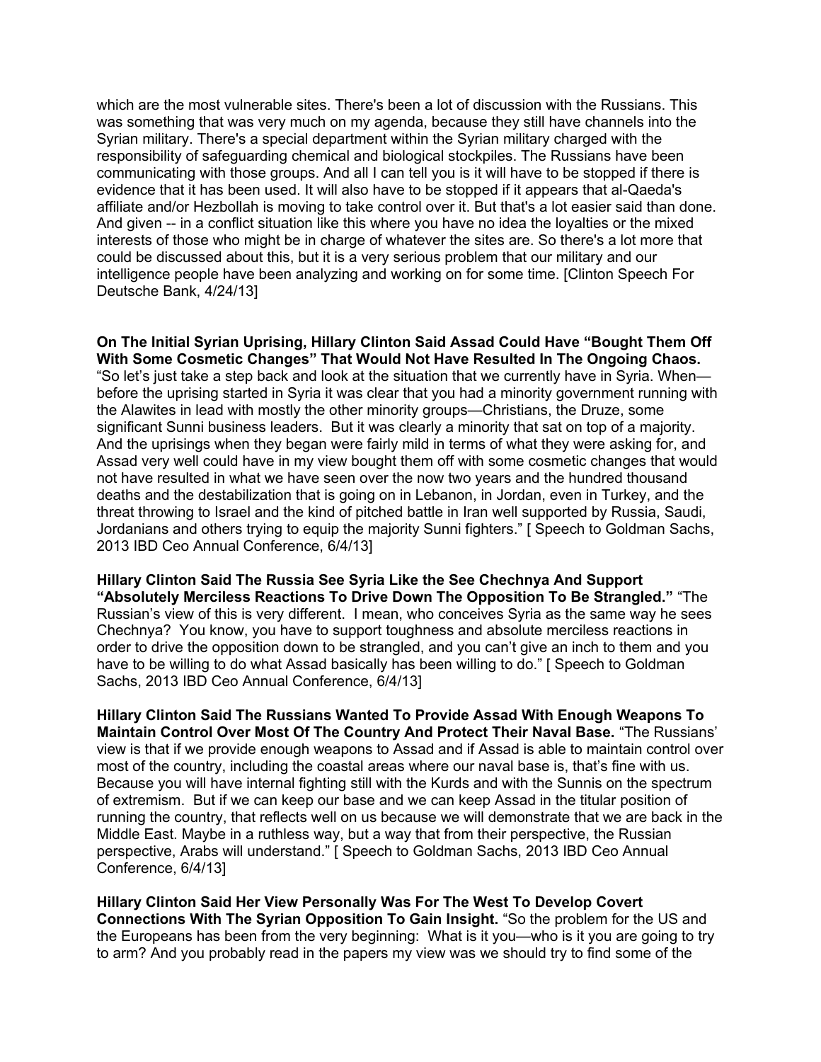which are the most vulnerable sites. There's been a lot of discussion with the Russians. This was something that was very much on my agenda, because they still have channels into the Syrian military. There's a special department within the Syrian military charged with the responsibility of safeguarding chemical and biological stockpiles. The Russians have been communicating with those groups. And all I can tell you is it will have to be stopped if there is evidence that it has been used. It will also have to be stopped if it appears that al-Qaeda's affiliate and/or Hezbollah is moving to take control over it. But that's a lot easier said than done. And given -- in a conflict situation like this where you have no idea the loyalties or the mixed interests of those who might be in charge of whatever the sites are. So there's a lot more that could be discussed about this, but it is a very serious problem that our military and our intelligence people have been analyzing and working on for some time. [Clinton Speech For Deutsche Bank, 4/24/13]

**On The Initial Syrian Uprising, Hillary Clinton Said Assad Could Have "Bought Them Off With Some Cosmetic Changes" That Would Not Have Resulted In The Ongoing Chaos.** "So let's just take a step back and look at the situation that we currently have in Syria. When—before the uprising started in Syria it was clear that you had a minority government running with the Alawites in lead with mostly the other minority groups—Christians, the Druze, some significant Sunni business leaders. But it was clearly a minority that sat on top of a majority. And the uprisings when they began were fairly mild in terms of what they were asking for, and Assad very well could have in my view bought them off with some cosmetic changes that would not have resulted in what we have seen over the now two years and the hundred thousand deaths and the destabilization that is going on in Lebanon, in Jordan, even in Turkey, and the threat throwing to Israel and the kind of pitched battle in Iran well supported by Russia, Saudi, Jordanians and others trying to equip the majority Sunni fighters." [ Speech to Goldman Sachs, 2013 IBD Ceo Annual Conference, 6/4/13]

**Hillary Clinton Said The Russia See Syria Like the See Chechnya And Support "Absolutely Merciless Reactions To Drive Down The Opposition To Be Strangled."** "The Russian's view of this is very different. I mean, who conceives Syria as the same way he sees Chechnya? You know, you have to support toughness and absolute merciless reactions in order to drive the opposition down to be strangled, and you can't give an inch to them and you have to be willing to do what Assad basically has been willing to do." [ Speech to Goldman Sachs, 2013 IBD Ceo Annual Conference, 6/4/13]

**Hillary Clinton Said The Russians Wanted To Provide Assad With Enough Weapons To Maintain Control Over Most Of The Country And Protect Their Naval Base.** "The Russians' view is that if we provide enough weapons to Assad and if Assad is able to maintain control over most of the country, including the coastal areas where our naval base is, that's fine with us. Because you will have internal fighting still with the Kurds and with the Sunnis on the spectrum of extremism. But if we can keep our base and we can keep Assad in the titular position of running the country, that reflects well on us because we will demonstrate that we are back in the Middle East. Maybe in a ruthless way, but a way that from their perspective, the Russian perspective, Arabs will understand." [ Speech to Goldman Sachs, 2013 IBD Ceo Annual Conference, 6/4/13]

**Hillary Clinton Said Her View Personally Was For The West To Develop Covert Connections With The Syrian Opposition To Gain Insight.** "So the problem for the US and the Europeans has been from the very beginning: What is it you—who is it you are going to try to arm? And you probably read in the papers my view was we should try to find some of the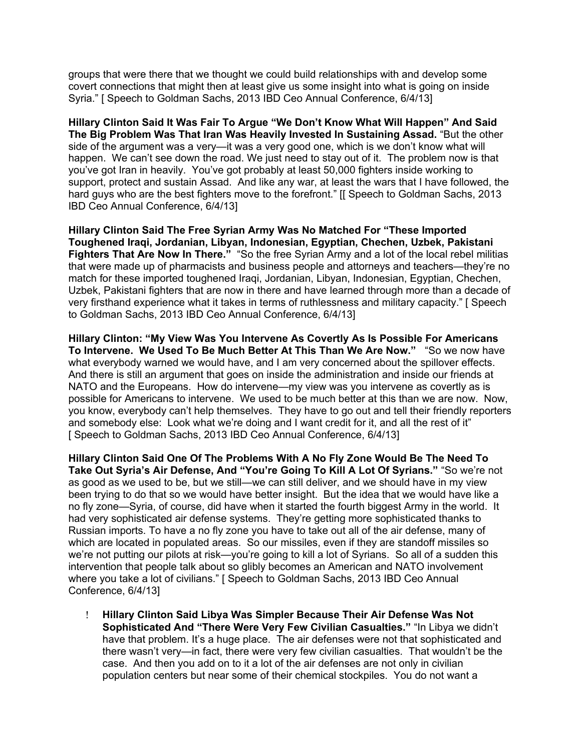groups that were there that we thought we could build relationships with and develop some covert connections that might then at least give us some insight into what is going on inside Syria." [ Speech to Goldman Sachs, 2013 IBD Ceo Annual Conference, 6/4/13]

**Hillary Clinton Said It Was Fair To Argue "We Don't Know What Will Happen" And Said The Big Problem Was That Iran Was Heavily Invested In Sustaining Assad.** "But the other side of the argument was a very—it was a very good one, which is we don't know what will happen. We can't see down the road. We just need to stay out of it. The problem now is that you've got Iran in heavily. You've got probably at least 50,000 fighters inside working to support, protect and sustain Assad. And like any war, at least the wars that I have followed, the hard guys who are the best fighters move to the forefront." [[ Speech to Goldman Sachs, 2013 IBD Ceo Annual Conference, 6/4/13]

**Hillary Clinton Said The Free Syrian Army Was No Matched For "These Imported Toughened Iraqi, Jordanian, Libyan, Indonesian, Egyptian, Chechen, Uzbek, Pakistani Fighters That Are Now In There."** "So the free Syrian Army and a lot of the local rebel militias that were made up of pharmacists and business people and attorneys and teachers—they're no match for these imported toughened Iraqi, Jordanian, Libyan, Indonesian, Egyptian, Chechen, Uzbek, Pakistani fighters that are now in there and have learned through more than a decade of very firsthand experience what it takes in terms of ruthlessness and military capacity." [ Speech to Goldman Sachs, 2013 IBD Ceo Annual Conference, 6/4/13]

**Hillary Clinton: "My View Was You Intervene As Covertly As Is Possible For Americans To Intervene. We Used To Be Much Better At This Than We Are Now."** "So we now have what everybody warned we would have, and I am very concerned about the spillover effects. And there is still an argument that goes on inside the administration and inside our friends at NATO and the Europeans. How do intervene—my view was you intervene as covertly as is possible for Americans to intervene. We used to be much better at this than we are now. Now, you know, everybody can't help themselves. They have to go out and tell their friendly reporters and somebody else: Look what we're doing and I want credit for it, and all the rest of it" [ Speech to Goldman Sachs, 2013 IBD Ceo Annual Conference, 6/4/13]

**Hillary Clinton Said One Of The Problems With A No Fly Zone Would Be The Need To Take Out Syria's Air Defense, And "You're Going To Kill A Lot Of Syrians."** "So we're not as good as we used to be, but we still—we can still deliver, and we should have in my view been trying to do that so we would have better insight. But the idea that we would have like a no fly zone—Syria, of course, did have when it started the fourth biggest Army in the world. It had very sophisticated air defense systems. They're getting more sophisticated thanks to Russian imports. To have a no fly zone you have to take out all of the air defense, many of which are located in populated areas. So our missiles, even if they are standoff missiles so we're not putting our pilots at risk—you're going to kill a lot of Syrians. So all of a sudden this intervention that people talk about so glibly becomes an American and NATO involvement where you take a lot of civilians." [ Speech to Goldman Sachs, 2013 IBD Ceo Annual Conference, 6/4/13]

- **Hillary Clinton Said Libya Was Simpler Because Their Air Defense Was Not Sophisticated And "There Were Very Few Civilian Casualties."** "In Libya we didn't have that problem. It's a huge place. The air defenses were not that sophisticated and there wasn't very—in fact, there were very few civilian casualties. That wouldn't be the case. And then you add on to it a lot of the air defenses are not only in civilian population centers but near some of their chemical stockpiles. You do not want a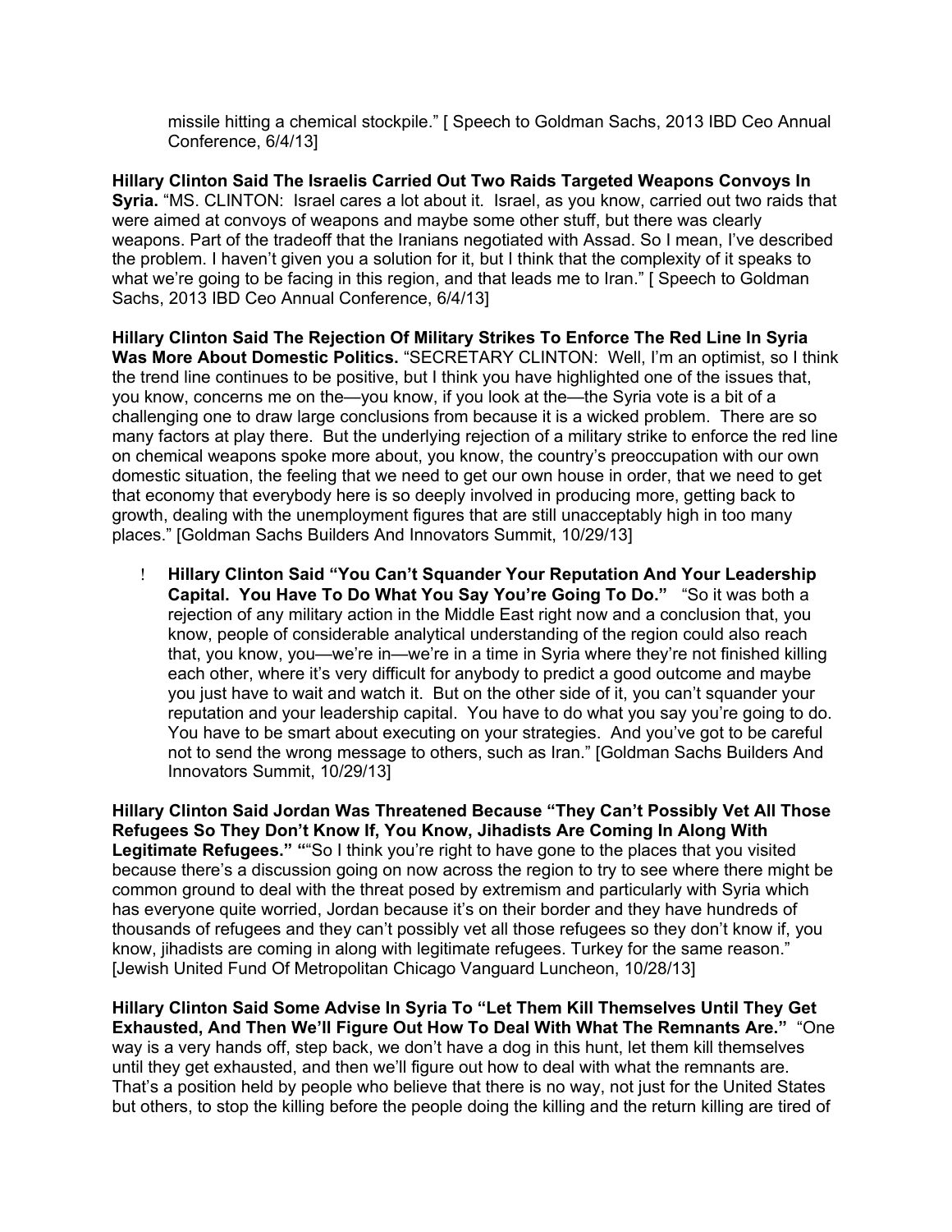missile hitting a chemical stockpile." [ Speech to Goldman Sachs, 2013 IBD Ceo Annual Conference, 6/4/13]

**Hillary Clinton Said The Israelis Carried Out Two Raids Targeted Weapons Convoys In Syria.** "MS. CLINTON: Israel cares a lot about it. Israel, as you know, carried out two raids that were aimed at convoys of weapons and maybe some other stuff, but there was clearly weapons. Part of the tradeoff that the Iranians negotiated with Assad. So I mean, I've described the problem. I haven't given you a solution for it, but I think that the complexity of it speaks to what we're going to be facing in this region, and that leads me to Iran." [ Speech to Goldman Sachs, 2013 IBD Ceo Annual Conference, 6/4/13]

**Hillary Clinton Said The Rejection Of Military Strikes To Enforce The Red Line In Syria Was More About Domestic Politics.** "SECRETARY CLINTON: Well, I'm an optimist, so I think the trend line continues to be positive, but I think you have highlighted one of the issues that, you know, concerns me on the—you know, if you look at the—the Syria vote is a bit of a challenging one to draw large conclusions from because it is a wicked problem. There are so many factors at play there. But the underlying rejection of a military strike to enforce the red line on chemical weapons spoke more about, you know, the country's preoccupation with our own domestic situation, the feeling that we need to get our own house in order, that we need to get that economy that everybody here is so deeply involved in producing more, getting back to growth, dealing with the unemployment figures that are still unacceptably high in too many places." [Goldman Sachs Builders And Innovators Summit, 10/29/13]

- **Hillary Clinton Said "You Can't Squander Your Reputation And Your Leadership Capital. You Have To Do What You Say You're Going To Do."** "So it was both a rejection of any military action in the Middle East right now and a conclusion that, you know, people of considerable analytical understanding of the region could also reach that, you know, you—we're in—we're in a time in Syria where they're not finished killing each other, where it's very difficult for anybody to predict a good outcome and maybe you just have to wait and watch it. But on the other side of it, you can't squander your reputation and your leadership capital. You have to do what you say you're going to do. You have to be smart about executing on your strategies. And you've got to be careful not to send the wrong message to others, such as Iran." [Goldman Sachs Builders And Innovators Summit, 10/29/13]

**Hillary Clinton Said Jordan Was Threatened Because "They Can't Possibly Vet All Those Refugees So They Don't Know If, You Know, Jihadists Are Coming In Along With Legitimate Refugees." ""**So I think you're right to have gone to the places that you visited because there's a discussion going on now across the region to try to see where there might be common ground to deal with the threat posed by extremism and particularly with Syria which has everyone quite worried, Jordan because it's on their border and they have hundreds of thousands of refugees and they can't possibly vet all those refugees so they don't know if, you know, jihadists are coming in along with legitimate refugees. Turkey for the same reason." [Jewish United Fund Of Metropolitan Chicago Vanguard Luncheon, 10/28/13]

**Hillary Clinton Said Some Advise In Syria To "Let Them Kill Themselves Until They Get Exhausted, And Then We'll Figure Out How To Deal With What The Remnants Are."** "One way is a very hands off, step back, we don't have a dog in this hunt, let them kill themselves until they get exhausted, and then we'll figure out how to deal with what the remnants are. That's a position held by people who believe that there is no way, not just for the United States but others, to stop the killing before the people doing the killing and the return killing are tired of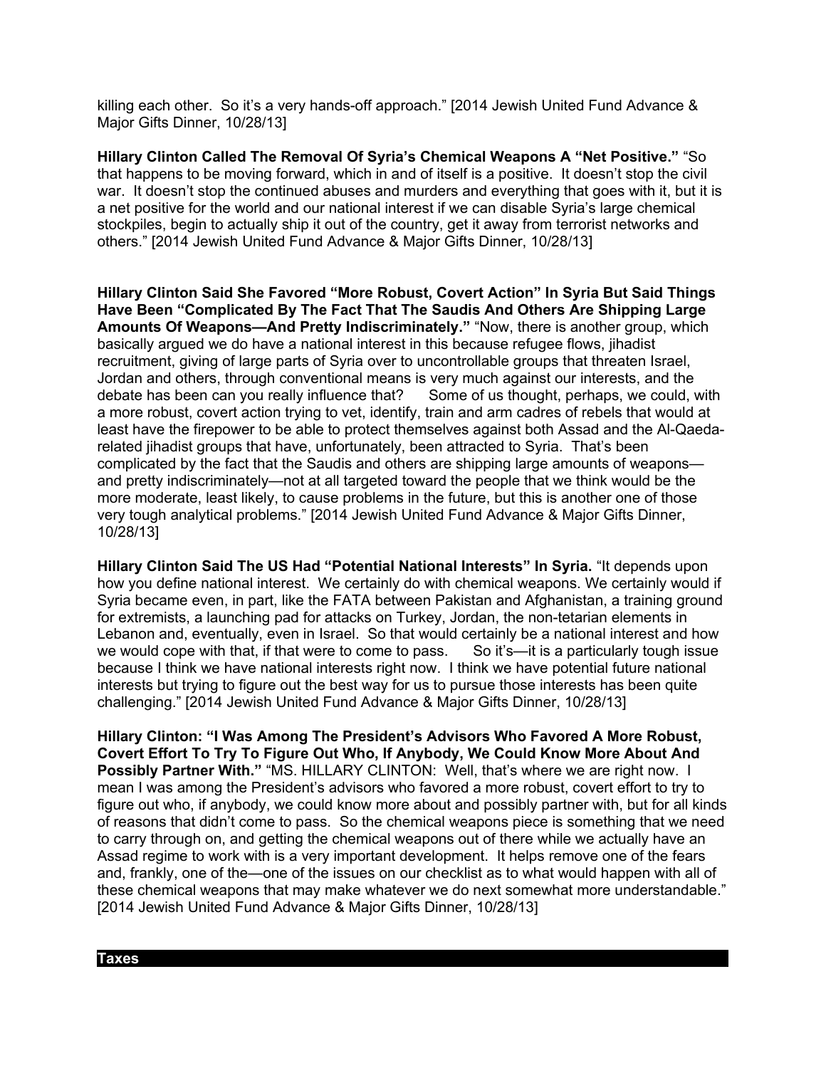killing each other. So it's a very hands-off approach." [2014 Jewish United Fund Advance & Major Gifts Dinner, 10/28/13]

**Hillary Clinton Called The Removal Of Syria's Chemical Weapons A "Net Positive."** "So that happens to be moving forward, which in and of itself is a positive. It doesn't stop the civil war. It doesn't stop the continued abuses and murders and everything that goes with it, but it is a net positive for the world and our national interest if we can disable Syria's large chemical stockpiles, begin to actually ship it out of the country, get it away from terrorist networks and others." [2014 Jewish United Fund Advance & Major Gifts Dinner, 10/28/13]

**Hillary Clinton Said She Favored "More Robust, Covert Action" In Syria But Said Things Have Been "Complicated By The Fact That The Saudis And Others Are Shipping Large Amounts Of Weapons—And Pretty Indiscriminately."** "Now, there is another group, which basically argued we do have a national interest in this because refugee flows, jihadist recruitment, giving of large parts of Syria over to uncontrollable groups that threaten Israel, Jordan and others, through conventional means is very much against our interests, and the debate has been can you really influence that? Some of us thought, perhaps, we could, with a more robust, covert action trying to vet, identify, train and arm cadres of rebels that would at least have the firepower to be able to protect themselves against both Assad and the Al-Qaeda-related jihadist groups that have, unfortunately, been attracted to Syria. That's been complicated by the fact that the Saudis and others are shipping large amounts of weapons—and pretty indiscriminately—not at all targeted toward the people that we think would be the more moderate, least likely, to cause problems in the future, but this is another one of those very tough analytical problems." [2014 Jewish United Fund Advance & Major Gifts Dinner, 10/28/13]

**Hillary Clinton Said The US Had "Potential National Interests" In Syria.** "It depends upon how you define national interest. We certainly do with chemical weapons. We certainly would if Syria became even, in part, like the FATA between Pakistan and Afghanistan, a training ground for extremists, a launching pad for attacks on Turkey, Jordan, the non-tetarian elements in Lebanon and, eventually, even in Israel. So that would certainly be a national interest and how we would cope with that, if that were to come to pass. So it's—it is a particularly tough issue because I think we have national interests right now. I think we have potential future national interests but trying to figure out the best way for us to pursue those interests has been quite challenging." [2014 Jewish United Fund Advance & Major Gifts Dinner, 10/28/13]

**Hillary Clinton: "I Was Among The President's Advisors Who Favored A More Robust, Covert Effort To Try To Figure Out Who, If Anybody, We Could Know More About And Possibly Partner With."** "MS. HILLARY CLINTON: Well, that's where we are right now. I mean I was among the President's advisors who favored a more robust, covert effort to try to figure out who, if anybody, we could know more about and possibly partner with, but for all kinds of reasons that didn't come to pass. So the chemical weapons piece is something that we need to carry through on, and getting the chemical weapons out of there while we actually have an Assad regime to work with is a very important development. It helps remove one of the fears and, frankly, one of the—one of the issues on our checklist as to what would happen with all of these chemical weapons that may make whatever we do next somewhat more understandable." [2014 Jewish United Fund Advance & Major Gifts Dinner, 10/28/13]

## Taxes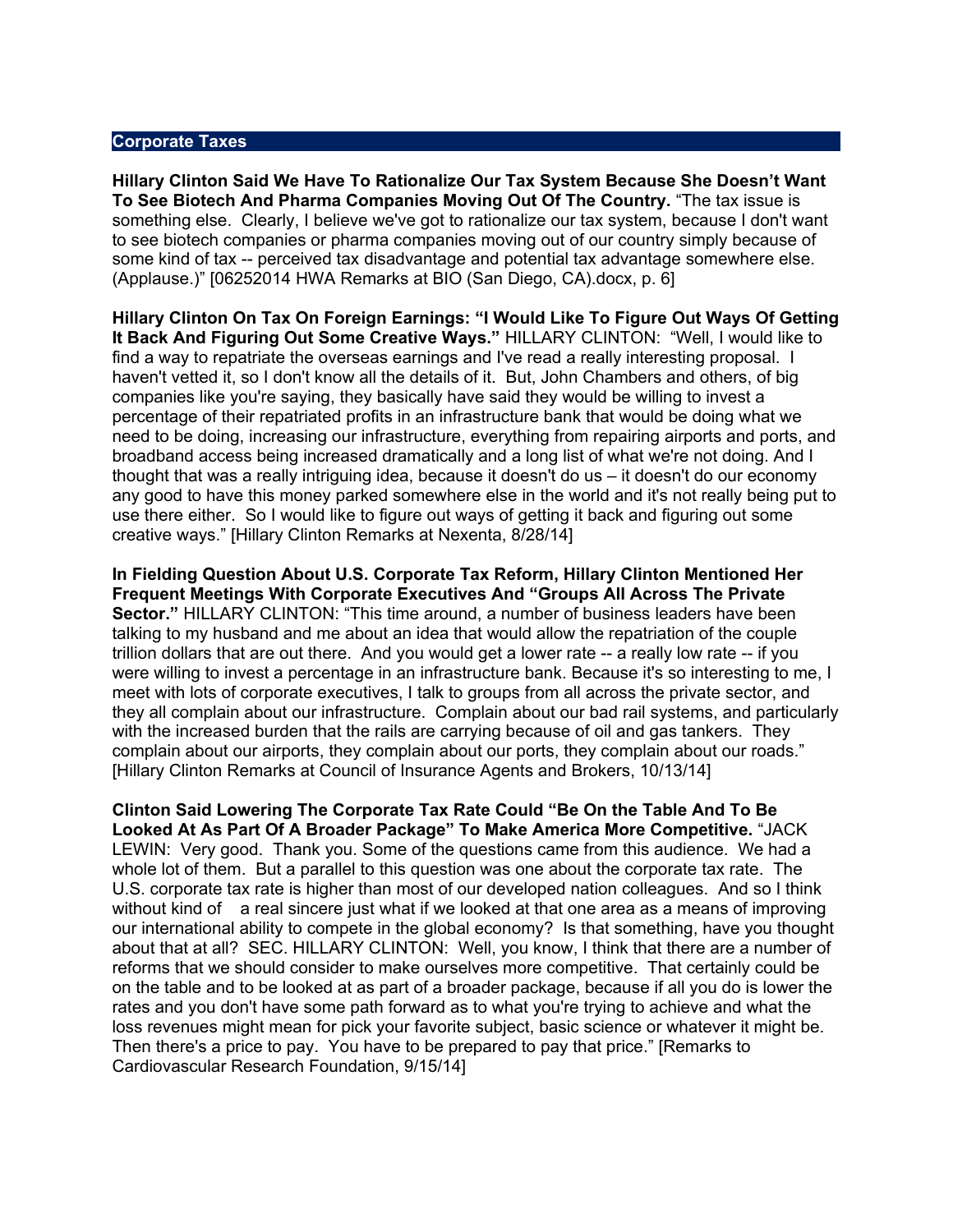## Corporate Taxes

**Hillary Clinton Said We Have To Rationalize Our Tax System Because She Doesn't Want To See Biotech And Pharma Companies Moving Out Of The Country.** "The tax issue is something else. Clearly, I believe we've got to rationalize our tax system, because I don't want to see biotech companies or pharma companies moving out of our country simply because of some kind of tax -- perceived tax disadvantage and potential tax advantage somewhere else. (Applause.)" [06252014 HWA Remarks at BIO (San Diego, CA).docx, p. 6]

**Hillary Clinton On Tax On Foreign Earnings: "I Would Like To Figure Out Ways Of Getting It Back And Figuring Out Some Creative Ways."** HILLARY CLINTON: "Well, I would like to find a way to repatriate the overseas earnings and I've read a really interesting proposal. I haven't vetted it, so I don't know all the details of it. But, John Chambers and others, of big companies like you're saying, they basically have said they would be willing to invest a percentage of their repatriated profits in an infrastructure bank that would be doing what we need to be doing, increasing our infrastructure, everything from repairing airports and ports, and broadband access being increased dramatically and a long list of what we're not doing. And I thought that was a really intriguing idea, because it doesn't do us – it doesn't do our economy any good to have this money parked somewhere else in the world and it's not really being put to use there either. So I would like to figure out ways of getting it back and figuring out some creative ways." [Hillary Clinton Remarks at Nexenta, 8/28/14]

**In Fielding Question About U.S. Corporate Tax Reform, Hillary Clinton Mentioned Her Frequent Meetings With Corporate Executives And "Groups All Across The Private Sector."** HILLARY CLINTON: "This time around, a number of business leaders have been talking to my husband and me about an idea that would allow the repatriation of the couple trillion dollars that are out there. And you would get a lower rate -- a really low rate -- if you were willing to invest a percentage in an infrastructure bank. Because it's so interesting to me, I meet with lots of corporate executives, I talk to groups from all across the private sector, and they all complain about our infrastructure. Complain about our bad rail systems, and particularly with the increased burden that the rails are carrying because of oil and gas tankers. They complain about our airports, they complain about our ports, they complain about our roads." [Hillary Clinton Remarks at Council of Insurance Agents and Brokers, 10/13/14]

**Clinton Said Lowering The Corporate Tax Rate Could "Be On the Table And To Be Looked At As Part Of A Broader Package" To Make America More Competitive.** "JACK LEWIN: Very good. Thank you. Some of the questions came from this audience. We had a whole lot of them. But a parallel to this question was one about the corporate tax rate. The U.S. corporate tax rate is higher than most of our developed nation colleagues. And so I think without kind of a real sincere just what if we looked at that one area as a means of improving our international ability to compete in the global economy? Is that something, have you thought about that at all? SEC. HILLARY CLINTON: Well, you know, I think that there are a number of reforms that we should consider to make ourselves more competitive. That certainly could be on the table and to be looked at as part of a broader package, because if all you do is lower the rates and you don't have some path forward as to what you're trying to achieve and what the loss revenues might mean for pick your favorite subject, basic science or whatever it might be. Then there's a price to pay. You have to be prepared to pay that price." [Remarks to Cardiovascular Research Foundation, 9/15/14]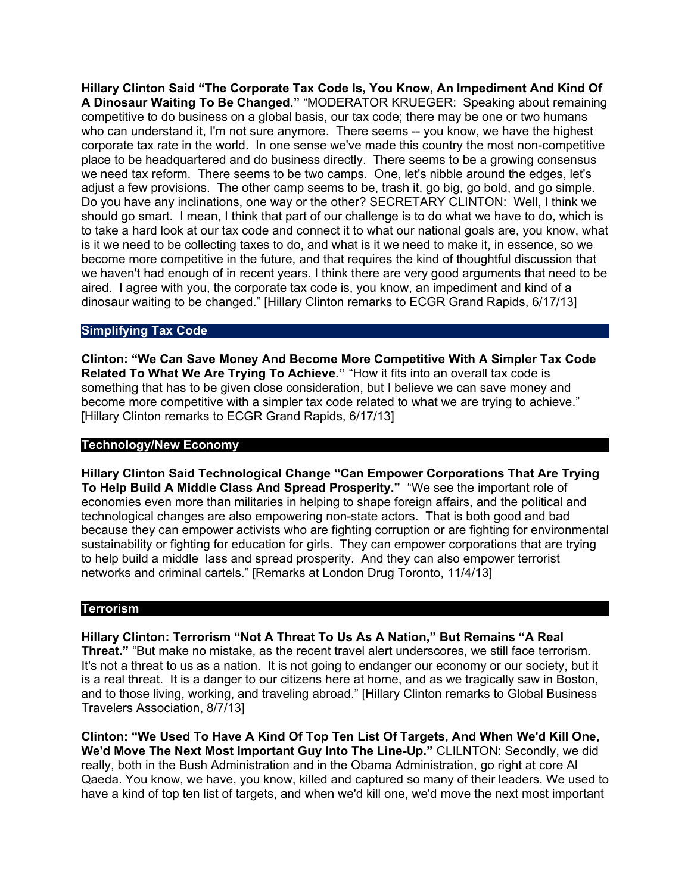**Hillary Clinton Said "The Corporate Tax Code Is, You Know, An Impediment And Kind Of A Dinosaur Waiting To Be Changed."** "MODERATOR KRUEGER: Speaking about remaining competitive to do business on a global basis, our tax code; there may be one or two humans who can understand it, I'm not sure anymore. There seems -- you know, we have the highest corporate tax rate in the world. In one sense we've made this country the most non-competitive place to be headquartered and do business directly. There seems to be a growing consensus we need tax reform. There seems to be two camps. One, let's nibble around the edges, let's adjust a few provisions. The other camp seems to be, trash it, go big, go bold, and go simple. Do you have any inclinations, one way or the other? SECRETARY CLINTON: Well, I think we should go smart. I mean, I think that part of our challenge is to do what we have to do, which is to take a hard look at our tax code and connect it to what our national goals are, you know, what is it we need to be collecting taxes to do, and what is it we need to make it, in essence, so we become more competitive in the future, and that requires the kind of thoughtful discussion that we haven't had enough of in recent years. I think there are very good arguments that need to be aired. I agree with you, the corporate tax code is, you know, an impediment and kind of a dinosaur waiting to be changed." [Hillary Clinton remarks to ECGR Grand Rapids, 6/17/13]

## Simplifying Tax Code

**Clinton: "We Can Save Money And Become More Competitive With A Simpler Tax Code Related To What We Are Trying To Achieve."** "How it fits into an overall tax code is something that has to be given close consideration, but I believe we can save money and become more competitive with a simpler tax code related to what we are trying to achieve." [Hillary Clinton remarks to ECGR Grand Rapids, 6/17/13]

## Technology/New Economy

**Hillary Clinton Said Technological Change "Can Empower Corporations That Are Trying To Help Build A Middle Class And Spread Prosperity."** "We see the important role of economies even more than militaries in helping to shape foreign affairs, and the political and technological changes are also empowering non-state actors. That is both good and bad because they can empower activists who are fighting corruption or are fighting for environmental sustainability or fighting for education for girls. They can empower corporations that are trying to help build a middle lass and spread prosperity. And they can also empower terrorist networks and criminal cartels." [Remarks at London Drug Toronto, 11/4/13]

## Terrorism

**Hillary Clinton: Terrorism "Not A Threat To Us As A Nation," But Remains "A Real Threat."** "But make no mistake, as the recent travel alert underscores, we still face terrorism. It's not a threat to us as a nation. It is not going to endanger our economy or our society, but it is a real threat. It is a danger to our citizens here at home, and as we tragically saw in Boston, and to those living, working, and traveling abroad." [Hillary Clinton remarks to Global Business Travelers Association, 8/7/13]

**Clinton: "We Used To Have A Kind Of Top Ten List Of Targets, And When We'd Kill One, We'd Move The Next Most Important Guy Into The Line-Up."** CLILNTON: Secondly, we did really, both in the Bush Administration and in the Obama Administration, go right at core Al Qaeda. You know, we have, you know, killed and captured so many of their leaders. We used to have a kind of top ten list of targets, and when we'd kill one, we'd move the next most important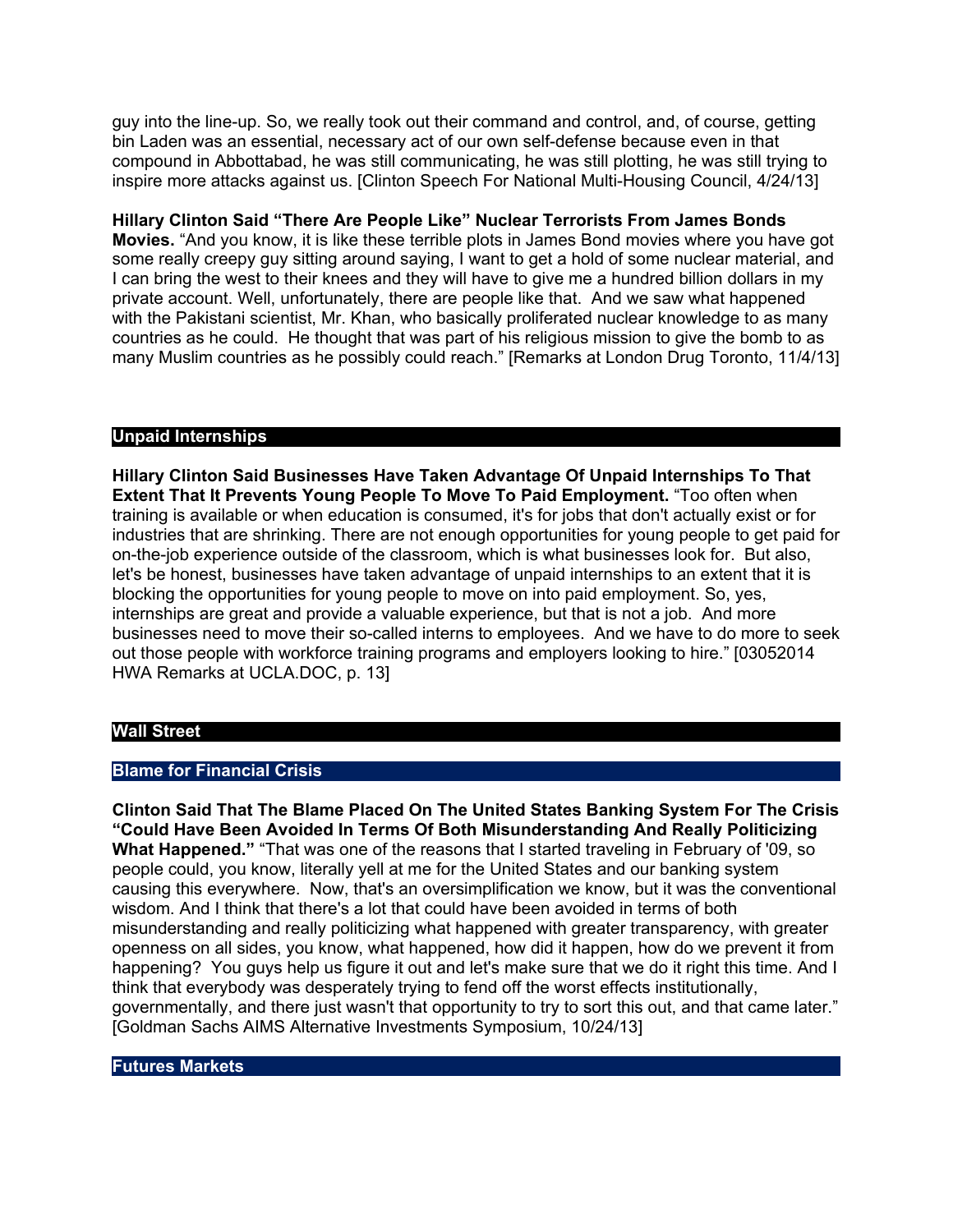guy into the line-up. So, we really took out their command and control, and, of course, getting bin Laden was an essential, necessary act of our own self-defense because even in that compound in Abbottabad, he was still communicating, he was still plotting, he was still trying to inspire more attacks against us. [Clinton Speech For National Multi-Housing Council, 4/24/13]

**Hillary Clinton Said "There Are People Like" Nuclear Terrorists From James Bonds Movies.** "And you know, it is like these terrible plots in James Bond movies where you have got some really creepy guy sitting around saying, I want to get a hold of some nuclear material, and I can bring the west to their knees and they will have to give me a hundred billion dollars in my private account. Well, unfortunately, there are people like that. And we saw what happened with the Pakistani scientist, Mr. Khan, who basically proliferated nuclear knowledge to as many countries as he could. He thought that was part of his religious mission to give the bomb to as many Muslim countries as he possibly could reach." [Remarks at London Drug Toronto, 11/4/13]

## Unpaid Internships

**Hillary Clinton Said Businesses Have Taken Advantage Of Unpaid Internships To That Extent That It Prevents Young People To Move To Paid Employment.** "Too often when training is available or when education is consumed, it's for jobs that don't actually exist or for industries that are shrinking. There are not enough opportunities for young people to get paid for on-the-job experience outside of the classroom, which is what businesses look for. But also, let's be honest, businesses have taken advantage of unpaid internships to an extent that it is blocking the opportunities for young people to move on into paid employment. So, yes, internships are great and provide a valuable experience, but that is not a job. And more businesses need to move their so-called interns to employees. And we have to do more to seek out those people with workforce training programs and employers looking to hire." [03052014 HWA Remarks at UCLA.DOC, p. 13]

## Wall Street

### Blame for Financial Crisis

**Clinton Said That The Blame Placed On The United States Banking System For The Crisis "Could Have Been Avoided In Terms Of Both Misunderstanding And Really Politicizing What Happened."** "That was one of the reasons that I started traveling in February of '09, so people could, you know, literally yell at me for the United States and our banking system causing this everywhere. Now, that's an oversimplification we know, but it was the conventional wisdom. And I think that there's a lot that could have been avoided in terms of both misunderstanding and really politicizing what happened with greater transparency, with greater openness on all sides, you know, what happened, how did it happen, how do we prevent it from happening? You guys help us figure it out and let's make sure that we do it right this time. And I think that everybody was desperately trying to fend off the worst effects institutionally, governmentally, and there just wasn't that opportunity to try to sort this out, and that came later." [Goldman Sachs AIMS Alternative Investments Symposium, 10/24/13]

### Futures Markets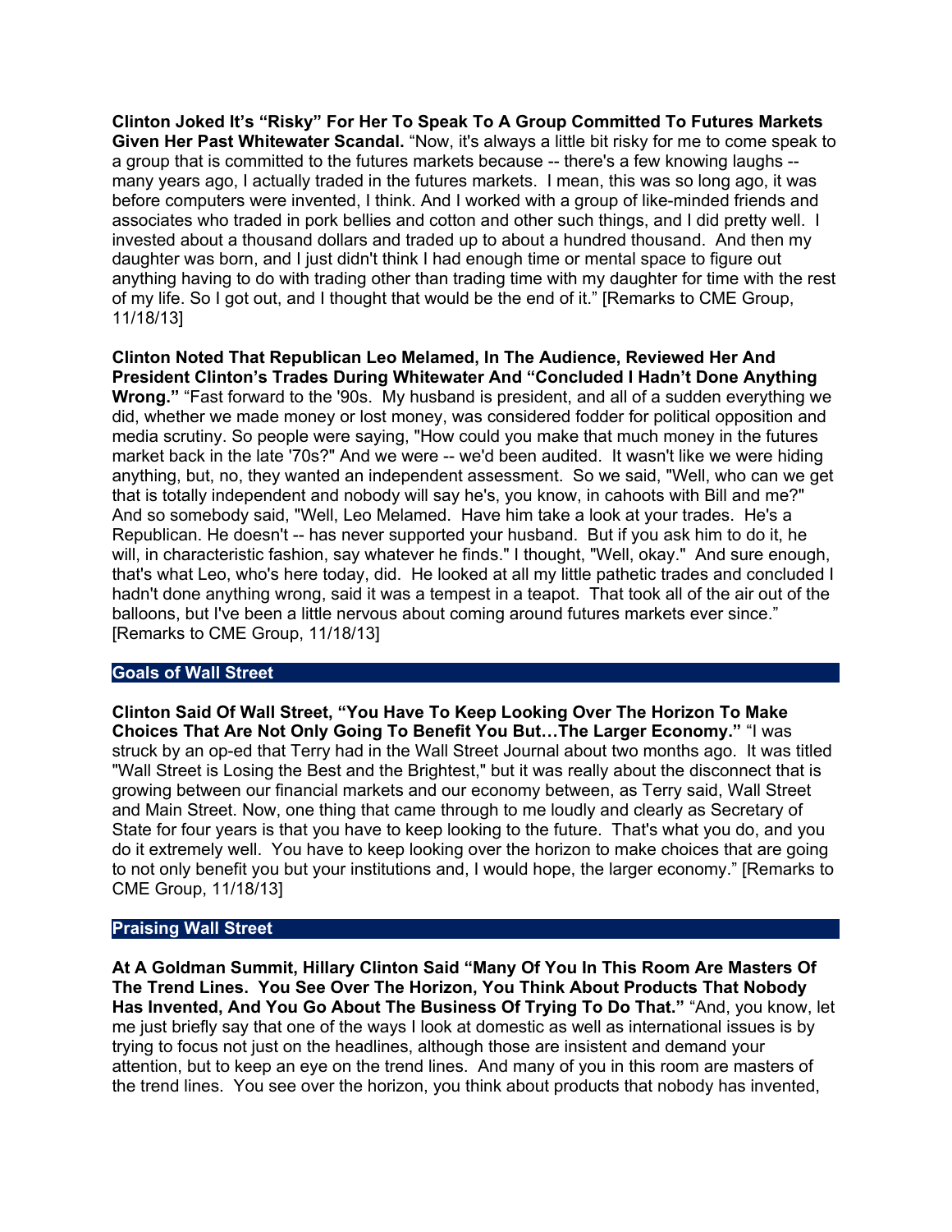**Clinton Joked It's "Risky" For Her To Speak To A Group Committed To Futures Markets Given Her Past Whitewater Scandal.** "Now, it's always a little bit risky for me to come speak to a group that is committed to the futures markets because -- there's a few knowing laughs -- many years ago, I actually traded in the futures markets. I mean, this was so long ago, it was before computers were invented, I think. And I worked with a group of like-minded friends and associates who traded in pork bellies and cotton and other such things, and I did pretty well. I invested about a thousand dollars and traded up to about a hundred thousand. And then my daughter was born, and I just didn't think I had enough time or mental space to figure out anything having to do with trading other than trading time with my daughter for time with the rest of my life. So I got out, and I thought that would be the end of it." [Remarks to CME Group, 11/18/13]

**Clinton Noted That Republican Leo Melamed, In The Audience, Reviewed Her And President Clinton's Trades During Whitewater And "Concluded I Hadn't Done Anything Wrong."** "Fast forward to the '90s. My husband is president, and all of a sudden everything we did, whether we made money or lost money, was considered fodder for political opposition and media scrutiny. So people were saying, "How could you make that much money in the futures market back in the late '70s?" And we were -- we'd been audited. It wasn't like we were hiding anything, but, no, they wanted an independent assessment. So we said, "Well, who can we get that is totally independent and nobody will say he's, you know, in cahoots with Bill and me?" And so somebody said, "Well, Leo Melamed. Have him take a look at your trades. He's a Republican. He doesn't -- has never supported your husband. But if you ask him to do it, he will, in characteristic fashion, say whatever he finds." I thought, "Well, okay." And sure enough, that's what Leo, who's here today, did. He looked at all my little pathetic trades and concluded I hadn't done anything wrong, said it was a tempest in a teapot. That took all of the air out of the balloons, but I've been a little nervous about coming around futures markets ever since." [Remarks to CME Group, 11/18/13]

## Goals of Wall Street

**Clinton Said Of Wall Street, "You Have To Keep Looking Over The Horizon To Make Choices That Are Not Only Going To Benefit You But…The Larger Economy."** "I was struck by an op-ed that Terry had in the Wall Street Journal about two months ago. It was titled "Wall Street is Losing the Best and the Brightest," but it was really about the disconnect that is growing between our financial markets and our economy between, as Terry said, Wall Street and Main Street. Now, one thing that came through to me loudly and clearly as Secretary of State for four years is that you have to keep looking to the future. That's what you do, and you do it extremely well. You have to keep looking over the horizon to make choices that are going to not only benefit you but your institutions and, I would hope, the larger economy." [Remarks to CME Group, 11/18/13]

## Praising Wall Street

**At A Goldman Summit, Hillary Clinton Said "Many Of You In This Room Are Masters Of The Trend Lines. You See Over The Horizon, You Think About Products That Nobody Has Invented, And You Go About The Business Of Trying To Do That."** "And, you know, let me just briefly say that one of the ways I look at domestic as well as international issues is by trying to focus not just on the headlines, although those are insistent and demand your attention, but to keep an eye on the trend lines. And many of you in this room are masters of the trend lines. You see over the horizon, you think about products that nobody has invented,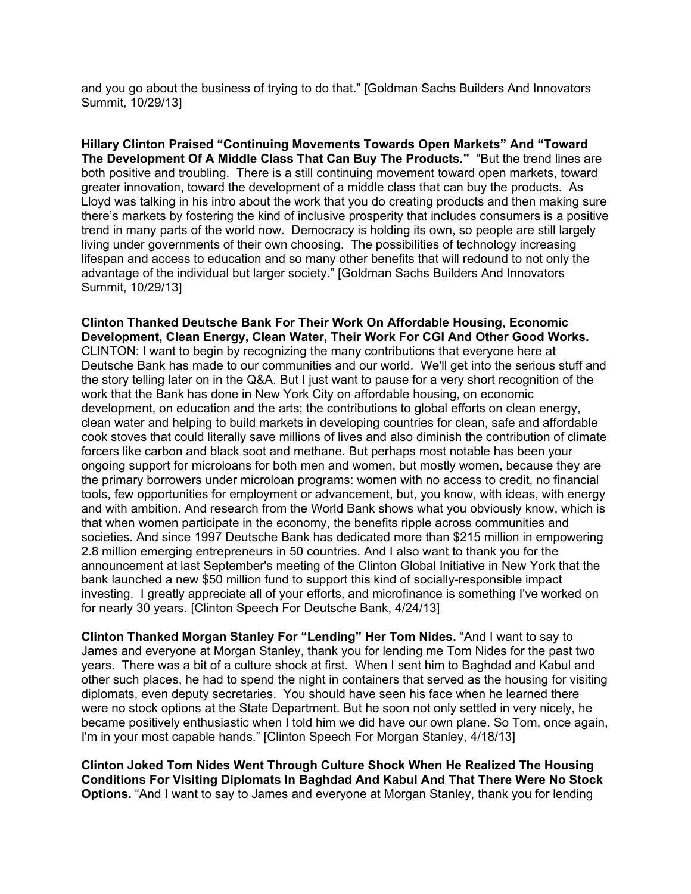and you go about the business of trying to do that." [Goldman Sachs Builders And Innovators Summit, 10/29/13]

**Hillary Clinton Praised "Continuing Movements Towards Open Markets" And "Toward The Development Of A Middle Class That Can Buy The Products."** "But the trend lines are both positive and troubling. There is a still continuing movement toward open markets, toward greater innovation, toward the development of a middle class that can buy the products. As Lloyd was talking in his intro about the work that you do creating products and then making sure there's markets by fostering the kind of inclusive prosperity that includes consumers is a positive trend in many parts of the world now. Democracy is holding its own, so people are still largely living under governments of their own choosing. The possibilities of technology increasing lifespan and access to education and so many other benefits that will redound to not only the advantage of the individual but larger society." [Goldman Sachs Builders And Innovators Summit, 10/29/13]

**Clinton Thanked Deutsche Bank For Their Work On Affordable Housing, Economic Development, Clean Energy, Clean Water, Their Work For CGI And Other Good Works.** CLINTON: I want to begin by recognizing the many contributions that everyone here at Deutsche Bank has made to our communities and our world. We'll get into the serious stuff and the story telling later on in the Q&A. But I just want to pause for a very short recognition of the work that the Bank has done in New York City on affordable housing, on economic development, on education and the arts; the contributions to global efforts on clean energy, clean water and helping to build markets in developing countries for clean, safe and affordable cook stoves that could literally save millions of lives and also diminish the contribution of climate forcers like carbon and black soot and methane. But perhaps most notable has been your ongoing support for microloans for both men and women, but mostly women, because they are the primary borrowers under microloan programs: women with no access to credit, no financial tools, few opportunities for employment or advancement, but, you know, with ideas, with energy and with ambition. And research from the World Bank shows what you obviously know, which is that when women participate in the economy, the benefits ripple across communities and societies. And since 1997 Deutsche Bank has dedicated more than $215 million in empowering 2.8 million emerging entrepreneurs in 50 countries. And I also want to thank you for the announcement at last September's meeting of the Clinton Global Initiative in New York that the bank launched a new $50 million fund to support this kind of socially-responsible impact investing. I greatly appreciate all of your efforts, and microfinance is something I've worked on for nearly 30 years. [Clinton Speech For Deutsche Bank, 4/24/13]

**Clinton Thanked Morgan Stanley For "Lending" Her Tom Nides.** "And I want to say to James and everyone at Morgan Stanley, thank you for lending me Tom Nides for the past two years. There was a bit of a culture shock at first. When I sent him to Baghdad and Kabul and other such places, he had to spend the night in containers that served as the housing for visiting diplomats, even deputy secretaries. You should have seen his face when he learned there were no stock options at the State Department. But he soon not only settled in very nicely, he became positively enthusiastic when I told him we did have our own plane. So Tom, once again, I'm in your most capable hands." [Clinton Speech For Morgan Stanley, 4/18/13]

**Clinton Joked Tom Nides Went Through Culture Shock When He Realized The Housing Conditions For Visiting Diplomats In Baghdad And Kabul And That There Were No Stock Options.** "And I want to say to James and everyone at Morgan Stanley, thank you for lending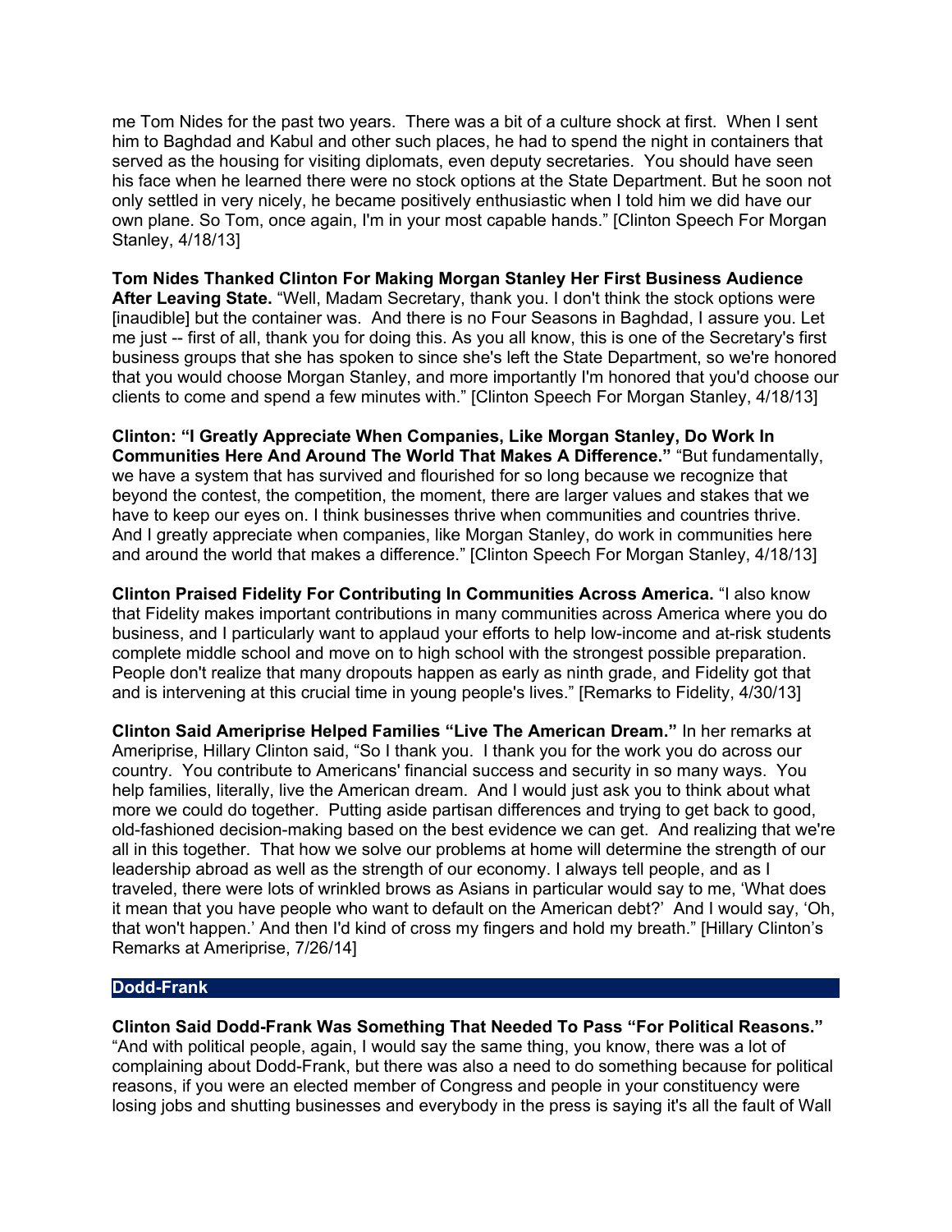me Tom Nides for the past two years. There was a bit of a culture shock at first. When I sent him to Baghdad and Kabul and other such places, he had to spend the night in containers that served as the housing for visiting diplomats, even deputy secretaries. You should have seen his face when he learned there were no stock options at the State Department. But he soon not only settled in very nicely, he became positively enthusiastic when I told him we did have our own plane. So Tom, once again, I'm in your most capable hands." [Clinton Speech For Morgan Stanley, 4/18/13]

**Tom Nides Thanked Clinton For Making Morgan Stanley Her First Business Audience After Leaving State.** "Well, Madam Secretary, thank you. I don't think the stock options were [inaudible] but the container was. And there is no Four Seasons in Baghdad, I assure you. Let me just -- first of all, thank you for doing this. As you all know, this is one of the Secretary's first business groups that she has spoken to since she's left the State Department, so we're honored that you would choose Morgan Stanley, and more importantly I'm honored that you'd choose our clients to come and spend a few minutes with." [Clinton Speech For Morgan Stanley, 4/18/13]

**Clinton: "I Greatly Appreciate When Companies, Like Morgan Stanley, Do Work In Communities Here And Around The World That Makes A Difference."** "But fundamentally, we have a system that has survived and flourished for so long because we recognize that beyond the contest, the competition, the moment, there are larger values and stakes that we have to keep our eyes on. I think businesses thrive when communities and countries thrive. And I greatly appreciate when companies, like Morgan Stanley, do work in communities here and around the world that makes a difference." [Clinton Speech For Morgan Stanley, 4/18/13]

**Clinton Praised Fidelity For Contributing In Communities Across America.** "I also know that Fidelity makes important contributions in many communities across America where you do business, and I particularly want to applaud your efforts to help low-income and at-risk students complete middle school and move on to high school with the strongest possible preparation. People don't realize that many dropouts happen as early as ninth grade, and Fidelity got that and is intervening at this crucial time in young people's lives." [Remarks to Fidelity, 4/30/13]

**Clinton Said Ameriprise Helped Families "Live The American Dream."** In her remarks at Ameriprise, Hillary Clinton said, "So I thank you. I thank you for the work you do across our country. You contribute to Americans' financial success and security in so many ways. You help families, literally, live the American dream. And I would just ask you to think about what more we could do together. Putting aside partisan differences and trying to get back to good, old-fashioned decision-making based on the best evidence we can get. And realizing that we're all in this together. That how we solve our problems at home will determine the strength of our leadership abroad as well as the strength of our economy. I always tell people, and as I traveled, there were lots of wrinkled brows as Asians in particular would say to me, 'What does it mean that you have people who want to default on the American debt?' And I would say, 'Oh, that won't happen.' And then I'd kind of cross my fingers and hold my breath." [Hillary Clinton's Remarks at Ameriprise, 7/26/14]

## Dodd-Frank

**Clinton Said Dodd-Frank Was Something That Needed To Pass "For Political Reasons."** "And with political people, again, I would say the same thing, you know, there was a lot of complaining about Dodd-Frank, but there was also a need to do something because for political reasons, if you were an elected member of Congress and people in your constituency were losing jobs and shutting businesses and everybody in the press is saying it's all the fault of Wall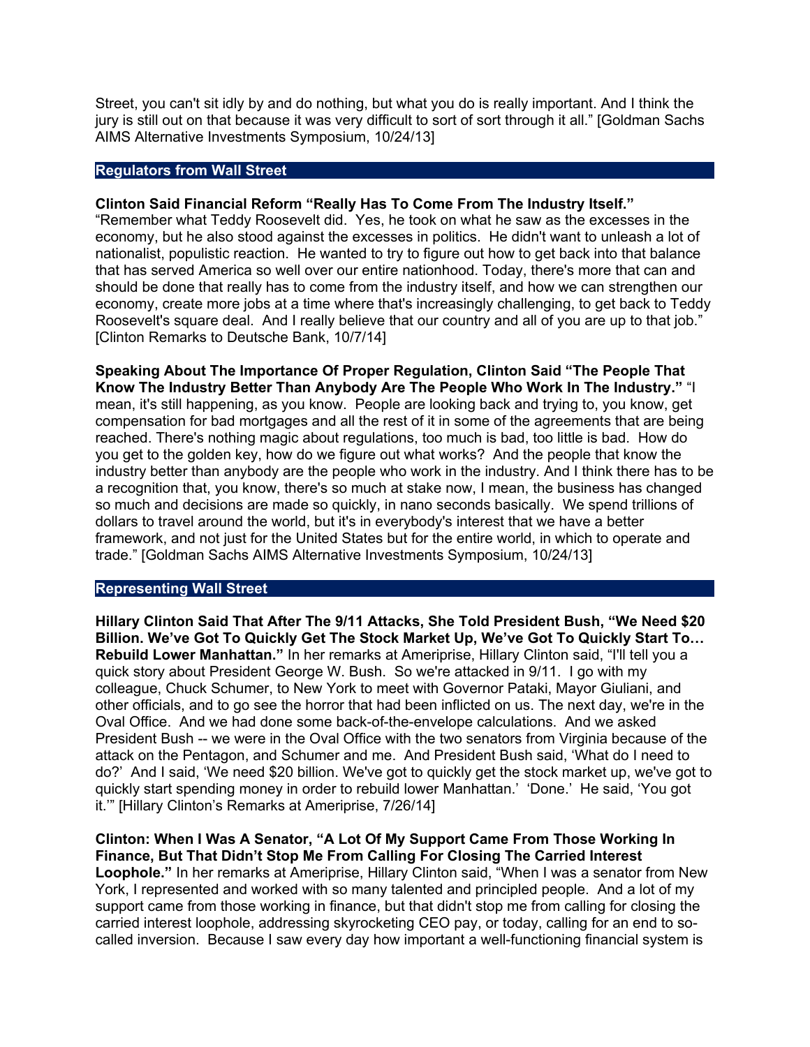Street, you can't sit idly by and do nothing, but what you do is really important. And I think the jury is still out on that because it was very difficult to sort of sort through it all." [Goldman Sachs AIMS Alternative Investments Symposium, 10/24/13]

## Regulators from Wall Street

**Clinton Said Financial Reform "Really Has To Come From The Industry Itself."** "Remember what Teddy Roosevelt did. Yes, he took on what he saw as the excesses in the economy, but he also stood against the excesses in politics. He didn't want to unleash a lot of nationalist, populistic reaction. He wanted to try to figure out how to get back into that balance that has served America so well over our entire nationhood. Today, there's more that can and should be done that really has to come from the industry itself, and how we can strengthen our economy, create more jobs at a time where that's increasingly challenging, to get back to Teddy Roosevelt's square deal. And I really believe that our country and all of you are up to that job." [Clinton Remarks to Deutsche Bank, 10/7/14]

**Speaking About The Importance Of Proper Regulation, Clinton Said "The People That Know The Industry Better Than Anybody Are The People Who Work In The Industry."** "I mean, it's still happening, as you know. People are looking back and trying to, you know, get compensation for bad mortgages and all the rest of it in some of the agreements that are being reached. There's nothing magic about regulations, too much is bad, too little is bad. How do you get to the golden key, how do we figure out what works? And the people that know the industry better than anybody are the people who work in the industry. And I think there has to be a recognition that, you know, there's so much at stake now, I mean, the business has changed so much and decisions are made so quickly, in nano seconds basically. We spend trillions of dollars to travel around the world, but it's in everybody's interest that we have a better framework, and not just for the United States but for the entire world, in which to operate and trade." [Goldman Sachs AIMS Alternative Investments Symposium, 10/24/13]

## Representing Wall Street

**Hillary Clinton Said That After The 9/11 Attacks, She Told President Bush, "We Need $20 Billion. We've Got To Quickly Get The Stock Market Up, We've Got To Quickly Start To… Rebuild Lower Manhattan."** In her remarks at Ameriprise, Hillary Clinton said, "I'll tell you a quick story about President George W. Bush. So we're attacked in 9/11. I go with my colleague, Chuck Schumer, to New York to meet with Governor Pataki, Mayor Giuliani, and other officials, and to go see the horror that had been inflicted on us. The next day, we're in the Oval Office. And we had done some back-of-the-envelope calculations. And we asked President Bush -- we were in the Oval Office with the two senators from Virginia because of the attack on the Pentagon, and Schumer and me. And President Bush said, 'What do I need to do?' And I said, 'We need $20 billion. We've got to quickly get the stock market up, we've got to quickly start spending money in order to rebuild lower Manhattan.' 'Done.' He said, 'You got it.'" [Hillary Clinton's Remarks at Ameriprise, 7/26/14]

**Clinton: When I Was A Senator, "A Lot Of My Support Came From Those Working In Finance, But That Didn't Stop Me From Calling For Closing The Carried Interest Loophole."** In her remarks at Ameriprise, Hillary Clinton said, "When I was a senator from New York, I represented and worked with so many talented and principled people. And a lot of my support came from those working in finance, but that didn't stop me from calling for closing the carried interest loophole, addressing skyrocketing CEO pay, or today, calling for an end to so-called inversion. Because I saw every day how important a well-functioning financial system is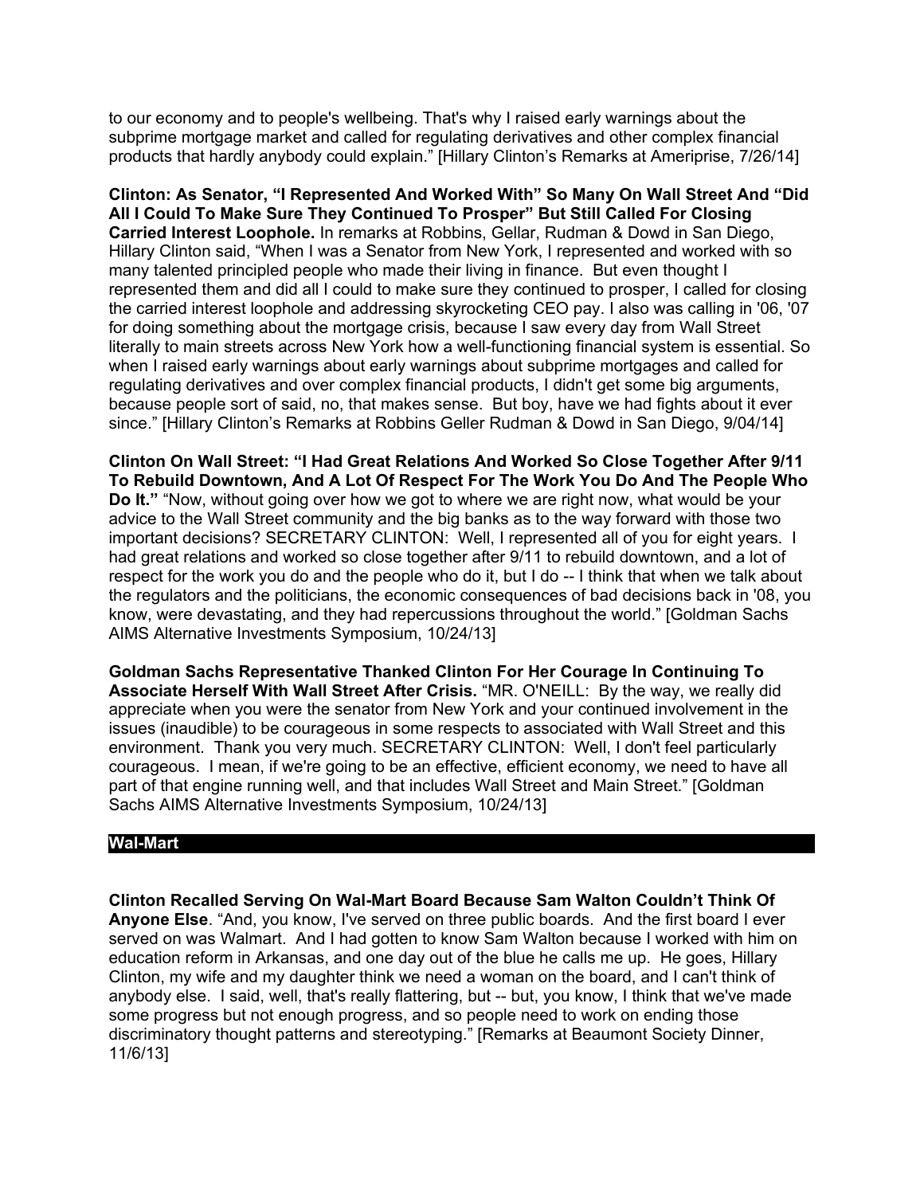to our economy and to people's wellbeing. That's why I raised early warnings about the subprime mortgage market and called for regulating derivatives and other complex financial products that hardly anybody could explain." [Hillary Clinton's Remarks at Ameriprise, 7/26/14]

**Clinton: As Senator, "I Represented And Worked With" So Many On Wall Street And "Did All I Could To Make Sure They Continued To Prosper" But Still Called For Closing Carried Interest Loophole.** In remarks at Robbins, Gellar, Rudman & Dowd in San Diego, Hillary Clinton said, "When I was a Senator from New York, I represented and worked with so many talented principled people who made their living in finance. But even thought I represented them and did all I could to make sure they continued to prosper, I called for closing the carried interest loophole and addressing skyrocketing CEO pay. I also was calling in '06, '07 for doing something about the mortgage crisis, because I saw every day from Wall Street literally to main streets across New York how a well-functioning financial system is essential. So when I raised early warnings about early warnings about subprime mortgages and called for regulating derivatives and over complex financial products, I didn't get some big arguments, because people sort of said, no, that makes sense. But boy, have we had fights about it ever since." [Hillary Clinton's Remarks at Robbins Geller Rudman & Dowd in San Diego, 9/04/14]

**Clinton On Wall Street: "I Had Great Relations And Worked So Close Together After 9/11 To Rebuild Downtown, And A Lot Of Respect For The Work You Do And The People Who Do It."** "Now, without going over how we got to where we are right now, what would be your advice to the Wall Street community and the big banks as to the way forward with those two important decisions? SECRETARY CLINTON: Well, I represented all of you for eight years. I had great relations and worked so close together after 9/11 to rebuild downtown, and a lot of respect for the work you do and the people who do it, but I do -- I think that when we talk about the regulators and the politicians, the economic consequences of bad decisions back in '08, you know, were devastating, and they had repercussions throughout the world." [Goldman Sachs AIMS Alternative Investments Symposium, 10/24/13]

**Goldman Sachs Representative Thanked Clinton For Her Courage In Continuing To Associate Herself With Wall Street After Crisis.** "MR. O'NEILL: By the way, we really did appreciate when you were the senator from New York and your continued involvement in the issues (inaudible) to be courageous in some respects to associated with Wall Street and this environment. Thank you very much. SECRETARY CLINTON: Well, I don't feel particularly courageous. I mean, if we're going to be an effective, efficient economy, we need to have all part of that engine running well, and that includes Wall Street and Main Street." [Goldman Sachs AIMS Alternative Investments Symposium, 10/24/13]

## Wal-Mart

**Clinton Recalled Serving On Wal-Mart Board Because Sam Walton Couldn't Think Of Anyone Else**. "And, you know, I've served on three public boards. And the first board I ever served on was Walmart. And I had gotten to know Sam Walton because I worked with him on education reform in Arkansas, and one day out of the blue he calls me up. He goes, Hillary Clinton, my wife and my daughter think we need a woman on the board, and I can't think of anybody else. I said, well, that's really flattering, but -- but, you know, I think that we've made some progress but not enough progress, and so people need to work on ending those discriminatory thought patterns and stereotyping." [Remarks at Beaumont Society Dinner, 11/6/13]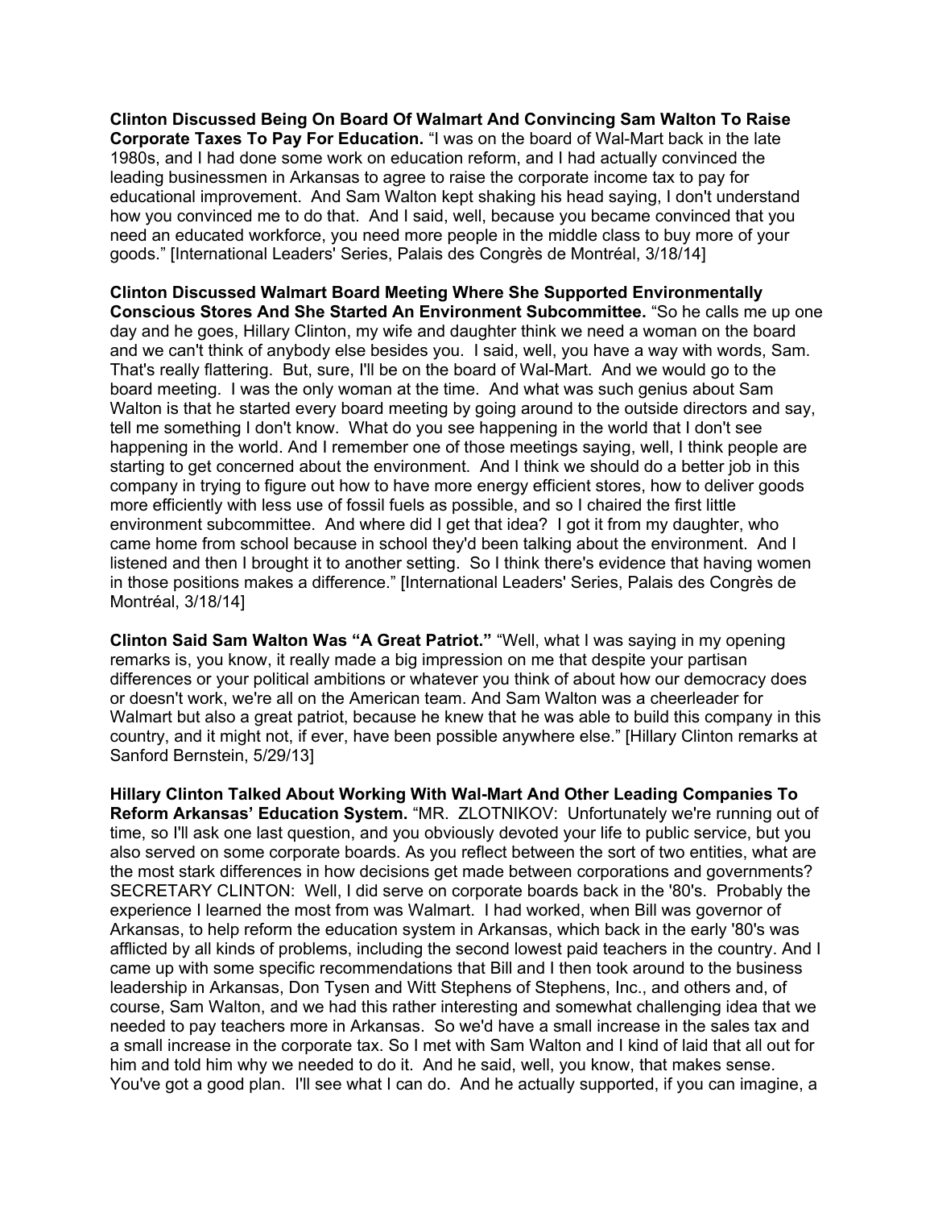**Clinton Discussed Being On Board Of Walmart And Convincing Sam Walton To Raise Corporate Taxes To Pay For Education.** "I was on the board of Wal-Mart back in the late 1980s, and I had done some work on education reform, and I had actually convinced the leading businessmen in Arkansas to agree to raise the corporate income tax to pay for educational improvement. And Sam Walton kept shaking his head saying, I don't understand how you convinced me to do that. And I said, well, because you became convinced that you need an educated workforce, you need more people in the middle class to buy more of your goods." [International Leaders' Series, Palais des Congrès de Montréal, 3/18/14]

**Clinton Discussed Walmart Board Meeting Where She Supported Environmentally Conscious Stores And She Started An Environment Subcommittee.** "So he calls me up one day and he goes, Hillary Clinton, my wife and daughter think we need a woman on the board and we can't think of anybody else besides you. I said, well, you have a way with words, Sam. That's really flattering. But, sure, I'll be on the board of Wal-Mart. And we would go to the board meeting. I was the only woman at the time. And what was such genius about Sam Walton is that he started every board meeting by going around to the outside directors and say, tell me something I don't know. What do you see happening in the world that I don't see happening in the world. And I remember one of those meetings saying, well, I think people are starting to get concerned about the environment. And I think we should do a better job in this company in trying to figure out how to have more energy efficient stores, how to deliver goods more efficiently with less use of fossil fuels as possible, and so I chaired the first little environment subcommittee. And where did I get that idea? I got it from my daughter, who came home from school because in school they'd been talking about the environment. And I listened and then I brought it to another setting. So I think there's evidence that having women in those positions makes a difference." [International Leaders' Series, Palais des Congrès de Montréal, 3/18/14]

**Clinton Said Sam Walton Was "A Great Patriot."** "Well, what I was saying in my opening remarks is, you know, it really made a big impression on me that despite your partisan differences or your political ambitions or whatever you think of about how our democracy does or doesn't work, we're all on the American team. And Sam Walton was a cheerleader for Walmart but also a great patriot, because he knew that he was able to build this company in this country, and it might not, if ever, have been possible anywhere else." [Hillary Clinton remarks at Sanford Bernstein, 5/29/13]

**Hillary Clinton Talked About Working With Wal-Mart And Other Leading Companies To Reform Arkansas' Education System.** "MR. ZLOTNIKOV: Unfortunately we're running out of time, so I'll ask one last question, and you obviously devoted your life to public service, but you also served on some corporate boards. As you reflect between the sort of two entities, what are the most stark differences in how decisions get made between corporations and governments? SECRETARY CLINTON: Well, I did serve on corporate boards back in the '80's. Probably the experience I learned the most from was Walmart. I had worked, when Bill was governor of Arkansas, to help reform the education system in Arkansas, which back in the early '80's was afflicted by all kinds of problems, including the second lowest paid teachers in the country. And I came up with some specific recommendations that Bill and I then took around to the business leadership in Arkansas, Don Tysen and Witt Stephens of Stephens, Inc., and others and, of course, Sam Walton, and we had this rather interesting and somewhat challenging idea that we needed to pay teachers more in Arkansas. So we'd have a small increase in the sales tax and a small increase in the corporate tax. So I met with Sam Walton and I kind of laid that all out for him and told him why we needed to do it. And he said, well, you know, that makes sense. You've got a good plan. I'll see what I can do. And he actually supported, if you can imagine, a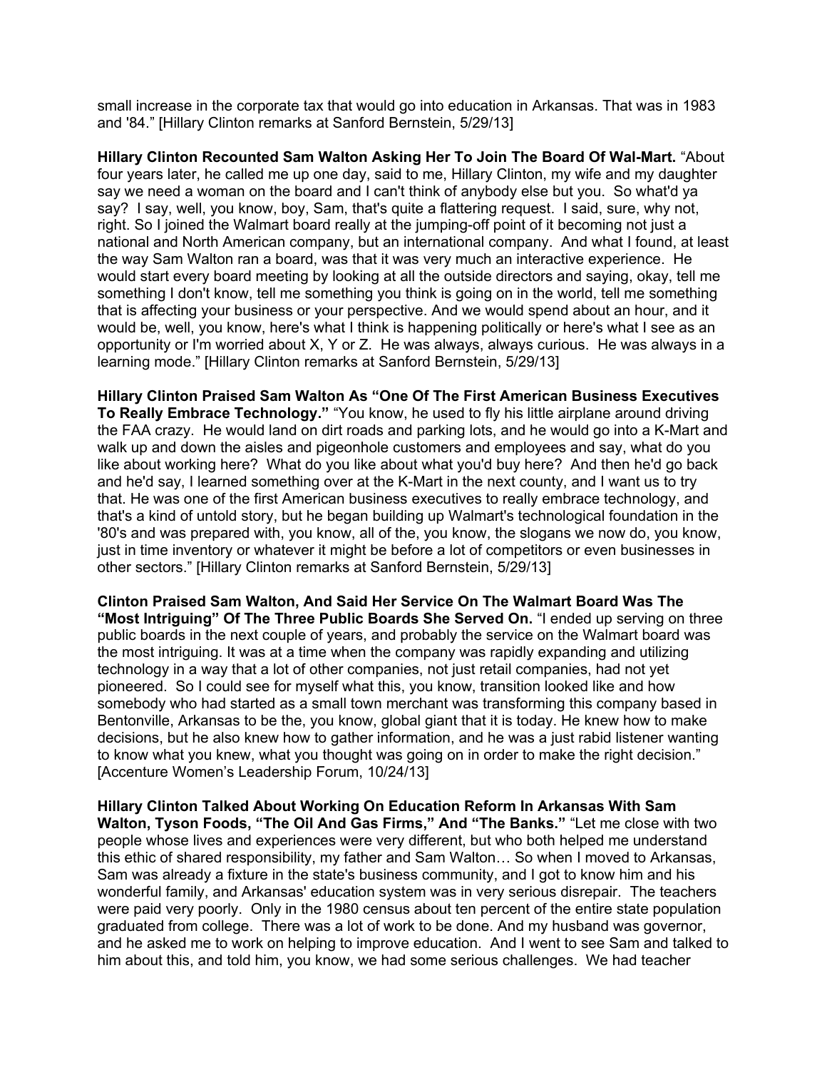small increase in the corporate tax that would go into education in Arkansas. That was in 1983 and '84." [Hillary Clinton remarks at Sanford Bernstein, 5/29/13]

**Hillary Clinton Recounted Sam Walton Asking Her To Join The Board Of Wal-Mart.** "About four years later, he called me up one day, said to me, Hillary Clinton, my wife and my daughter say we need a woman on the board and I can't think of anybody else but you. So what'd ya say? I say, well, you know, boy, Sam, that's quite a flattering request. I said, sure, why not, right. So I joined the Walmart board really at the jumping-off point of it becoming not just a national and North American company, but an international company. And what I found, at least the way Sam Walton ran a board, was that it was very much an interactive experience. He would start every board meeting by looking at all the outside directors and saying, okay, tell me something I don't know, tell me something you think is going on in the world, tell me something that is affecting your business or your perspective. And we would spend about an hour, and it would be, well, you know, here's what I think is happening politically or here's what I see as an opportunity or I'm worried about X, Y or Z. He was always, always curious. He was always in a learning mode." [Hillary Clinton remarks at Sanford Bernstein, 5/29/13]

**Hillary Clinton Praised Sam Walton As "One Of The First American Business Executives To Really Embrace Technology."** "You know, he used to fly his little airplane around driving the FAA crazy. He would land on dirt roads and parking lots, and he would go into a K-Mart and walk up and down the aisles and pigeonhole customers and employees and say, what do you like about working here? What do you like about what you'd buy here? And then he'd go back and he'd say, I learned something over at the K-Mart in the next county, and I want us to try that. He was one of the first American business executives to really embrace technology, and that's a kind of untold story, but he began building up Walmart's technological foundation in the '80's and was prepared with, you know, all of the, you know, the slogans we now do, you know, just in time inventory or whatever it might be before a lot of competitors or even businesses in other sectors." [Hillary Clinton remarks at Sanford Bernstein, 5/29/13]

**Clinton Praised Sam Walton, And Said Her Service On The Walmart Board Was The "Most Intriguing" Of The Three Public Boards She Served On.** "I ended up serving on three public boards in the next couple of years, and probably the service on the Walmart board was the most intriguing. It was at a time when the company was rapidly expanding and utilizing technology in a way that a lot of other companies, not just retail companies, had not yet pioneered. So I could see for myself what this, you know, transition looked like and how somebody who had started as a small town merchant was transforming this company based in Bentonville, Arkansas to be the, you know, global giant that it is today. He knew how to make decisions, but he also knew how to gather information, and he was a just rabid listener wanting to know what you knew, what you thought was going on in order to make the right decision." [Accenture Women's Leadership Forum, 10/24/13]

**Hillary Clinton Talked About Working On Education Reform In Arkansas With Sam Walton, Tyson Foods, "The Oil And Gas Firms," And "The Banks."** "Let me close with two people whose lives and experiences were very different, but who both helped me understand this ethic of shared responsibility, my father and Sam Walton… So when I moved to Arkansas, Sam was already a fixture in the state's business community, and I got to know him and his wonderful family, and Arkansas' education system was in very serious disrepair. The teachers were paid very poorly. Only in the 1980 census about ten percent of the entire state population graduated from college. There was a lot of work to be done. And my husband was governor, and he asked me to work on helping to improve education. And I went to see Sam and talked to him about this, and told him, you know, we had some serious challenges. We had teacher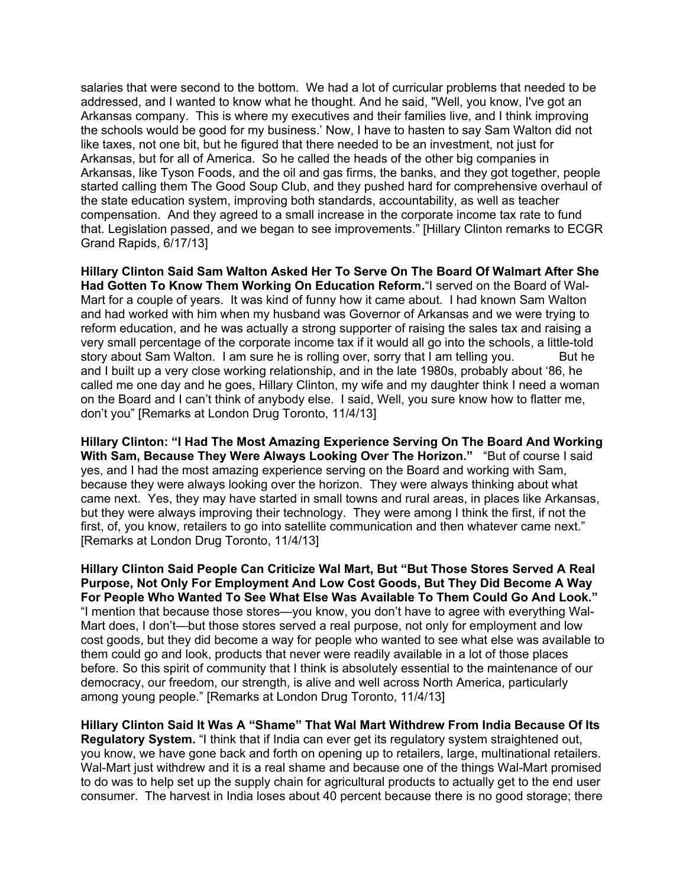salaries that were second to the bottom. We had a lot of curricular problems that needed to be addressed, and I wanted to know what he thought. And he said, "Well, you know, I've got an Arkansas company. This is where my executives and their families live, and I think improving the schools would be good for my business.' Now, I have to hasten to say Sam Walton did not like taxes, not one bit, but he figured that there needed to be an investment, not just for Arkansas, but for all of America. So he called the heads of the other big companies in Arkansas, like Tyson Foods, and the oil and gas firms, the banks, and they got together, people started calling them The Good Soup Club, and they pushed hard for comprehensive overhaul of the state education system, improving both standards, accountability, as well as teacher compensation. And they agreed to a small increase in the corporate income tax rate to fund that. Legislation passed, and we began to see improvements." [Hillary Clinton remarks to ECGR Grand Rapids, 6/17/13]

**Hillary Clinton Said Sam Walton Asked Her To Serve On The Board Of Walmart After She Had Gotten To Know Them Working On Education Reform.** "I served on the Board of Wal-Mart for a couple of years. It was kind of funny how it came about. I had known Sam Walton and had worked with him when my husband was Governor of Arkansas and we were trying to reform education, and he was actually a strong supporter of raising the sales tax and raising a very small percentage of the corporate income tax if it would all go into the schools, a little-told story about Sam Walton. I am sure he is rolling over, sorry that I am telling you. But he and I built up a very close working relationship, and in the late 1980s, probably about '86, he called me one day and he goes, Hillary Clinton, my wife and my daughter think I need a woman on the Board and I can't think of anybody else. I said, Well, you sure know how to flatter me, don't you" [Remarks at London Drug Toronto, 11/4/13]

**Hillary Clinton: "I Had The Most Amazing Experience Serving On The Board And Working With Sam, Because They Were Always Looking Over The Horizon."** "But of course I said yes, and I had the most amazing experience serving on the Board and working with Sam, because they were always looking over the horizon. They were always thinking about what came next. Yes, they may have started in small towns and rural areas, in places like Arkansas, but they were always improving their technology. They were among I think the first, if not the first, of, you know, retailers to go into satellite communication and then whatever came next." [Remarks at London Drug Toronto, 11/4/13]

**Hillary Clinton Said People Can Criticize Wal Mart, But "But Those Stores Served A Real Purpose, Not Only For Employment And Low Cost Goods, But They Did Become A Way For People Who Wanted To See What Else Was Available To Them Could Go And Look."** "I mention that because those stores—you know, you don't have to agree with everything Wal-Mart does, I don't—but those stores served a real purpose, not only for employment and low cost goods, but they did become a way for people who wanted to see what else was available to them could go and look, products that never were readily available in a lot of those places before. So this spirit of community that I think is absolutely essential to the maintenance of our democracy, our freedom, our strength, is alive and well across North America, particularly among young people." [Remarks at London Drug Toronto, 11/4/13]

**Hillary Clinton Said It Was A "Shame" That Wal Mart Withdrew From India Because Of Its Regulatory System.** "I think that if India can ever get its regulatory system straightened out, you know, we have gone back and forth on opening up to retailers, large, multinational retailers. Wal-Mart just withdrew and it is a real shame and because one of the things Wal-Mart promised to do was to help set up the supply chain for agricultural products to actually get to the end user consumer. The harvest in India loses about 40 percent because there is no good storage; there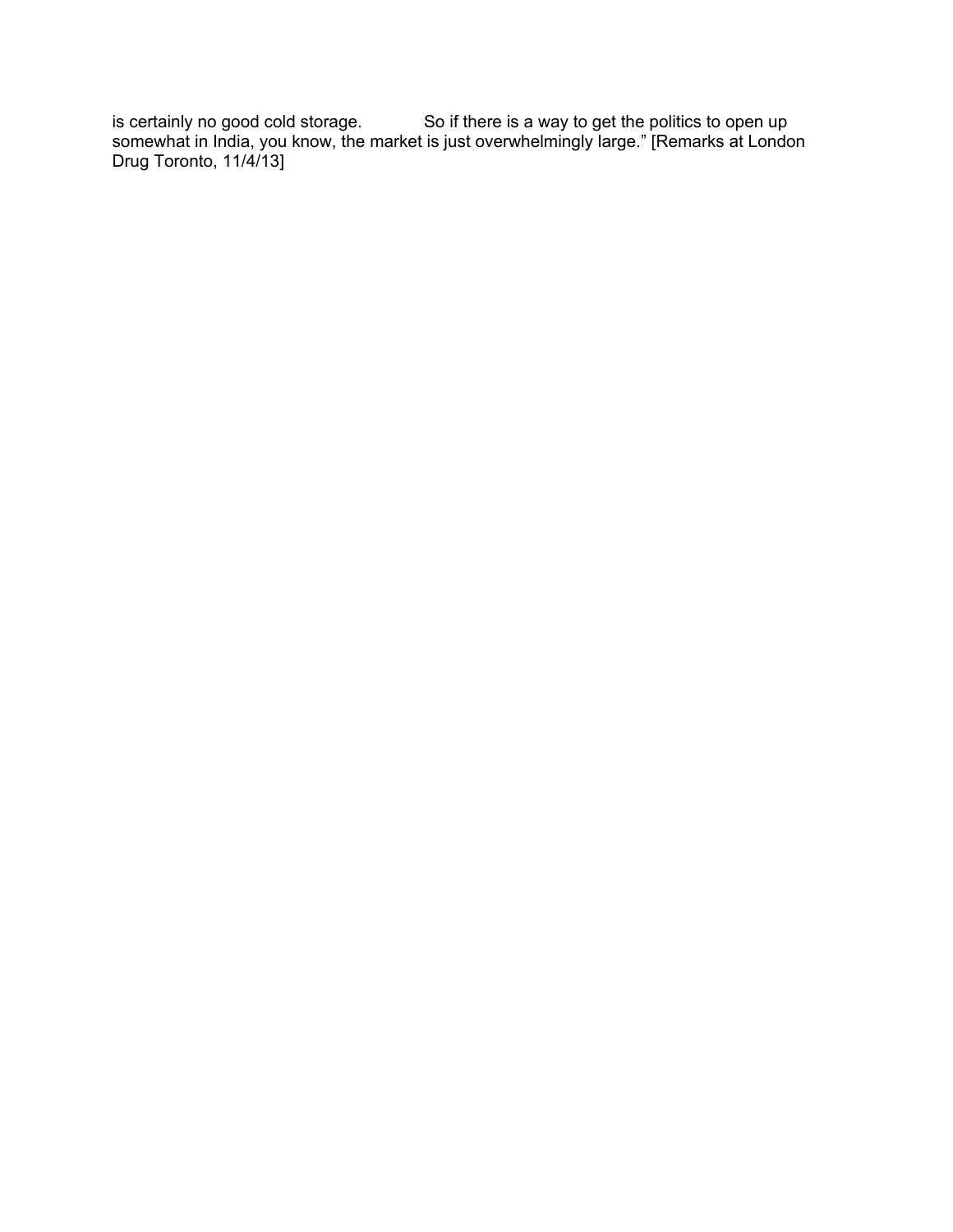is certainly no good cold storage. So if there is a way to get the politics to open up somewhat in India, you know, the market is just overwhelmingly large." [Remarks at London Drug Toronto, 11/4/13]